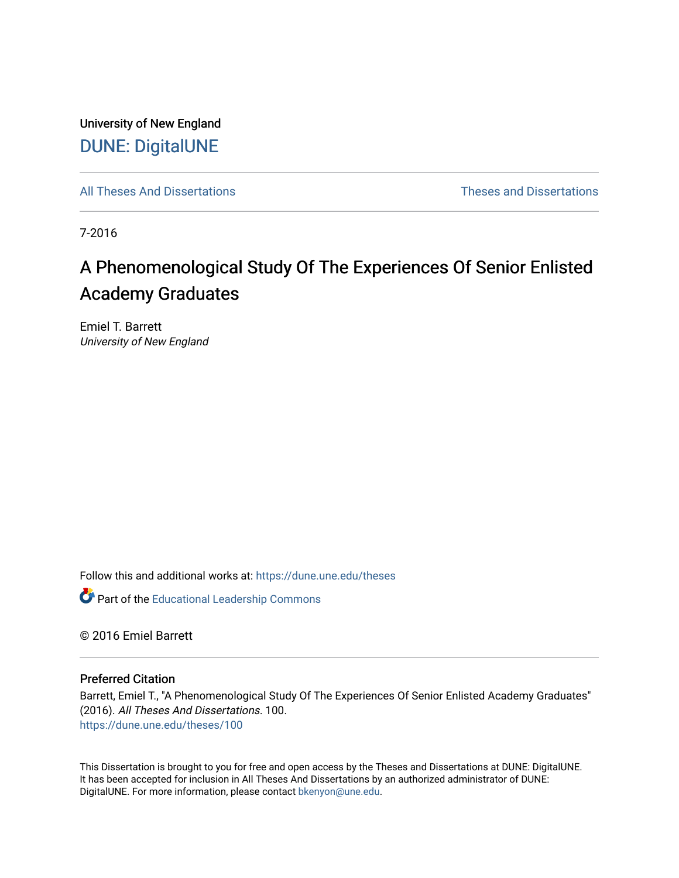University of New England

DUNE: DigitalUNE

All Theses And Dissertations | Theses and Dissertations

7-2016

# A Phenomenological Study Of The Experiences Of Senior Enlisted Academy Graduates

Emiel T. Barrett
*University of New England*

Follow this and additional works at: https://dune.une.edu/theses

Part of the Educational Leadership Commons

© 2016 Emiel Barrett

## Preferred Citation

Barrett, Emiel T., "A Phenomenological Study Of The Experiences Of Senior Enlisted Academy Graduates" (2016). *All Theses And Dissertations*. 100.
https://dune.une.edu/theses/100

This Dissertation is brought to you for free and open access by the Theses and Dissertations at DUNE: DigitalUNE. It has been accepted for inclusion in All Theses And Dissertations by an authorized administrator of DUNE: DigitalUNE. For more information, please contact bkenyon@une.edu.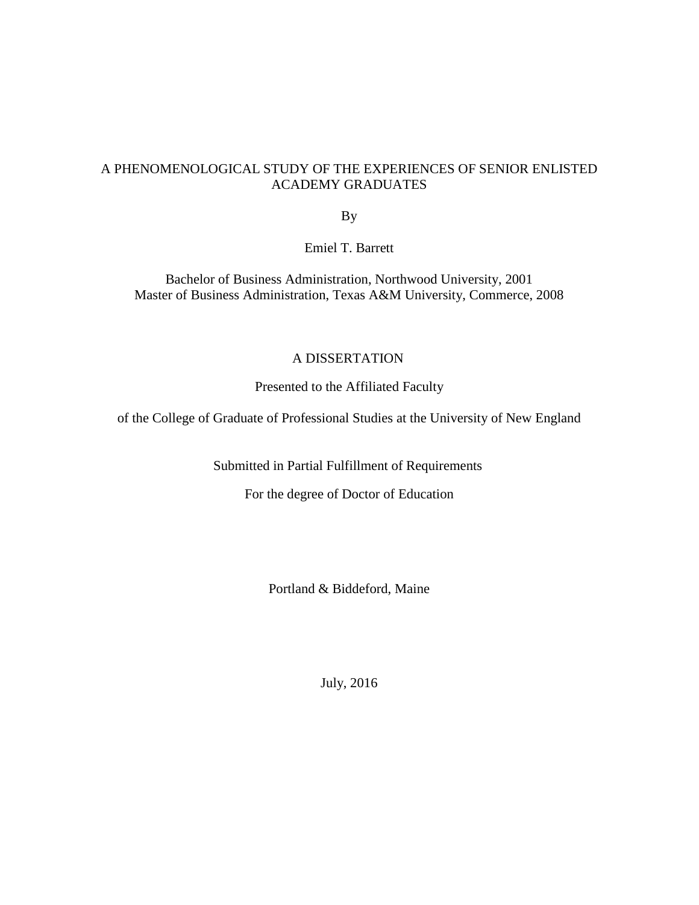# A PHENOMENOLOGICAL STUDY OF THE EXPERIENCES OF SENIOR ENLISTED ACADEMY GRADUATES

By

Emiel T. Barrett

Bachelor of Business Administration, Northwood University, 2001
Master of Business Administration, Texas A&M University, Commerce, 2008

A DISSERTATION

Presented to the Affiliated Faculty

of the College of Graduate of Professional Studies at the University of New England

Submitted in Partial Fulfillment of Requirements

For the degree of Doctor of Education

Portland & Biddeford, Maine

July, 2016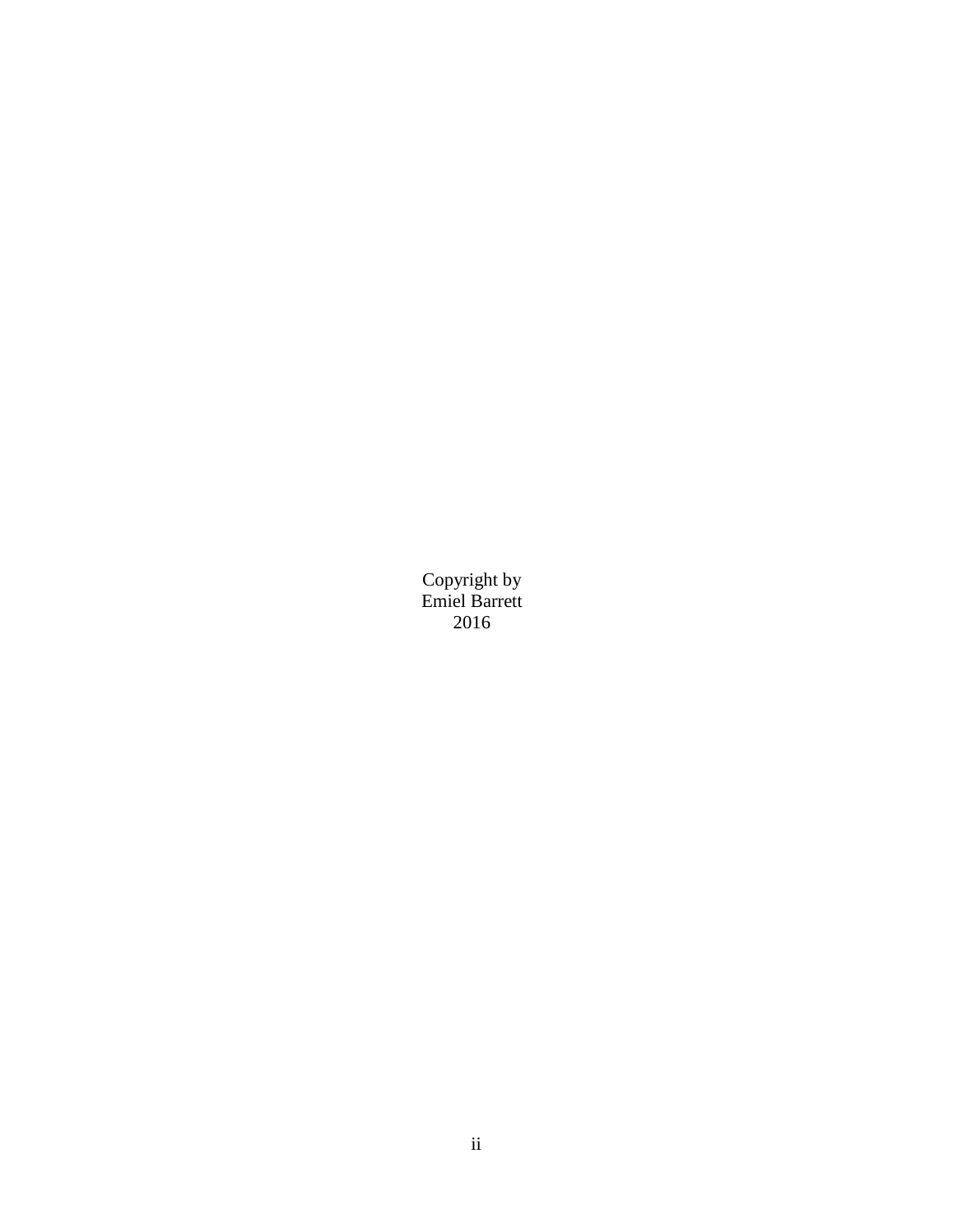Copyright by
Emiel Barrett
2016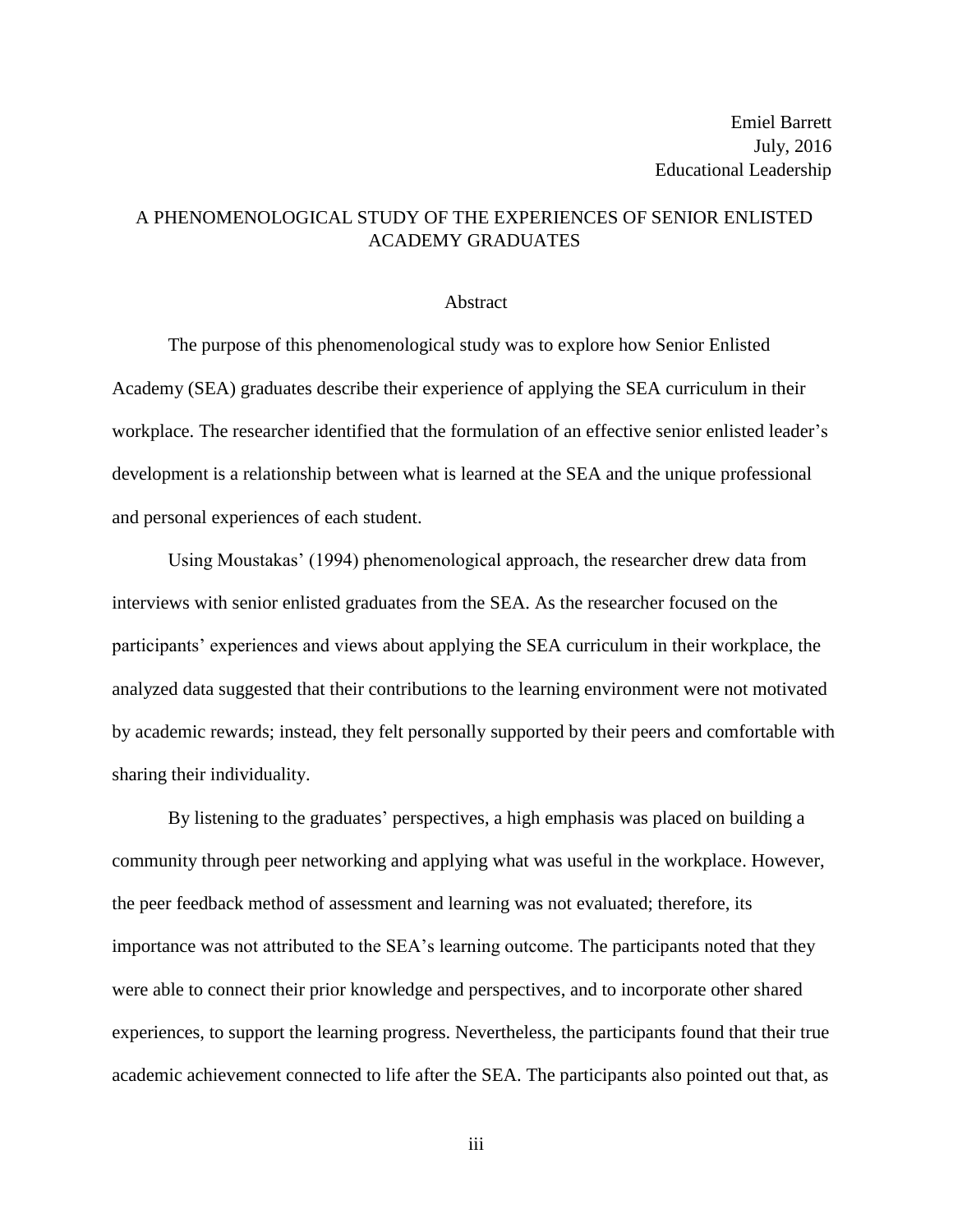Emiel Barrett
July, 2016
Educational Leadership

# A PHENOMENOLOGICAL STUDY OF THE EXPERIENCES OF SENIOR ENLISTED ACADEMY GRADUATES

## Abstract

The purpose of this phenomenological study was to explore how Senior Enlisted Academy (SEA) graduates describe their experience of applying the SEA curriculum in their workplace. The researcher identified that the formulation of an effective senior enlisted leader's development is a relationship between what is learned at the SEA and the unique professional and personal experiences of each student.

Using Moustakas' (1994) phenomenological approach, the researcher drew data from interviews with senior enlisted graduates from the SEA. As the researcher focused on the participants' experiences and views about applying the SEA curriculum in their workplace, the analyzed data suggested that their contributions to the learning environment were not motivated by academic rewards; instead, they felt personally supported by their peers and comfortable with sharing their individuality.

By listening to the graduates' perspectives, a high emphasis was placed on building a community through peer networking and applying what was useful in the workplace. However, the peer feedback method of assessment and learning was not evaluated; therefore, its importance was not attributed to the SEA's learning outcome. The participants noted that they were able to connect their prior knowledge and perspectives, and to incorporate other shared experiences, to support the learning progress. Nevertheless, the participants found that their true academic achievement connected to life after the SEA. The participants also pointed out that, as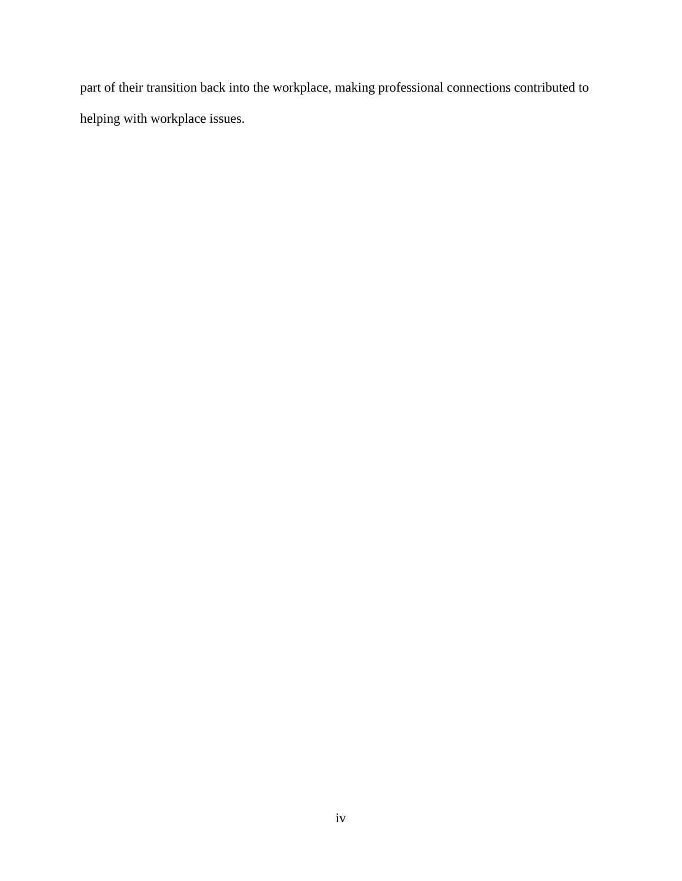part of their transition back into the workplace, making professional connections contributed to helping with workplace issues.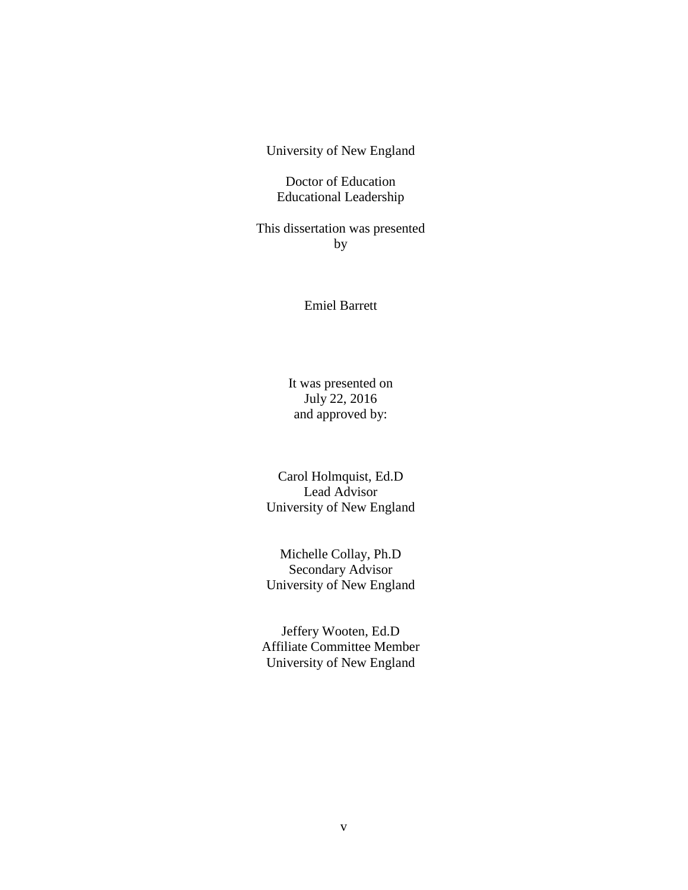University of New England

Doctor of Education
Educational Leadership

This dissertation was presented
by

Emiel Barrett

It was presented on
July 22, 2016
and approved by:

Carol Holmquist, Ed.D
Lead Advisor
University of New England

Michelle Collay, Ph.D
Secondary Advisor
University of New England

Jeffery Wooten, Ed.D
Affiliate Committee Member
University of New England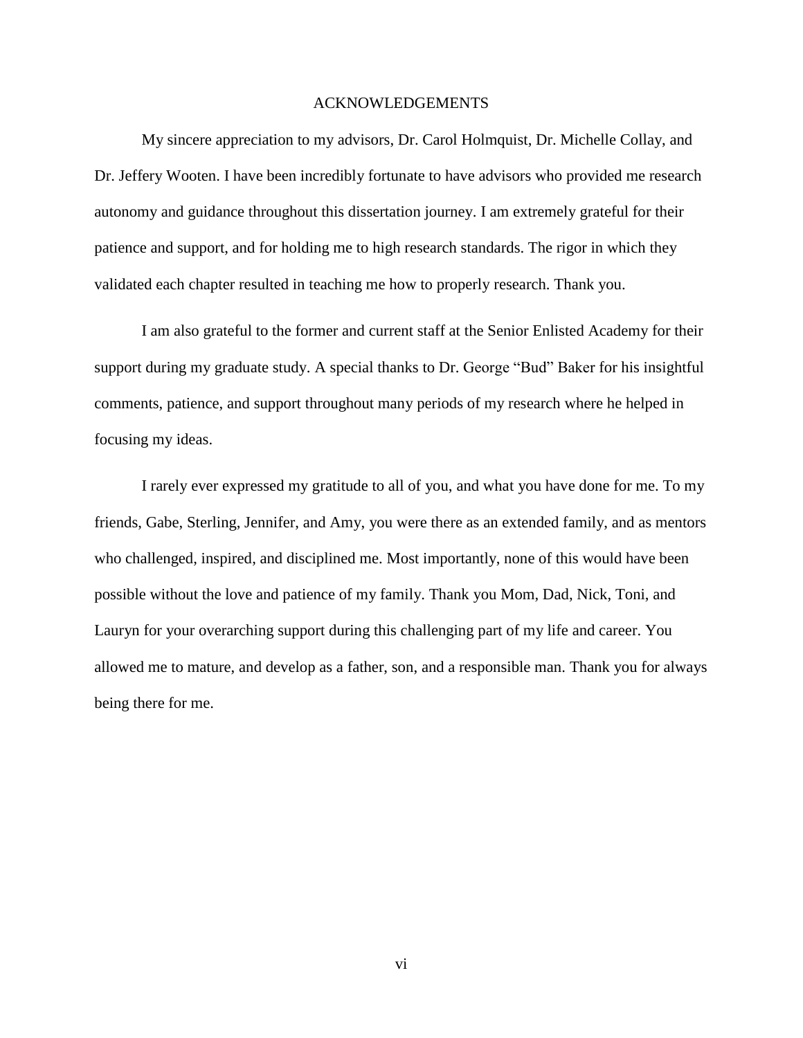# ACKNOWLEDGEMENTS

My sincere appreciation to my advisors, Dr. Carol Holmquist, Dr. Michelle Collay, and Dr. Jeffery Wooten. I have been incredibly fortunate to have advisors who provided me research autonomy and guidance throughout this dissertation journey. I am extremely grateful for their patience and support, and for holding me to high research standards. The rigor in which they validated each chapter resulted in teaching me how to properly research. Thank you.

I am also grateful to the former and current staff at the Senior Enlisted Academy for their support during my graduate study. A special thanks to Dr. George "Bud" Baker for his insightful comments, patience, and support throughout many periods of my research where he helped in focusing my ideas.

I rarely ever expressed my gratitude to all of you, and what you have done for me. To my friends, Gabe, Sterling, Jennifer, and Amy, you were there as an extended family, and as mentors who challenged, inspired, and disciplined me. Most importantly, none of this would have been possible without the love and patience of my family. Thank you Mom, Dad, Nick, Toni, and Lauryn for your overarching support during this challenging part of my life and career. You allowed me to mature, and develop as a father, son, and a responsible man. Thank you for always being there for me.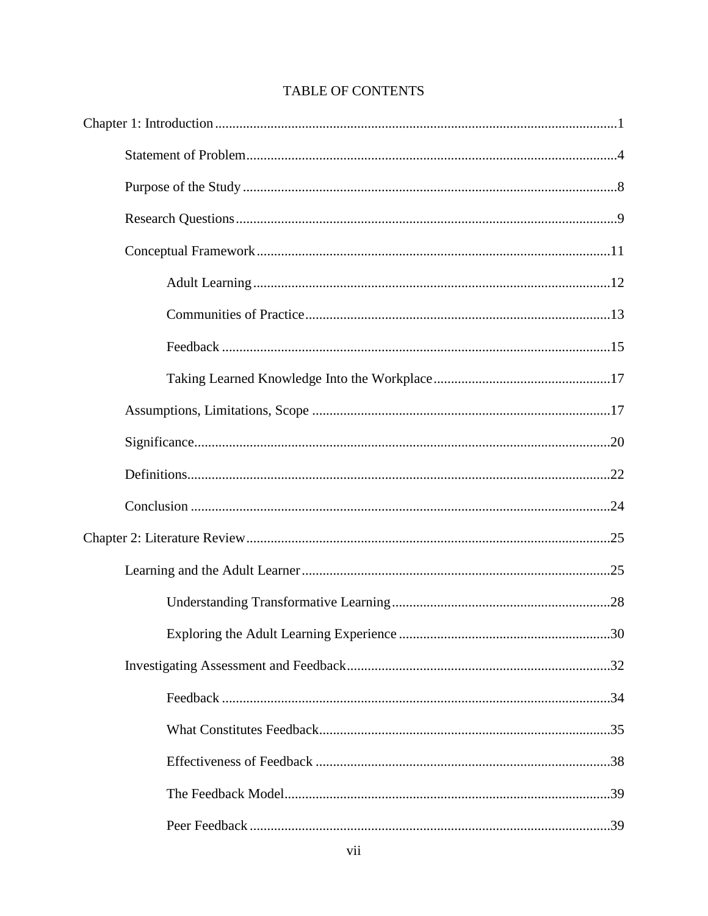# TABLE OF CONTENTS

Chapter 1: Introduction ........................................................................................................1

Statement of Problem .........................................................................................................4

Purpose of the Study ..........................................................................................................8

Research Questions ............................................................................................................9

Conceptual Framework ....................................................................................................11

Adult Learning ...........................................................................................................12

Communities of Practice ..........................................................................................13

Feedback ....................................................................................................................15

Taking Learned Knowledge Into the Workplace .......................................................17

Assumptions, Limitations, Scope ....................................................................................17

Significance ......................................................................................................................20

Definitions ........................................................................................................................22

Conclusion .......................................................................................................................24

Chapter 2: Literature Review ..............................................................................................25

Learning and the Adult Learner .......................................................................................25

Understanding Transformative Learning ..................................................................28

Exploring the Adult Learning Experience ................................................................30

Investigating Assessment and Feedback ...........................................................................32

Feedback ....................................................................................................................34

What Constitutes Feedback ........................................................................................35

Effectiveness of Feedback ..........................................................................................38

The Feedback Model ..................................................................................................39

Peer Feedback ............................................................................................................39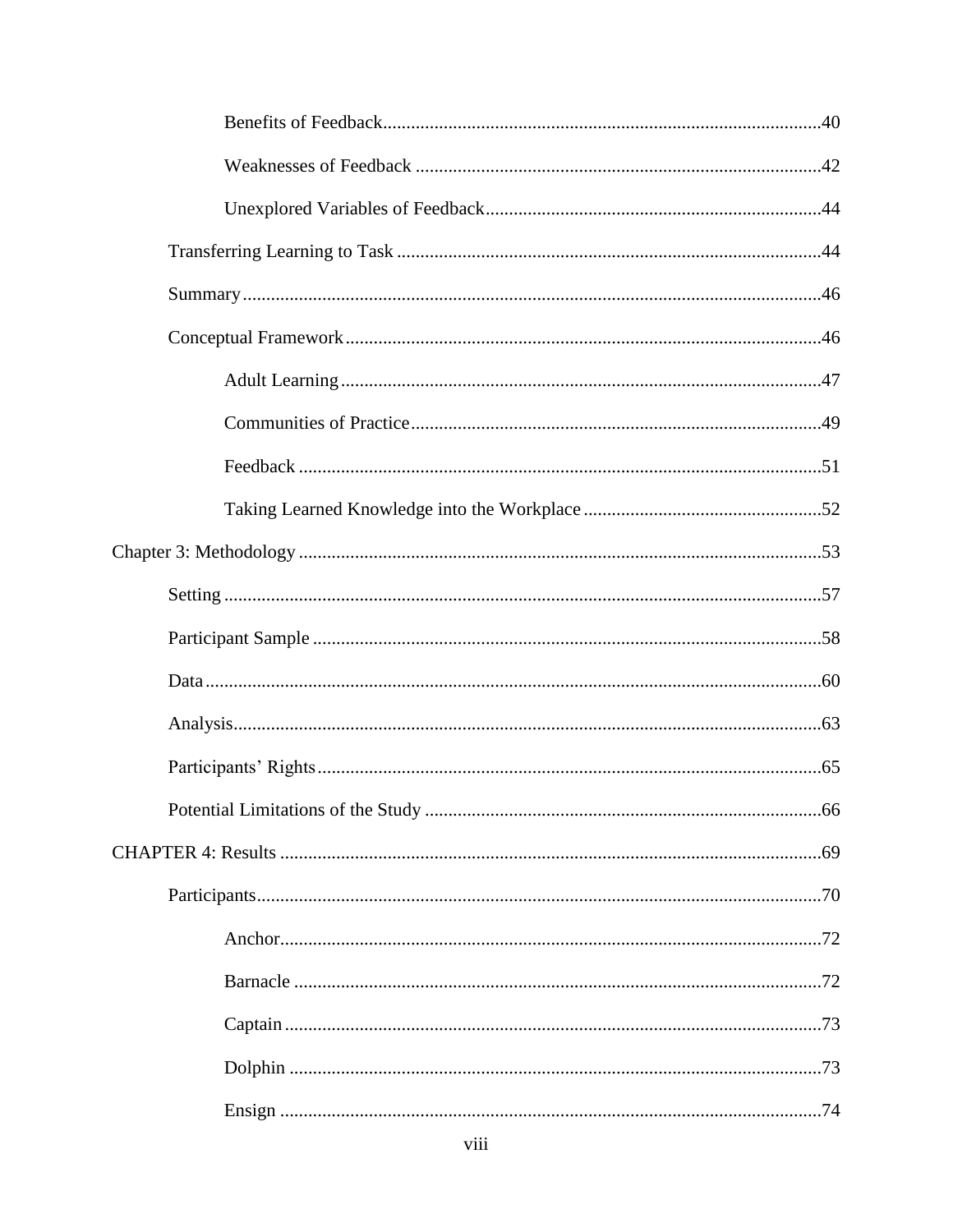Benefits of Feedback .......... 40

Weaknesses of Feedback .......... 42

Unexplored Variables of Feedback .......... 44

Transferring Learning to Task .......... 44

Summary .......... 46

Conceptual Framework .......... 46

Adult Learning .......... 47

Communities of Practice .......... 49

Feedback .......... 51

Taking Learned Knowledge into the Workplace .......... 52

Chapter 3: Methodology .......... 53

Setting .......... 57

Participant Sample .......... 58

Data .......... 60

Analysis .......... 63

Participants' Rights .......... 65

Potential Limitations of the Study .......... 66

CHAPTER 4: Results .......... 69

Participants .......... 70

Anchor .......... 72

Barnacle .......... 72

Captain .......... 73

Dolphin .......... 73

Ensign .......... 74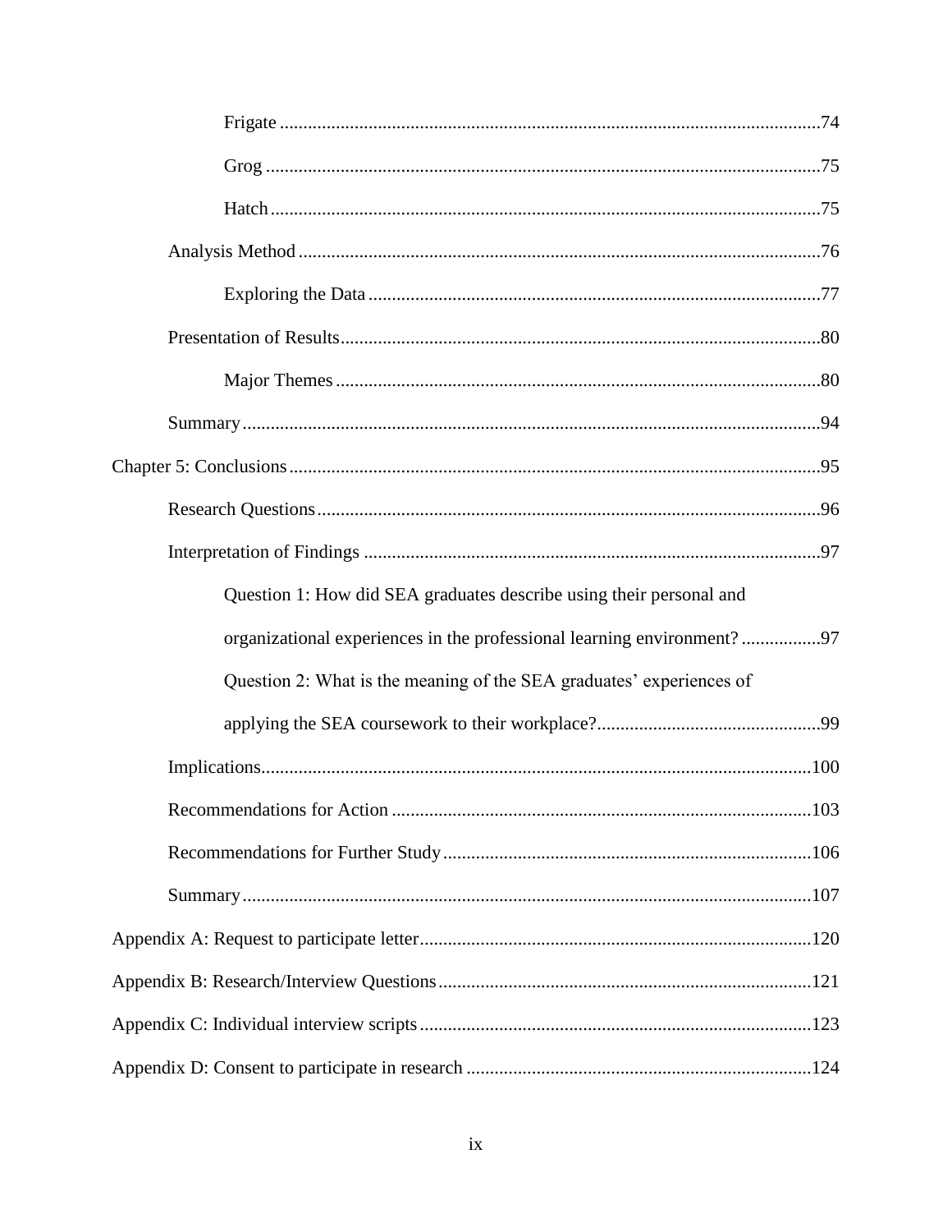Frigate ....................................................................................................................74

Grog .......................................................................................................................75

Hatch ......................................................................................................................75

Analysis Method ................................................................................................................76

Exploring the Data .................................................................................................77

Presentation of Results.......................................................................................................80

Major Themes ........................................................................................................80

Summary ............................................................................................................................94

Chapter 5: Conclusions ..................................................................................................................95

Research Questions ............................................................................................................96

Interpretation of Findings ..................................................................................................97

Question 1: How did SEA graduates describe using their personal and organizational experiences in the professional learning environment? .................97

Question 2: What is the meaning of the SEA graduates' experiences of applying the SEA coursework to their workplace?................................................99

Implications......................................................................................................................100

Recommendations for Action ..........................................................................................103

Recommendations for Further Study ...............................................................................106

Summary ..........................................................................................................................107

Appendix A: Request to participate letter....................................................................................120

Appendix B: Research/Interview Questions ................................................................................121

Appendix C: Individual interview scripts ....................................................................................123

Appendix D: Consent to participate in research ..........................................................................124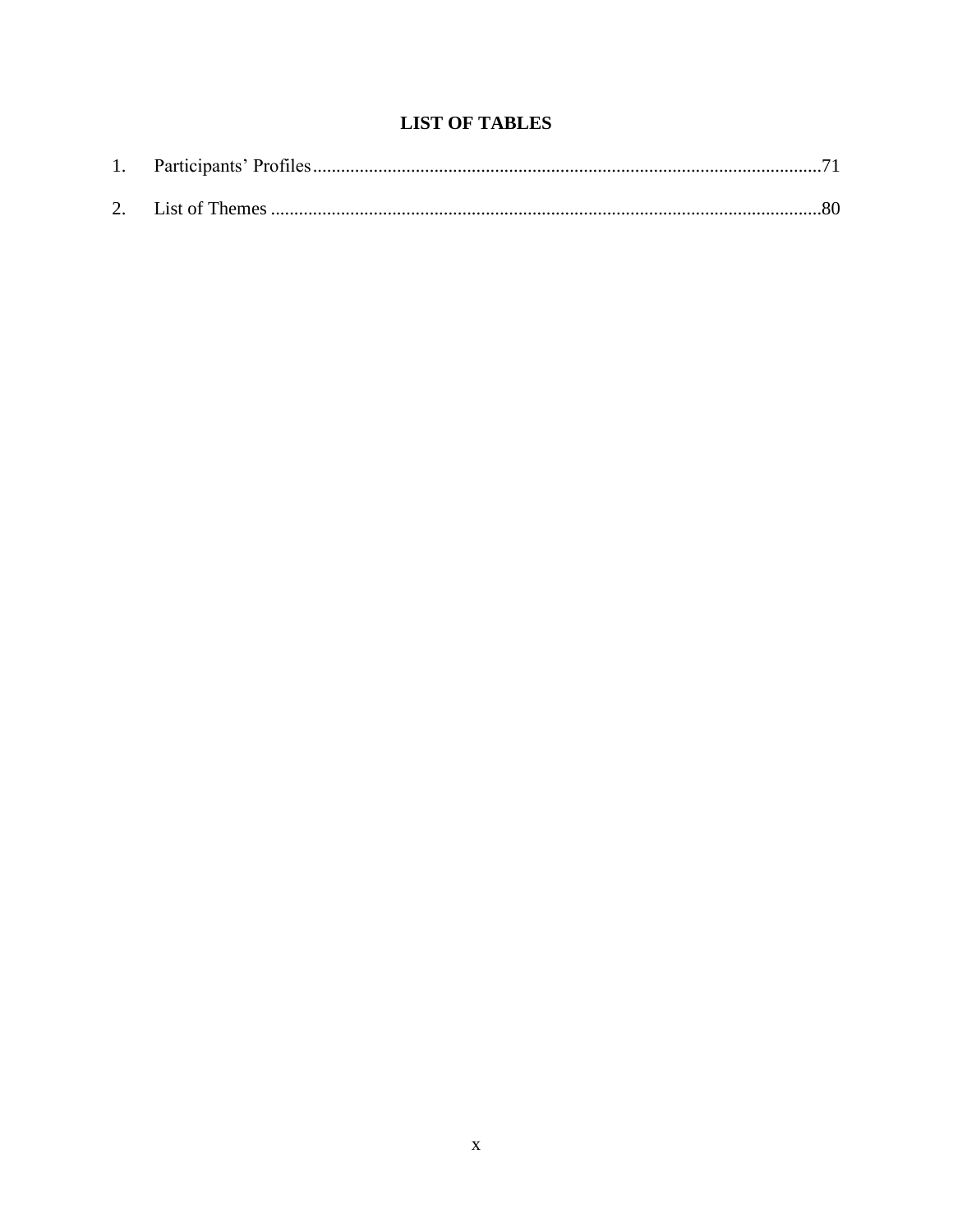# LIST OF TABLES

1. Participants' Profiles............................................................................................................71

2. List of Themes .....................................................................................................................80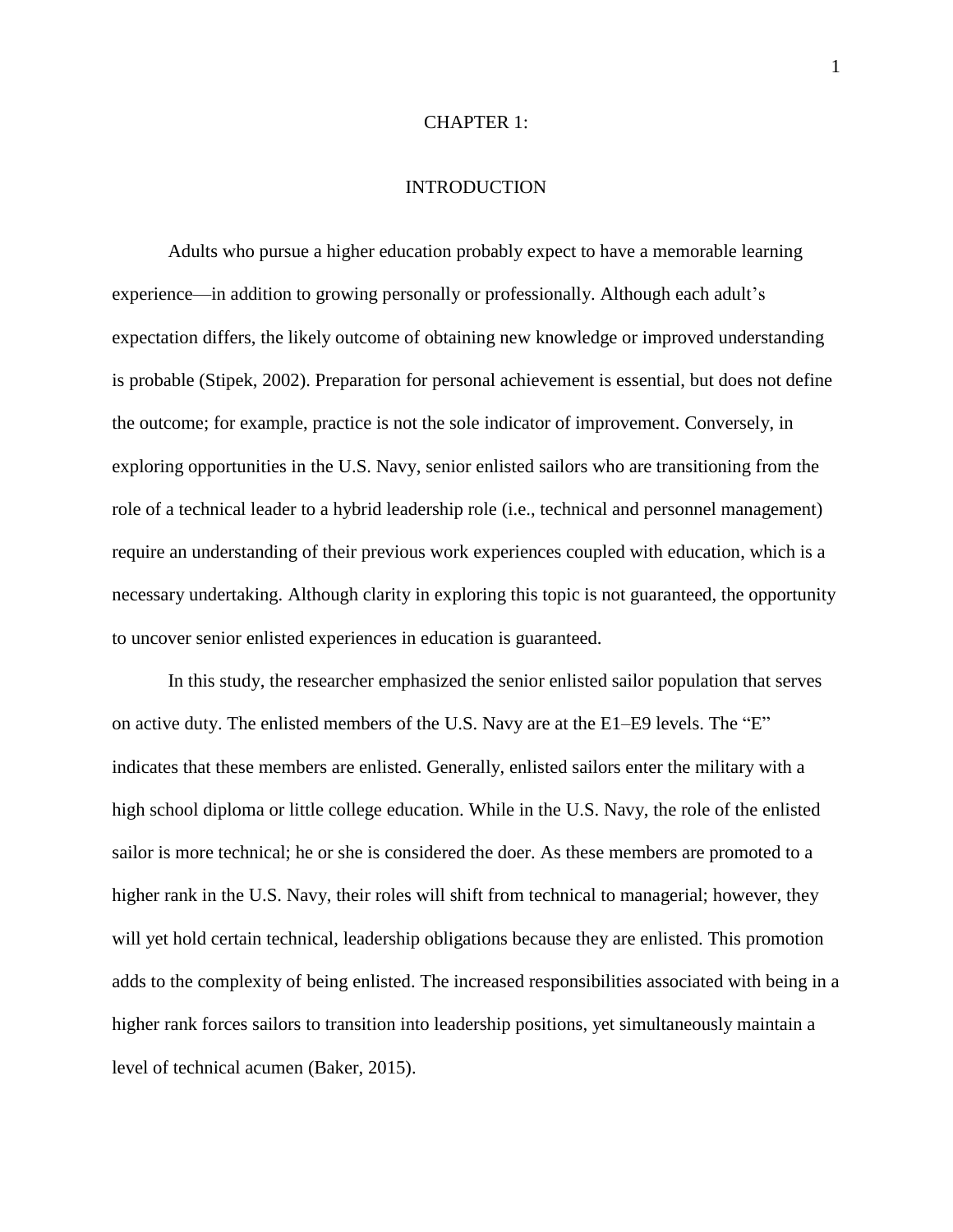# CHAPTER 1:

# INTRODUCTION

Adults who pursue a higher education probably expect to have a memorable learning experience—in addition to growing personally or professionally. Although each adult's expectation differs, the likely outcome of obtaining new knowledge or improved understanding is probable (Stipek, 2002). Preparation for personal achievement is essential, but does not define the outcome; for example, practice is not the sole indicator of improvement. Conversely, in exploring opportunities in the U.S. Navy, senior enlisted sailors who are transitioning from the role of a technical leader to a hybrid leadership role (i.e., technical and personnel management) require an understanding of their previous work experiences coupled with education, which is a necessary undertaking. Although clarity in exploring this topic is not guaranteed, the opportunity to uncover senior enlisted experiences in education is guaranteed.

In this study, the researcher emphasized the senior enlisted sailor population that serves on active duty. The enlisted members of the U.S. Navy are at the E1–E9 levels. The "E" indicates that these members are enlisted. Generally, enlisted sailors enter the military with a high school diploma or little college education. While in the U.S. Navy, the role of the enlisted sailor is more technical; he or she is considered the doer. As these members are promoted to a higher rank in the U.S. Navy, their roles will shift from technical to managerial; however, they will yet hold certain technical, leadership obligations because they are enlisted. This promotion adds to the complexity of being enlisted. The increased responsibilities associated with being in a higher rank forces sailors to transition into leadership positions, yet simultaneously maintain a level of technical acumen (Baker, 2015).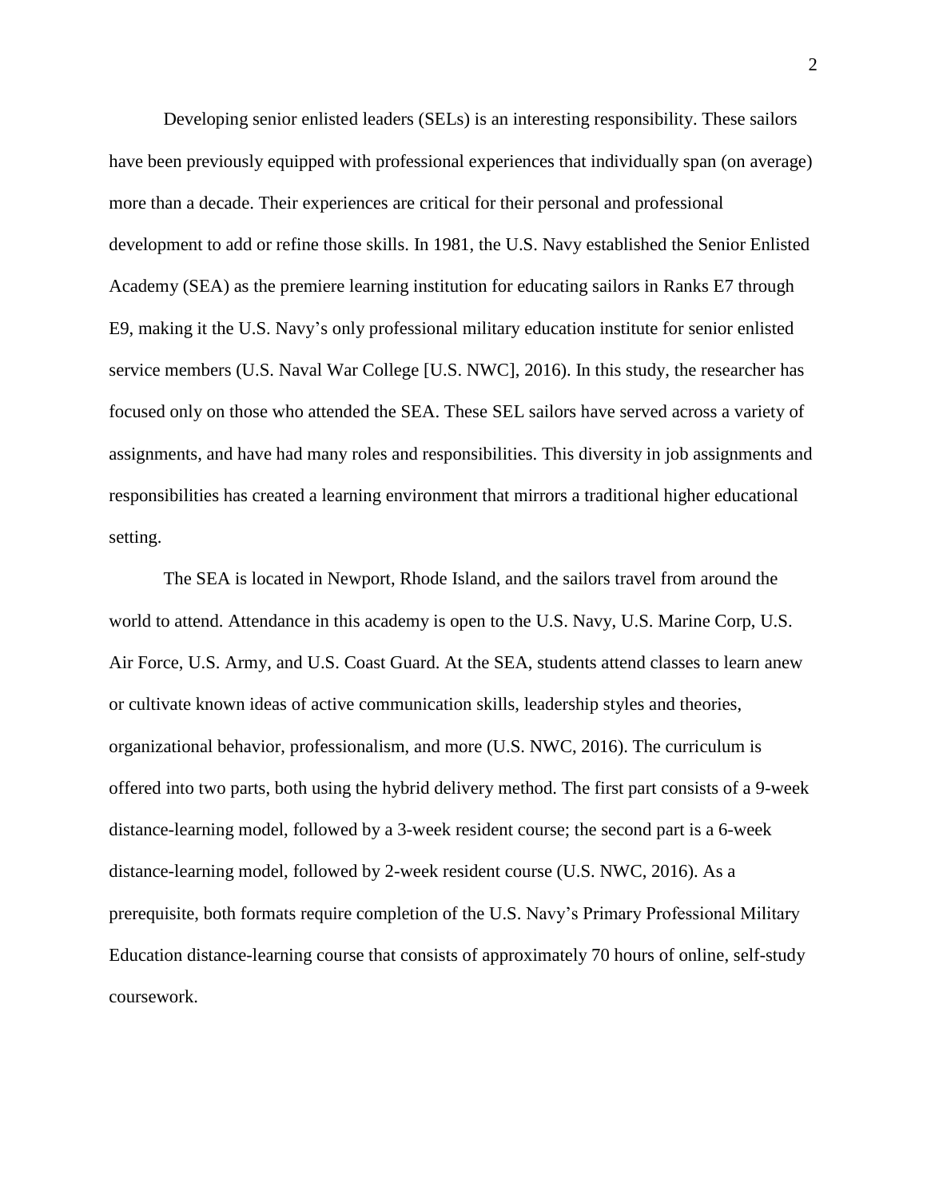Developing senior enlisted leaders (SELs) is an interesting responsibility. These sailors have been previously equipped with professional experiences that individually span (on average) more than a decade. Their experiences are critical for their personal and professional development to add or refine those skills. In 1981, the U.S. Navy established the Senior Enlisted Academy (SEA) as the premiere learning institution for educating sailors in Ranks E7 through E9, making it the U.S. Navy's only professional military education institute for senior enlisted service members (U.S. Naval War College [U.S. NWC], 2016). In this study, the researcher has focused only on those who attended the SEA. These SEL sailors have served across a variety of assignments, and have had many roles and responsibilities. This diversity in job assignments and responsibilities has created a learning environment that mirrors a traditional higher educational setting.

The SEA is located in Newport, Rhode Island, and the sailors travel from around the world to attend. Attendance in this academy is open to the U.S. Navy, U.S. Marine Corp, U.S. Air Force, U.S. Army, and U.S. Coast Guard. At the SEA, students attend classes to learn anew or cultivate known ideas of active communication skills, leadership styles and theories, organizational behavior, professionalism, and more (U.S. NWC, 2016). The curriculum is offered into two parts, both using the hybrid delivery method. The first part consists of a 9-week distance-learning model, followed by a 3-week resident course; the second part is a 6-week distance-learning model, followed by 2-week resident course (U.S. NWC, 2016). As a prerequisite, both formats require completion of the U.S. Navy's Primary Professional Military Education distance-learning course that consists of approximately 70 hours of online, self-study coursework.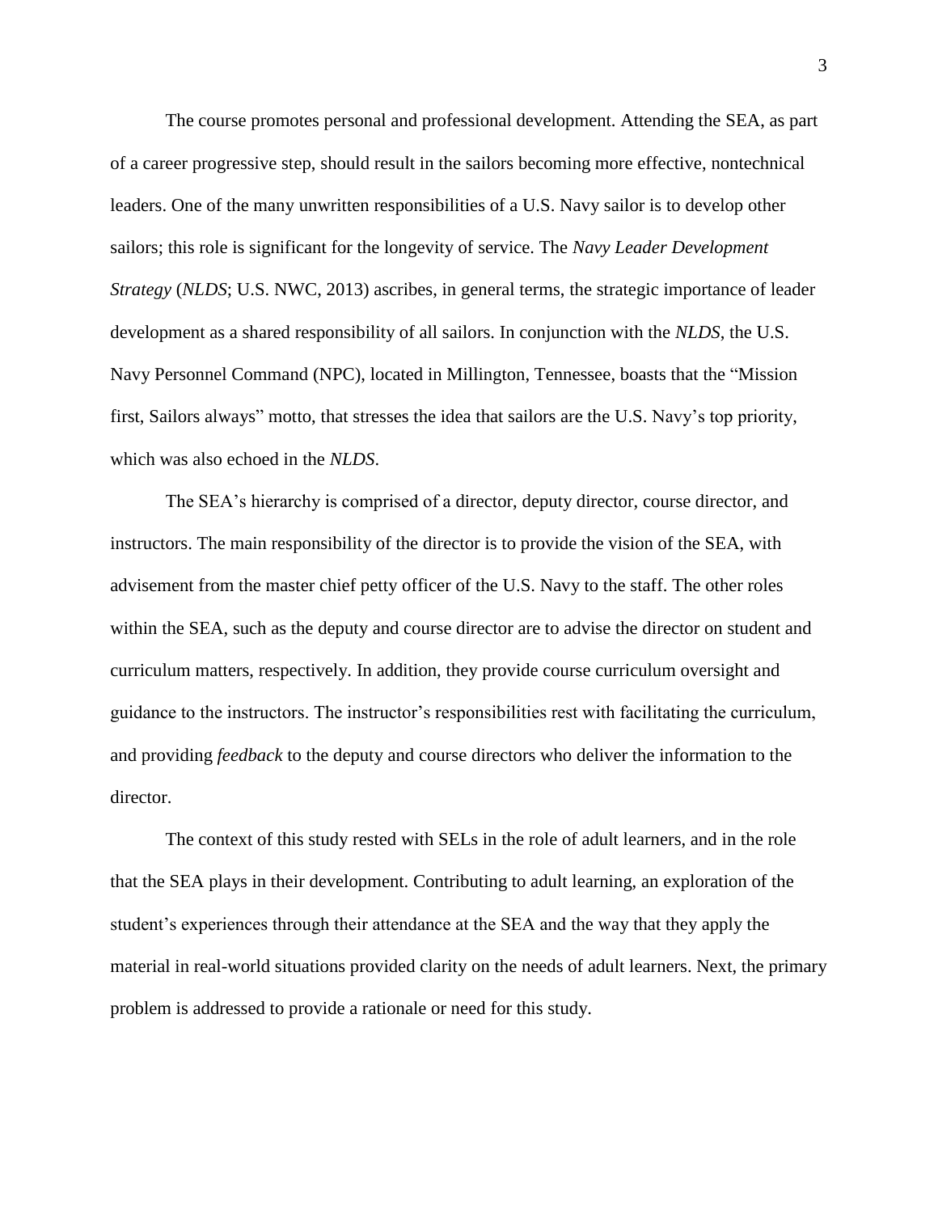The course promotes personal and professional development. Attending the SEA, as part of a career progressive step, should result in the sailors becoming more effective, nontechnical leaders. One of the many unwritten responsibilities of a U.S. Navy sailor is to develop other sailors; this role is significant for the longevity of service. The *Navy Leader Development Strategy* (*NLDS*; U.S. NWC, 2013) ascribes, in general terms, the strategic importance of leader development as a shared responsibility of all sailors. In conjunction with the *NLDS*, the U.S. Navy Personnel Command (NPC), located in Millington, Tennessee, boasts that the "Mission first, Sailors always" motto, that stresses the idea that sailors are the U.S. Navy's top priority, which was also echoed in the *NLDS*.

The SEA's hierarchy is comprised of a director, deputy director, course director, and instructors. The main responsibility of the director is to provide the vision of the SEA, with advisement from the master chief petty officer of the U.S. Navy to the staff. The other roles within the SEA, such as the deputy and course director are to advise the director on student and curriculum matters, respectively. In addition, they provide course curriculum oversight and guidance to the instructors. The instructor's responsibilities rest with facilitating the curriculum, and providing *feedback* to the deputy and course directors who deliver the information to the director.

The context of this study rested with SELs in the role of adult learners, and in the role that the SEA plays in their development. Contributing to adult learning, an exploration of the student's experiences through their attendance at the SEA and the way that they apply the material in real-world situations provided clarity on the needs of adult learners. Next, the primary problem is addressed to provide a rationale or need for this study.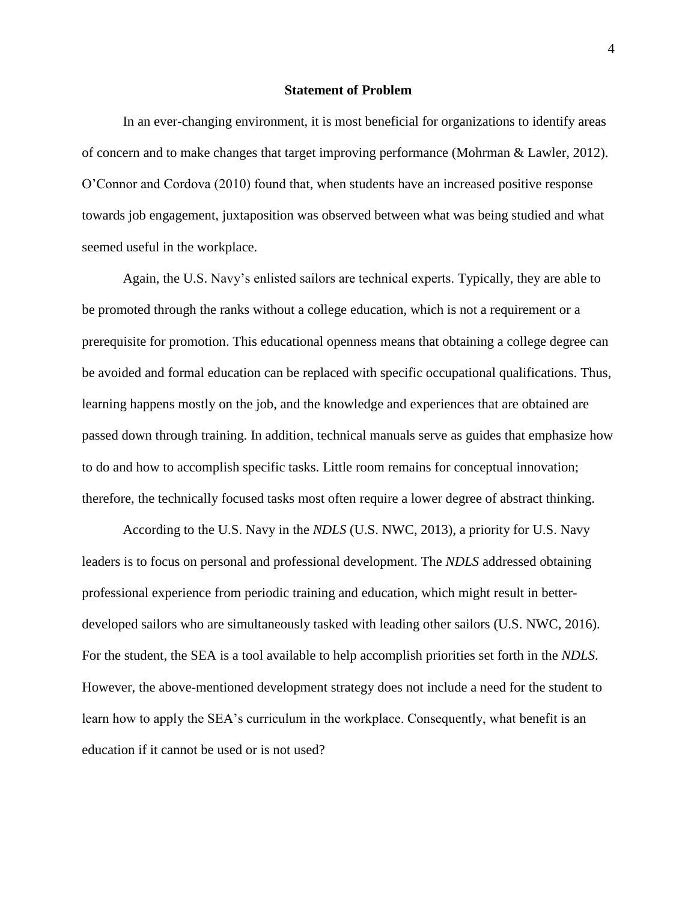## Statement of Problem

In an ever-changing environment, it is most beneficial for organizations to identify areas of concern and to make changes that target improving performance (Mohrman & Lawler, 2012). O'Connor and Cordova (2010) found that, when students have an increased positive response towards job engagement, juxtaposition was observed between what was being studied and what seemed useful in the workplace.

Again, the U.S. Navy's enlisted sailors are technical experts. Typically, they are able to be promoted through the ranks without a college education, which is not a requirement or a prerequisite for promotion. This educational openness means that obtaining a college degree can be avoided and formal education can be replaced with specific occupational qualifications. Thus, learning happens mostly on the job, and the knowledge and experiences that are obtained are passed down through training. In addition, technical manuals serve as guides that emphasize how to do and how to accomplish specific tasks. Little room remains for conceptual innovation; therefore, the technically focused tasks most often require a lower degree of abstract thinking.

According to the U.S. Navy in the *NDLS* (U.S. NWC, 2013), a priority for U.S. Navy leaders is to focus on personal and professional development. The *NDLS* addressed obtaining professional experience from periodic training and education, which might result in better-developed sailors who are simultaneously tasked with leading other sailors (U.S. NWC, 2016). For the student, the SEA is a tool available to help accomplish priorities set forth in the *NDLS.* However, the above-mentioned development strategy does not include a need for the student to learn how to apply the SEA's curriculum in the workplace. Consequently, what benefit is an education if it cannot be used or is not used?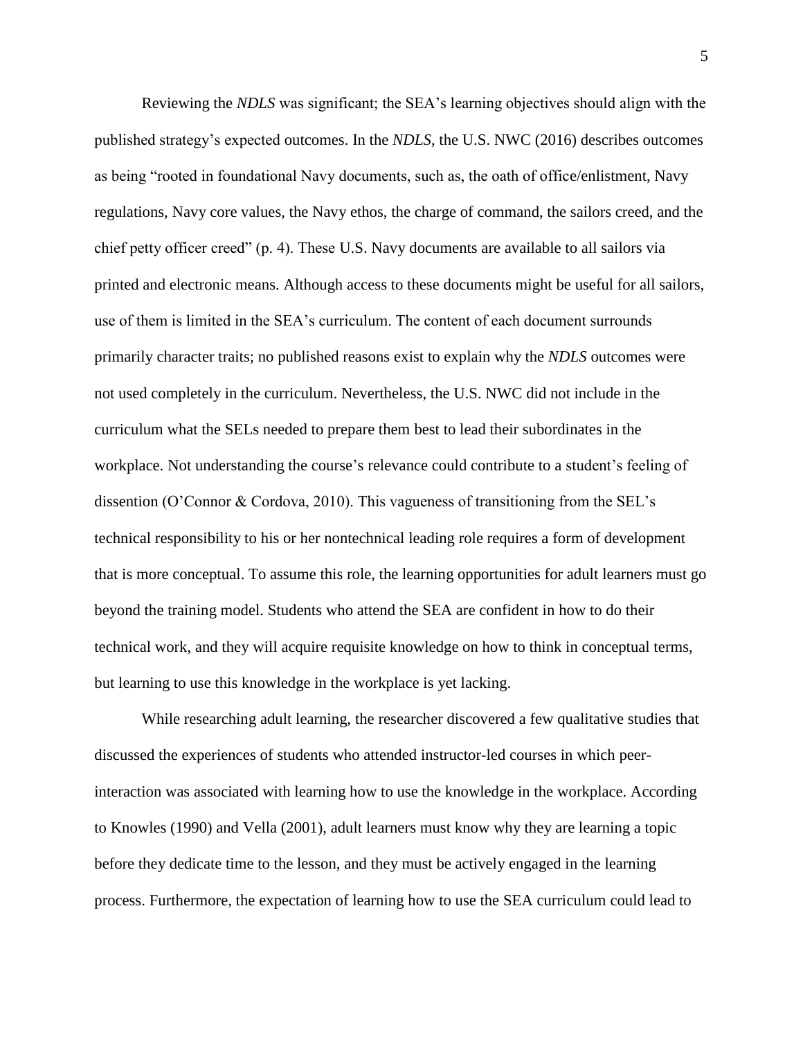Reviewing the *NDLS* was significant; the SEA's learning objectives should align with the published strategy's expected outcomes. In the *NDLS*, the U.S. NWC (2016) describes outcomes as being "rooted in foundational Navy documents, such as, the oath of office/enlistment, Navy regulations, Navy core values, the Navy ethos, the charge of command, the sailors creed, and the chief petty officer creed" (p. 4). These U.S. Navy documents are available to all sailors via printed and electronic means. Although access to these documents might be useful for all sailors, use of them is limited in the SEA's curriculum. The content of each document surrounds primarily character traits; no published reasons exist to explain why the *NDLS* outcomes were not used completely in the curriculum. Nevertheless, the U.S. NWC did not include in the curriculum what the SELs needed to prepare them best to lead their subordinates in the workplace. Not understanding the course's relevance could contribute to a student's feeling of dissention (O'Connor & Cordova, 2010). This vagueness of transitioning from the SEL's technical responsibility to his or her nontechnical leading role requires a form of development that is more conceptual. To assume this role, the learning opportunities for adult learners must go beyond the training model. Students who attend the SEA are confident in how to do their technical work, and they will acquire requisite knowledge on how to think in conceptual terms, but learning to use this knowledge in the workplace is yet lacking.

While researching adult learning, the researcher discovered a few qualitative studies that discussed the experiences of students who attended instructor-led courses in which peer-interaction was associated with learning how to use the knowledge in the workplace. According to Knowles (1990) and Vella (2001), adult learners must know why they are learning a topic before they dedicate time to the lesson, and they must be actively engaged in the learning process. Furthermore, the expectation of learning how to use the SEA curriculum could lead to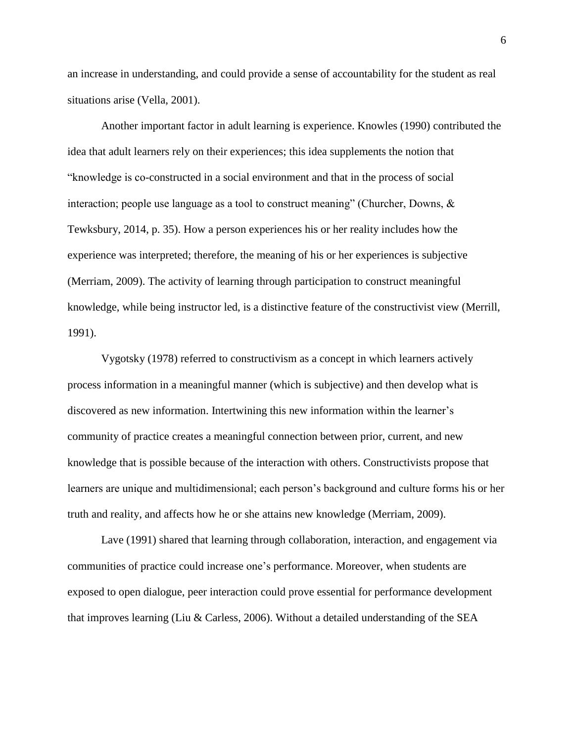an increase in understanding, and could provide a sense of accountability for the student as real situations arise (Vella, 2001).

Another important factor in adult learning is experience. Knowles (1990) contributed the idea that adult learners rely on their experiences; this idea supplements the notion that "knowledge is co-constructed in a social environment and that in the process of social interaction; people use language as a tool to construct meaning" (Churcher, Downs, & Tewksbury, 2014, p. 35). How a person experiences his or her reality includes how the experience was interpreted; therefore, the meaning of his or her experiences is subjective (Merriam, 2009). The activity of learning through participation to construct meaningful knowledge, while being instructor led, is a distinctive feature of the constructivist view (Merrill, 1991).

Vygotsky (1978) referred to constructivism as a concept in which learners actively process information in a meaningful manner (which is subjective) and then develop what is discovered as new information. Intertwining this new information within the learner's community of practice creates a meaningful connection between prior, current, and new knowledge that is possible because of the interaction with others. Constructivists propose that learners are unique and multidimensional; each person's background and culture forms his or her truth and reality, and affects how he or she attains new knowledge (Merriam, 2009).

Lave (1991) shared that learning through collaboration, interaction, and engagement via communities of practice could increase one's performance. Moreover, when students are exposed to open dialogue, peer interaction could prove essential for performance development that improves learning (Liu & Carless, 2006). Without a detailed understanding of the SEA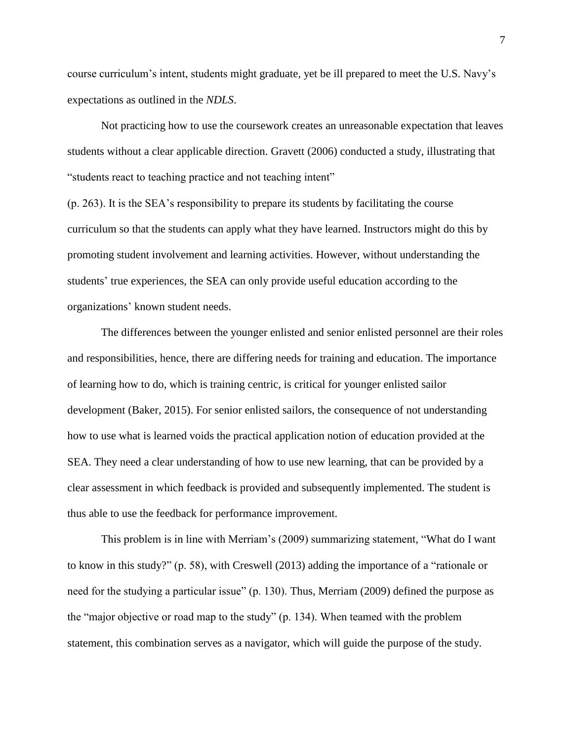course curriculum's intent, students might graduate, yet be ill prepared to meet the U.S. Navy's expectations as outlined in the *NDLS*.

Not practicing how to use the coursework creates an unreasonable expectation that leaves students without a clear applicable direction. Gravett (2006) conducted a study, illustrating that "students react to teaching practice and not teaching intent" (p. 263). It is the SEA's responsibility to prepare its students by facilitating the course curriculum so that the students can apply what they have learned. Instructors might do this by promoting student involvement and learning activities. However, without understanding the students' true experiences, the SEA can only provide useful education according to the organizations' known student needs.

The differences between the younger enlisted and senior enlisted personnel are their roles and responsibilities, hence, there are differing needs for training and education. The importance of learning how to do, which is training centric, is critical for younger enlisted sailor development (Baker, 2015). For senior enlisted sailors, the consequence of not understanding how to use what is learned voids the practical application notion of education provided at the SEA. They need a clear understanding of how to use new learning, that can be provided by a clear assessment in which feedback is provided and subsequently implemented. The student is thus able to use the feedback for performance improvement.

This problem is in line with Merriam's (2009) summarizing statement, "What do I want to know in this study?" (p. 58), with Creswell (2013) adding the importance of a "rationale or need for the studying a particular issue" (p. 130). Thus, Merriam (2009) defined the purpose as the "major objective or road map to the study" (p. 134). When teamed with the problem statement, this combination serves as a navigator, which will guide the purpose of the study.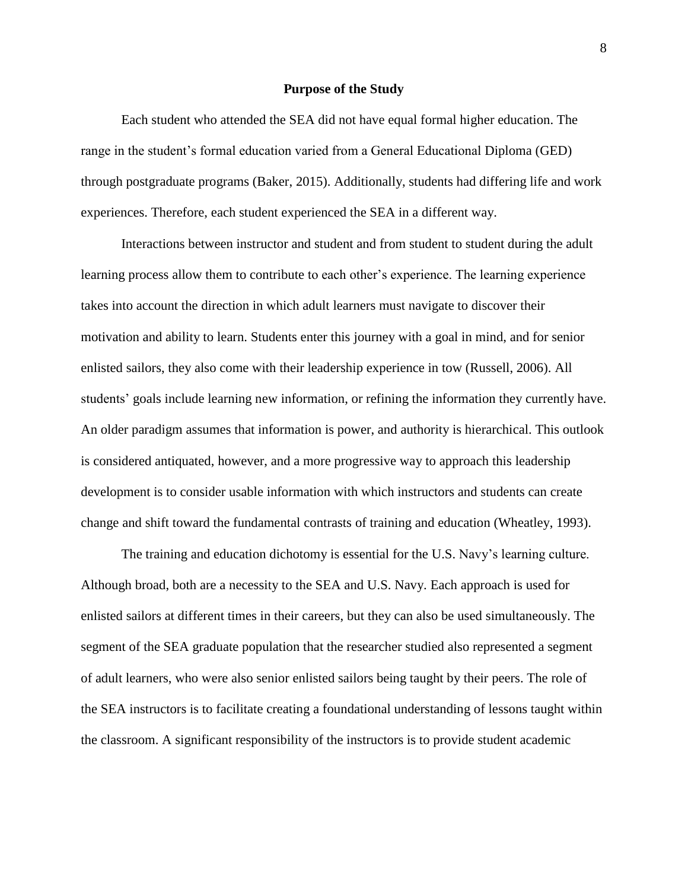## Purpose of the Study

Each student who attended the SEA did not have equal formal higher education. The range in the student's formal education varied from a General Educational Diploma (GED) through postgraduate programs (Baker, 2015). Additionally, students had differing life and work experiences. Therefore, each student experienced the SEA in a different way.

Interactions between instructor and student and from student to student during the adult learning process allow them to contribute to each other's experience. The learning experience takes into account the direction in which adult learners must navigate to discover their motivation and ability to learn. Students enter this journey with a goal in mind, and for senior enlisted sailors, they also come with their leadership experience in tow (Russell, 2006). All students' goals include learning new information, or refining the information they currently have. An older paradigm assumes that information is power, and authority is hierarchical. This outlook is considered antiquated, however, and a more progressive way to approach this leadership development is to consider usable information with which instructors and students can create change and shift toward the fundamental contrasts of training and education (Wheatley, 1993).

The training and education dichotomy is essential for the U.S. Navy's learning culture. Although broad, both are a necessity to the SEA and U.S. Navy. Each approach is used for enlisted sailors at different times in their careers, but they can also be used simultaneously. The segment of the SEA graduate population that the researcher studied also represented a segment of adult learners, who were also senior enlisted sailors being taught by their peers. The role of the SEA instructors is to facilitate creating a foundational understanding of lessons taught within the classroom. A significant responsibility of the instructors is to provide student academic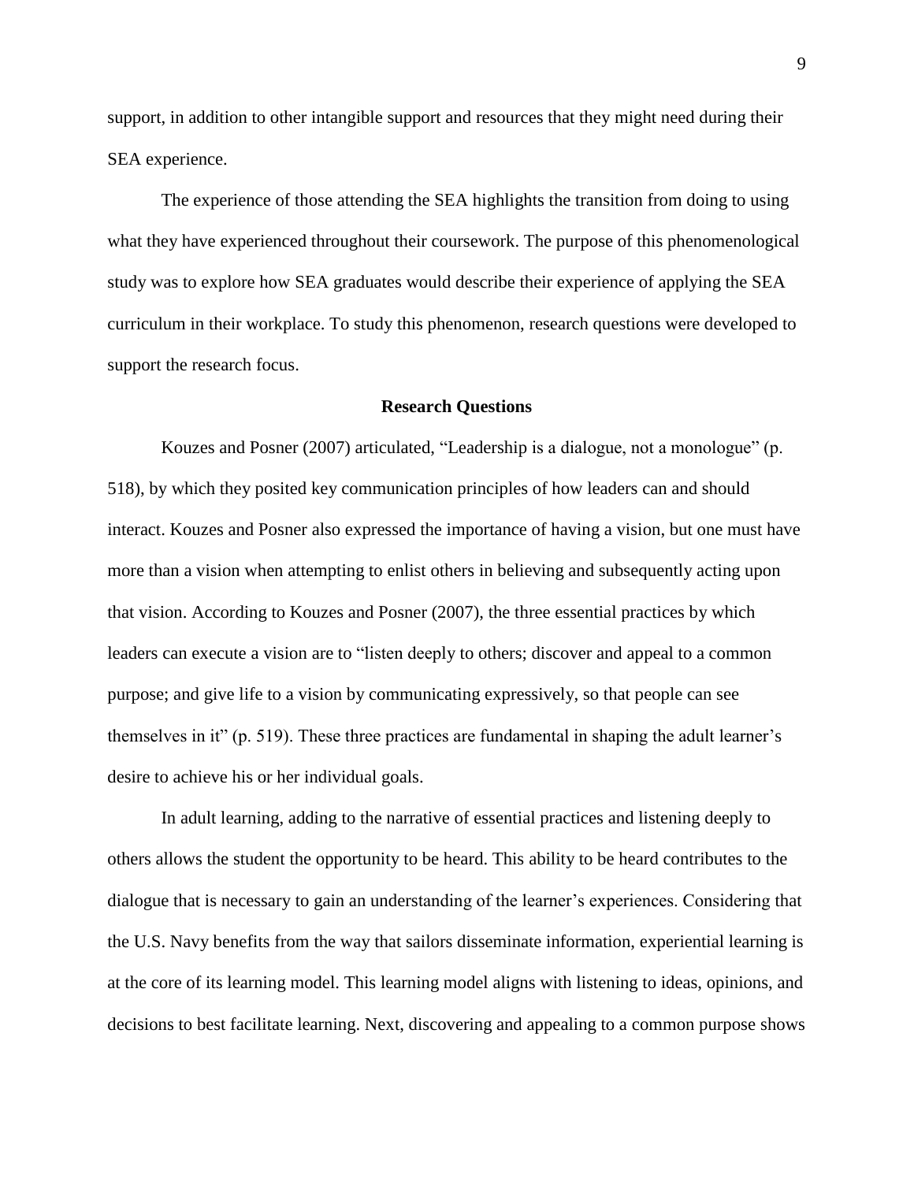support, in addition to other intangible support and resources that they might need during their SEA experience.

The experience of those attending the SEA highlights the transition from doing to using what they have experienced throughout their coursework. The purpose of this phenomenological study was to explore how SEA graduates would describe their experience of applying the SEA curriculum in their workplace. To study this phenomenon, research questions were developed to support the research focus.

## Research Questions

Kouzes and Posner (2007) articulated, "Leadership is a dialogue, not a monologue" (p. 518), by which they posited key communication principles of how leaders can and should interact. Kouzes and Posner also expressed the importance of having a vision, but one must have more than a vision when attempting to enlist others in believing and subsequently acting upon that vision. According to Kouzes and Posner (2007), the three essential practices by which leaders can execute a vision are to "listen deeply to others; discover and appeal to a common purpose; and give life to a vision by communicating expressively, so that people can see themselves in it" (p. 519). These three practices are fundamental in shaping the adult learner's desire to achieve his or her individual goals.

In adult learning, adding to the narrative of essential practices and listening deeply to others allows the student the opportunity to be heard. This ability to be heard contributes to the dialogue that is necessary to gain an understanding of the learner's experiences. Considering that the U.S. Navy benefits from the way that sailors disseminate information, experiential learning is at the core of its learning model. This learning model aligns with listening to ideas, opinions, and decisions to best facilitate learning. Next, discovering and appealing to a common purpose shows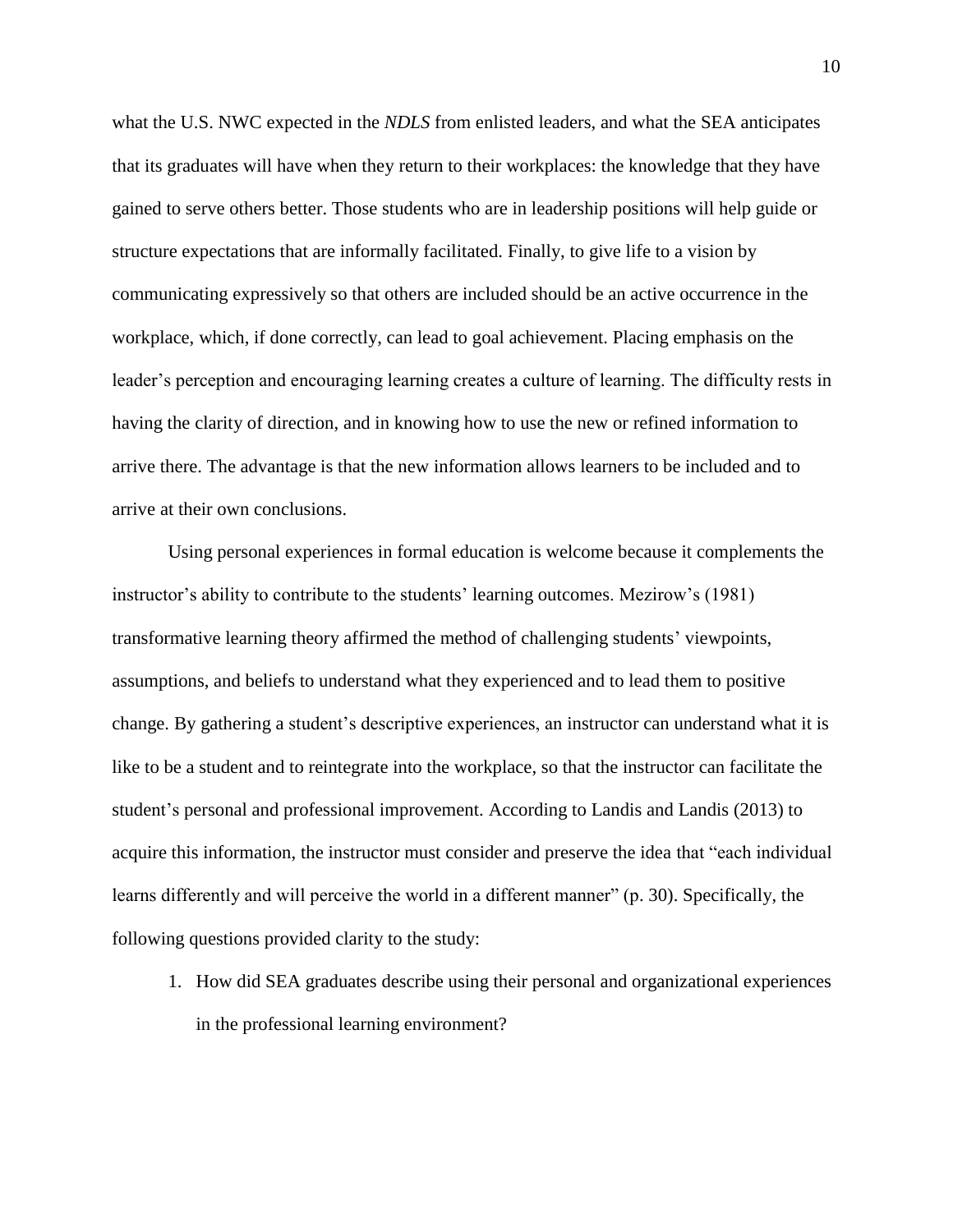what the U.S. NWC expected in the *NDLS* from enlisted leaders, and what the SEA anticipates that its graduates will have when they return to their workplaces: the knowledge that they have gained to serve others better. Those students who are in leadership positions will help guide or structure expectations that are informally facilitated. Finally, to give life to a vision by communicating expressively so that others are included should be an active occurrence in the workplace, which, if done correctly, can lead to goal achievement. Placing emphasis on the leader's perception and encouraging learning creates a culture of learning. The difficulty rests in having the clarity of direction, and in knowing how to use the new or refined information to arrive there. The advantage is that the new information allows learners to be included and to arrive at their own conclusions.

Using personal experiences in formal education is welcome because it complements the instructor's ability to contribute to the students' learning outcomes. Mezirow's (1981) transformative learning theory affirmed the method of challenging students' viewpoints, assumptions, and beliefs to understand what they experienced and to lead them to positive change. By gathering a student's descriptive experiences, an instructor can understand what it is like to be a student and to reintegrate into the workplace, so that the instructor can facilitate the student's personal and professional improvement. According to Landis and Landis (2013) to acquire this information, the instructor must consider and preserve the idea that "each individual learns differently and will perceive the world in a different manner" (p. 30). Specifically, the following questions provided clarity to the study:

1. How did SEA graduates describe using their personal and organizational experiences in the professional learning environment?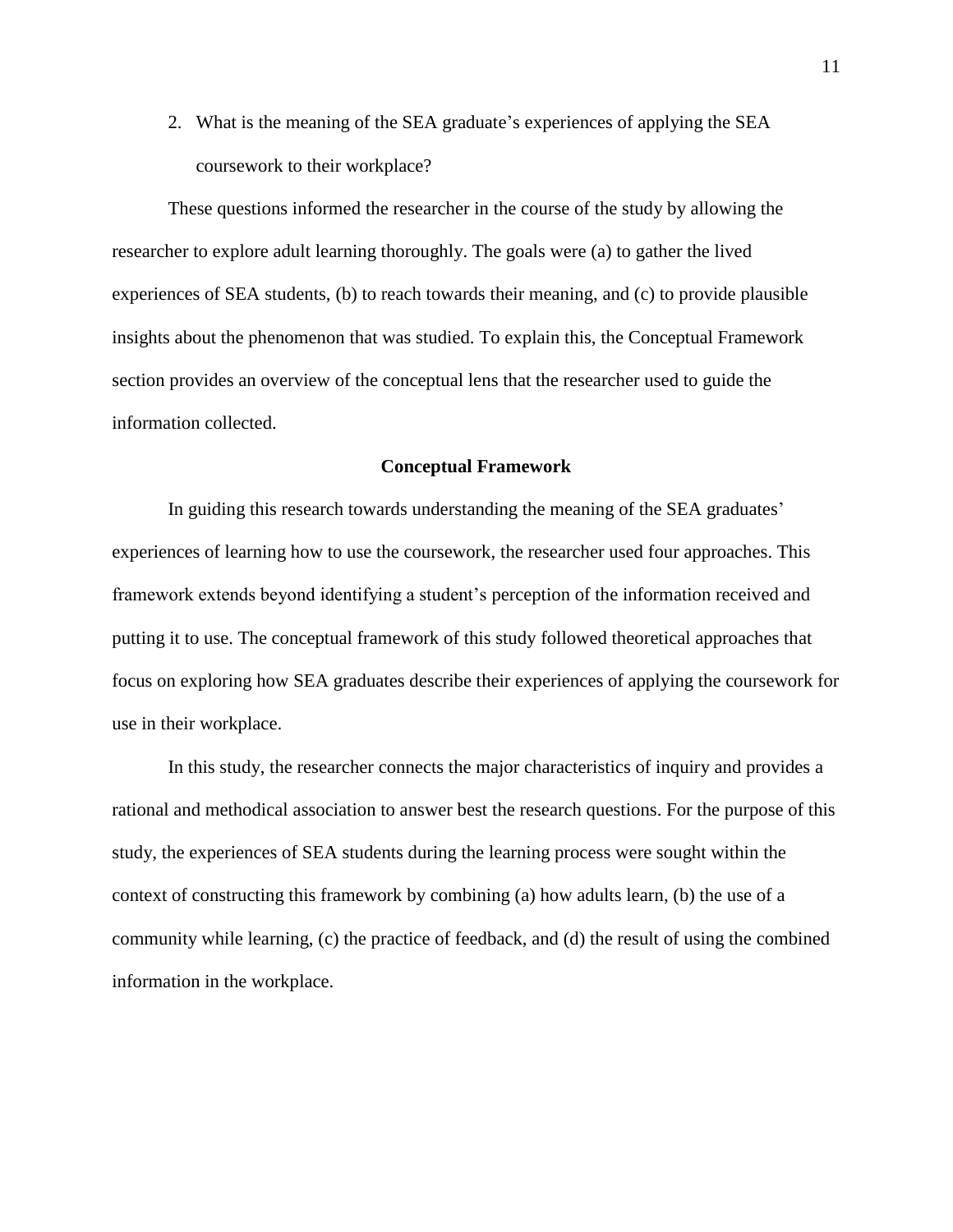2. What is the meaning of the SEA graduate's experiences of applying the SEA coursework to their workplace?

These questions informed the researcher in the course of the study by allowing the researcher to explore adult learning thoroughly. The goals were (a) to gather the lived experiences of SEA students, (b) to reach towards their meaning, and (c) to provide plausible insights about the phenomenon that was studied. To explain this, the Conceptual Framework section provides an overview of the conceptual lens that the researcher used to guide the information collected.

## Conceptual Framework

In guiding this research towards understanding the meaning of the SEA graduates' experiences of learning how to use the coursework, the researcher used four approaches. This framework extends beyond identifying a student's perception of the information received and putting it to use. The conceptual framework of this study followed theoretical approaches that focus on exploring how SEA graduates describe their experiences of applying the coursework for use in their workplace.

In this study, the researcher connects the major characteristics of inquiry and provides a rational and methodical association to answer best the research questions. For the purpose of this study, the experiences of SEA students during the learning process were sought within the context of constructing this framework by combining (a) how adults learn, (b) the use of a community while learning, (c) the practice of feedback, and (d) the result of using the combined information in the workplace.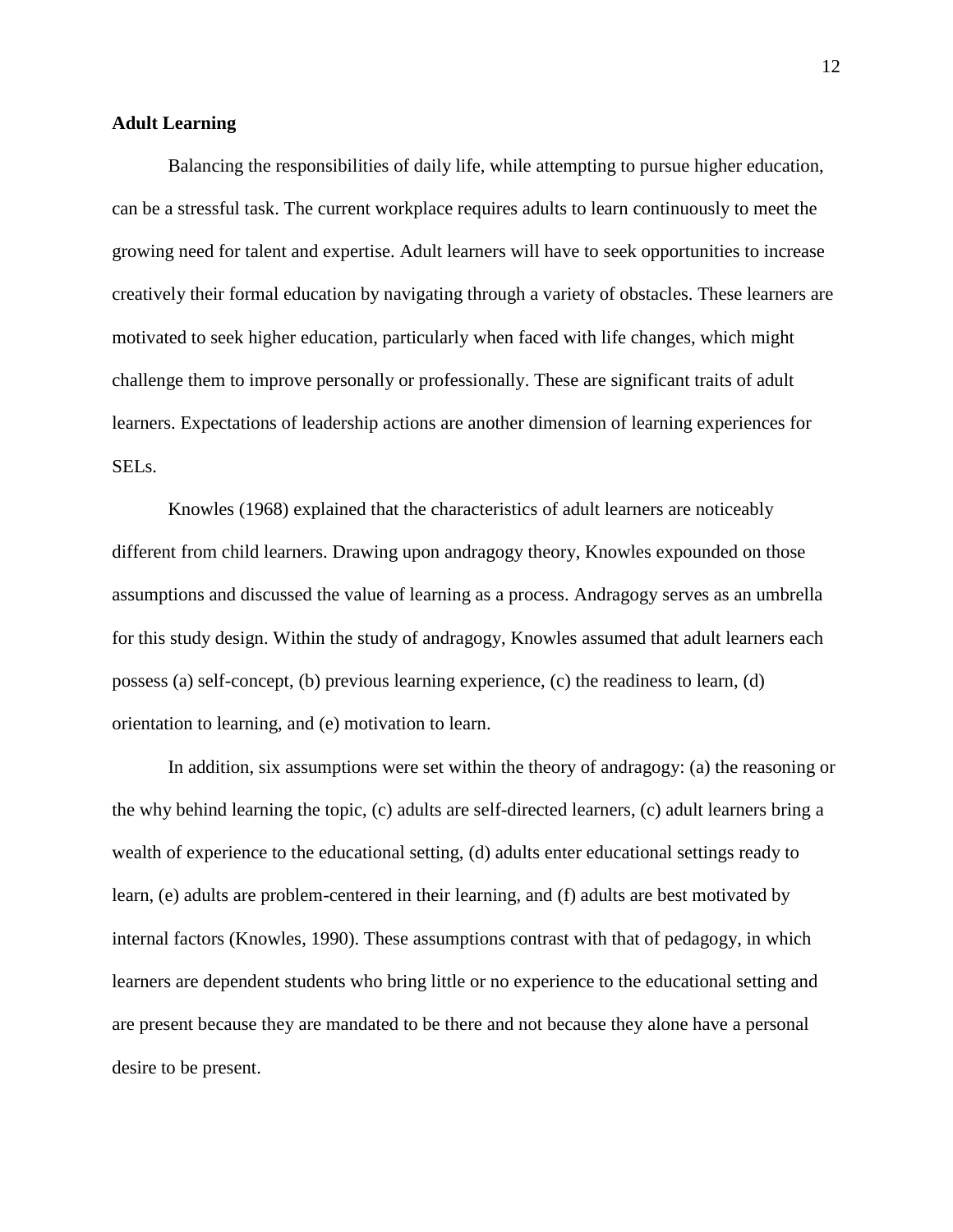**Adult Learning**

Balancing the responsibilities of daily life, while attempting to pursue higher education, can be a stressful task. The current workplace requires adults to learn continuously to meet the growing need for talent and expertise. Adult learners will have to seek opportunities to increase creatively their formal education by navigating through a variety of obstacles. These learners are motivated to seek higher education, particularly when faced with life changes, which might challenge them to improve personally or professionally. These are significant traits of adult learners. Expectations of leadership actions are another dimension of learning experiences for SELs.

Knowles (1968) explained that the characteristics of adult learners are noticeably different from child learners. Drawing upon andragogy theory, Knowles expounded on those assumptions and discussed the value of learning as a process. Andragogy serves as an umbrella for this study design. Within the study of andragogy, Knowles assumed that adult learners each possess (a) self-concept, (b) previous learning experience, (c) the readiness to learn, (d) orientation to learning, and (e) motivation to learn.

In addition, six assumptions were set within the theory of andragogy: (a) the reasoning or the why behind learning the topic, (c) adults are self-directed learners, (c) adult learners bring a wealth of experience to the educational setting, (d) adults enter educational settings ready to learn, (e) adults are problem-centered in their learning, and (f) adults are best motivated by internal factors (Knowles, 1990). These assumptions contrast with that of pedagogy, in which learners are dependent students who bring little or no experience to the educational setting and are present because they are mandated to be there and not because they alone have a personal desire to be present.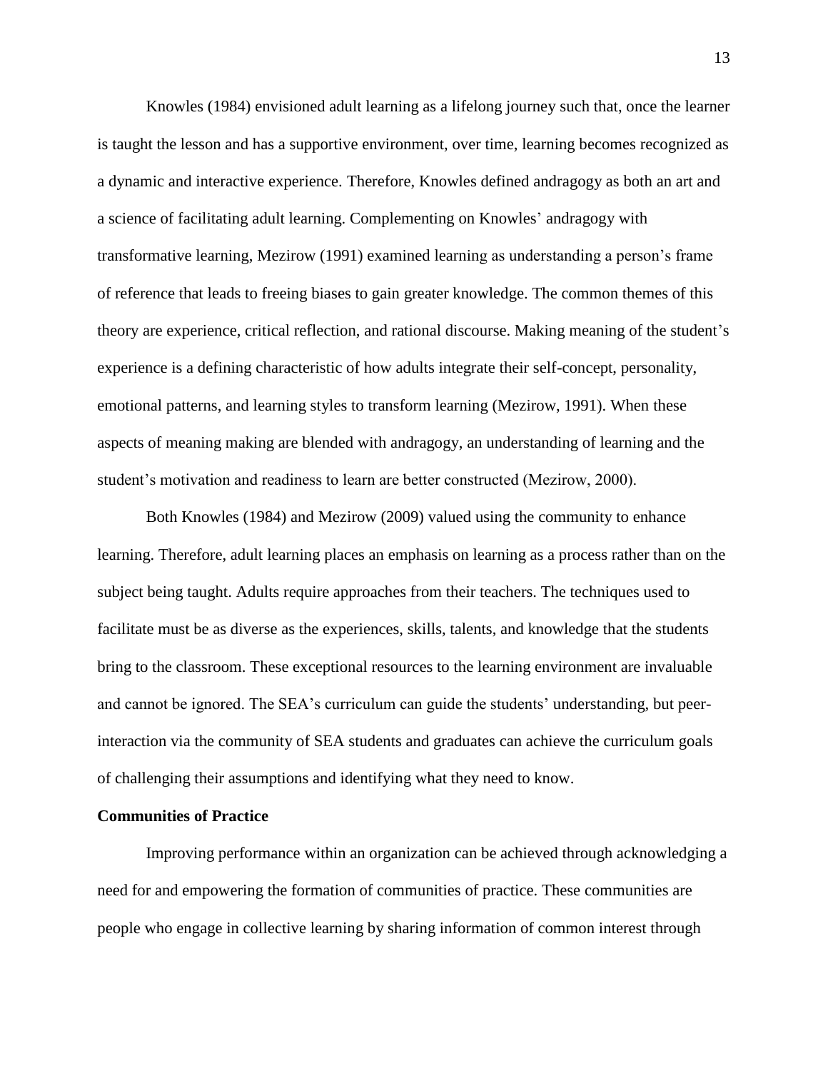Knowles (1984) envisioned adult learning as a lifelong journey such that, once the learner is taught the lesson and has a supportive environment, over time, learning becomes recognized as a dynamic and interactive experience. Therefore, Knowles defined andragogy as both an art and a science of facilitating adult learning. Complementing on Knowles' andragogy with transformative learning, Mezirow (1991) examined learning as understanding a person's frame of reference that leads to freeing biases to gain greater knowledge. The common themes of this theory are experience, critical reflection, and rational discourse. Making meaning of the student's experience is a defining characteristic of how adults integrate their self-concept, personality, emotional patterns, and learning styles to transform learning (Mezirow, 1991). When these aspects of meaning making are blended with andragogy, an understanding of learning and the student's motivation and readiness to learn are better constructed (Mezirow, 2000).

Both Knowles (1984) and Mezirow (2009) valued using the community to enhance learning. Therefore, adult learning places an emphasis on learning as a process rather than on the subject being taught. Adults require approaches from their teachers. The techniques used to facilitate must be as diverse as the experiences, skills, talents, and knowledge that the students bring to the classroom. These exceptional resources to the learning environment are invaluable and cannot be ignored. The SEA's curriculum can guide the students' understanding, but peer-interaction via the community of SEA students and graduates can achieve the curriculum goals of challenging their assumptions and identifying what they need to know.

**Communities of Practice**

Improving performance within an organization can be achieved through acknowledging a need for and empowering the formation of communities of practice. These communities are people who engage in collective learning by sharing information of common interest through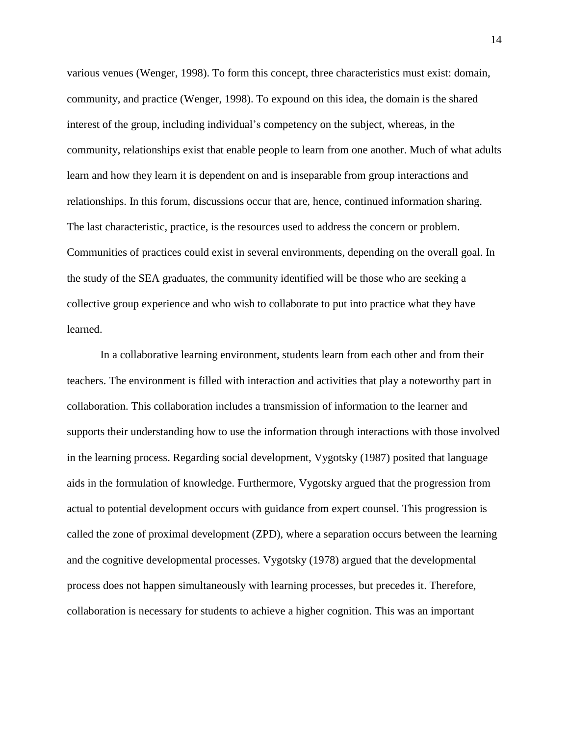various venues (Wenger, 1998). To form this concept, three characteristics must exist: domain, community, and practice (Wenger, 1998). To expound on this idea, the domain is the shared interest of the group, including individual's competency on the subject, whereas, in the community, relationships exist that enable people to learn from one another. Much of what adults learn and how they learn it is dependent on and is inseparable from group interactions and relationships. In this forum, discussions occur that are, hence, continued information sharing. The last characteristic, practice, is the resources used to address the concern or problem. Communities of practices could exist in several environments, depending on the overall goal. In the study of the SEA graduates, the community identified will be those who are seeking a collective group experience and who wish to collaborate to put into practice what they have learned.

In a collaborative learning environment, students learn from each other and from their teachers. The environment is filled with interaction and activities that play a noteworthy part in collaboration. This collaboration includes a transmission of information to the learner and supports their understanding how to use the information through interactions with those involved in the learning process. Regarding social development, Vygotsky (1987) posited that language aids in the formulation of knowledge. Furthermore, Vygotsky argued that the progression from actual to potential development occurs with guidance from expert counsel. This progression is called the zone of proximal development (ZPD), where a separation occurs between the learning and the cognitive developmental processes. Vygotsky (1978) argued that the developmental process does not happen simultaneously with learning processes, but precedes it. Therefore, collaboration is necessary for students to achieve a higher cognition. This was an important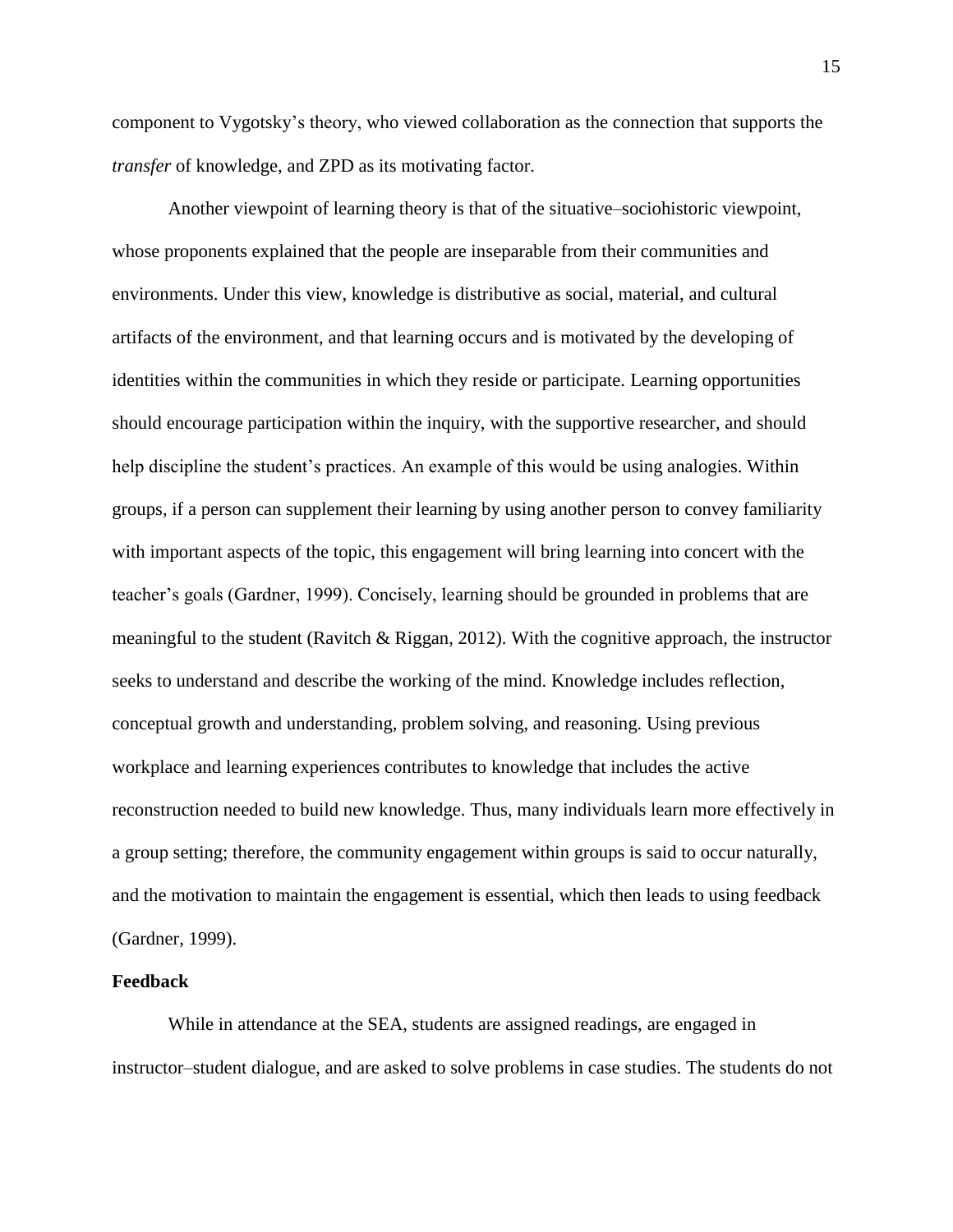component to Vygotsky's theory, who viewed collaboration as the connection that supports the *transfer* of knowledge, and ZPD as its motivating factor.

Another viewpoint of learning theory is that of the situative–sociohistoric viewpoint, whose proponents explained that the people are inseparable from their communities and environments. Under this view, knowledge is distributive as social, material, and cultural artifacts of the environment, and that learning occurs and is motivated by the developing of identities within the communities in which they reside or participate. Learning opportunities should encourage participation within the inquiry, with the supportive researcher, and should help discipline the student's practices. An example of this would be using analogies. Within groups, if a person can supplement their learning by using another person to convey familiarity with important aspects of the topic, this engagement will bring learning into concert with the teacher's goals (Gardner, 1999). Concisely, learning should be grounded in problems that are meaningful to the student (Ravitch & Riggan, 2012). With the cognitive approach, the instructor seeks to understand and describe the working of the mind. Knowledge includes reflection, conceptual growth and understanding, problem solving, and reasoning. Using previous workplace and learning experiences contributes to knowledge that includes the active reconstruction needed to build new knowledge. Thus, many individuals learn more effectively in a group setting; therefore, the community engagement within groups is said to occur naturally, and the motivation to maintain the engagement is essential, which then leads to using feedback (Gardner, 1999).

**Feedback**

While in attendance at the SEA, students are assigned readings, are engaged in instructor–student dialogue, and are asked to solve problems in case studies. The students do not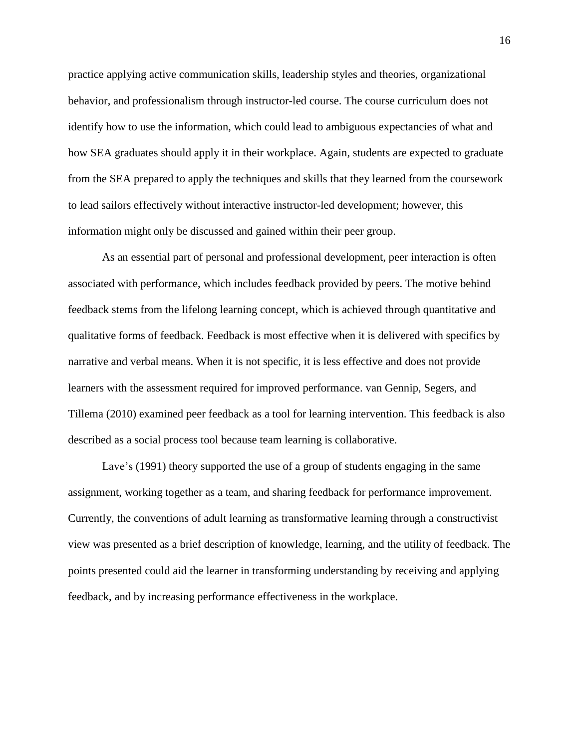practice applying active communication skills, leadership styles and theories, organizational behavior, and professionalism through instructor-led course. The course curriculum does not identify how to use the information, which could lead to ambiguous expectancies of what and how SEA graduates should apply it in their workplace. Again, students are expected to graduate from the SEA prepared to apply the techniques and skills that they learned from the coursework to lead sailors effectively without interactive instructor-led development; however, this information might only be discussed and gained within their peer group.

As an essential part of personal and professional development, peer interaction is often associated with performance, which includes feedback provided by peers. The motive behind feedback stems from the lifelong learning concept, which is achieved through quantitative and qualitative forms of feedback. Feedback is most effective when it is delivered with specifics by narrative and verbal means. When it is not specific, it is less effective and does not provide learners with the assessment required for improved performance. van Gennip, Segers, and Tillema (2010) examined peer feedback as a tool for learning intervention. This feedback is also described as a social process tool because team learning is collaborative.

Lave's (1991) theory supported the use of a group of students engaging in the same assignment, working together as a team, and sharing feedback for performance improvement. Currently, the conventions of adult learning as transformative learning through a constructivist view was presented as a brief description of knowledge, learning, and the utility of feedback. The points presented could aid the learner in transforming understanding by receiving and applying feedback, and by increasing performance effectiveness in the workplace.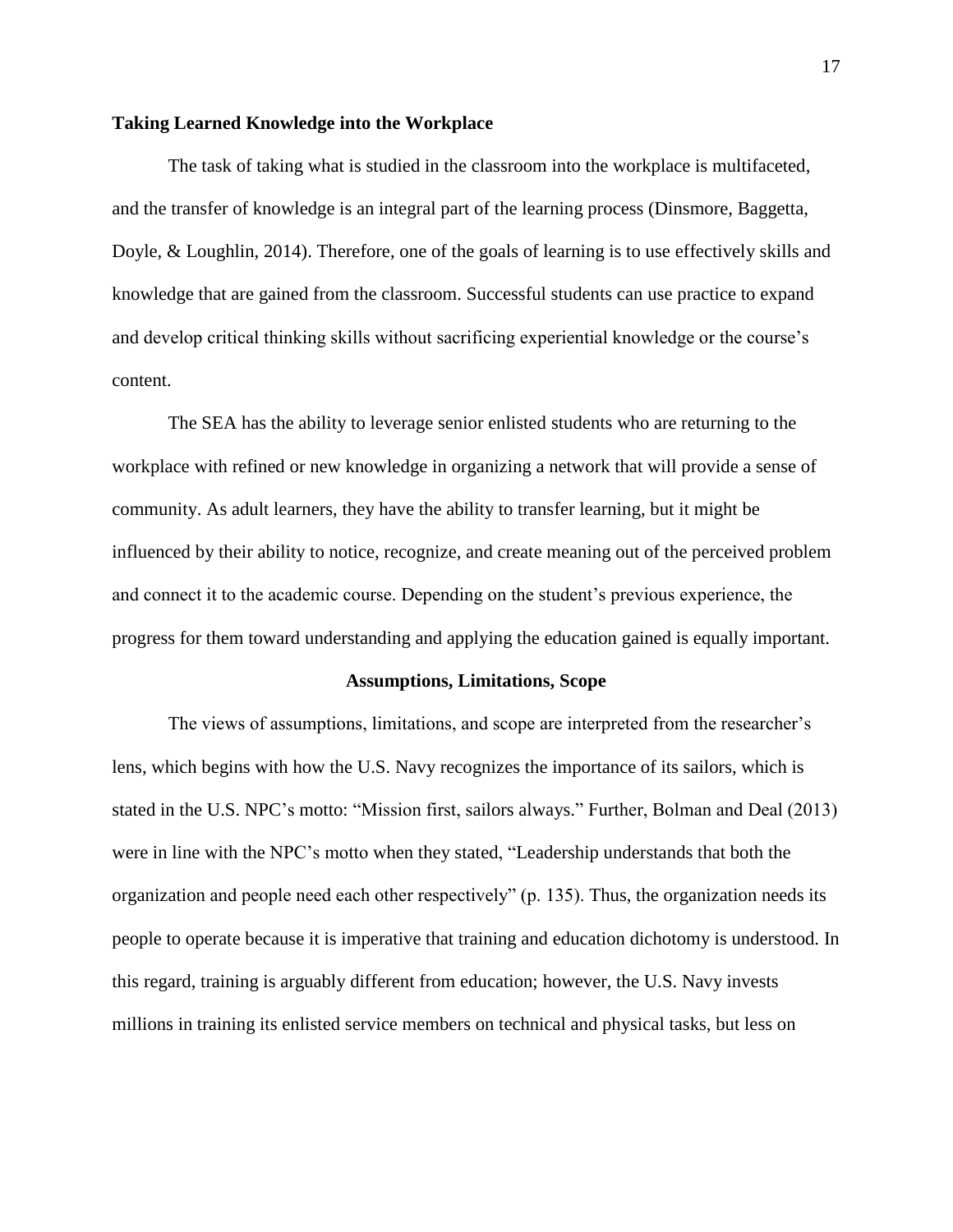**Taking Learned Knowledge into the Workplace**

The task of taking what is studied in the classroom into the workplace is multifaceted, and the transfer of knowledge is an integral part of the learning process (Dinsmore, Baggetta, Doyle, & Loughlin, 2014). Therefore, one of the goals of learning is to use effectively skills and knowledge that are gained from the classroom. Successful students can use practice to expand and develop critical thinking skills without sacrificing experiential knowledge or the course's content.

The SEA has the ability to leverage senior enlisted students who are returning to the workplace with refined or new knowledge in organizing a network that will provide a sense of community. As adult learners, they have the ability to transfer learning, but it might be influenced by their ability to notice, recognize, and create meaning out of the perceived problem and connect it to the academic course. Depending on the student's previous experience, the progress for them toward understanding and applying the education gained is equally important.

## Assumptions, Limitations, Scope

The views of assumptions, limitations, and scope are interpreted from the researcher's lens, which begins with how the U.S. Navy recognizes the importance of its sailors, which is stated in the U.S. NPC's motto: "Mission first, sailors always." Further, Bolman and Deal (2013) were in line with the NPC's motto when they stated, "Leadership understands that both the organization and people need each other respectively" (p. 135). Thus, the organization needs its people to operate because it is imperative that training and education dichotomy is understood. In this regard, training is arguably different from education; however, the U.S. Navy invests millions in training its enlisted service members on technical and physical tasks, but less on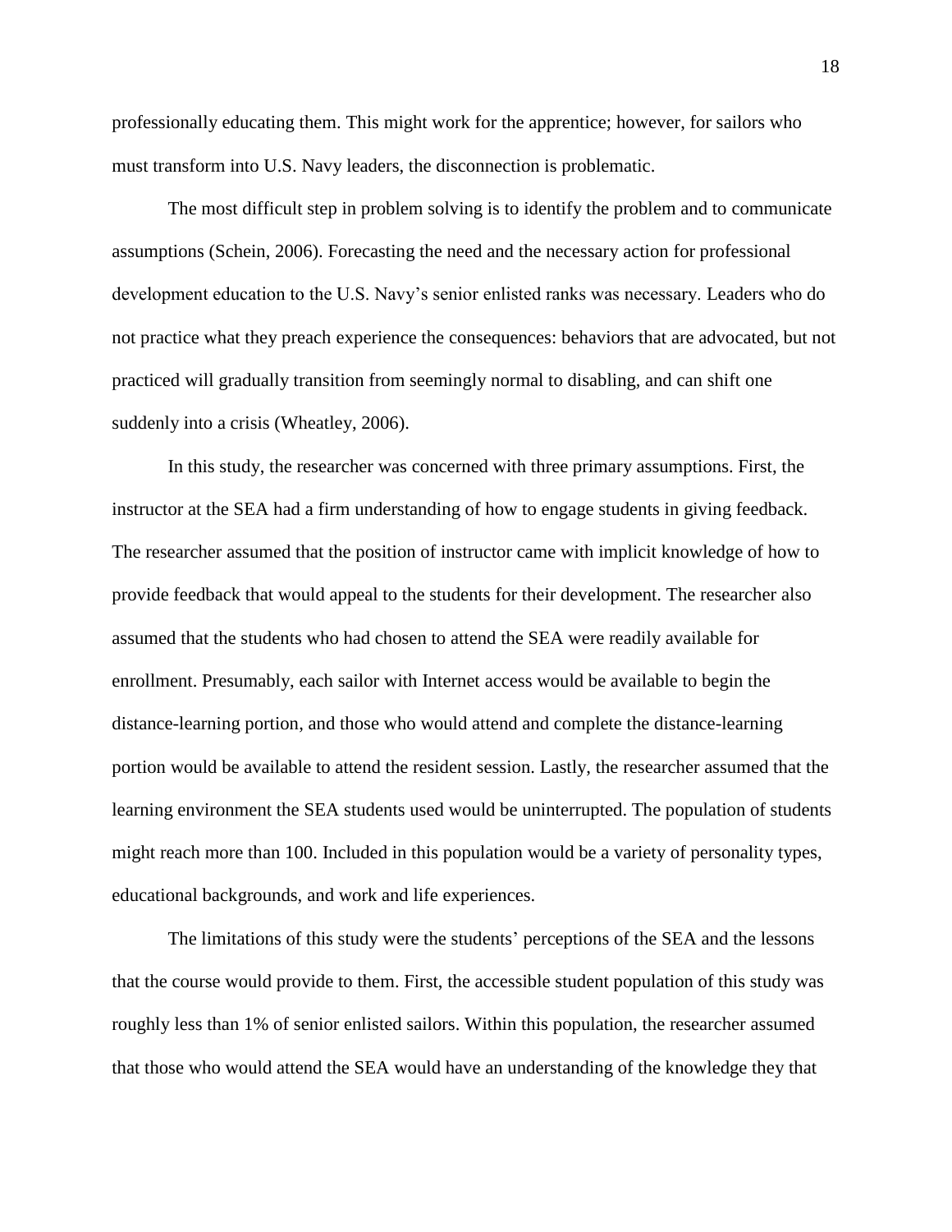professionally educating them. This might work for the apprentice; however, for sailors who must transform into U.S. Navy leaders, the disconnection is problematic.

The most difficult step in problem solving is to identify the problem and to communicate assumptions (Schein, 2006). Forecasting the need and the necessary action for professional development education to the U.S. Navy's senior enlisted ranks was necessary. Leaders who do not practice what they preach experience the consequences: behaviors that are advocated, but not practiced will gradually transition from seemingly normal to disabling, and can shift one suddenly into a crisis (Wheatley, 2006).

In this study, the researcher was concerned with three primary assumptions. First, the instructor at the SEA had a firm understanding of how to engage students in giving feedback. The researcher assumed that the position of instructor came with implicit knowledge of how to provide feedback that would appeal to the students for their development. The researcher also assumed that the students who had chosen to attend the SEA were readily available for enrollment. Presumably, each sailor with Internet access would be available to begin the distance-learning portion, and those who would attend and complete the distance-learning portion would be available to attend the resident session. Lastly, the researcher assumed that the learning environment the SEA students used would be uninterrupted. The population of students might reach more than 100. Included in this population would be a variety of personality types, educational backgrounds, and work and life experiences.

The limitations of this study were the students' perceptions of the SEA and the lessons that the course would provide to them. First, the accessible student population of this study was roughly less than 1% of senior enlisted sailors. Within this population, the researcher assumed that those who would attend the SEA would have an understanding of the knowledge they that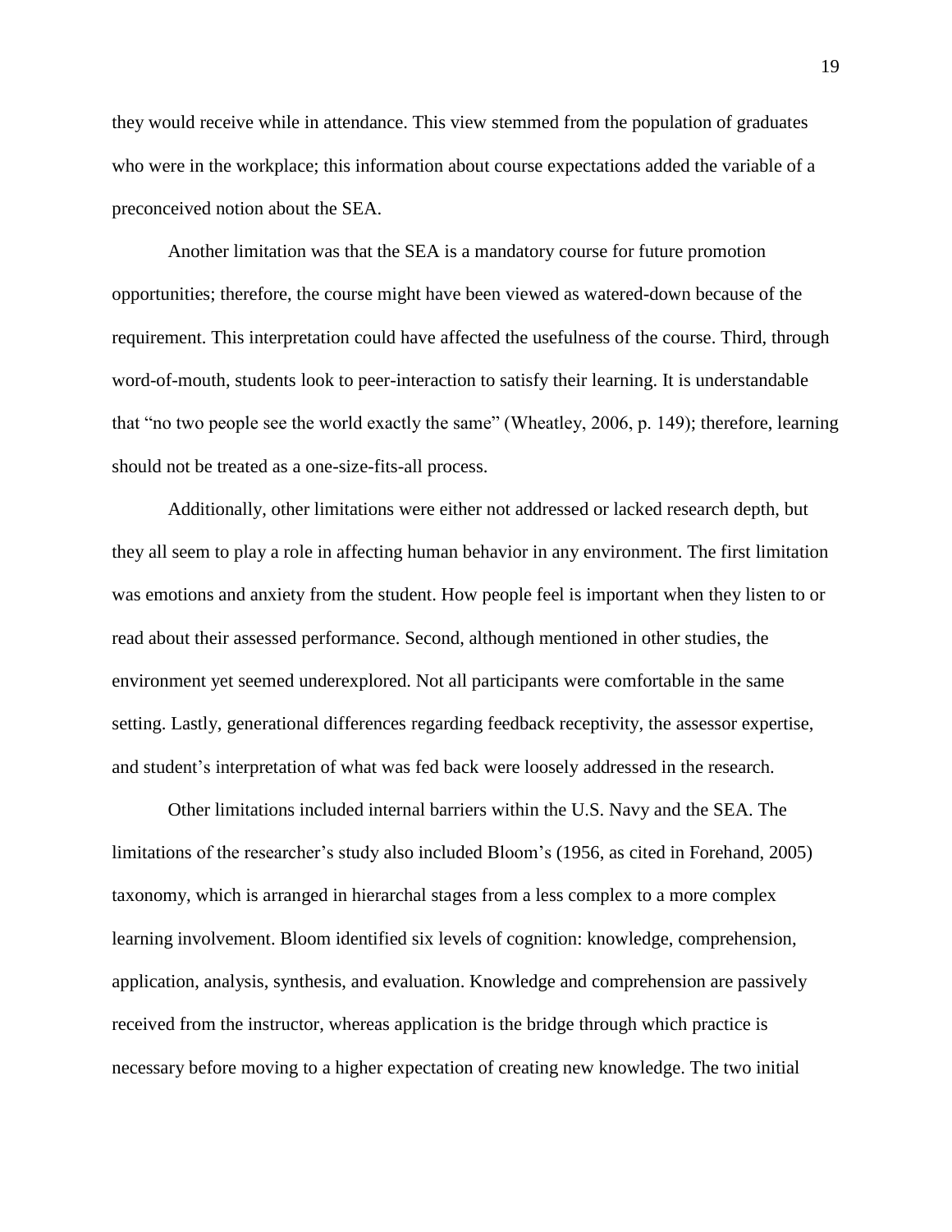they would receive while in attendance. This view stemmed from the population of graduates who were in the workplace; this information about course expectations added the variable of a preconceived notion about the SEA.

Another limitation was that the SEA is a mandatory course for future promotion opportunities; therefore, the course might have been viewed as watered-down because of the requirement. This interpretation could have affected the usefulness of the course. Third, through word-of-mouth, students look to peer-interaction to satisfy their learning. It is understandable that "no two people see the world exactly the same" (Wheatley, 2006, p. 149); therefore, learning should not be treated as a one-size-fits-all process.

Additionally, other limitations were either not addressed or lacked research depth, but they all seem to play a role in affecting human behavior in any environment. The first limitation was emotions and anxiety from the student. How people feel is important when they listen to or read about their assessed performance. Second, although mentioned in other studies, the environment yet seemed underexplored. Not all participants were comfortable in the same setting. Lastly, generational differences regarding feedback receptivity, the assessor expertise, and student's interpretation of what was fed back were loosely addressed in the research.

Other limitations included internal barriers within the U.S. Navy and the SEA. The limitations of the researcher's study also included Bloom's (1956, as cited in Forehand, 2005) taxonomy, which is arranged in hierarchal stages from a less complex to a more complex learning involvement. Bloom identified six levels of cognition: knowledge, comprehension, application, analysis, synthesis, and evaluation. Knowledge and comprehension are passively received from the instructor, whereas application is the bridge through which practice is necessary before moving to a higher expectation of creating new knowledge. The two initial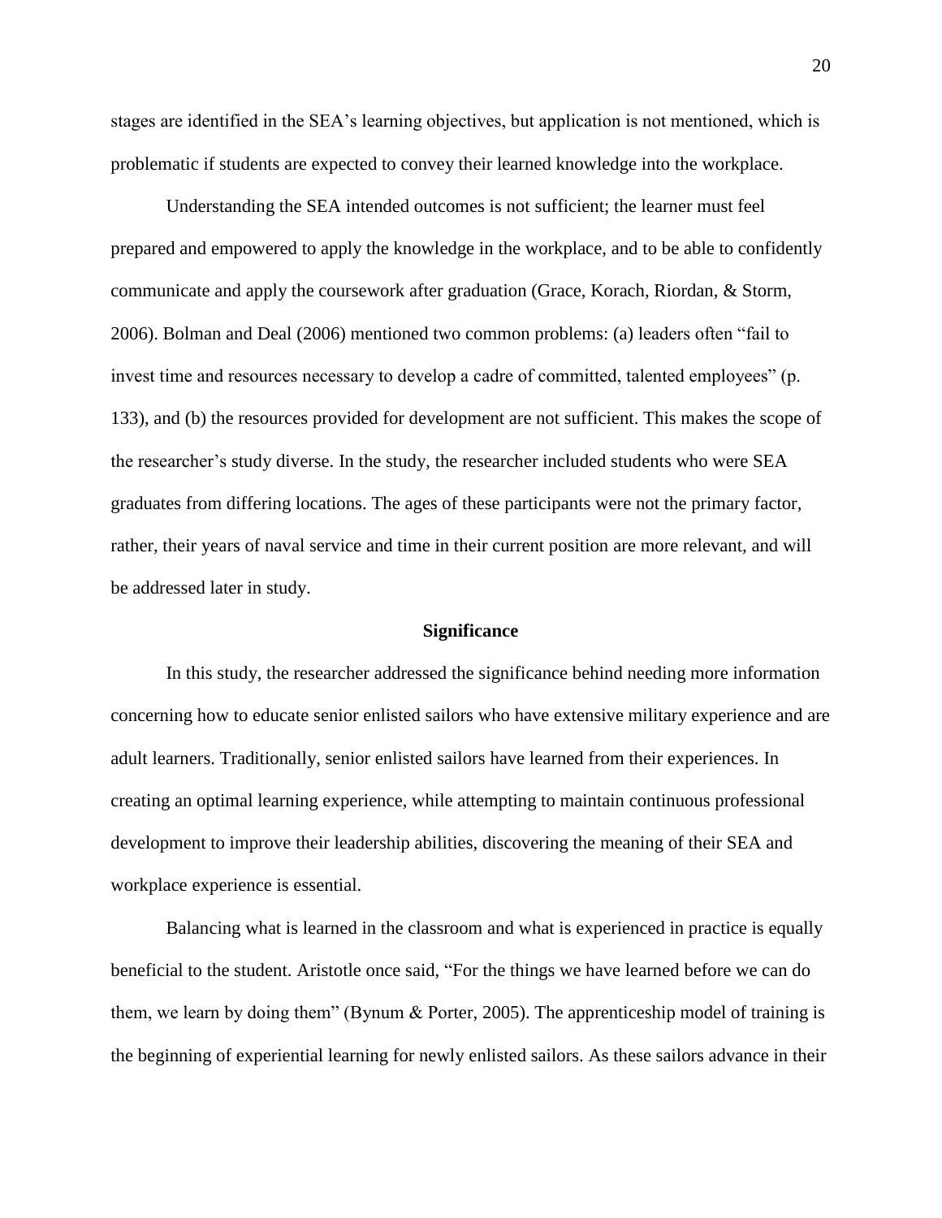stages are identified in the SEA's learning objectives, but application is not mentioned, which is problematic if students are expected to convey their learned knowledge into the workplace.

Understanding the SEA intended outcomes is not sufficient; the learner must feel prepared and empowered to apply the knowledge in the workplace, and to be able to confidently communicate and apply the coursework after graduation (Grace, Korach, Riordan, & Storm, 2006). Bolman and Deal (2006) mentioned two common problems: (a) leaders often "fail to invest time and resources necessary to develop a cadre of committed, talented employees" (p. 133), and (b) the resources provided for development are not sufficient. This makes the scope of the researcher's study diverse. In the study, the researcher included students who were SEA graduates from differing locations. The ages of these participants were not the primary factor, rather, their years of naval service and time in their current position are more relevant, and will be addressed later in study.

## Significance

In this study, the researcher addressed the significance behind needing more information concerning how to educate senior enlisted sailors who have extensive military experience and are adult learners. Traditionally, senior enlisted sailors have learned from their experiences. In creating an optimal learning experience, while attempting to maintain continuous professional development to improve their leadership abilities, discovering the meaning of their SEA and workplace experience is essential.

Balancing what is learned in the classroom and what is experienced in practice is equally beneficial to the student. Aristotle once said, "For the things we have learned before we can do them, we learn by doing them" (Bynum & Porter, 2005). The apprenticeship model of training is the beginning of experiential learning for newly enlisted sailors. As these sailors advance in their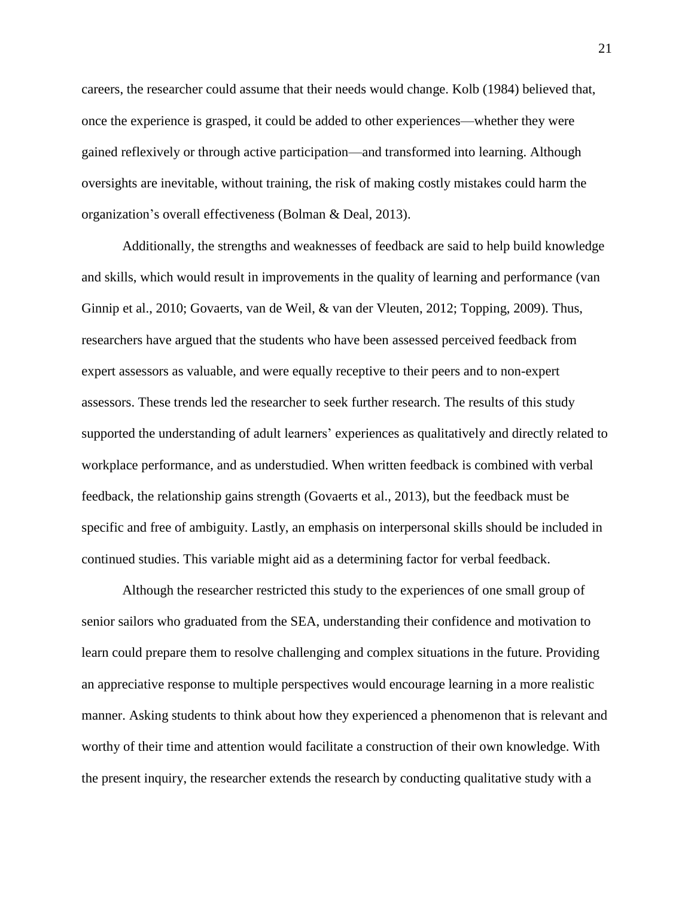careers, the researcher could assume that their needs would change. Kolb (1984) believed that, once the experience is grasped, it could be added to other experiences—whether they were gained reflexively or through active participation—and transformed into learning. Although oversights are inevitable, without training, the risk of making costly mistakes could harm the organization's overall effectiveness (Bolman & Deal, 2013).

Additionally, the strengths and weaknesses of feedback are said to help build knowledge and skills, which would result in improvements in the quality of learning and performance (van Ginnip et al., 2010; Govaerts, van de Weil, & van der Vleuten, 2012; Topping, 2009). Thus, researchers have argued that the students who have been assessed perceived feedback from expert assessors as valuable, and were equally receptive to their peers and to non-expert assessors. These trends led the researcher to seek further research. The results of this study supported the understanding of adult learners' experiences as qualitatively and directly related to workplace performance, and as understudied. When written feedback is combined with verbal feedback, the relationship gains strength (Govaerts et al., 2013), but the feedback must be specific and free of ambiguity. Lastly, an emphasis on interpersonal skills should be included in continued studies. This variable might aid as a determining factor for verbal feedback.

Although the researcher restricted this study to the experiences of one small group of senior sailors who graduated from the SEA, understanding their confidence and motivation to learn could prepare them to resolve challenging and complex situations in the future. Providing an appreciative response to multiple perspectives would encourage learning in a more realistic manner. Asking students to think about how they experienced a phenomenon that is relevant and worthy of their time and attention would facilitate a construction of their own knowledge. With the present inquiry, the researcher extends the research by conducting qualitative study with a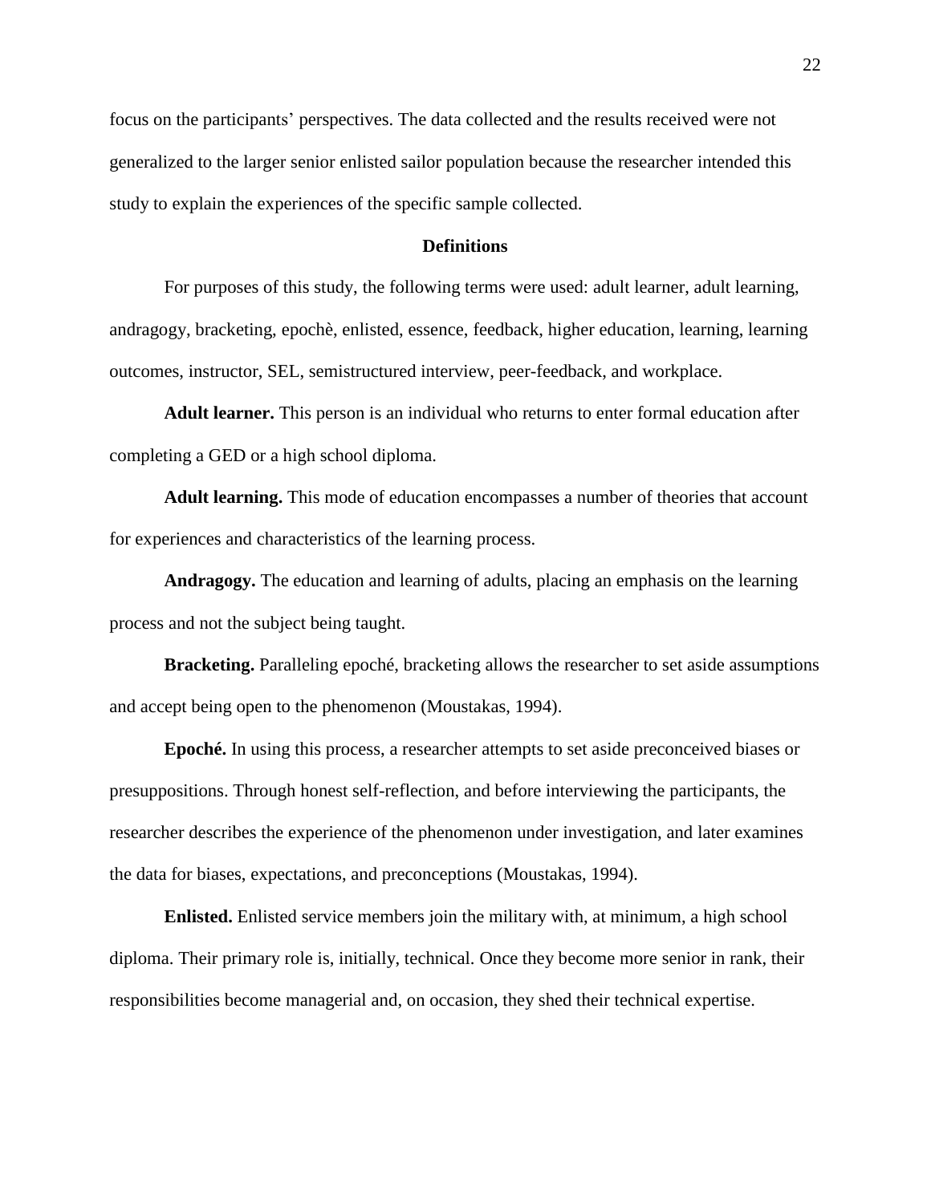focus on the participants' perspectives. The data collected and the results received were not generalized to the larger senior enlisted sailor population because the researcher intended this study to explain the experiences of the specific sample collected.

## Definitions

For purposes of this study, the following terms were used: adult learner, adult learning, andragogy, bracketing, epochè, enlisted, essence, feedback, higher education, learning, learning outcomes, instructor, SEL, semistructured interview, peer-feedback, and workplace.

**Adult learner.** This person is an individual who returns to enter formal education after completing a GED or a high school diploma.

**Adult learning.** This mode of education encompasses a number of theories that account for experiences and characteristics of the learning process.

**Andragogy.** The education and learning of adults, placing an emphasis on the learning process and not the subject being taught.

**Bracketing.** Paralleling epoché, bracketing allows the researcher to set aside assumptions and accept being open to the phenomenon (Moustakas, 1994).

**Epoché.** In using this process, a researcher attempts to set aside preconceived biases or presuppositions. Through honest self-reflection, and before interviewing the participants, the researcher describes the experience of the phenomenon under investigation, and later examines the data for biases, expectations, and preconceptions (Moustakas, 1994).

**Enlisted.** Enlisted service members join the military with, at minimum, a high school diploma. Their primary role is, initially, technical. Once they become more senior in rank, their responsibilities become managerial and, on occasion, they shed their technical expertise.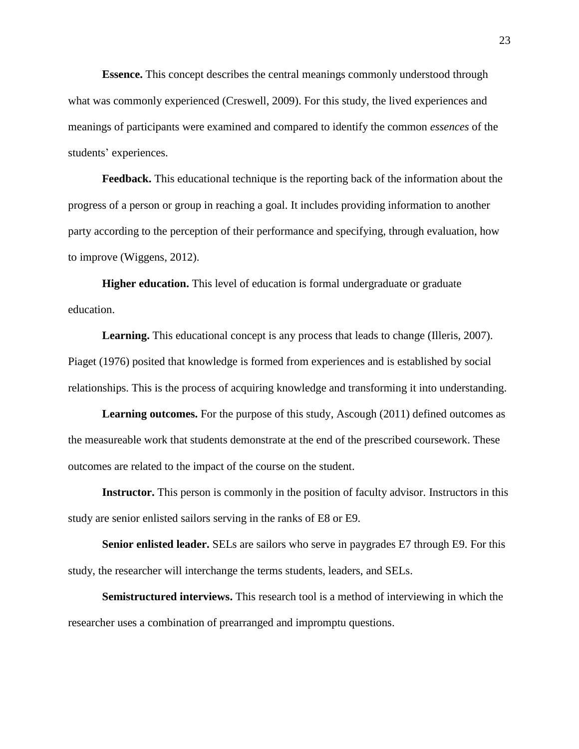**Essence.** This concept describes the central meanings commonly understood through what was commonly experienced (Creswell, 2009). For this study, the lived experiences and meanings of participants were examined and compared to identify the common *essences* of the students' experiences.

**Feedback.** This educational technique is the reporting back of the information about the progress of a person or group in reaching a goal. It includes providing information to another party according to the perception of their performance and specifying, through evaluation, how to improve (Wiggens, 2012).

**Higher education.** This level of education is formal undergraduate or graduate education.

**Learning.** This educational concept is any process that leads to change (Illeris, 2007). Piaget (1976) posited that knowledge is formed from experiences and is established by social relationships. This is the process of acquiring knowledge and transforming it into understanding.

**Learning outcomes.** For the purpose of this study, Ascough (2011) defined outcomes as the measureable work that students demonstrate at the end of the prescribed coursework. These outcomes are related to the impact of the course on the student.

**Instructor.** This person is commonly in the position of faculty advisor. Instructors in this study are senior enlisted sailors serving in the ranks of E8 or E9.

**Senior enlisted leader.** SELs are sailors who serve in paygrades E7 through E9. For this study, the researcher will interchange the terms students, leaders, and SELs.

**Semistructured interviews.** This research tool is a method of interviewing in which the researcher uses a combination of prearranged and impromptu questions.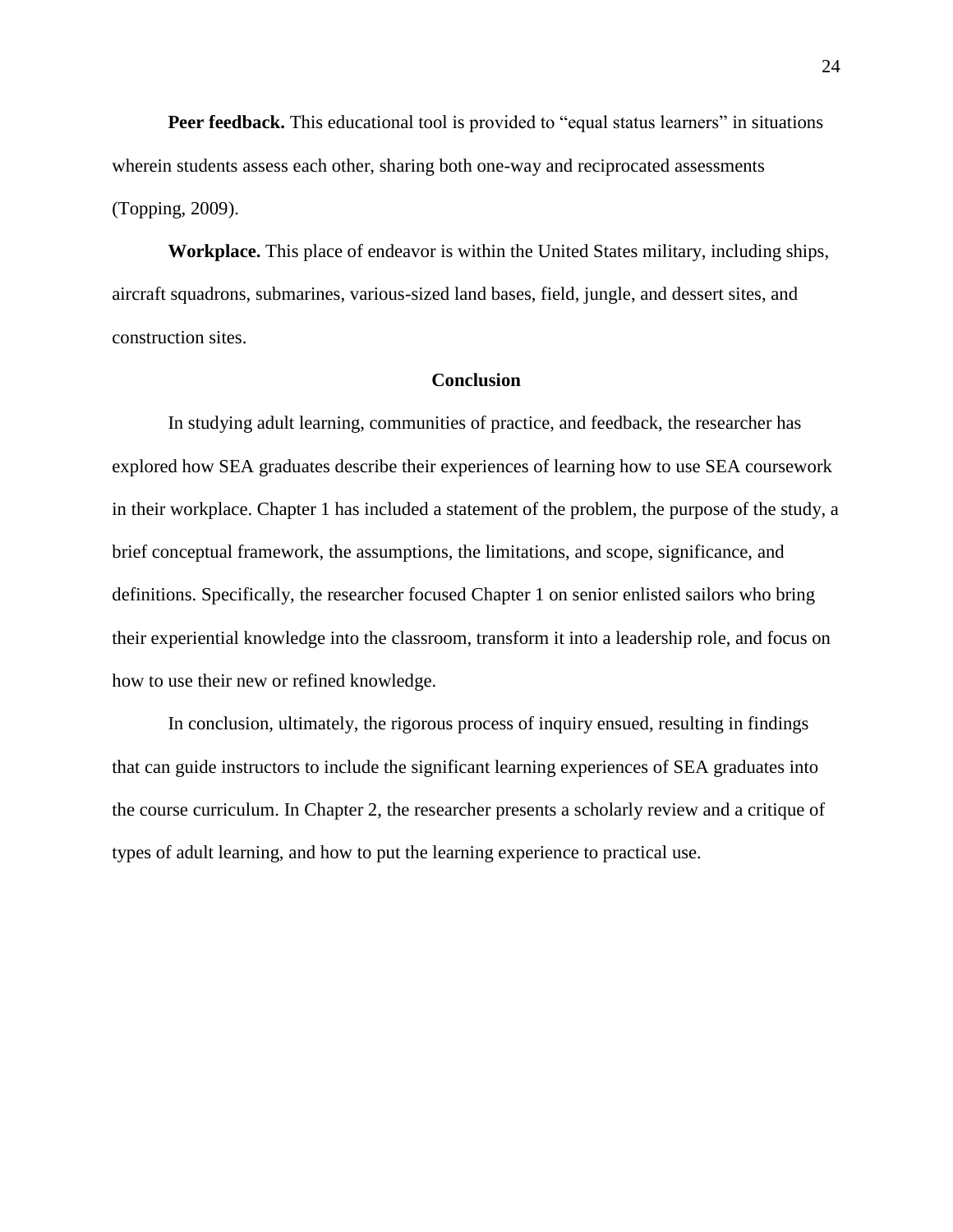**Peer feedback.** This educational tool is provided to "equal status learners" in situations wherein students assess each other, sharing both one-way and reciprocated assessments (Topping, 2009).

**Workplace.** This place of endeavor is within the United States military, including ships, aircraft squadrons, submarines, various-sized land bases, field, jungle, and dessert sites, and construction sites.

## Conclusion

In studying adult learning, communities of practice, and feedback, the researcher has explored how SEA graduates describe their experiences of learning how to use SEA coursework in their workplace. Chapter 1 has included a statement of the problem, the purpose of the study, a brief conceptual framework, the assumptions, the limitations, and scope, significance, and definitions. Specifically, the researcher focused Chapter 1 on senior enlisted sailors who bring their experiential knowledge into the classroom, transform it into a leadership role, and focus on how to use their new or refined knowledge.

In conclusion, ultimately, the rigorous process of inquiry ensued, resulting in findings that can guide instructors to include the significant learning experiences of SEA graduates into the course curriculum. In Chapter 2, the researcher presents a scholarly review and a critique of types of adult learning, and how to put the learning experience to practical use.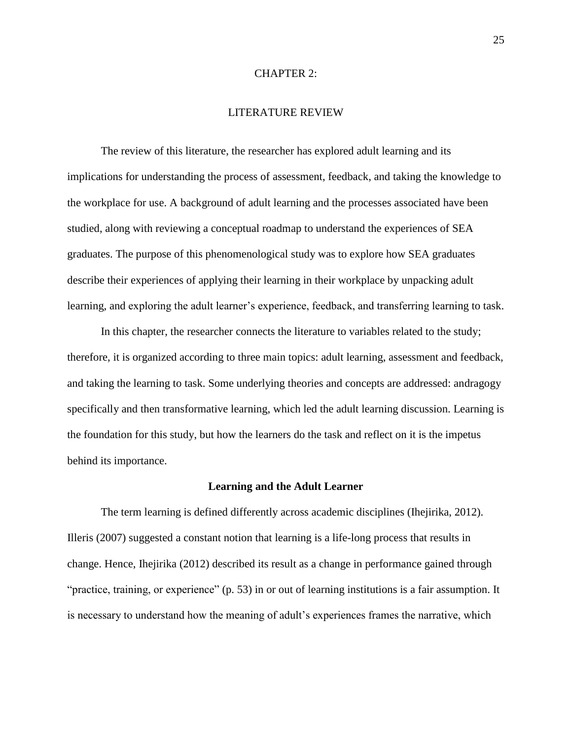# CHAPTER 2:

# LITERATURE REVIEW

The review of this literature, the researcher has explored adult learning and its implications for understanding the process of assessment, feedback, and taking the knowledge to the workplace for use. A background of adult learning and the processes associated have been studied, along with reviewing a conceptual roadmap to understand the experiences of SEA graduates. The purpose of this phenomenological study was to explore how SEA graduates describe their experiences of applying their learning in their workplace by unpacking adult learning, and exploring the adult learner's experience, feedback, and transferring learning to task.

In this chapter, the researcher connects the literature to variables related to the study; therefore, it is organized according to three main topics: adult learning, assessment and feedback, and taking the learning to task. Some underlying theories and concepts are addressed: andragogy specifically and then transformative learning, which led the adult learning discussion. Learning is the foundation for this study, but how the learners do the task and reflect on it is the impetus behind its importance.

## Learning and the Adult Learner

The term learning is defined differently across academic disciplines (Ihejirika, 2012). Illeris (2007) suggested a constant notion that learning is a life-long process that results in change. Hence, Ihejirika (2012) described its result as a change in performance gained through "practice, training, or experience" (p. 53) in or out of learning institutions is a fair assumption. It is necessary to understand how the meaning of adult's experiences frames the narrative, which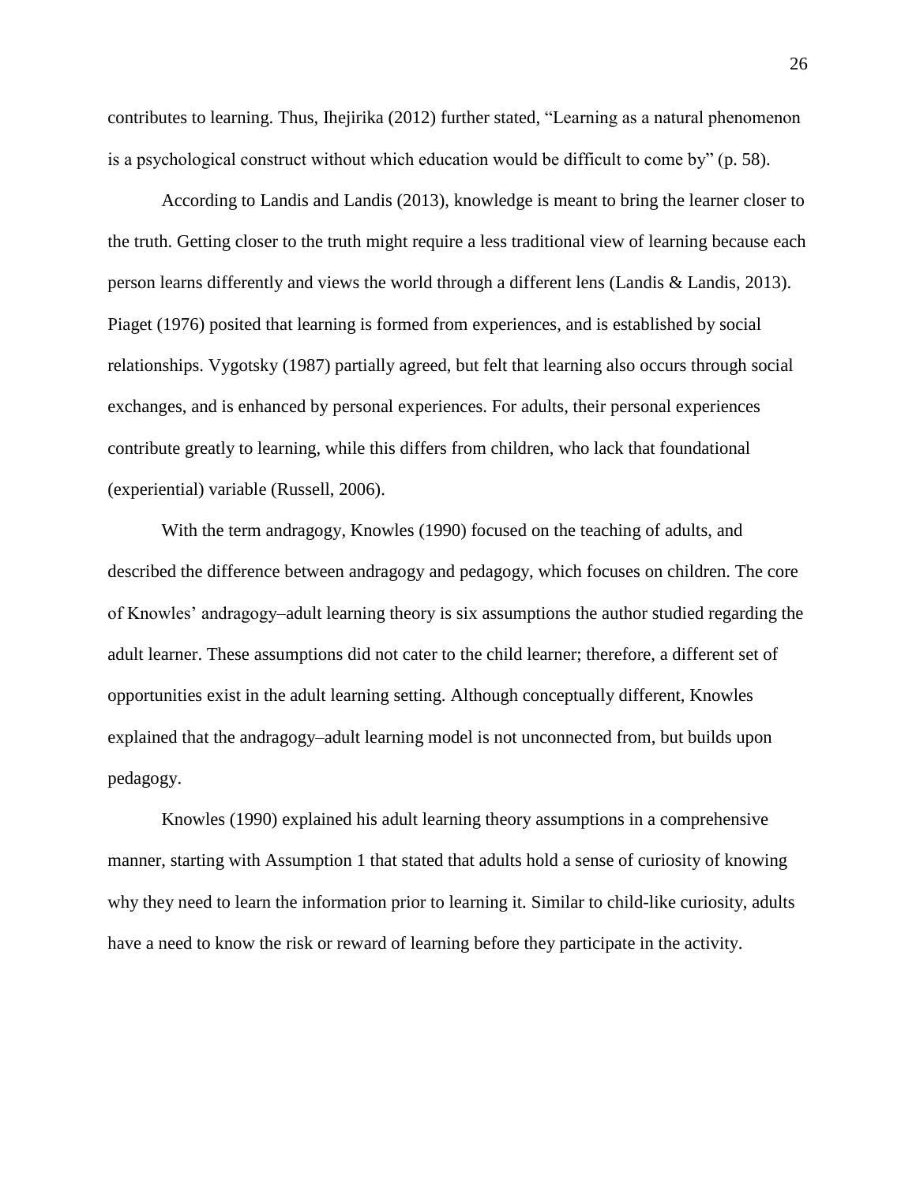contributes to learning. Thus, Ihejirika (2012) further stated, "Learning as a natural phenomenon is a psychological construct without which education would be difficult to come by" (p. 58).

According to Landis and Landis (2013), knowledge is meant to bring the learner closer to the truth. Getting closer to the truth might require a less traditional view of learning because each person learns differently and views the world through a different lens (Landis & Landis, 2013). Piaget (1976) posited that learning is formed from experiences, and is established by social relationships. Vygotsky (1987) partially agreed, but felt that learning also occurs through social exchanges, and is enhanced by personal experiences. For adults, their personal experiences contribute greatly to learning, while this differs from children, who lack that foundational (experiential) variable (Russell, 2006).

With the term andragogy, Knowles (1990) focused on the teaching of adults, and described the difference between andragogy and pedagogy, which focuses on children. The core of Knowles' andragogy–adult learning theory is six assumptions the author studied regarding the adult learner. These assumptions did not cater to the child learner; therefore, a different set of opportunities exist in the adult learning setting. Although conceptually different, Knowles explained that the andragogy–adult learning model is not unconnected from, but builds upon pedagogy.

Knowles (1990) explained his adult learning theory assumptions in a comprehensive manner, starting with Assumption 1 that stated that adults hold a sense of curiosity of knowing why they need to learn the information prior to learning it. Similar to child-like curiosity, adults have a need to know the risk or reward of learning before they participate in the activity.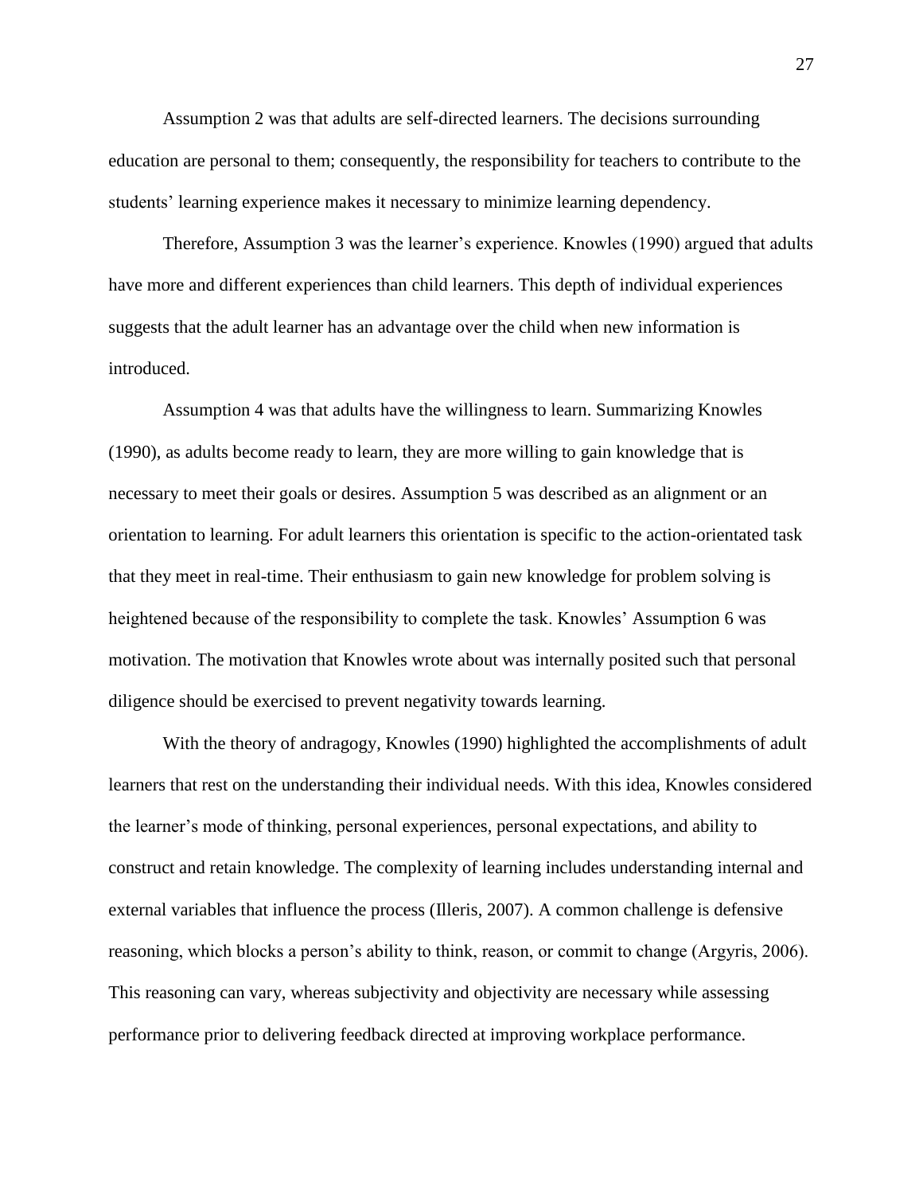Assumption 2 was that adults are self-directed learners. The decisions surrounding education are personal to them; consequently, the responsibility for teachers to contribute to the students' learning experience makes it necessary to minimize learning dependency.

Therefore, Assumption 3 was the learner's experience. Knowles (1990) argued that adults have more and different experiences than child learners. This depth of individual experiences suggests that the adult learner has an advantage over the child when new information is introduced.

Assumption 4 was that adults have the willingness to learn. Summarizing Knowles (1990), as adults become ready to learn, they are more willing to gain knowledge that is necessary to meet their goals or desires. Assumption 5 was described as an alignment or an orientation to learning. For adult learners this orientation is specific to the action-orientated task that they meet in real-time. Their enthusiasm to gain new knowledge for problem solving is heightened because of the responsibility to complete the task. Knowles' Assumption 6 was motivation. The motivation that Knowles wrote about was internally posited such that personal diligence should be exercised to prevent negativity towards learning.

With the theory of andragogy, Knowles (1990) highlighted the accomplishments of adult learners that rest on the understanding their individual needs. With this idea, Knowles considered the learner's mode of thinking, personal experiences, personal expectations, and ability to construct and retain knowledge. The complexity of learning includes understanding internal and external variables that influence the process (Illeris, 2007). A common challenge is defensive reasoning, which blocks a person's ability to think, reason, or commit to change (Argyris, 2006). This reasoning can vary, whereas subjectivity and objectivity are necessary while assessing performance prior to delivering feedback directed at improving workplace performance.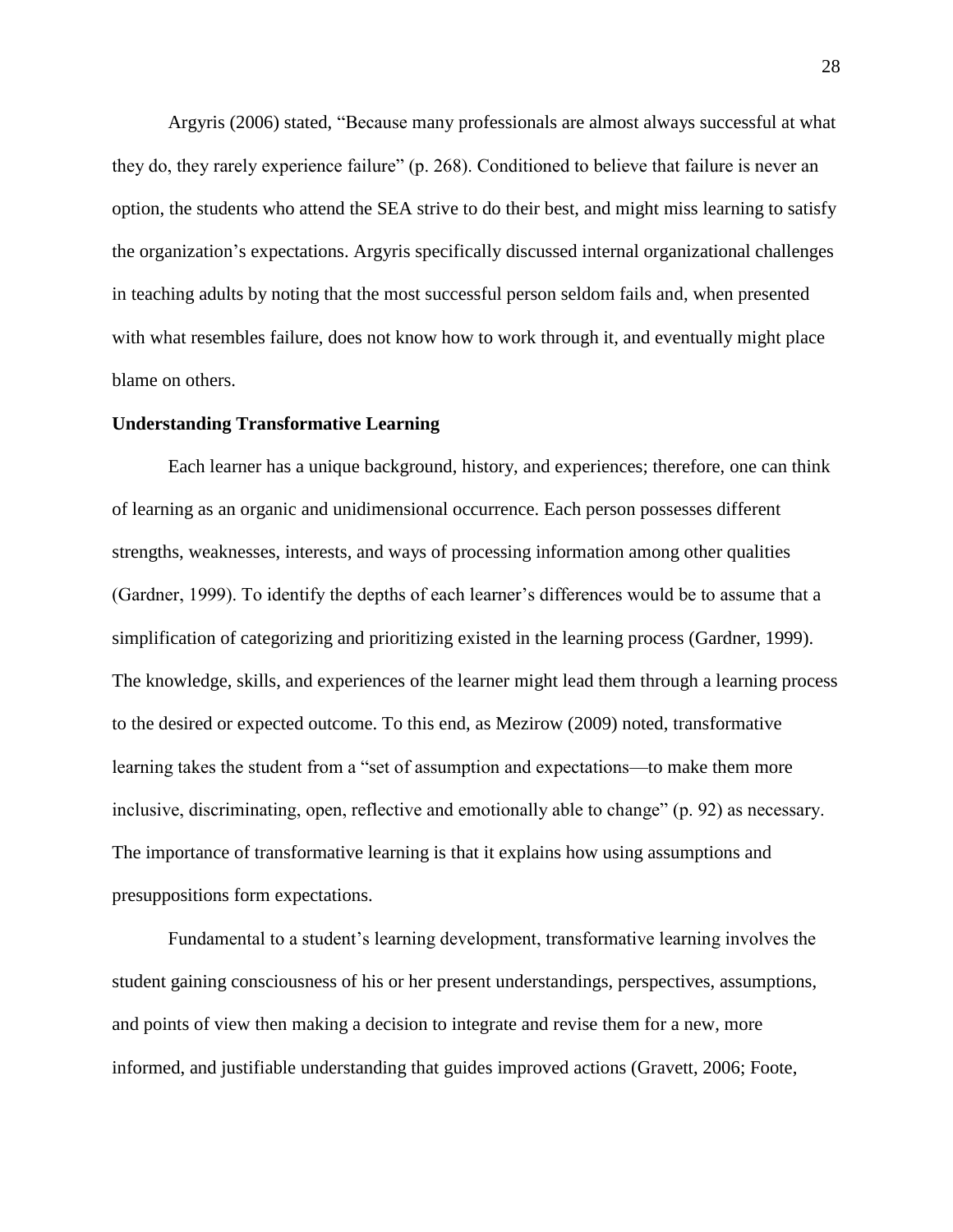Argyris (2006) stated, “Because many professionals are almost always successful at what they do, they rarely experience failure” (p. 268). Conditioned to believe that failure is never an option, the students who attend the SEA strive to do their best, and might miss learning to satisfy the organization’s expectations. Argyris specifically discussed internal organizational challenges in teaching adults by noting that the most successful person seldom fails and, when presented with what resembles failure, does not know how to work through it, and eventually might place blame on others.

**Understanding Transformative Learning**

Each learner has a unique background, history, and experiences; therefore, one can think of learning as an organic and unidimensional occurrence. Each person possesses different strengths, weaknesses, interests, and ways of processing information among other qualities (Gardner, 1999). To identify the depths of each learner’s differences would be to assume that a simplification of categorizing and prioritizing existed in the learning process (Gardner, 1999). The knowledge, skills, and experiences of the learner might lead them through a learning process to the desired or expected outcome. To this end, as Mezirow (2009) noted, transformative learning takes the student from a “set of assumption and expectations—to make them more inclusive, discriminating, open, reflective and emotionally able to change” (p. 92) as necessary. The importance of transformative learning is that it explains how using assumptions and presuppositions form expectations.

Fundamental to a student’s learning development, transformative learning involves the student gaining consciousness of his or her present understandings, perspectives, assumptions, and points of view then making a decision to integrate and revise them for a new, more informed, and justifiable understanding that guides improved actions (Gravett, 2006; Foote,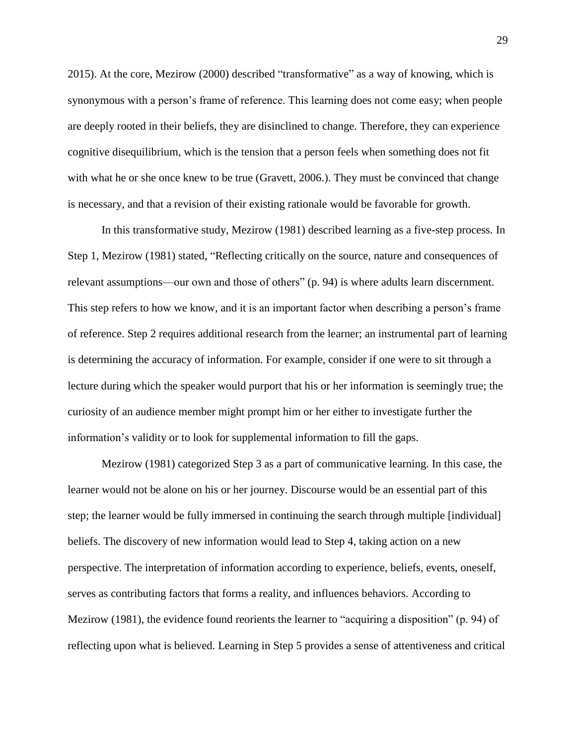2015). At the core, Mezirow (2000) described "transformative" as a way of knowing, which is synonymous with a person's frame of reference. This learning does not come easy; when people are deeply rooted in their beliefs, they are disinclined to change. Therefore, they can experience cognitive disequilibrium, which is the tension that a person feels when something does not fit with what he or she once knew to be true (Gravett, 2006.). They must be convinced that change is necessary, and that a revision of their existing rationale would be favorable for growth.

In this transformative study, Mezirow (1981) described learning as a five-step process. In Step 1, Mezirow (1981) stated, "Reflecting critically on the source, nature and consequences of relevant assumptions—our own and those of others" (p. 94) is where adults learn discernment. This step refers to how we know, and it is an important factor when describing a person's frame of reference. Step 2 requires additional research from the learner; an instrumental part of learning is determining the accuracy of information. For example, consider if one were to sit through a lecture during which the speaker would purport that his or her information is seemingly true; the curiosity of an audience member might prompt him or her either to investigate further the information's validity or to look for supplemental information to fill the gaps.

Mezirow (1981) categorized Step 3 as a part of communicative learning. In this case, the learner would not be alone on his or her journey. Discourse would be an essential part of this step; the learner would be fully immersed in continuing the search through multiple [individual] beliefs. The discovery of new information would lead to Step 4, taking action on a new perspective. The interpretation of information according to experience, beliefs, events, oneself, serves as contributing factors that forms a reality, and influences behaviors. According to Mezirow (1981), the evidence found reorients the learner to "acquiring a disposition" (p. 94) of reflecting upon what is believed. Learning in Step 5 provides a sense of attentiveness and critical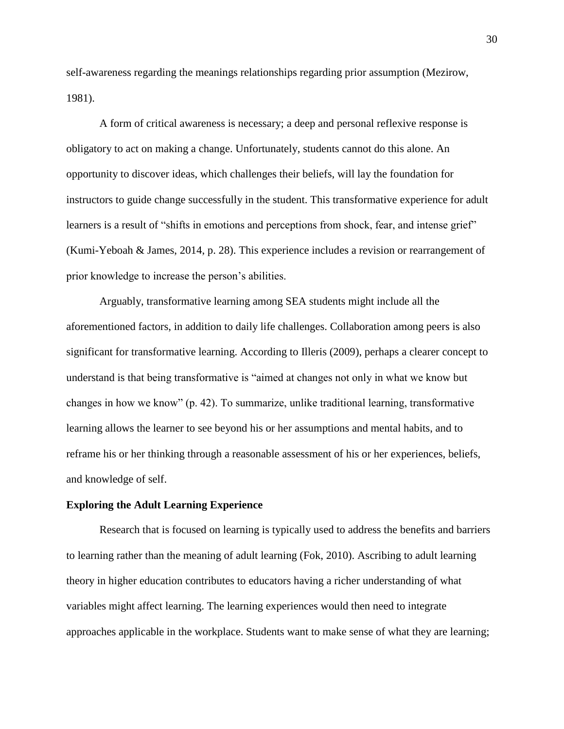self-awareness regarding the meanings relationships regarding prior assumption (Mezirow, 1981).

A form of critical awareness is necessary; a deep and personal reflexive response is obligatory to act on making a change. Unfortunately, students cannot do this alone. An opportunity to discover ideas, which challenges their beliefs, will lay the foundation for instructors to guide change successfully in the student. This transformative experience for adult learners is a result of "shifts in emotions and perceptions from shock, fear, and intense grief" (Kumi-Yeboah & James, 2014, p. 28). This experience includes a revision or rearrangement of prior knowledge to increase the person's abilities.

Arguably, transformative learning among SEA students might include all the aforementioned factors, in addition to daily life challenges. Collaboration among peers is also significant for transformative learning. According to Illeris (2009), perhaps a clearer concept to understand is that being transformative is "aimed at changes not only in what we know but changes in how we know" (p. 42). To summarize, unlike traditional learning, transformative learning allows the learner to see beyond his or her assumptions and mental habits, and to reframe his or her thinking through a reasonable assessment of his or her experiences, beliefs, and knowledge of self.

**Exploring the Adult Learning Experience**

Research that is focused on learning is typically used to address the benefits and barriers to learning rather than the meaning of adult learning (Fok, 2010). Ascribing to adult learning theory in higher education contributes to educators having a richer understanding of what variables might affect learning. The learning experiences would then need to integrate approaches applicable in the workplace. Students want to make sense of what they are learning;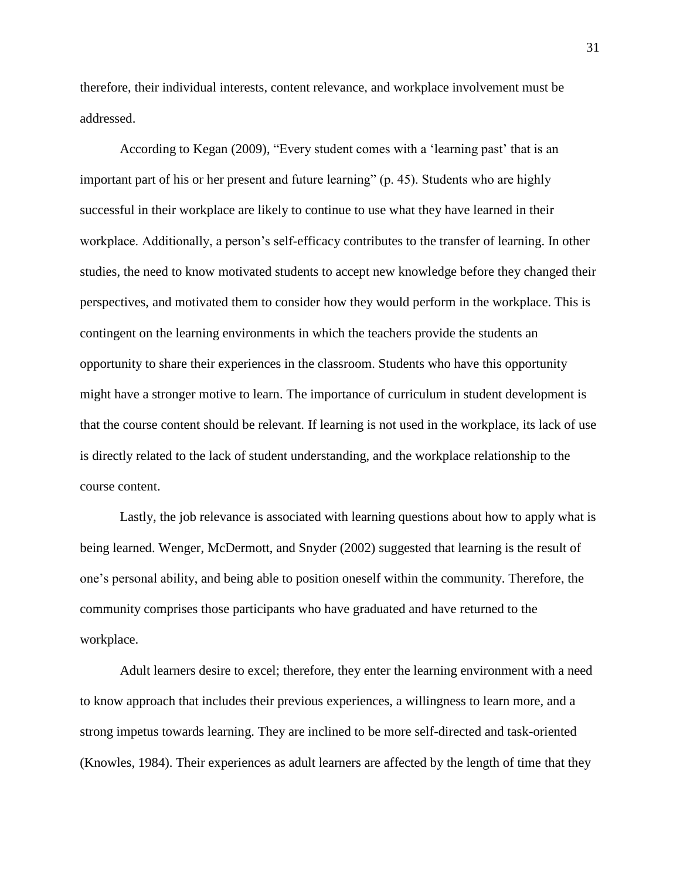therefore, their individual interests, content relevance, and workplace involvement must be addressed.

According to Kegan (2009), "Every student comes with a 'learning past' that is an important part of his or her present and future learning" (p. 45). Students who are highly successful in their workplace are likely to continue to use what they have learned in their workplace. Additionally, a person's self-efficacy contributes to the transfer of learning. In other studies, the need to know motivated students to accept new knowledge before they changed their perspectives, and motivated them to consider how they would perform in the workplace. This is contingent on the learning environments in which the teachers provide the students an opportunity to share their experiences in the classroom. Students who have this opportunity might have a stronger motive to learn. The importance of curriculum in student development is that the course content should be relevant. If learning is not used in the workplace, its lack of use is directly related to the lack of student understanding, and the workplace relationship to the course content.

Lastly, the job relevance is associated with learning questions about how to apply what is being learned. Wenger, McDermott, and Snyder (2002) suggested that learning is the result of one's personal ability, and being able to position oneself within the community. Therefore, the community comprises those participants who have graduated and have returned to the workplace.

Adult learners desire to excel; therefore, they enter the learning environment with a need to know approach that includes their previous experiences, a willingness to learn more, and a strong impetus towards learning. They are inclined to be more self-directed and task-oriented (Knowles, 1984). Their experiences as adult learners are affected by the length of time that they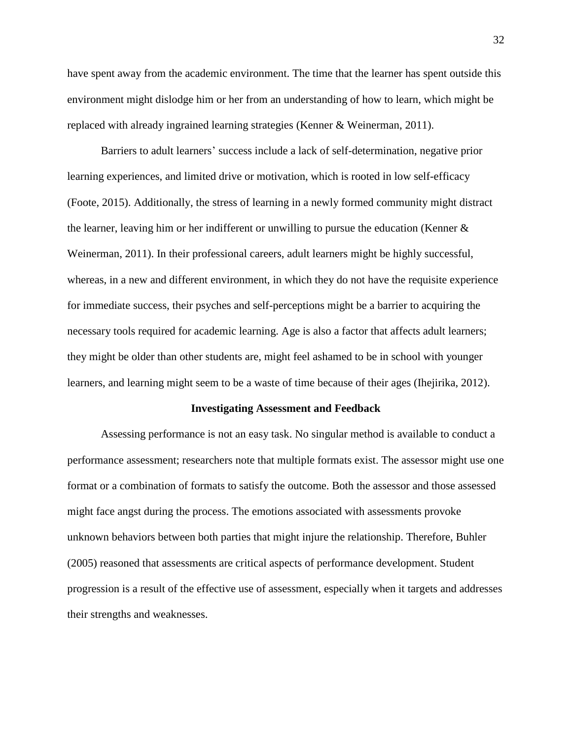have spent away from the academic environment. The time that the learner has spent outside this environment might dislodge him or her from an understanding of how to learn, which might be replaced with already ingrained learning strategies (Kenner & Weinerman, 2011).

Barriers to adult learners' success include a lack of self-determination, negative prior learning experiences, and limited drive or motivation, which is rooted in low self-efficacy (Foote, 2015). Additionally, the stress of learning in a newly formed community might distract the learner, leaving him or her indifferent or unwilling to pursue the education (Kenner & Weinerman, 2011). In their professional careers, adult learners might be highly successful, whereas, in a new and different environment, in which they do not have the requisite experience for immediate success, their psyches and self-perceptions might be a barrier to acquiring the necessary tools required for academic learning. Age is also a factor that affects adult learners; they might be older than other students are, might feel ashamed to be in school with younger learners, and learning might seem to be a waste of time because of their ages (Ihejirika, 2012).

## Investigating Assessment and Feedback

Assessing performance is not an easy task. No singular method is available to conduct a performance assessment; researchers note that multiple formats exist. The assessor might use one format or a combination of formats to satisfy the outcome. Both the assessor and those assessed might face angst during the process. The emotions associated with assessments provoke unknown behaviors between both parties that might injure the relationship. Therefore, Buhler (2005) reasoned that assessments are critical aspects of performance development. Student progression is a result of the effective use of assessment, especially when it targets and addresses their strengths and weaknesses.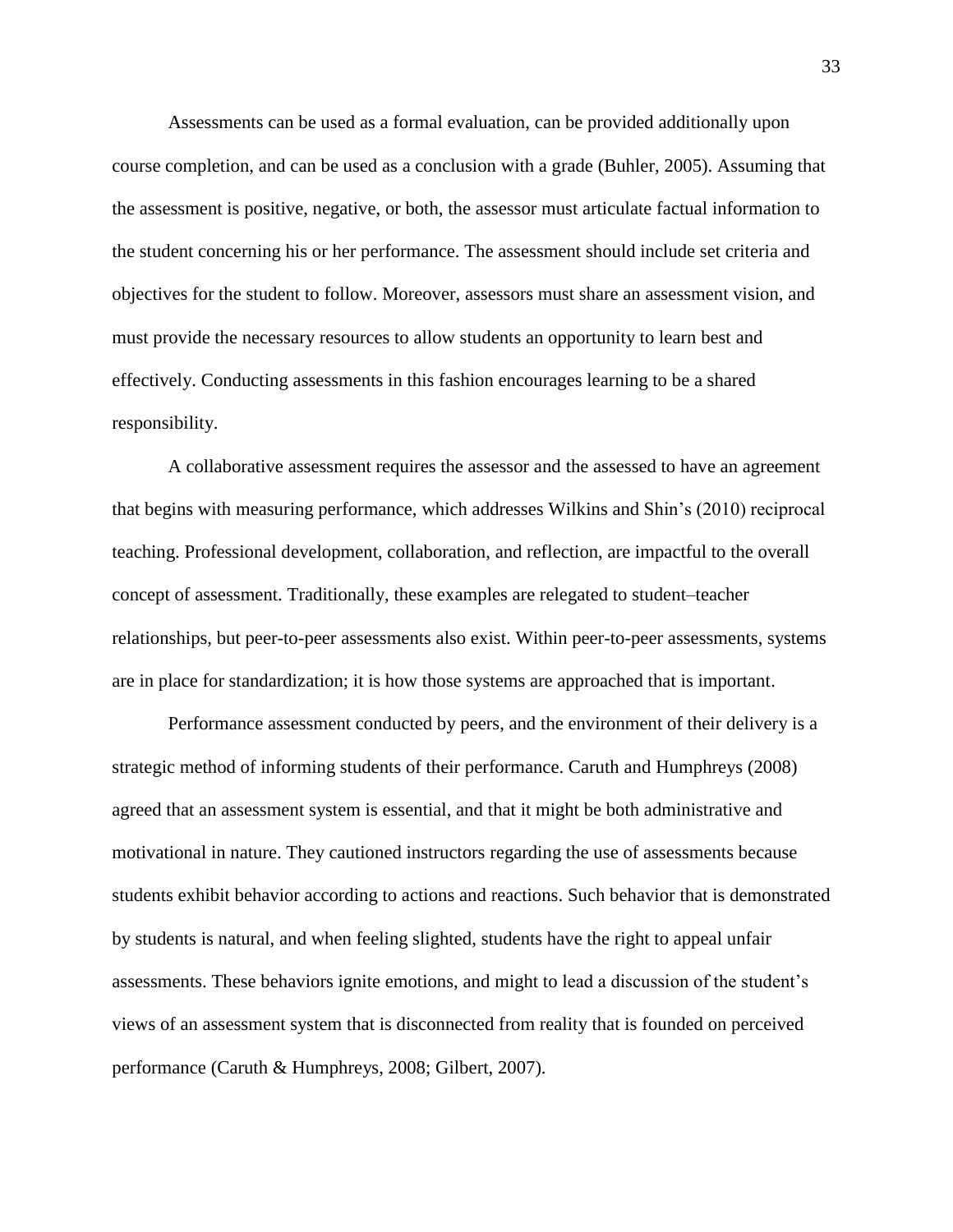Assessments can be used as a formal evaluation, can be provided additionally upon course completion, and can be used as a conclusion with a grade (Buhler, 2005). Assuming that the assessment is positive, negative, or both, the assessor must articulate factual information to the student concerning his or her performance. The assessment should include set criteria and objectives for the student to follow. Moreover, assessors must share an assessment vision, and must provide the necessary resources to allow students an opportunity to learn best and effectively. Conducting assessments in this fashion encourages learning to be a shared responsibility.

A collaborative assessment requires the assessor and the assessed to have an agreement that begins with measuring performance, which addresses Wilkins and Shin's (2010) reciprocal teaching. Professional development, collaboration, and reflection, are impactful to the overall concept of assessment. Traditionally, these examples are relegated to student–teacher relationships, but peer-to-peer assessments also exist. Within peer-to-peer assessments, systems are in place for standardization; it is how those systems are approached that is important.

Performance assessment conducted by peers, and the environment of their delivery is a strategic method of informing students of their performance. Caruth and Humphreys (2008) agreed that an assessment system is essential, and that it might be both administrative and motivational in nature. They cautioned instructors regarding the use of assessments because students exhibit behavior according to actions and reactions. Such behavior that is demonstrated by students is natural, and when feeling slighted, students have the right to appeal unfair assessments. These behaviors ignite emotions, and might to lead a discussion of the student's views of an assessment system that is disconnected from reality that is founded on perceived performance (Caruth & Humphreys, 2008; Gilbert, 2007).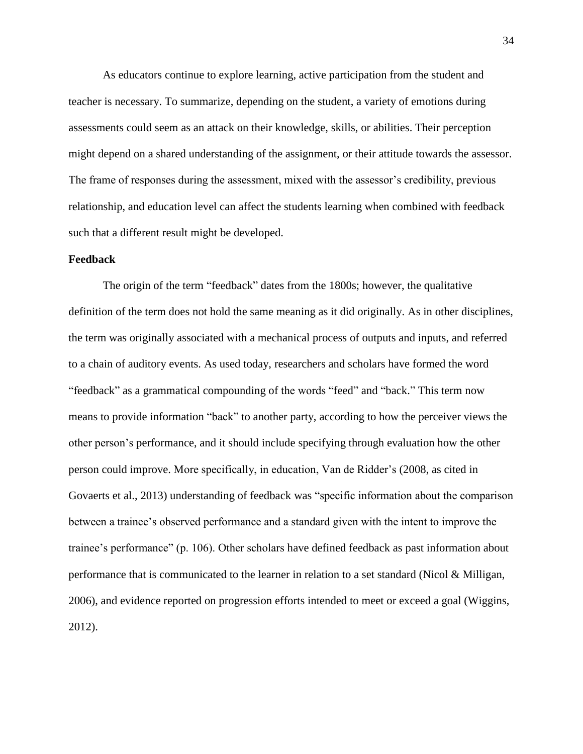As educators continue to explore learning, active participation from the student and teacher is necessary. To summarize, depending on the student, a variety of emotions during assessments could seem as an attack on their knowledge, skills, or abilities. Their perception might depend on a shared understanding of the assignment, or their attitude towards the assessor. The frame of responses during the assessment, mixed with the assessor's credibility, previous relationship, and education level can affect the students learning when combined with feedback such that a different result might be developed.

**Feedback**

The origin of the term "feedback" dates from the 1800s; however, the qualitative definition of the term does not hold the same meaning as it did originally. As in other disciplines, the term was originally associated with a mechanical process of outputs and inputs, and referred to a chain of auditory events. As used today, researchers and scholars have formed the word "feedback" as a grammatical compounding of the words "feed" and "back." This term now means to provide information "back" to another party, according to how the perceiver views the other person's performance, and it should include specifying through evaluation how the other person could improve. More specifically, in education, Van de Ridder's (2008, as cited in Govaerts et al., 2013) understanding of feedback was "specific information about the comparison between a trainee's observed performance and a standard given with the intent to improve the trainee's performance" (p. 106). Other scholars have defined feedback as past information about performance that is communicated to the learner in relation to a set standard (Nicol & Milligan, 2006), and evidence reported on progression efforts intended to meet or exceed a goal (Wiggins, 2012).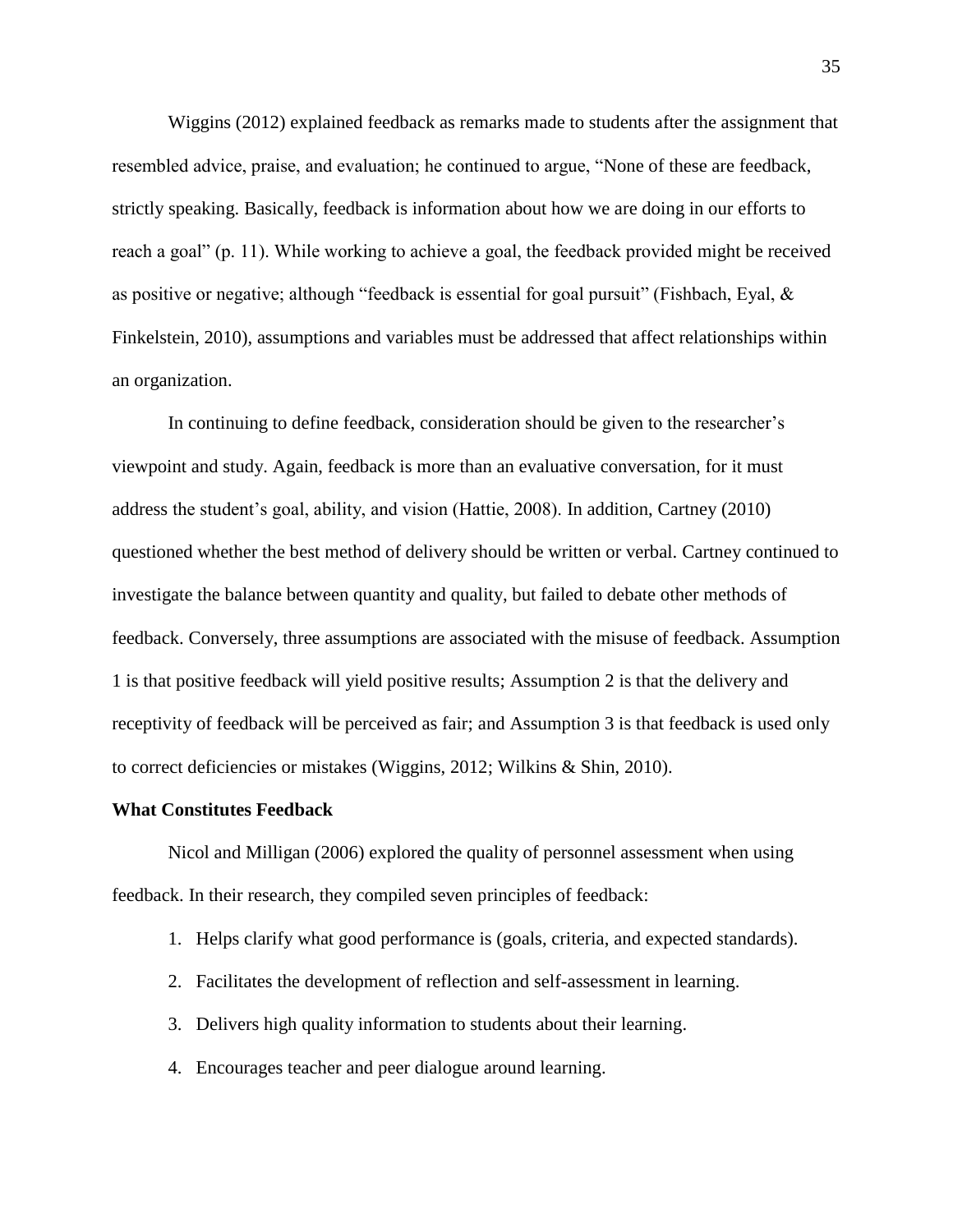Wiggins (2012) explained feedback as remarks made to students after the assignment that resembled advice, praise, and evaluation; he continued to argue, "None of these are feedback, strictly speaking. Basically, feedback is information about how we are doing in our efforts to reach a goal" (p. 11). While working to achieve a goal, the feedback provided might be received as positive or negative; although "feedback is essential for goal pursuit" (Fishbach, Eyal, & Finkelstein, 2010), assumptions and variables must be addressed that affect relationships within an organization.

In continuing to define feedback, consideration should be given to the researcher's viewpoint and study. Again, feedback is more than an evaluative conversation, for it must address the student's goal, ability, and vision (Hattie, 2008). In addition, Cartney (2010) questioned whether the best method of delivery should be written or verbal. Cartney continued to investigate the balance between quantity and quality, but failed to debate other methods of feedback. Conversely, three assumptions are associated with the misuse of feedback. Assumption 1 is that positive feedback will yield positive results; Assumption 2 is that the delivery and receptivity of feedback will be perceived as fair; and Assumption 3 is that feedback is used only to correct deficiencies or mistakes (Wiggins, 2012; Wilkins & Shin, 2010).

**What Constitutes Feedback**

Nicol and Milligan (2006) explored the quality of personnel assessment when using feedback. In their research, they compiled seven principles of feedback:

1. Helps clarify what good performance is (goals, criteria, and expected standards).
2. Facilitates the development of reflection and self-assessment in learning.
3. Delivers high quality information to students about their learning.
4. Encourages teacher and peer dialogue around learning.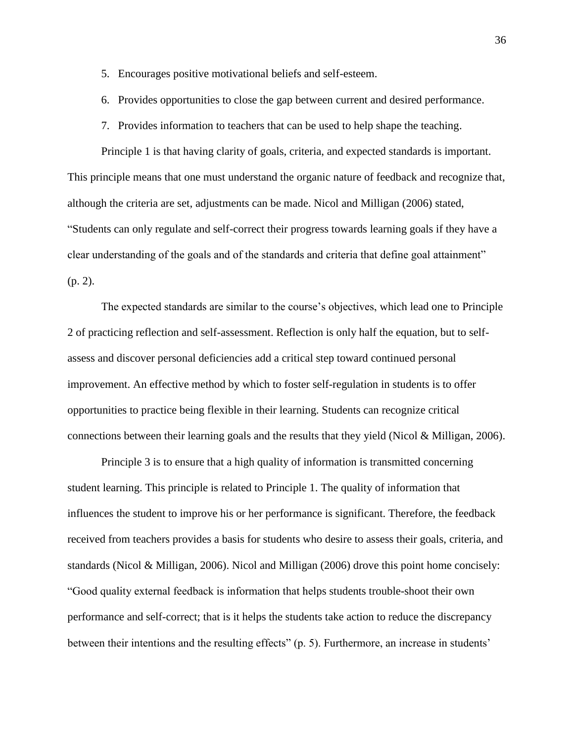5. Encourages positive motivational beliefs and self-esteem.
6. Provides opportunities to close the gap between current and desired performance.
7. Provides information to teachers that can be used to help shape the teaching.

Principle 1 is that having clarity of goals, criteria, and expected standards is important. This principle means that one must understand the organic nature of feedback and recognize that, although the criteria are set, adjustments can be made. Nicol and Milligan (2006) stated, "Students can only regulate and self-correct their progress towards learning goals if they have a clear understanding of the goals and of the standards and criteria that define goal attainment" (p. 2).

The expected standards are similar to the course's objectives, which lead one to Principle 2 of practicing reflection and self-assessment. Reflection is only half the equation, but to self-assess and discover personal deficiencies add a critical step toward continued personal improvement. An effective method by which to foster self-regulation in students is to offer opportunities to practice being flexible in their learning. Students can recognize critical connections between their learning goals and the results that they yield (Nicol & Milligan, 2006).

Principle 3 is to ensure that a high quality of information is transmitted concerning student learning. This principle is related to Principle 1. The quality of information that influences the student to improve his or her performance is significant. Therefore, the feedback received from teachers provides a basis for students who desire to assess their goals, criteria, and standards (Nicol & Milligan, 2006). Nicol and Milligan (2006) drove this point home concisely: "Good quality external feedback is information that helps students trouble-shoot their own performance and self-correct; that is it helps the students take action to reduce the discrepancy between their intentions and the resulting effects" (p. 5). Furthermore, an increase in students'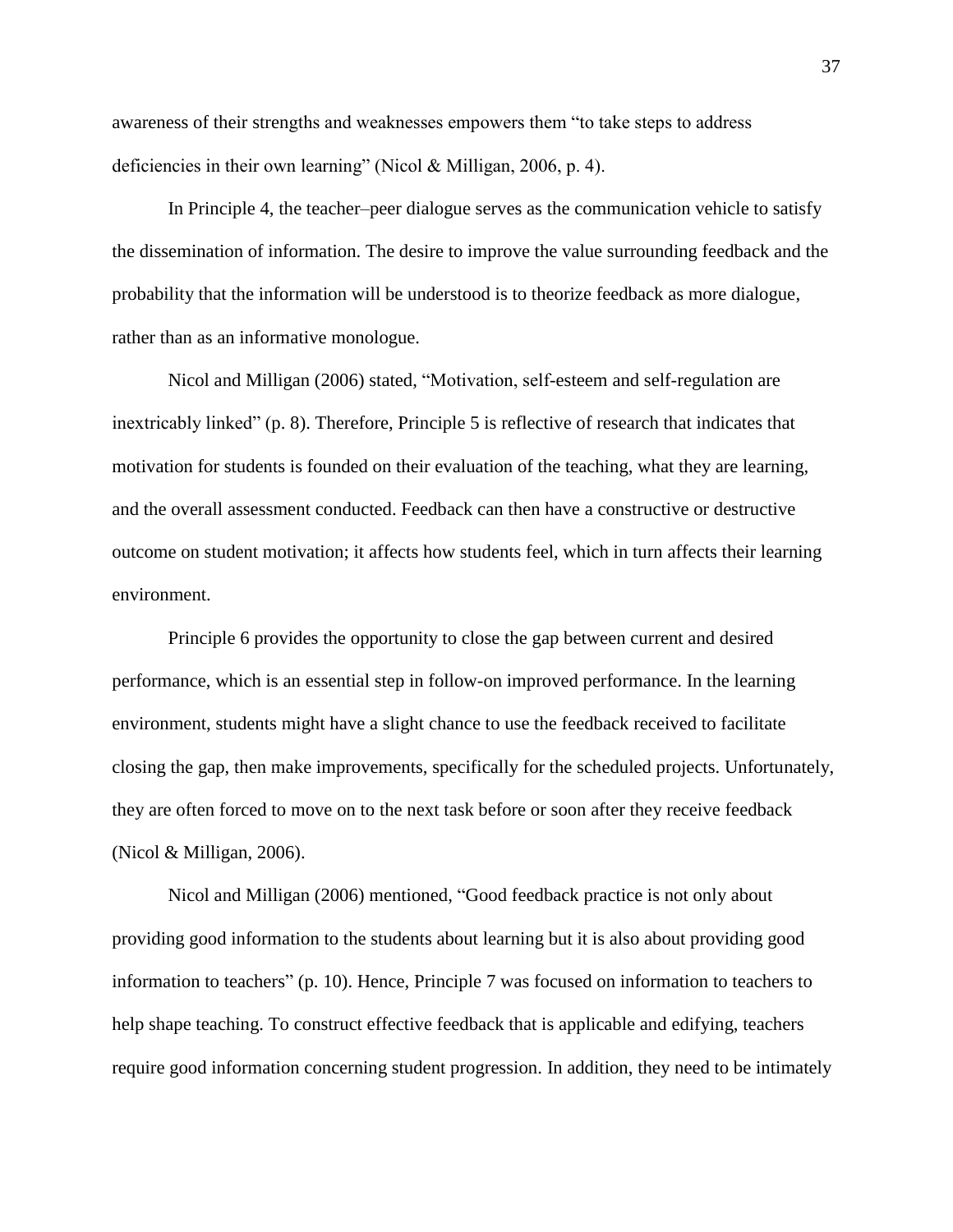awareness of their strengths and weaknesses empowers them "to take steps to address deficiencies in their own learning" (Nicol & Milligan, 2006, p. 4).

In Principle 4, the teacher–peer dialogue serves as the communication vehicle to satisfy the dissemination of information. The desire to improve the value surrounding feedback and the probability that the information will be understood is to theorize feedback as more dialogue, rather than as an informative monologue.

Nicol and Milligan (2006) stated, "Motivation, self-esteem and self-regulation are inextricably linked" (p. 8). Therefore, Principle 5 is reflective of research that indicates that motivation for students is founded on their evaluation of the teaching, what they are learning, and the overall assessment conducted. Feedback can then have a constructive or destructive outcome on student motivation; it affects how students feel, which in turn affects their learning environment.

Principle 6 provides the opportunity to close the gap between current and desired performance, which is an essential step in follow-on improved performance. In the learning environment, students might have a slight chance to use the feedback received to facilitate closing the gap, then make improvements, specifically for the scheduled projects. Unfortunately, they are often forced to move on to the next task before or soon after they receive feedback (Nicol & Milligan, 2006).

Nicol and Milligan (2006) mentioned, "Good feedback practice is not only about providing good information to the students about learning but it is also about providing good information to teachers" (p. 10). Hence, Principle 7 was focused on information to teachers to help shape teaching. To construct effective feedback that is applicable and edifying, teachers require good information concerning student progression. In addition, they need to be intimately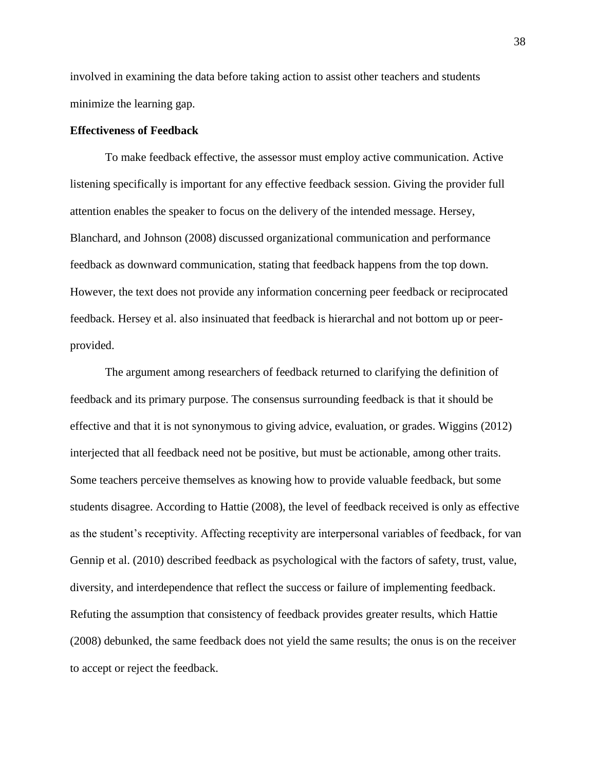involved in examining the data before taking action to assist other teachers and students minimize the learning gap.

**Effectiveness of Feedback**

To make feedback effective, the assessor must employ active communication. Active listening specifically is important for any effective feedback session. Giving the provider full attention enables the speaker to focus on the delivery of the intended message. Hersey, Blanchard, and Johnson (2008) discussed organizational communication and performance feedback as downward communication, stating that feedback happens from the top down. However, the text does not provide any information concerning peer feedback or reciprocated feedback. Hersey et al. also insinuated that feedback is hierarchal and not bottom up or peer-provided.

The argument among researchers of feedback returned to clarifying the definition of feedback and its primary purpose. The consensus surrounding feedback is that it should be effective and that it is not synonymous to giving advice, evaluation, or grades. Wiggins (2012) interjected that all feedback need not be positive, but must be actionable, among other traits. Some teachers perceive themselves as knowing how to provide valuable feedback, but some students disagree. According to Hattie (2008), the level of feedback received is only as effective as the student's receptivity. Affecting receptivity are interpersonal variables of feedback, for van Gennip et al. (2010) described feedback as psychological with the factors of safety, trust, value, diversity, and interdependence that reflect the success or failure of implementing feedback. Refuting the assumption that consistency of feedback provides greater results, which Hattie (2008) debunked, the same feedback does not yield the same results; the onus is on the receiver to accept or reject the feedback.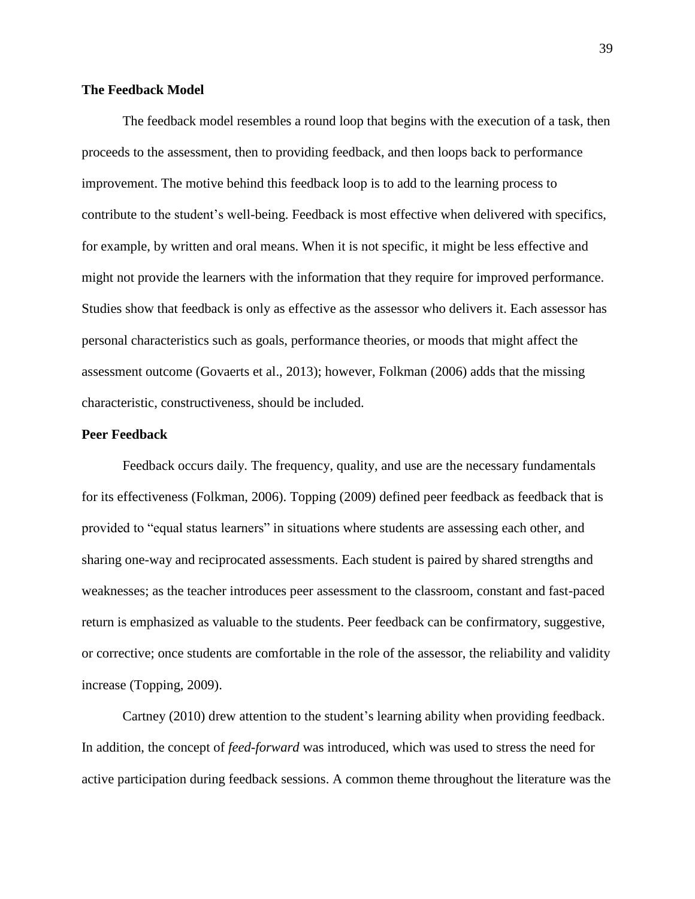## The Feedback Model

The feedback model resembles a round loop that begins with the execution of a task, then proceeds to the assessment, then to providing feedback, and then loops back to performance improvement. The motive behind this feedback loop is to add to the learning process to contribute to the student's well-being. Feedback is most effective when delivered with specifics, for example, by written and oral means. When it is not specific, it might be less effective and might not provide the learners with the information that they require for improved performance. Studies show that feedback is only as effective as the assessor who delivers it. Each assessor has personal characteristics such as goals, performance theories, or moods that might affect the assessment outcome (Govaerts et al., 2013); however, Folkman (2006) adds that the missing characteristic, constructiveness, should be included.

## Peer Feedback

Feedback occurs daily. The frequency, quality, and use are the necessary fundamentals for its effectiveness (Folkman, 2006). Topping (2009) defined peer feedback as feedback that is provided to "equal status learners" in situations where students are assessing each other, and sharing one-way and reciprocated assessments. Each student is paired by shared strengths and weaknesses; as the teacher introduces peer assessment to the classroom, constant and fast-paced return is emphasized as valuable to the students. Peer feedback can be confirmatory, suggestive, or corrective; once students are comfortable in the role of the assessor, the reliability and validity increase (Topping, 2009).

Cartney (2010) drew attention to the student's learning ability when providing feedback. In addition, the concept of *feed-forward* was introduced, which was used to stress the need for active participation during feedback sessions. A common theme throughout the literature was the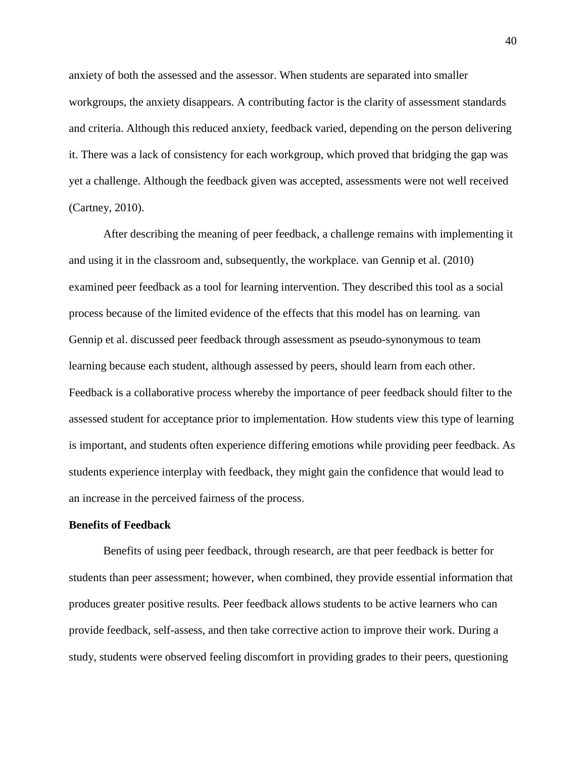anxiety of both the assessed and the assessor. When students are separated into smaller workgroups, the anxiety disappears. A contributing factor is the clarity of assessment standards and criteria. Although this reduced anxiety, feedback varied, depending on the person delivering it. There was a lack of consistency for each workgroup, which proved that bridging the gap was yet a challenge. Although the feedback given was accepted, assessments were not well received (Cartney, 2010).

After describing the meaning of peer feedback, a challenge remains with implementing it and using it in the classroom and, subsequently, the workplace. van Gennip et al. (2010) examined peer feedback as a tool for learning intervention. They described this tool as a social process because of the limited evidence of the effects that this model has on learning. van Gennip et al. discussed peer feedback through assessment as pseudo-synonymous to team learning because each student, although assessed by peers, should learn from each other. Feedback is a collaborative process whereby the importance of peer feedback should filter to the assessed student for acceptance prior to implementation. How students view this type of learning is important, and students often experience differing emotions while providing peer feedback. As students experience interplay with feedback, they might gain the confidence that would lead to an increase in the perceived fairness of the process.

**Benefits of Feedback**

Benefits of using peer feedback, through research, are that peer feedback is better for students than peer assessment; however, when combined, they provide essential information that produces greater positive results. Peer feedback allows students to be active learners who can provide feedback, self-assess, and then take corrective action to improve their work. During a study, students were observed feeling discomfort in providing grades to their peers, questioning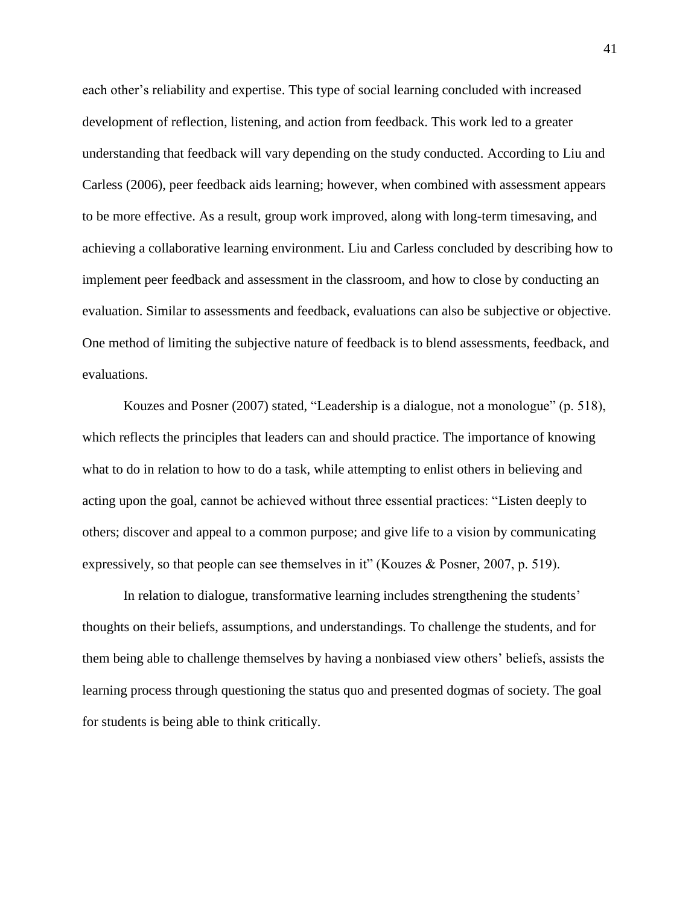each other's reliability and expertise. This type of social learning concluded with increased development of reflection, listening, and action from feedback. This work led to a greater understanding that feedback will vary depending on the study conducted. According to Liu and Carless (2006), peer feedback aids learning; however, when combined with assessment appears to be more effective. As a result, group work improved, along with long-term timesaving, and achieving a collaborative learning environment. Liu and Carless concluded by describing how to implement peer feedback and assessment in the classroom, and how to close by conducting an evaluation. Similar to assessments and feedback, evaluations can also be subjective or objective. One method of limiting the subjective nature of feedback is to blend assessments, feedback, and evaluations.

Kouzes and Posner (2007) stated, "Leadership is a dialogue, not a monologue" (p. 518), which reflects the principles that leaders can and should practice. The importance of knowing what to do in relation to how to do a task, while attempting to enlist others in believing and acting upon the goal, cannot be achieved without three essential practices: "Listen deeply to others; discover and appeal to a common purpose; and give life to a vision by communicating expressively, so that people can see themselves in it" (Kouzes & Posner, 2007, p. 519).

In relation to dialogue, transformative learning includes strengthening the students' thoughts on their beliefs, assumptions, and understandings. To challenge the students, and for them being able to challenge themselves by having a nonbiased view others' beliefs, assists the learning process through questioning the status quo and presented dogmas of society. The goal for students is being able to think critically.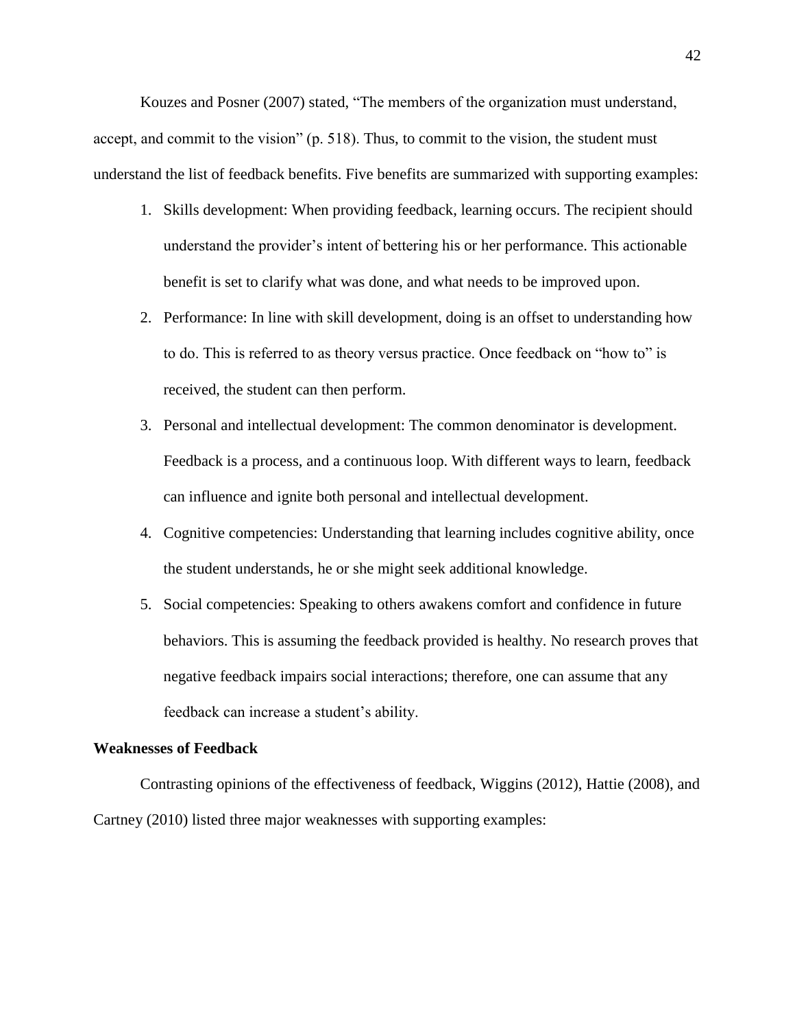Kouzes and Posner (2007) stated, “The members of the organization must understand, accept, and commit to the vision” (p. 518). Thus, to commit to the vision, the student must understand the list of feedback benefits. Five benefits are summarized with supporting examples:

1. Skills development: When providing feedback, learning occurs. The recipient should understand the provider’s intent of bettering his or her performance. This actionable benefit is set to clarify what was done, and what needs to be improved upon.
2. Performance: In line with skill development, doing is an offset to understanding how to do. This is referred to as theory versus practice. Once feedback on “how to” is received, the student can then perform.
3. Personal and intellectual development: The common denominator is development. Feedback is a process, and a continuous loop. With different ways to learn, feedback can influence and ignite both personal and intellectual development.
4. Cognitive competencies: Understanding that learning includes cognitive ability, once the student understands, he or she might seek additional knowledge.
5. Social competencies: Speaking to others awakens comfort and confidence in future behaviors. This is assuming the feedback provided is healthy. No research proves that negative feedback impairs social interactions; therefore, one can assume that any feedback can increase a student’s ability.

**Weaknesses of Feedback**

Contrasting opinions of the effectiveness of feedback, Wiggins (2012), Hattie (2008), and Cartney (2010) listed three major weaknesses with supporting examples: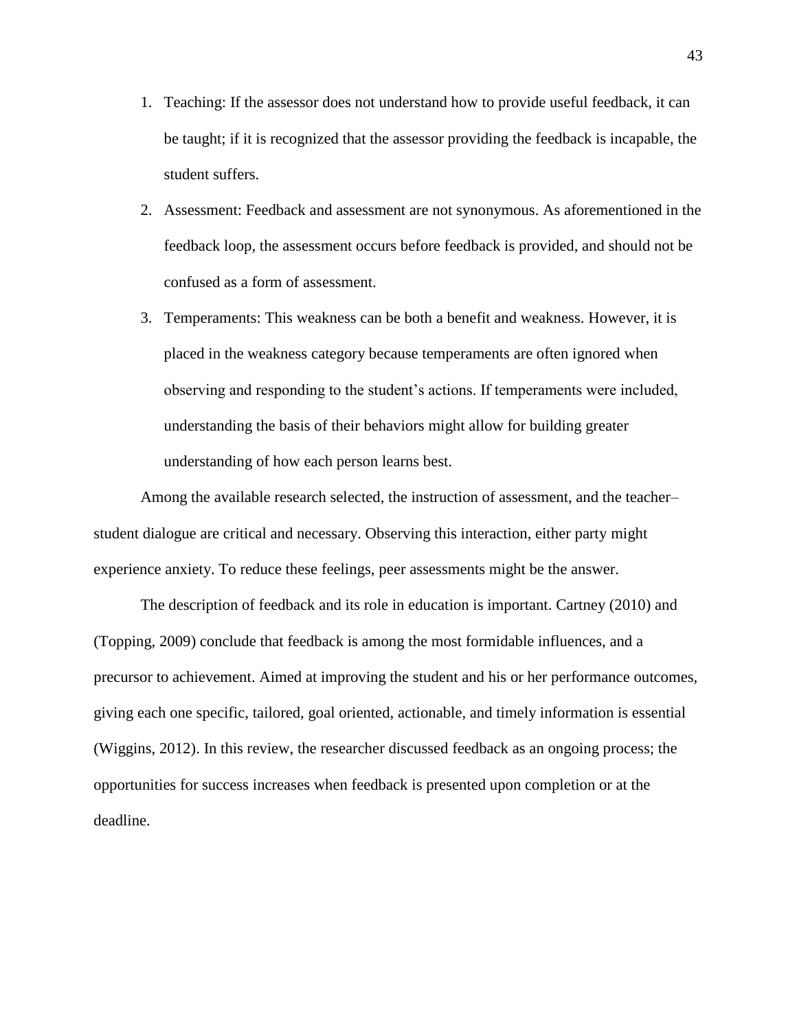1. Teaching: If the assessor does not understand how to provide useful feedback, it can be taught; if it is recognized that the assessor providing the feedback is incapable, the student suffers.
2. Assessment: Feedback and assessment are not synonymous. As aforementioned in the feedback loop, the assessment occurs before feedback is provided, and should not be confused as a form of assessment.
3. Temperaments: This weakness can be both a benefit and weakness. However, it is placed in the weakness category because temperaments are often ignored when observing and responding to the student's actions. If temperaments were included, understanding the basis of their behaviors might allow for building greater understanding of how each person learns best.

Among the available research selected, the instruction of assessment, and the teacher–student dialogue are critical and necessary. Observing this interaction, either party might experience anxiety. To reduce these feelings, peer assessments might be the answer.

The description of feedback and its role in education is important. Cartney (2010) and (Topping, 2009) conclude that feedback is among the most formidable influences, and a precursor to achievement. Aimed at improving the student and his or her performance outcomes, giving each one specific, tailored, goal oriented, actionable, and timely information is essential (Wiggins, 2012). In this review, the researcher discussed feedback as an ongoing process; the opportunities for success increases when feedback is presented upon completion or at the deadline.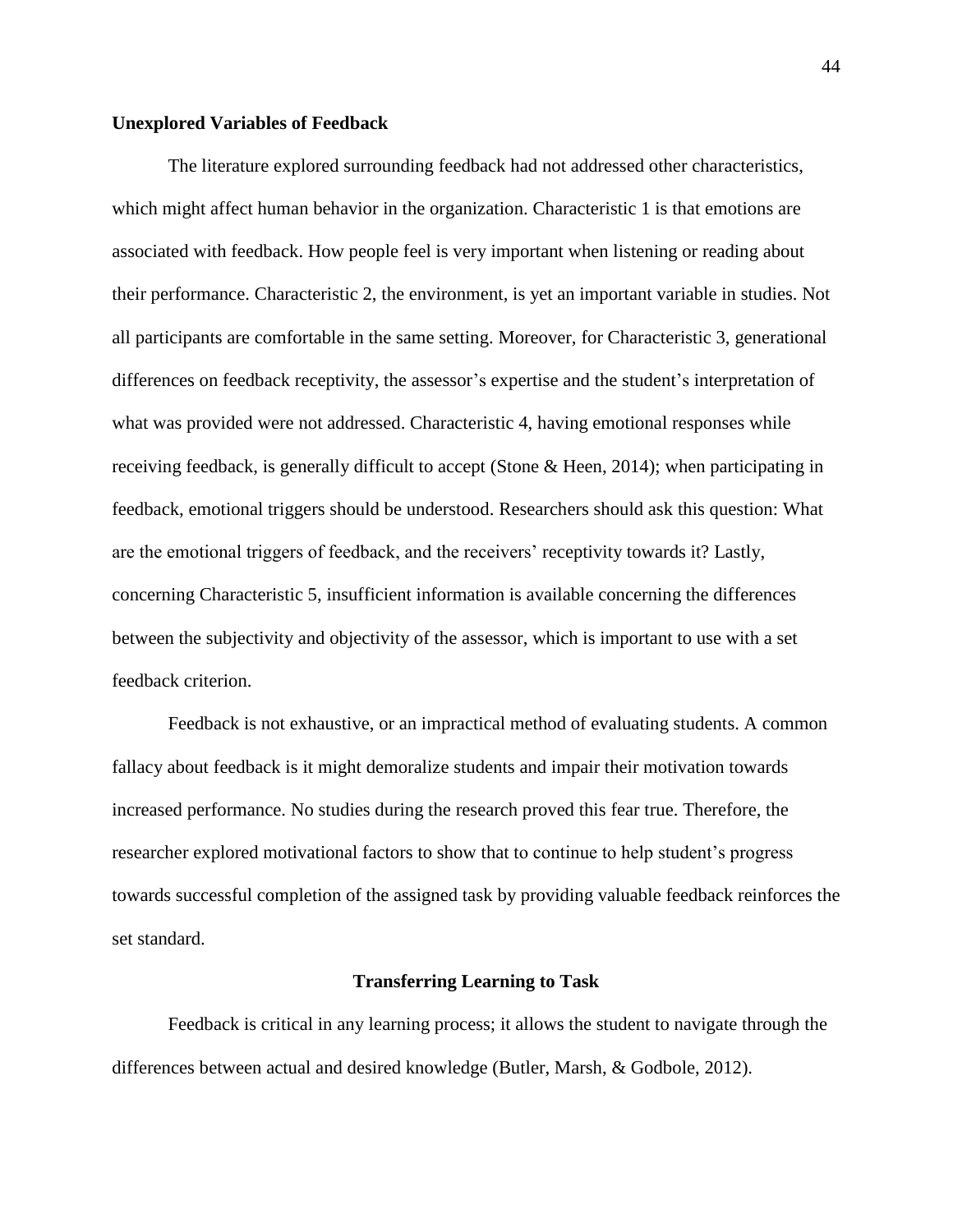**Unexplored Variables of Feedback**

The literature explored surrounding feedback had not addressed other characteristics, which might affect human behavior in the organization. Characteristic 1 is that emotions are associated with feedback. How people feel is very important when listening or reading about their performance. Characteristic 2, the environment, is yet an important variable in studies. Not all participants are comfortable in the same setting. Moreover, for Characteristic 3, generational differences on feedback receptivity, the assessor's expertise and the student's interpretation of what was provided were not addressed. Characteristic 4, having emotional responses while receiving feedback, is generally difficult to accept (Stone & Heen, 2014); when participating in feedback, emotional triggers should be understood. Researchers should ask this question: What are the emotional triggers of feedback, and the receivers' receptivity towards it? Lastly, concerning Characteristic 5, insufficient information is available concerning the differences between the subjectivity and objectivity of the assessor, which is important to use with a set feedback criterion.

Feedback is not exhaustive, or an impractical method of evaluating students. A common fallacy about feedback is it might demoralize students and impair their motivation towards increased performance. No studies during the research proved this fear true. Therefore, the researcher explored motivational factors to show that to continue to help student's progress towards successful completion of the assigned task by providing valuable feedback reinforces the set standard.

## Transferring Learning to Task

Feedback is critical in any learning process; it allows the student to navigate through the differences between actual and desired knowledge (Butler, Marsh, & Godbole, 2012).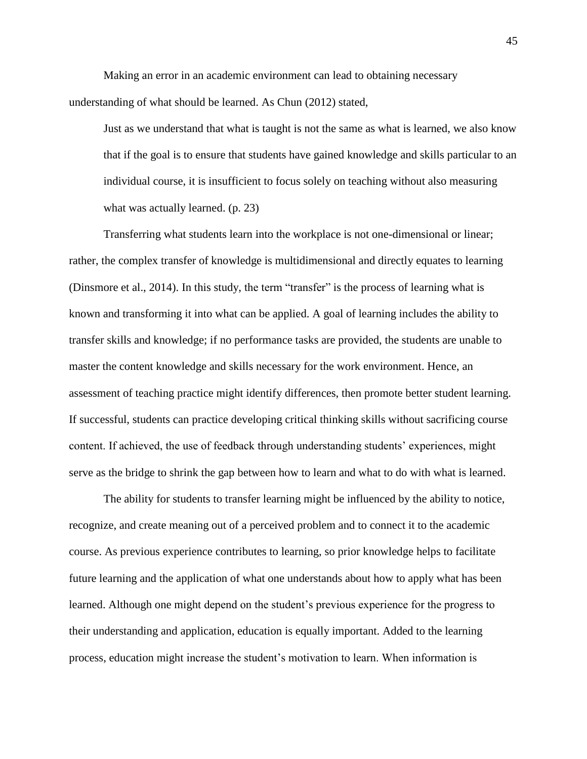Making an error in an academic environment can lead to obtaining necessary understanding of what should be learned. As Chun (2012) stated,

> Just as we understand that what is taught is not the same as what is learned, we also know that if the goal is to ensure that students have gained knowledge and skills particular to an individual course, it is insufficient to focus solely on teaching without also measuring what was actually learned. (p. 23)

Transferring what students learn into the workplace is not one-dimensional or linear; rather, the complex transfer of knowledge is multidimensional and directly equates to learning (Dinsmore et al., 2014). In this study, the term "transfer" is the process of learning what is known and transforming it into what can be applied. A goal of learning includes the ability to transfer skills and knowledge; if no performance tasks are provided, the students are unable to master the content knowledge and skills necessary for the work environment. Hence, an assessment of teaching practice might identify differences, then promote better student learning. If successful, students can practice developing critical thinking skills without sacrificing course content. If achieved, the use of feedback through understanding students' experiences, might serve as the bridge to shrink the gap between how to learn and what to do with what is learned.

The ability for students to transfer learning might be influenced by the ability to notice, recognize, and create meaning out of a perceived problem and to connect it to the academic course. As previous experience contributes to learning, so prior knowledge helps to facilitate future learning and the application of what one understands about how to apply what has been learned. Although one might depend on the student's previous experience for the progress to their understanding and application, education is equally important. Added to the learning process, education might increase the student's motivation to learn. When information is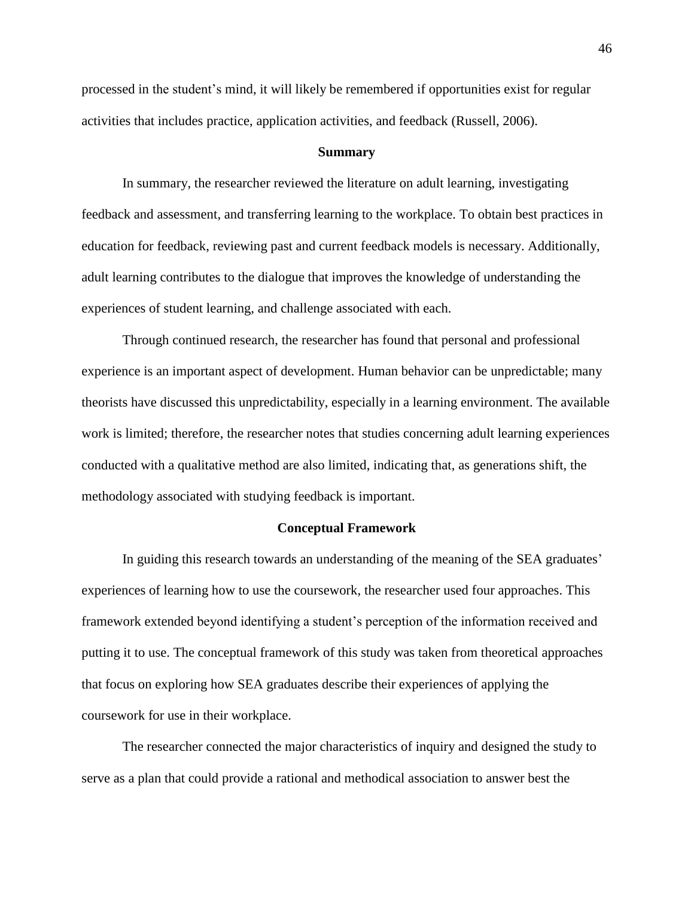processed in the student's mind, it will likely be remembered if opportunities exist for regular activities that includes practice, application activities, and feedback (Russell, 2006).

## Summary

In summary, the researcher reviewed the literature on adult learning, investigating feedback and assessment, and transferring learning to the workplace. To obtain best practices in education for feedback, reviewing past and current feedback models is necessary. Additionally, adult learning contributes to the dialogue that improves the knowledge of understanding the experiences of student learning, and challenge associated with each.

Through continued research, the researcher has found that personal and professional experience is an important aspect of development. Human behavior can be unpredictable; many theorists have discussed this unpredictability, especially in a learning environment. The available work is limited; therefore, the researcher notes that studies concerning adult learning experiences conducted with a qualitative method are also limited, indicating that, as generations shift, the methodology associated with studying feedback is important.

## Conceptual Framework

In guiding this research towards an understanding of the meaning of the SEA graduates' experiences of learning how to use the coursework, the researcher used four approaches. This framework extended beyond identifying a student's perception of the information received and putting it to use. The conceptual framework of this study was taken from theoretical approaches that focus on exploring how SEA graduates describe their experiences of applying the coursework for use in their workplace.

The researcher connected the major characteristics of inquiry and designed the study to serve as a plan that could provide a rational and methodical association to answer best the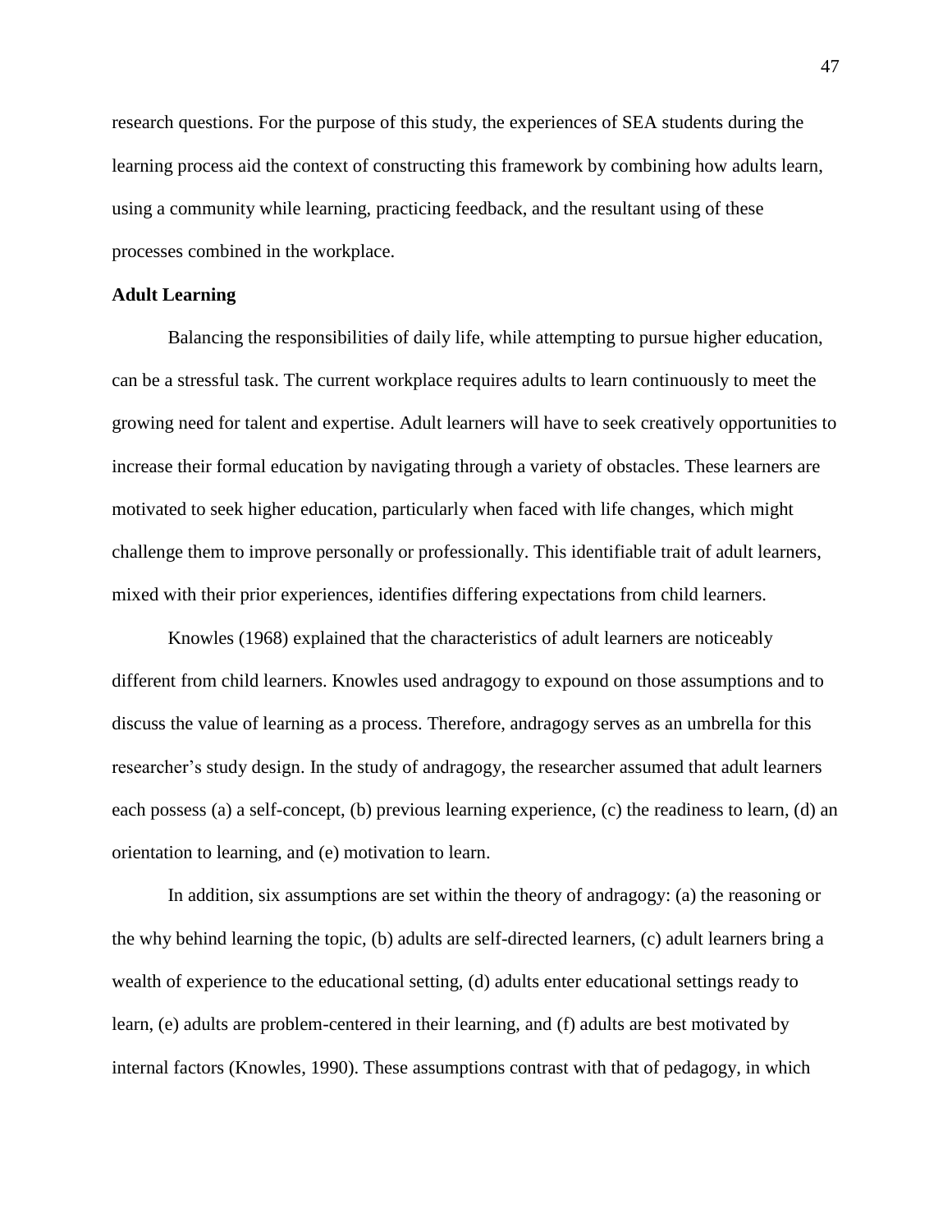research questions. For the purpose of this study, the experiences of SEA students during the learning process aid the context of constructing this framework by combining how adults learn, using a community while learning, practicing feedback, and the resultant using of these processes combined in the workplace.

**Adult Learning**

Balancing the responsibilities of daily life, while attempting to pursue higher education, can be a stressful task. The current workplace requires adults to learn continuously to meet the growing need for talent and expertise. Adult learners will have to seek creatively opportunities to increase their formal education by navigating through a variety of obstacles. These learners are motivated to seek higher education, particularly when faced with life changes, which might challenge them to improve personally or professionally. This identifiable trait of adult learners, mixed with their prior experiences, identifies differing expectations from child learners.

Knowles (1968) explained that the characteristics of adult learners are noticeably different from child learners. Knowles used andragogy to expound on those assumptions and to discuss the value of learning as a process. Therefore, andragogy serves as an umbrella for this researcher's study design. In the study of andragogy, the researcher assumed that adult learners each possess (a) a self-concept, (b) previous learning experience, (c) the readiness to learn, (d) an orientation to learning, and (e) motivation to learn.

In addition, six assumptions are set within the theory of andragogy: (a) the reasoning or the why behind learning the topic, (b) adults are self-directed learners, (c) adult learners bring a wealth of experience to the educational setting, (d) adults enter educational settings ready to learn, (e) adults are problem-centered in their learning, and (f) adults are best motivated by internal factors (Knowles, 1990). These assumptions contrast with that of pedagogy, in which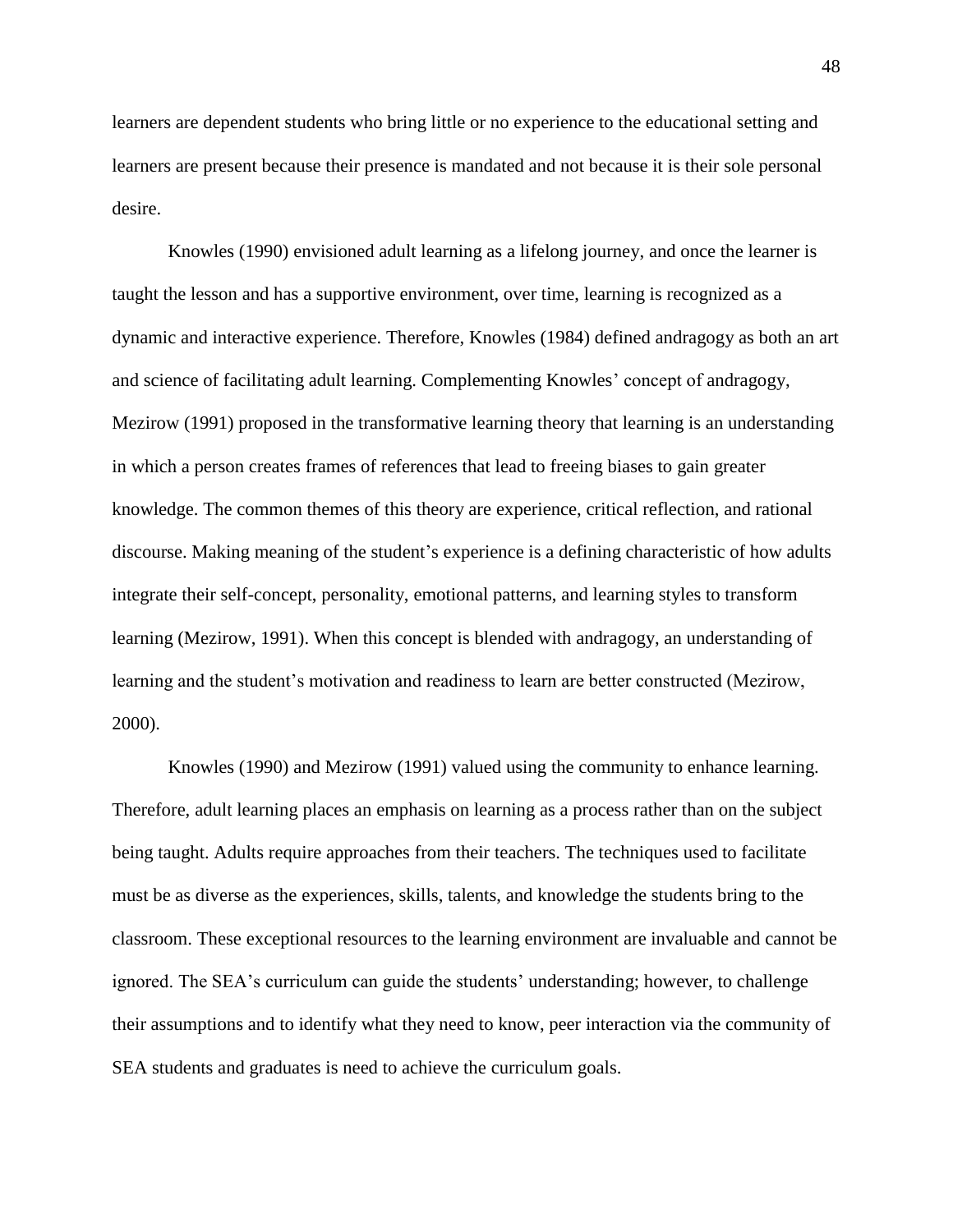learners are dependent students who bring little or no experience to the educational setting and learners are present because their presence is mandated and not because it is their sole personal desire.

Knowles (1990) envisioned adult learning as a lifelong journey, and once the learner is taught the lesson and has a supportive environment, over time, learning is recognized as a dynamic and interactive experience. Therefore, Knowles (1984) defined andragogy as both an art and science of facilitating adult learning. Complementing Knowles' concept of andragogy, Mezirow (1991) proposed in the transformative learning theory that learning is an understanding in which a person creates frames of references that lead to freeing biases to gain greater knowledge. The common themes of this theory are experience, critical reflection, and rational discourse. Making meaning of the student's experience is a defining characteristic of how adults integrate their self-concept, personality, emotional patterns, and learning styles to transform learning (Mezirow, 1991). When this concept is blended with andragogy, an understanding of learning and the student's motivation and readiness to learn are better constructed (Mezirow, 2000).

Knowles (1990) and Mezirow (1991) valued using the community to enhance learning. Therefore, adult learning places an emphasis on learning as a process rather than on the subject being taught. Adults require approaches from their teachers. The techniques used to facilitate must be as diverse as the experiences, skills, talents, and knowledge the students bring to the classroom. These exceptional resources to the learning environment are invaluable and cannot be ignored. The SEA's curriculum can guide the students' understanding; however, to challenge their assumptions and to identify what they need to know, peer interaction via the community of SEA students and graduates is need to achieve the curriculum goals.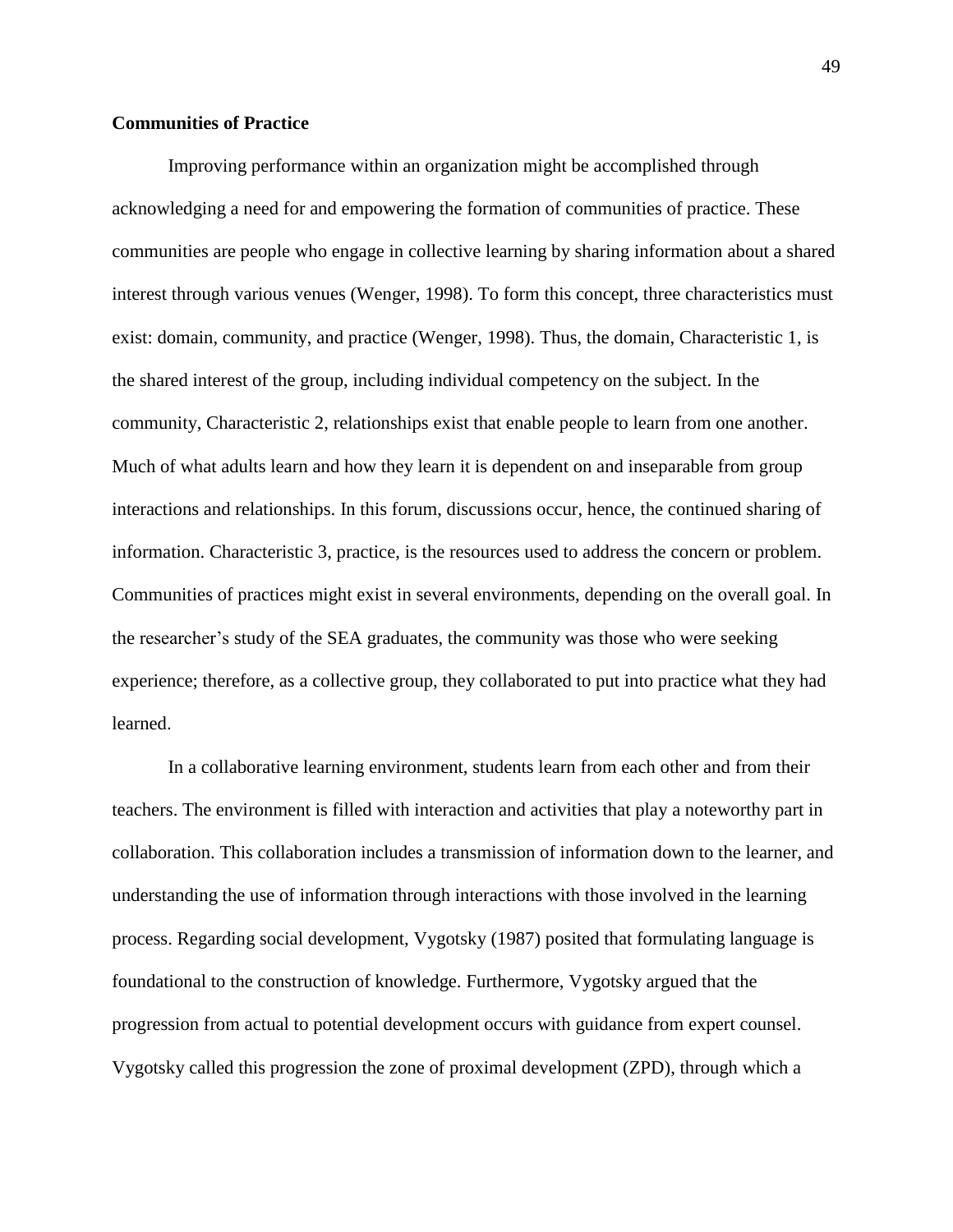**Communities of Practice**

Improving performance within an organization might be accomplished through acknowledging a need for and empowering the formation of communities of practice. These communities are people who engage in collective learning by sharing information about a shared interest through various venues (Wenger, 1998). To form this concept, three characteristics must exist: domain, community, and practice (Wenger, 1998). Thus, the domain, Characteristic 1, is the shared interest of the group, including individual competency on the subject. In the community, Characteristic 2, relationships exist that enable people to learn from one another. Much of what adults learn and how they learn it is dependent on and inseparable from group interactions and relationships. In this forum, discussions occur, hence, the continued sharing of information. Characteristic 3, practice, is the resources used to address the concern or problem. Communities of practices might exist in several environments, depending on the overall goal. In the researcher's study of the SEA graduates, the community was those who were seeking experience; therefore, as a collective group, they collaborated to put into practice what they had learned.

In a collaborative learning environment, students learn from each other and from their teachers. The environment is filled with interaction and activities that play a noteworthy part in collaboration. This collaboration includes a transmission of information down to the learner, and understanding the use of information through interactions with those involved in the learning process. Regarding social development, Vygotsky (1987) posited that formulating language is foundational to the construction of knowledge. Furthermore, Vygotsky argued that the progression from actual to potential development occurs with guidance from expert counsel. Vygotsky called this progression the zone of proximal development (ZPD), through which a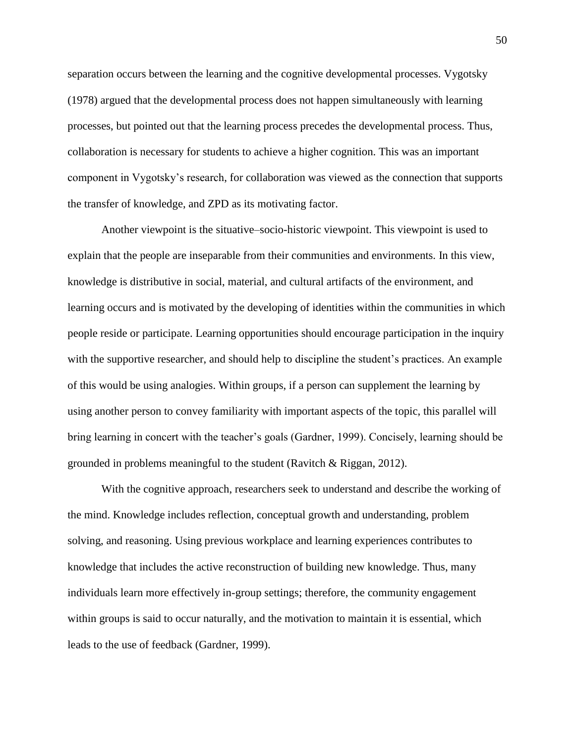separation occurs between the learning and the cognitive developmental processes. Vygotsky (1978) argued that the developmental process does not happen simultaneously with learning processes, but pointed out that the learning process precedes the developmental process. Thus, collaboration is necessary for students to achieve a higher cognition. This was an important component in Vygotsky's research, for collaboration was viewed as the connection that supports the transfer of knowledge, and ZPD as its motivating factor.

Another viewpoint is the situative–socio-historic viewpoint. This viewpoint is used to explain that the people are inseparable from their communities and environments. In this view, knowledge is distributive in social, material, and cultural artifacts of the environment, and learning occurs and is motivated by the developing of identities within the communities in which people reside or participate. Learning opportunities should encourage participation in the inquiry with the supportive researcher, and should help to discipline the student's practices. An example of this would be using analogies. Within groups, if a person can supplement the learning by using another person to convey familiarity with important aspects of the topic, this parallel will bring learning in concert with the teacher's goals (Gardner, 1999). Concisely, learning should be grounded in problems meaningful to the student (Ravitch & Riggan, 2012).

With the cognitive approach, researchers seek to understand and describe the working of the mind. Knowledge includes reflection, conceptual growth and understanding, problem solving, and reasoning. Using previous workplace and learning experiences contributes to knowledge that includes the active reconstruction of building new knowledge. Thus, many individuals learn more effectively in-group settings; therefore, the community engagement within groups is said to occur naturally, and the motivation to maintain it is essential, which leads to the use of feedback (Gardner, 1999).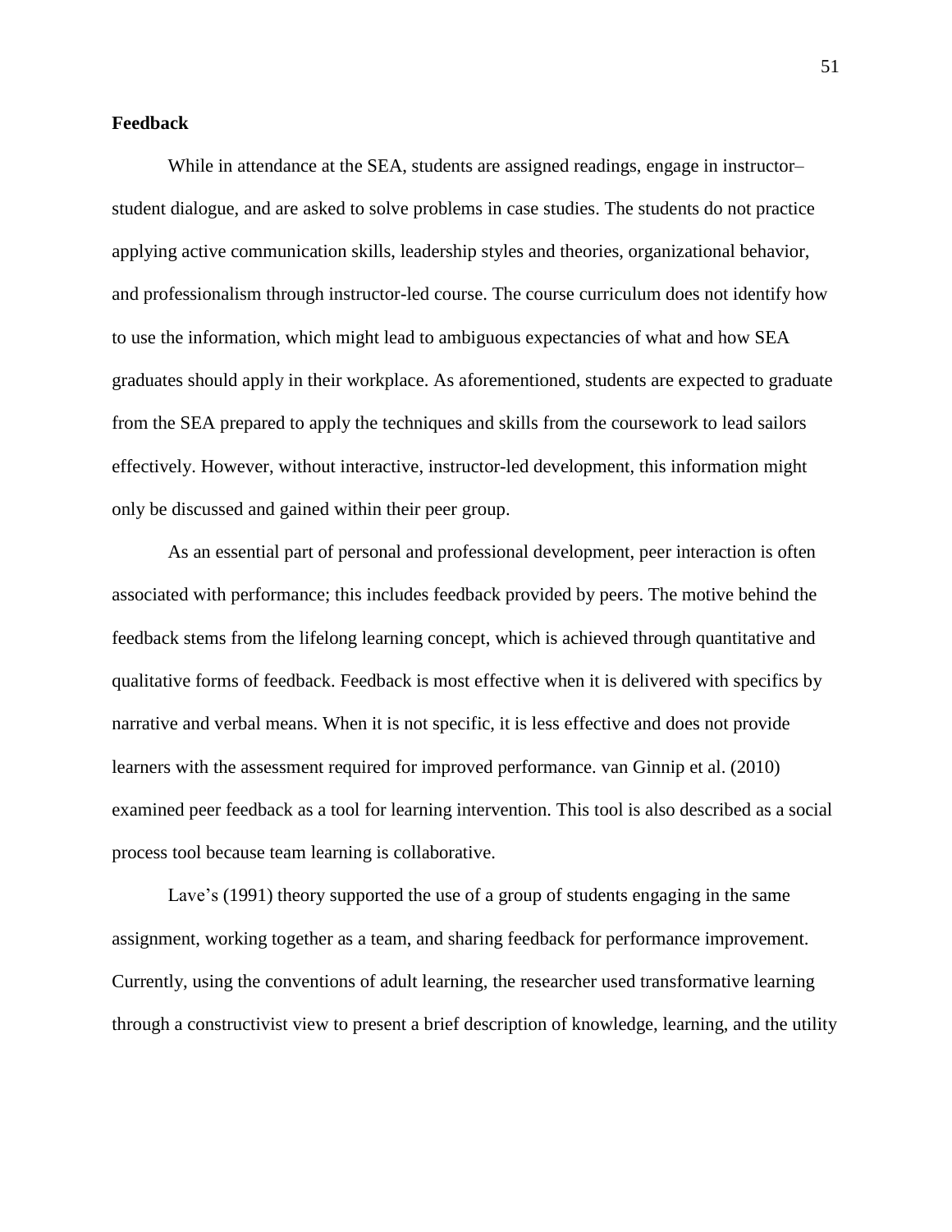**Feedback**

While in attendance at the SEA, students are assigned readings, engage in instructor–student dialogue, and are asked to solve problems in case studies. The students do not practice applying active communication skills, leadership styles and theories, organizational behavior, and professionalism through instructor-led course. The course curriculum does not identify how to use the information, which might lead to ambiguous expectancies of what and how SEA graduates should apply in their workplace. As aforementioned, students are expected to graduate from the SEA prepared to apply the techniques and skills from the coursework to lead sailors effectively. However, without interactive, instructor-led development, this information might only be discussed and gained within their peer group.

As an essential part of personal and professional development, peer interaction is often associated with performance; this includes feedback provided by peers. The motive behind the feedback stems from the lifelong learning concept, which is achieved through quantitative and qualitative forms of feedback. Feedback is most effective when it is delivered with specifics by narrative and verbal means. When it is not specific, it is less effective and does not provide learners with the assessment required for improved performance. van Ginnip et al. (2010) examined peer feedback as a tool for learning intervention. This tool is also described as a social process tool because team learning is collaborative.

Lave's (1991) theory supported the use of a group of students engaging in the same assignment, working together as a team, and sharing feedback for performance improvement. Currently, using the conventions of adult learning, the researcher used transformative learning through a constructivist view to present a brief description of knowledge, learning, and the utility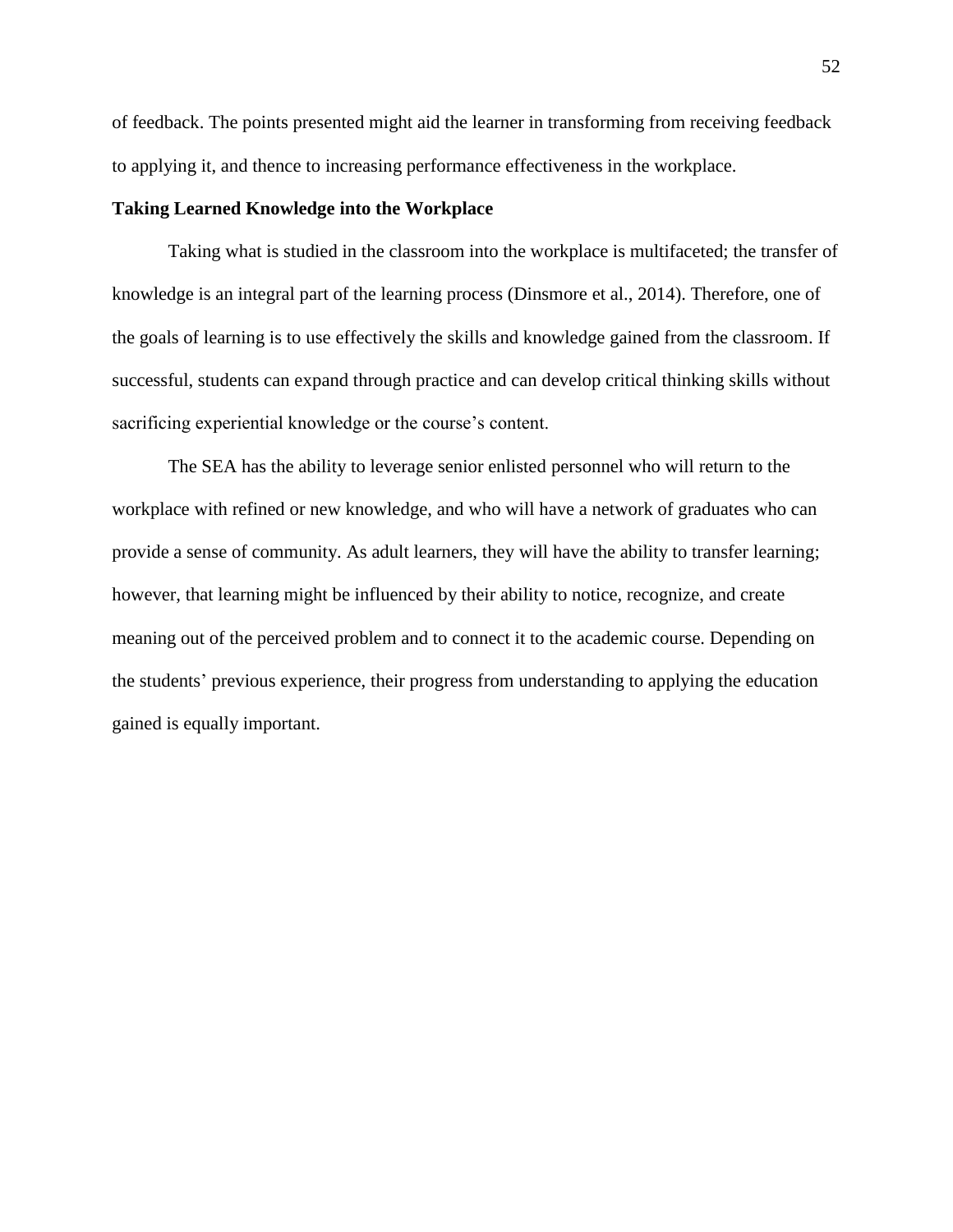of feedback. The points presented might aid the learner in transforming from receiving feedback to applying it, and thence to increasing performance effectiveness in the workplace.

### Taking Learned Knowledge into the Workplace

Taking what is studied in the classroom into the workplace is multifaceted; the transfer of knowledge is an integral part of the learning process (Dinsmore et al., 2014). Therefore, one of the goals of learning is to use effectively the skills and knowledge gained from the classroom. If successful, students can expand through practice and can develop critical thinking skills without sacrificing experiential knowledge or the course's content.

The SEA has the ability to leverage senior enlisted personnel who will return to the workplace with refined or new knowledge, and who will have a network of graduates who can provide a sense of community. As adult learners, they will have the ability to transfer learning; however, that learning might be influenced by their ability to notice, recognize, and create meaning out of the perceived problem and to connect it to the academic course. Depending on the students' previous experience, their progress from understanding to applying the education gained is equally important.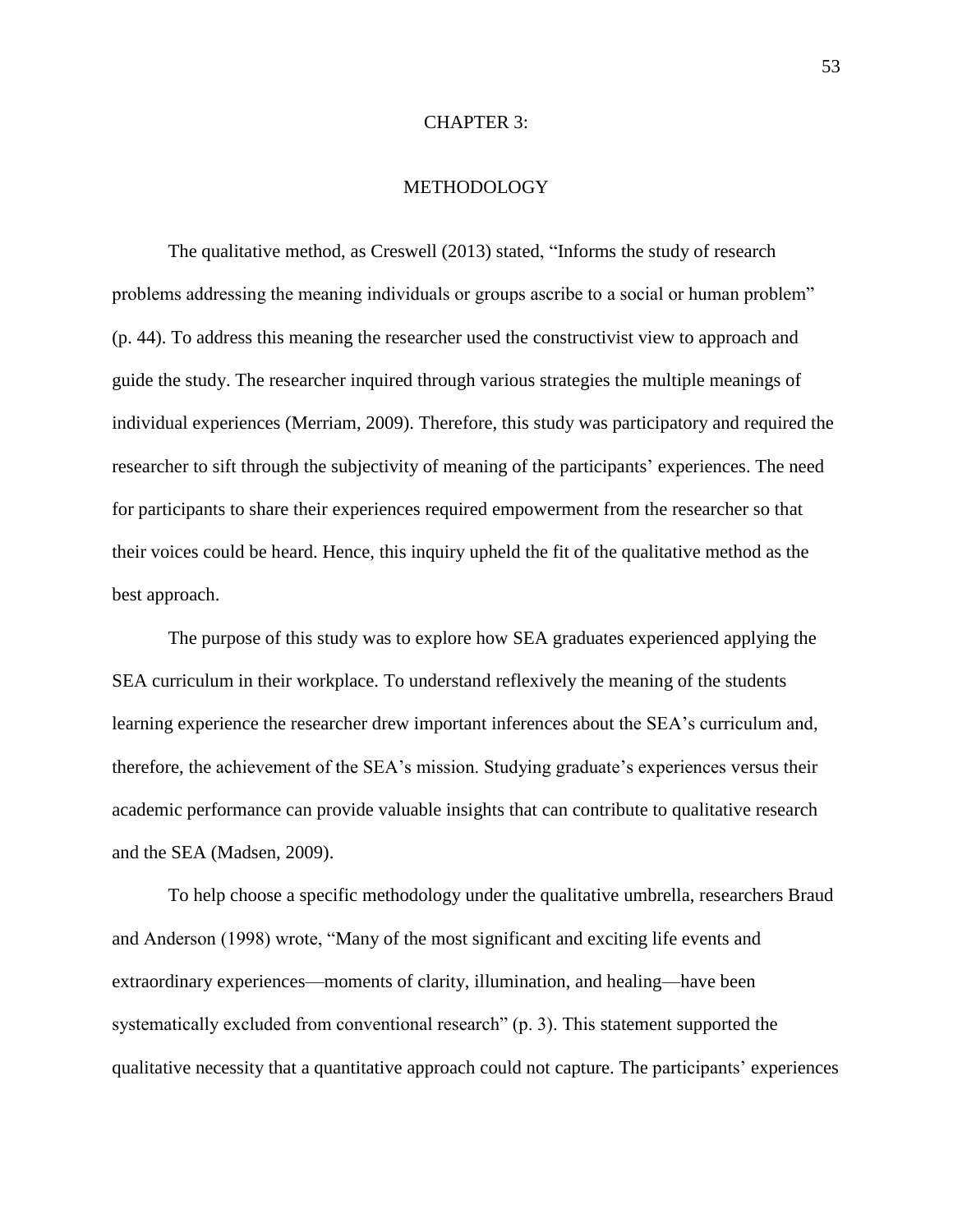# CHAPTER 3:

## METHODOLOGY

The qualitative method, as Creswell (2013) stated, "Informs the study of research problems addressing the meaning individuals or groups ascribe to a social or human problem" (p. 44). To address this meaning the researcher used the constructivist view to approach and guide the study. The researcher inquired through various strategies the multiple meanings of individual experiences (Merriam, 2009). Therefore, this study was participatory and required the researcher to sift through the subjectivity of meaning of the participants' experiences. The need for participants to share their experiences required empowerment from the researcher so that their voices could be heard. Hence, this inquiry upheld the fit of the qualitative method as the best approach.

The purpose of this study was to explore how SEA graduates experienced applying the SEA curriculum in their workplace. To understand reflexively the meaning of the students learning experience the researcher drew important inferences about the SEA's curriculum and, therefore, the achievement of the SEA's mission. Studying graduate's experiences versus their academic performance can provide valuable insights that can contribute to qualitative research and the SEA (Madsen, 2009).

To help choose a specific methodology under the qualitative umbrella, researchers Braud and Anderson (1998) wrote, "Many of the most significant and exciting life events and extraordinary experiences—moments of clarity, illumination, and healing—have been systematically excluded from conventional research" (p. 3). This statement supported the qualitative necessity that a quantitative approach could not capture. The participants' experiences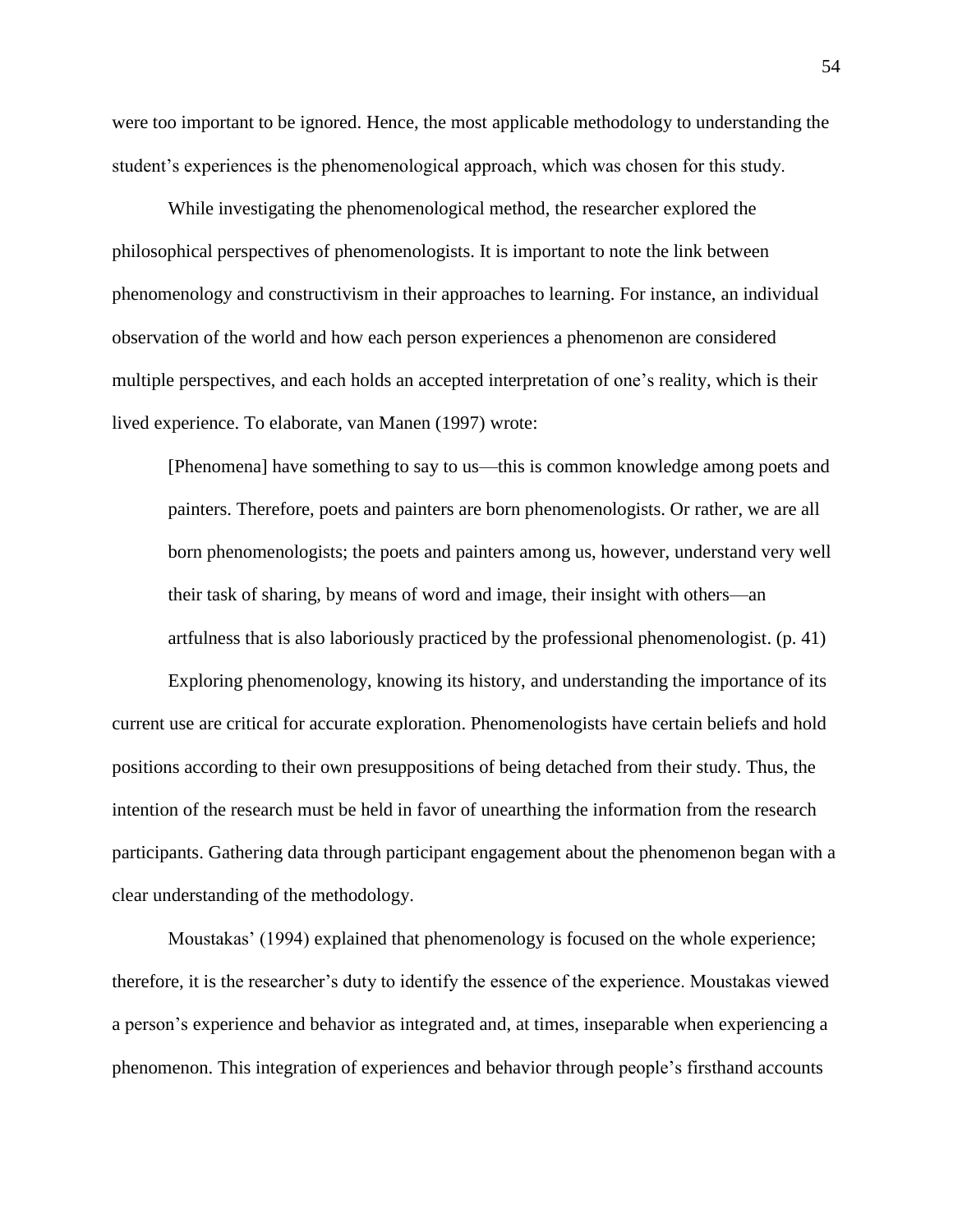were too important to be ignored. Hence, the most applicable methodology to understanding the student's experiences is the phenomenological approach, which was chosen for this study.

While investigating the phenomenological method, the researcher explored the philosophical perspectives of phenomenologists. It is important to note the link between phenomenology and constructivism in their approaches to learning. For instance, an individual observation of the world and how each person experiences a phenomenon are considered multiple perspectives, and each holds an accepted interpretation of one's reality, which is their lived experience. To elaborate, van Manen (1997) wrote:

> [Phenomena] have something to say to us—this is common knowledge among poets and painters. Therefore, poets and painters are born phenomenologists. Or rather, we are all born phenomenologists; the poets and painters among us, however, understand very well their task of sharing, by means of word and image, their insight with others—an artfulness that is also laboriously practiced by the professional phenomenologist. (p. 41)

Exploring phenomenology, knowing its history, and understanding the importance of its current use are critical for accurate exploration. Phenomenologists have certain beliefs and hold positions according to their own presuppositions of being detached from their study. Thus, the intention of the research must be held in favor of unearthing the information from the research participants. Gathering data through participant engagement about the phenomenon began with a clear understanding of the methodology.

Moustakas' (1994) explained that phenomenology is focused on the whole experience; therefore, it is the researcher's duty to identify the essence of the experience. Moustakas viewed a person's experience and behavior as integrated and, at times, inseparable when experiencing a phenomenon. This integration of experiences and behavior through people's firsthand accounts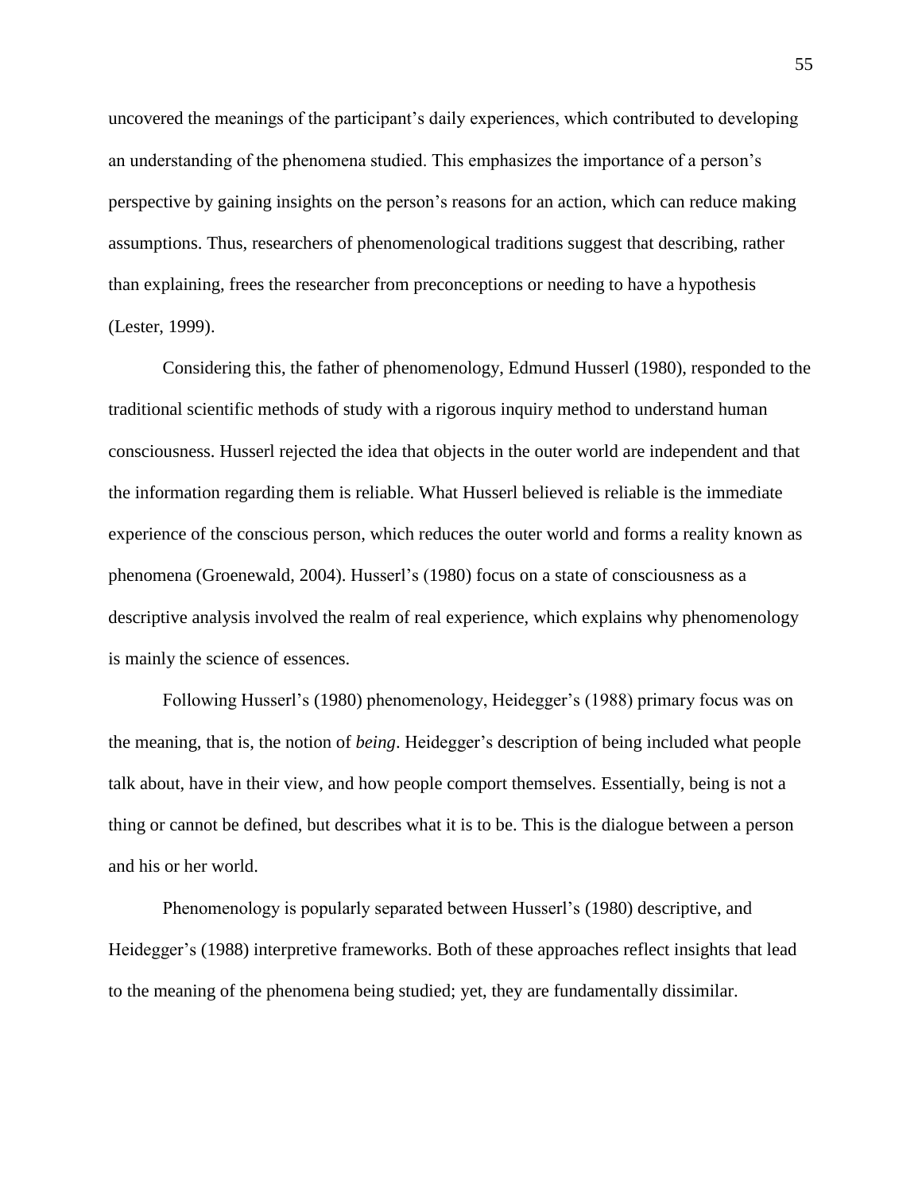uncovered the meanings of the participant's daily experiences, which contributed to developing an understanding of the phenomena studied. This emphasizes the importance of a person's perspective by gaining insights on the person's reasons for an action, which can reduce making assumptions. Thus, researchers of phenomenological traditions suggest that describing, rather than explaining, frees the researcher from preconceptions or needing to have a hypothesis (Lester, 1999).

Considering this, the father of phenomenology, Edmund Husserl (1980), responded to the traditional scientific methods of study with a rigorous inquiry method to understand human consciousness. Husserl rejected the idea that objects in the outer world are independent and that the information regarding them is reliable. What Husserl believed is reliable is the immediate experience of the conscious person, which reduces the outer world and forms a reality known as phenomena (Groenewald, 2004). Husserl's (1980) focus on a state of consciousness as a descriptive analysis involved the realm of real experience, which explains why phenomenology is mainly the science of essences.

Following Husserl's (1980) phenomenology, Heidegger's (1988) primary focus was on the meaning, that is, the notion of *being*. Heidegger's description of being included what people talk about, have in their view, and how people comport themselves. Essentially, being is not a thing or cannot be defined, but describes what it is to be. This is the dialogue between a person and his or her world.

Phenomenology is popularly separated between Husserl's (1980) descriptive, and Heidegger's (1988) interpretive frameworks. Both of these approaches reflect insights that lead to the meaning of the phenomena being studied; yet, they are fundamentally dissimilar.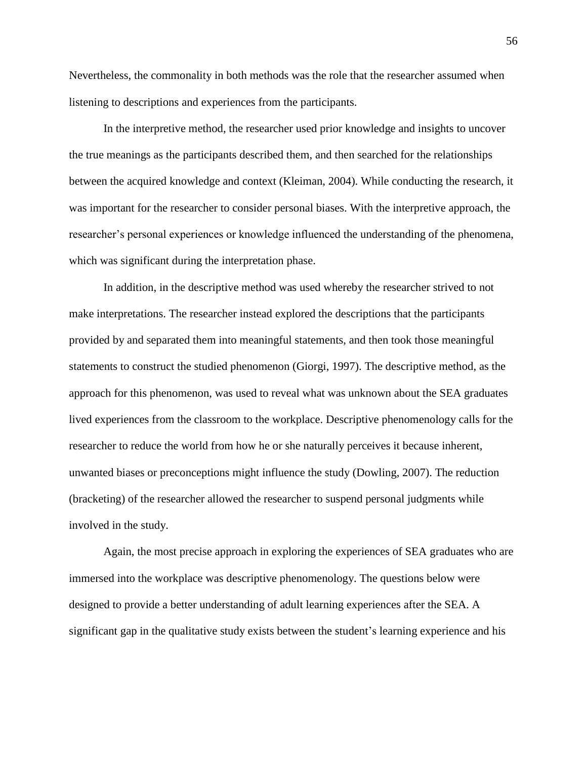Nevertheless, the commonality in both methods was the role that the researcher assumed when listening to descriptions and experiences from the participants.

In the interpretive method, the researcher used prior knowledge and insights to uncover the true meanings as the participants described them, and then searched for the relationships between the acquired knowledge and context (Kleiman, 2004). While conducting the research, it was important for the researcher to consider personal biases. With the interpretive approach, the researcher's personal experiences or knowledge influenced the understanding of the phenomena, which was significant during the interpretation phase.

In addition, in the descriptive method was used whereby the researcher strived to not make interpretations. The researcher instead explored the descriptions that the participants provided by and separated them into meaningful statements, and then took those meaningful statements to construct the studied phenomenon (Giorgi, 1997). The descriptive method, as the approach for this phenomenon, was used to reveal what was unknown about the SEA graduates lived experiences from the classroom to the workplace. Descriptive phenomenology calls for the researcher to reduce the world from how he or she naturally perceives it because inherent, unwanted biases or preconceptions might influence the study (Dowling, 2007). The reduction (bracketing) of the researcher allowed the researcher to suspend personal judgments while involved in the study.

Again, the most precise approach in exploring the experiences of SEA graduates who are immersed into the workplace was descriptive phenomenology. The questions below were designed to provide a better understanding of adult learning experiences after the SEA. A significant gap in the qualitative study exists between the student's learning experience and his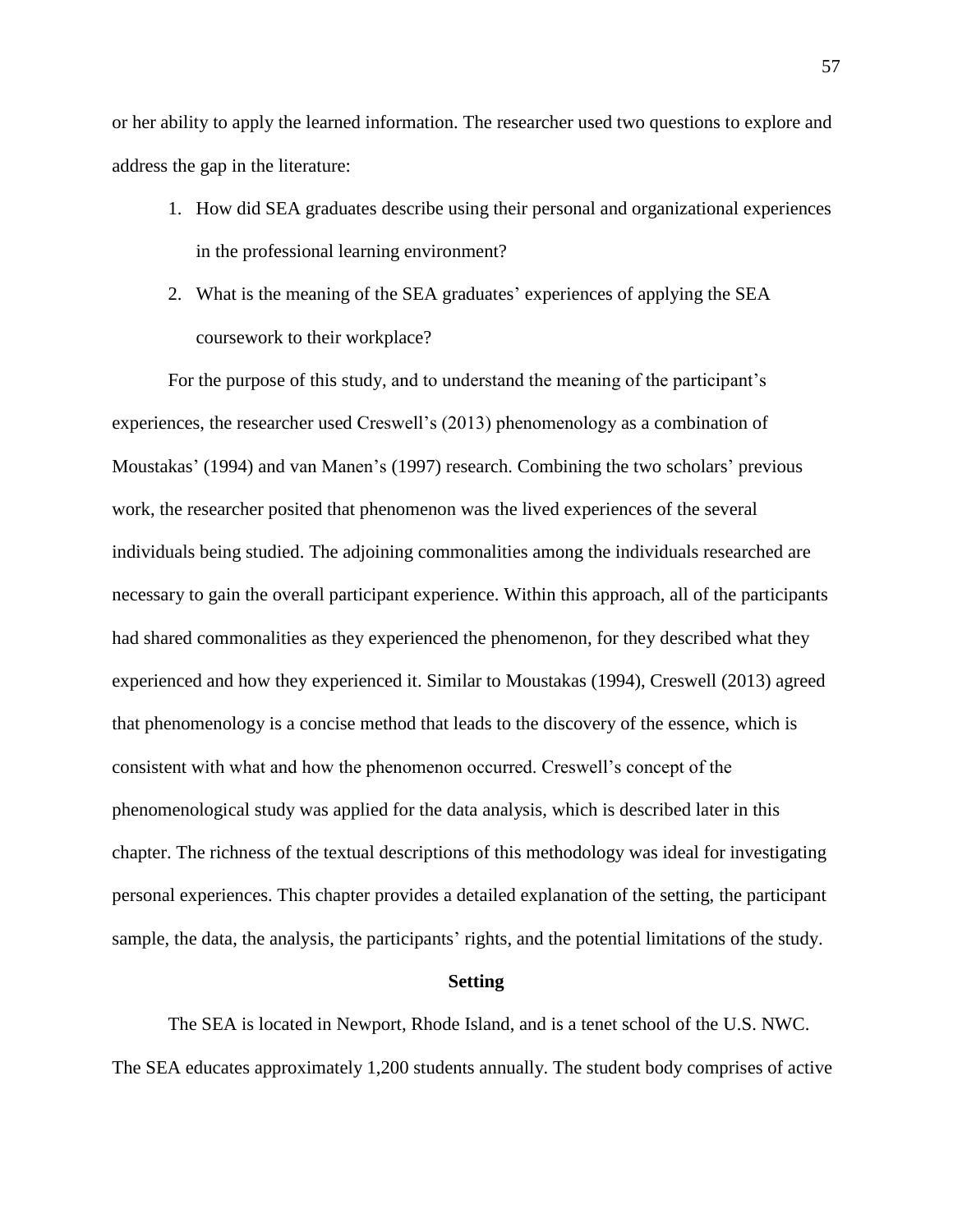or her ability to apply the learned information. The researcher used two questions to explore and address the gap in the literature:

1. How did SEA graduates describe using their personal and organizational experiences in the professional learning environment?
2. What is the meaning of the SEA graduates' experiences of applying the SEA coursework to their workplace?

For the purpose of this study, and to understand the meaning of the participant's experiences, the researcher used Creswell's (2013) phenomenology as a combination of Moustakas' (1994) and van Manen's (1997) research. Combining the two scholars' previous work, the researcher posited that phenomenon was the lived experiences of the several individuals being studied. The adjoining commonalities among the individuals researched are necessary to gain the overall participant experience. Within this approach, all of the participants had shared commonalities as they experienced the phenomenon, for they described what they experienced and how they experienced it. Similar to Moustakas (1994), Creswell (2013) agreed that phenomenology is a concise method that leads to the discovery of the essence, which is consistent with what and how the phenomenon occurred. Creswell's concept of the phenomenological study was applied for the data analysis, which is described later in this chapter. The richness of the textual descriptions of this methodology was ideal for investigating personal experiences. This chapter provides a detailed explanation of the setting, the participant sample, the data, the analysis, the participants' rights, and the potential limitations of the study.

## Setting

The SEA is located in Newport, Rhode Island, and is a tenet school of the U.S. NWC. The SEA educates approximately 1,200 students annually. The student body comprises of active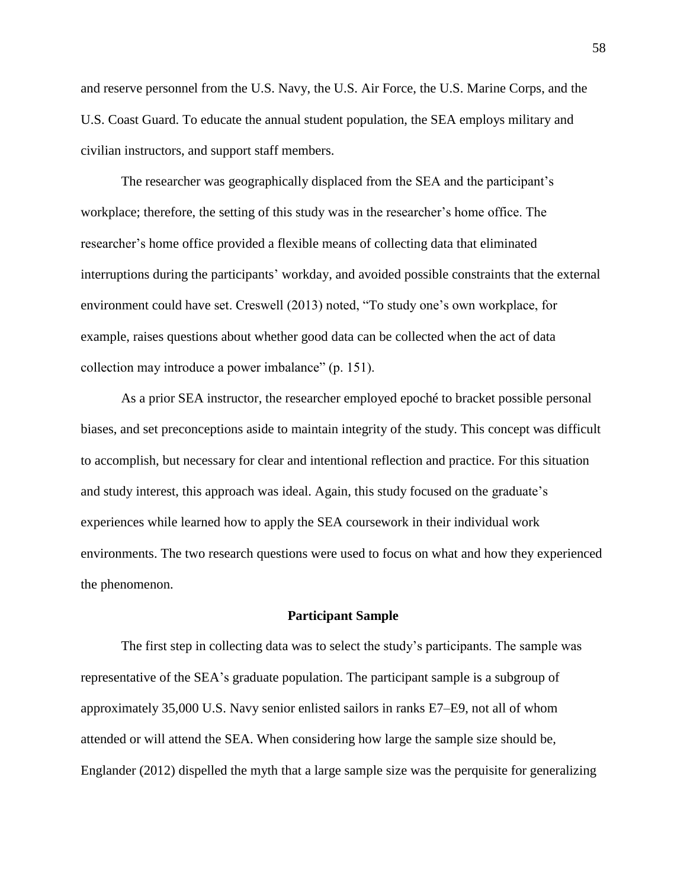and reserve personnel from the U.S. Navy, the U.S. Air Force, the U.S. Marine Corps, and the U.S. Coast Guard. To educate the annual student population, the SEA employs military and civilian instructors, and support staff members.

The researcher was geographically displaced from the SEA and the participant's workplace; therefore, the setting of this study was in the researcher's home office. The researcher's home office provided a flexible means of collecting data that eliminated interruptions during the participants' workday, and avoided possible constraints that the external environment could have set. Creswell (2013) noted, "To study one's own workplace, for example, raises questions about whether good data can be collected when the act of data collection may introduce a power imbalance" (p. 151).

As a prior SEA instructor, the researcher employed epoché to bracket possible personal biases, and set preconceptions aside to maintain integrity of the study. This concept was difficult to accomplish, but necessary for clear and intentional reflection and practice. For this situation and study interest, this approach was ideal. Again, this study focused on the graduate's experiences while learned how to apply the SEA coursework in their individual work environments. The two research questions were used to focus on what and how they experienced the phenomenon.

## Participant Sample

The first step in collecting data was to select the study's participants. The sample was representative of the SEA's graduate population. The participant sample is a subgroup of approximately 35,000 U.S. Navy senior enlisted sailors in ranks E7–E9, not all of whom attended or will attend the SEA. When considering how large the sample size should be, Englander (2012) dispelled the myth that a large sample size was the perquisite for generalizing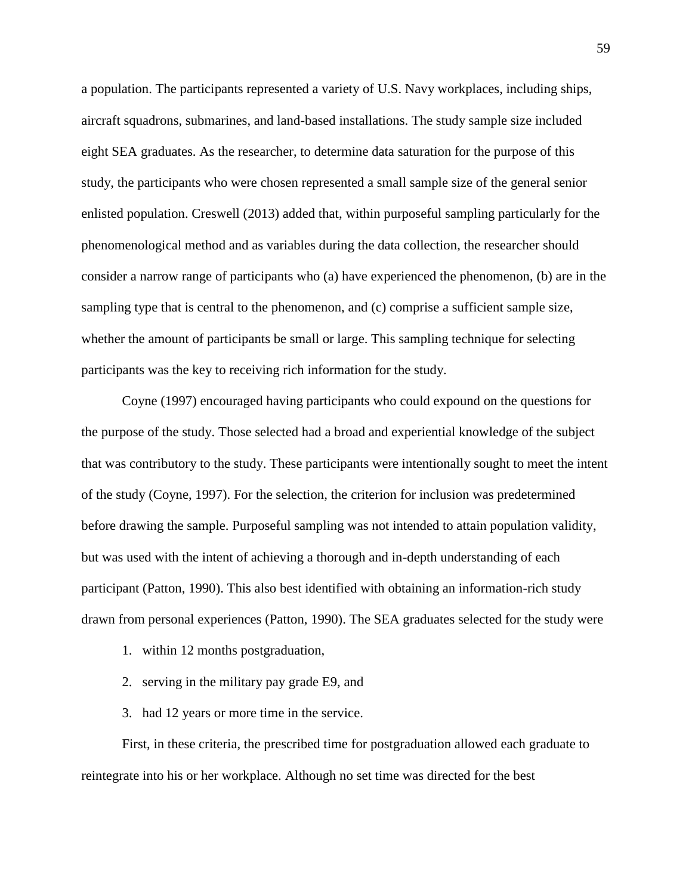a population. The participants represented a variety of U.S. Navy workplaces, including ships, aircraft squadrons, submarines, and land-based installations. The study sample size included eight SEA graduates. As the researcher, to determine data saturation for the purpose of this study, the participants who were chosen represented a small sample size of the general senior enlisted population. Creswell (2013) added that, within purposeful sampling particularly for the phenomenological method and as variables during the data collection, the researcher should consider a narrow range of participants who (a) have experienced the phenomenon, (b) are in the sampling type that is central to the phenomenon, and (c) comprise a sufficient sample size, whether the amount of participants be small or large. This sampling technique for selecting participants was the key to receiving rich information for the study.

Coyne (1997) encouraged having participants who could expound on the questions for the purpose of the study. Those selected had a broad and experiential knowledge of the subject that was contributory to the study. These participants were intentionally sought to meet the intent of the study (Coyne, 1997). For the selection, the criterion for inclusion was predetermined before drawing the sample. Purposeful sampling was not intended to attain population validity, but was used with the intent of achieving a thorough and in-depth understanding of each participant (Patton, 1990). This also best identified with obtaining an information-rich study drawn from personal experiences (Patton, 1990). The SEA graduates selected for the study were

1. within 12 months postgraduation,
2. serving in the military pay grade E9, and
3. had 12 years or more time in the service.

First, in these criteria, the prescribed time for postgraduation allowed each graduate to reintegrate into his or her workplace. Although no set time was directed for the best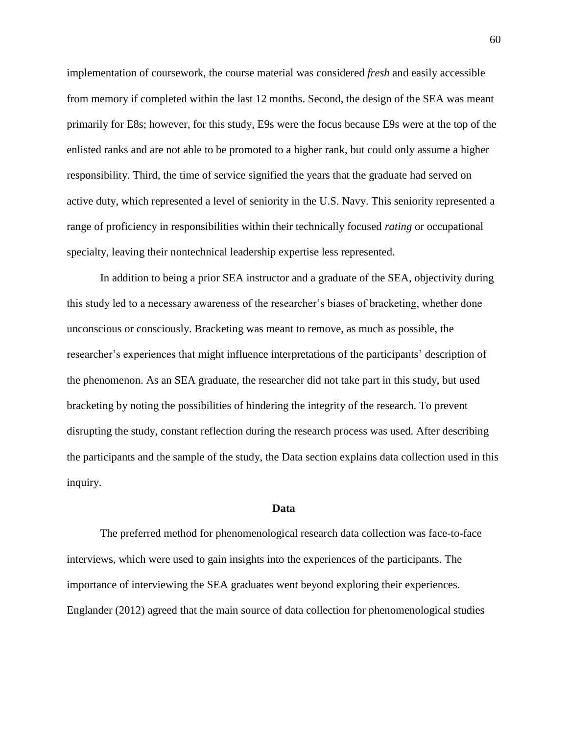implementation of coursework, the course material was considered *fresh* and easily accessible from memory if completed within the last 12 months. Second, the design of the SEA was meant primarily for E8s; however, for this study, E9s were the focus because E9s were at the top of the enlisted ranks and are not able to be promoted to a higher rank, but could only assume a higher responsibility. Third, the time of service signified the years that the graduate had served on active duty, which represented a level of seniority in the U.S. Navy. This seniority represented a range of proficiency in responsibilities within their technically focused *rating* or occupational specialty, leaving their nontechnical leadership expertise less represented.

In addition to being a prior SEA instructor and a graduate of the SEA, objectivity during this study led to a necessary awareness of the researcher's biases of bracketing, whether done unconscious or consciously. Bracketing was meant to remove, as much as possible, the researcher's experiences that might influence interpretations of the participants' description of the phenomenon. As an SEA graduate, the researcher did not take part in this study, but used bracketing by noting the possibilities of hindering the integrity of the research. To prevent disrupting the study, constant reflection during the research process was used. After describing the participants and the sample of the study, the Data section explains data collection used in this inquiry.

## Data

The preferred method for phenomenological research data collection was face-to-face interviews, which were used to gain insights into the experiences of the participants. The importance of interviewing the SEA graduates went beyond exploring their experiences. Englander (2012) agreed that the main source of data collection for phenomenological studies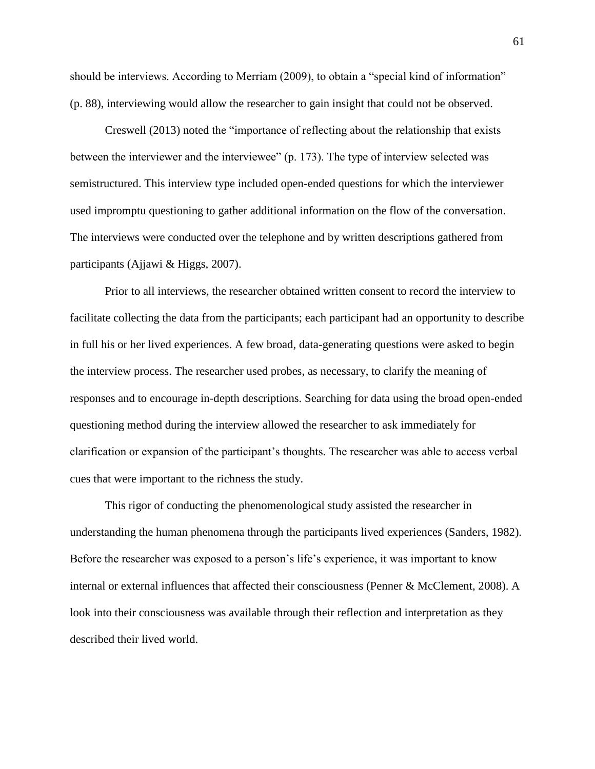should be interviews. According to Merriam (2009), to obtain a "special kind of information" (p. 88), interviewing would allow the researcher to gain insight that could not be observed.

Creswell (2013) noted the "importance of reflecting about the relationship that exists between the interviewer and the interviewee" (p. 173). The type of interview selected was semistructured. This interview type included open-ended questions for which the interviewer used impromptu questioning to gather additional information on the flow of the conversation. The interviews were conducted over the telephone and by written descriptions gathered from participants (Ajjawi & Higgs, 2007).

Prior to all interviews, the researcher obtained written consent to record the interview to facilitate collecting the data from the participants; each participant had an opportunity to describe in full his or her lived experiences. A few broad, data-generating questions were asked to begin the interview process. The researcher used probes, as necessary, to clarify the meaning of responses and to encourage in-depth descriptions. Searching for data using the broad open-ended questioning method during the interview allowed the researcher to ask immediately for clarification or expansion of the participant's thoughts. The researcher was able to access verbal cues that were important to the richness the study.

This rigor of conducting the phenomenological study assisted the researcher in understanding the human phenomena through the participants lived experiences (Sanders, 1982). Before the researcher was exposed to a person's life's experience, it was important to know internal or external influences that affected their consciousness (Penner & McClement, 2008). A look into their consciousness was available through their reflection and interpretation as they described their lived world.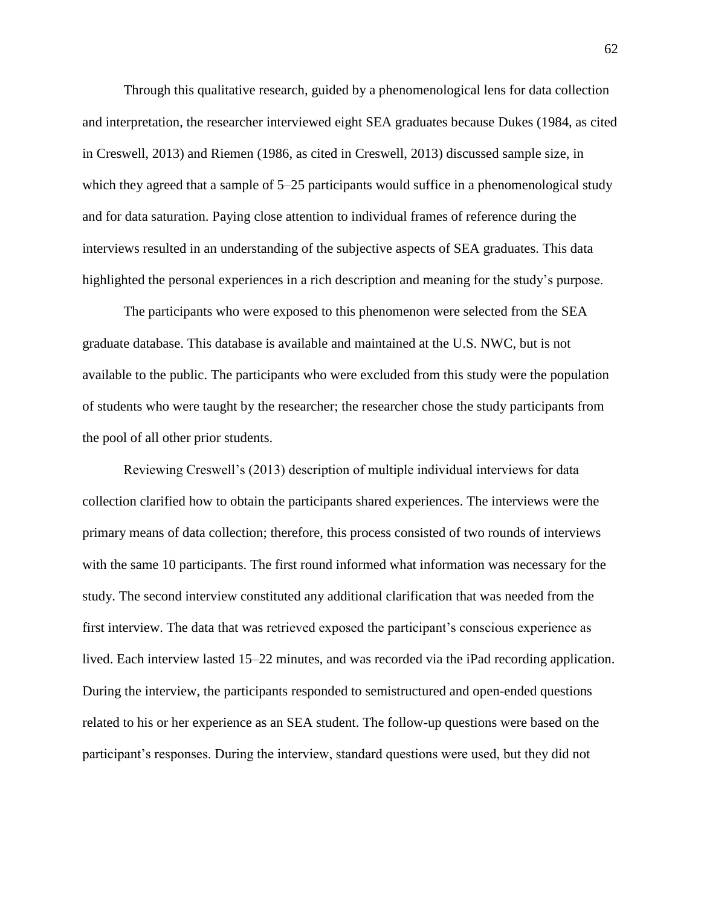Through this qualitative research, guided by a phenomenological lens for data collection and interpretation, the researcher interviewed eight SEA graduates because Dukes (1984, as cited in Creswell, 2013) and Riemen (1986, as cited in Creswell, 2013) discussed sample size, in which they agreed that a sample of 5–25 participants would suffice in a phenomenological study and for data saturation. Paying close attention to individual frames of reference during the interviews resulted in an understanding of the subjective aspects of SEA graduates. This data highlighted the personal experiences in a rich description and meaning for the study's purpose.

The participants who were exposed to this phenomenon were selected from the SEA graduate database. This database is available and maintained at the U.S. NWC, but is not available to the public. The participants who were excluded from this study were the population of students who were taught by the researcher; the researcher chose the study participants from the pool of all other prior students.

Reviewing Creswell's (2013) description of multiple individual interviews for data collection clarified how to obtain the participants shared experiences. The interviews were the primary means of data collection; therefore, this process consisted of two rounds of interviews with the same 10 participants. The first round informed what information was necessary for the study. The second interview constituted any additional clarification that was needed from the first interview. The data that was retrieved exposed the participant's conscious experience as lived. Each interview lasted 15–22 minutes, and was recorded via the iPad recording application. During the interview, the participants responded to semistructured and open-ended questions related to his or her experience as an SEA student. The follow-up questions were based on the participant's responses. During the interview, standard questions were used, but they did not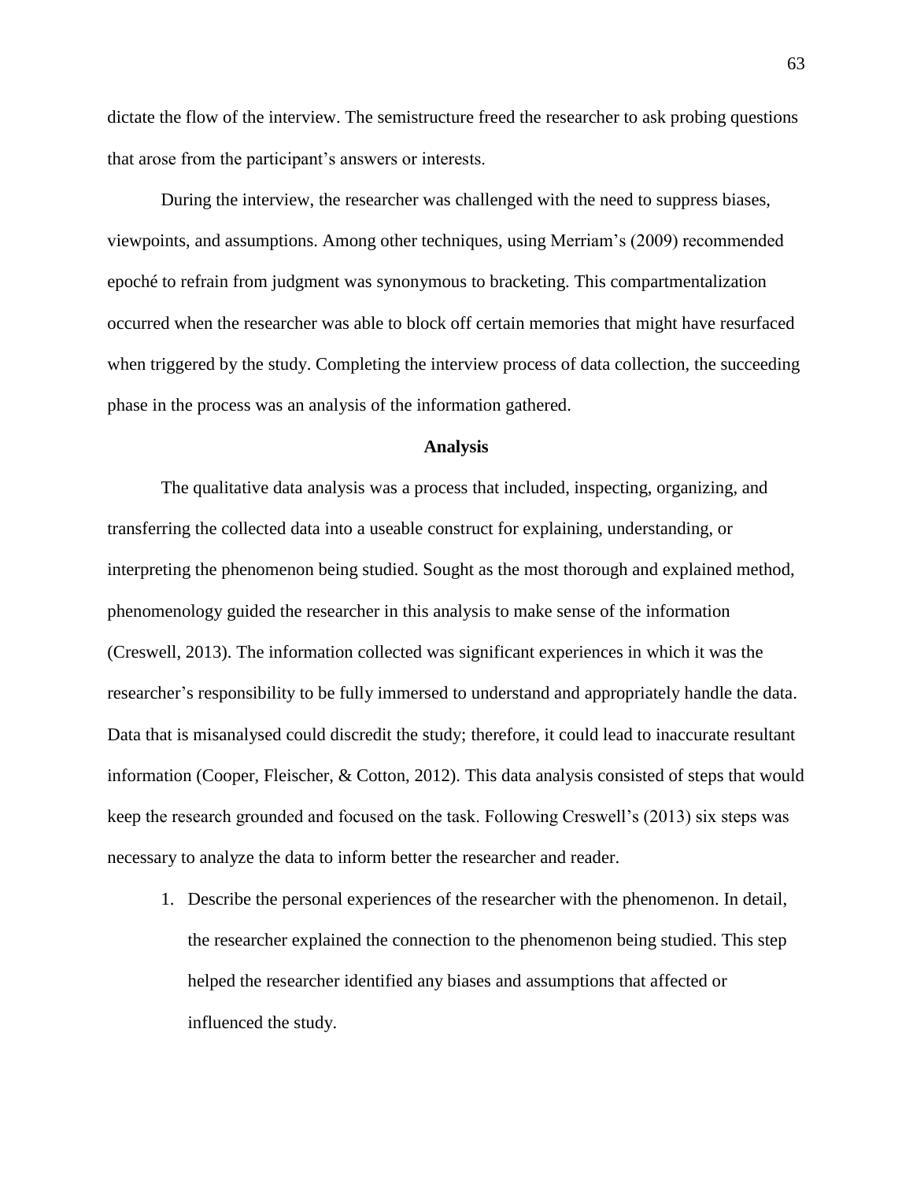dictate the flow of the interview. The semistructure freed the researcher to ask probing questions that arose from the participant's answers or interests.

During the interview, the researcher was challenged with the need to suppress biases, viewpoints, and assumptions. Among other techniques, using Merriam's (2009) recommended epoché to refrain from judgment was synonymous to bracketing. This compartmentalization occurred when the researcher was able to block off certain memories that might have resurfaced when triggered by the study. Completing the interview process of data collection, the succeeding phase in the process was an analysis of the information gathered.

## Analysis

The qualitative data analysis was a process that included, inspecting, organizing, and transferring the collected data into a useable construct for explaining, understanding, or interpreting the phenomenon being studied. Sought as the most thorough and explained method, phenomenology guided the researcher in this analysis to make sense of the information (Creswell, 2013). The information collected was significant experiences in which it was the researcher's responsibility to be fully immersed to understand and appropriately handle the data. Data that is misanalysed could discredit the study; therefore, it could lead to inaccurate resultant information (Cooper, Fleischer, & Cotton, 2012). This data analysis consisted of steps that would keep the research grounded and focused on the task. Following Creswell's (2013) six steps was necessary to analyze the data to inform better the researcher and reader.

1. Describe the personal experiences of the researcher with the phenomenon. In detail, the researcher explained the connection to the phenomenon being studied. This step helped the researcher identified any biases and assumptions that affected or influenced the study.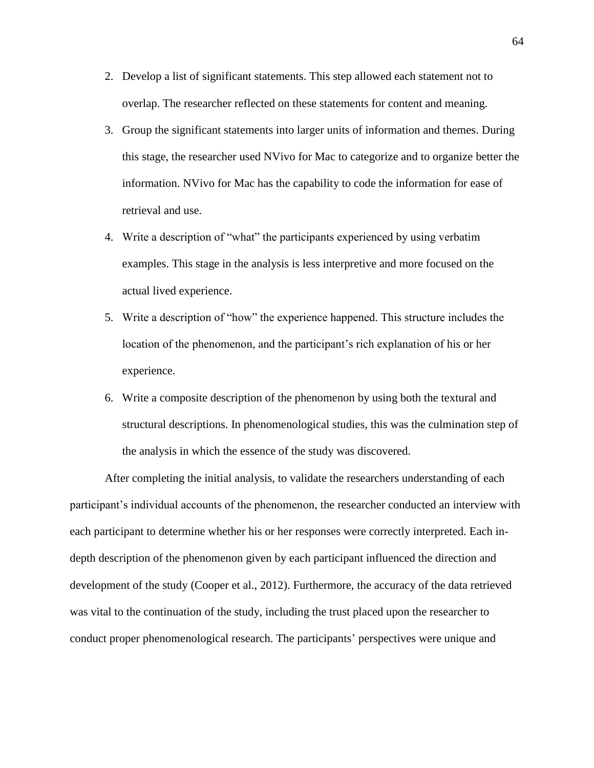2. Develop a list of significant statements. This step allowed each statement not to overlap. The researcher reflected on these statements for content and meaning.
3. Group the significant statements into larger units of information and themes. During this stage, the researcher used NVivo for Mac to categorize and to organize better the information. NVivo for Mac has the capability to code the information for ease of retrieval and use.
4. Write a description of "what" the participants experienced by using verbatim examples. This stage in the analysis is less interpretive and more focused on the actual lived experience.
5. Write a description of "how" the experience happened. This structure includes the location of the phenomenon, and the participant's rich explanation of his or her experience.
6. Write a composite description of the phenomenon by using both the textural and structural descriptions. In phenomenological studies, this was the culmination step of the analysis in which the essence of the study was discovered.

After completing the initial analysis, to validate the researchers understanding of each participant's individual accounts of the phenomenon, the researcher conducted an interview with each participant to determine whether his or her responses were correctly interpreted. Each in-depth description of the phenomenon given by each participant influenced the direction and development of the study (Cooper et al., 2012). Furthermore, the accuracy of the data retrieved was vital to the continuation of the study, including the trust placed upon the researcher to conduct proper phenomenological research. The participants' perspectives were unique and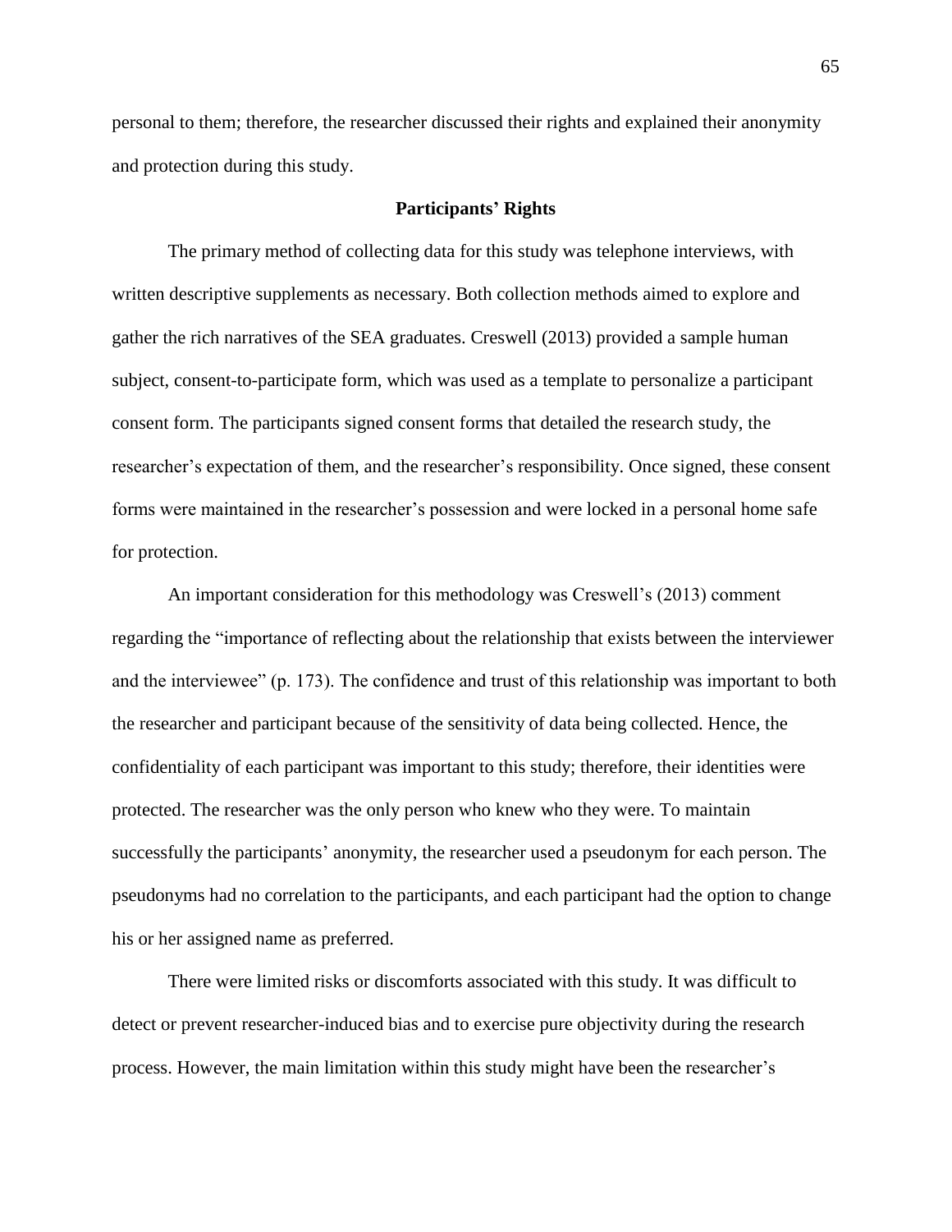personal to them; therefore, the researcher discussed their rights and explained their anonymity and protection during this study.

## Participants' Rights

The primary method of collecting data for this study was telephone interviews, with written descriptive supplements as necessary. Both collection methods aimed to explore and gather the rich narratives of the SEA graduates. Creswell (2013) provided a sample human subject, consent-to-participate form, which was used as a template to personalize a participant consent form. The participants signed consent forms that detailed the research study, the researcher's expectation of them, and the researcher's responsibility. Once signed, these consent forms were maintained in the researcher's possession and were locked in a personal home safe for protection.

An important consideration for this methodology was Creswell's (2013) comment regarding the "importance of reflecting about the relationship that exists between the interviewer and the interviewee" (p. 173). The confidence and trust of this relationship was important to both the researcher and participant because of the sensitivity of data being collected. Hence, the confidentiality of each participant was important to this study; therefore, their identities were protected. The researcher was the only person who knew who they were. To maintain successfully the participants' anonymity, the researcher used a pseudonym for each person. The pseudonyms had no correlation to the participants, and each participant had the option to change his or her assigned name as preferred.

There were limited risks or discomforts associated with this study. It was difficult to detect or prevent researcher-induced bias and to exercise pure objectivity during the research process. However, the main limitation within this study might have been the researcher's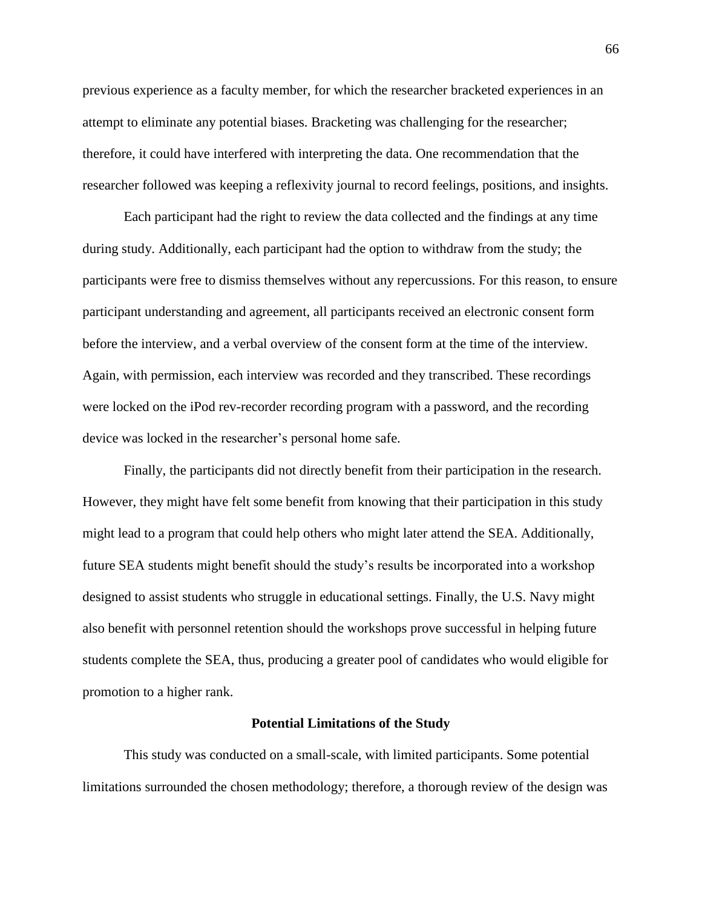previous experience as a faculty member, for which the researcher bracketed experiences in an attempt to eliminate any potential biases. Bracketing was challenging for the researcher; therefore, it could have interfered with interpreting the data. One recommendation that the researcher followed was keeping a reflexivity journal to record feelings, positions, and insights.

Each participant had the right to review the data collected and the findings at any time during study. Additionally, each participant had the option to withdraw from the study; the participants were free to dismiss themselves without any repercussions. For this reason, to ensure participant understanding and agreement, all participants received an electronic consent form before the interview, and a verbal overview of the consent form at the time of the interview. Again, with permission, each interview was recorded and they transcribed. These recordings were locked on the iPod rev-recorder recording program with a password, and the recording device was locked in the researcher's personal home safe.

Finally, the participants did not directly benefit from their participation in the research. However, they might have felt some benefit from knowing that their participation in this study might lead to a program that could help others who might later attend the SEA. Additionally, future SEA students might benefit should the study's results be incorporated into a workshop designed to assist students who struggle in educational settings. Finally, the U.S. Navy might also benefit with personnel retention should the workshops prove successful in helping future students complete the SEA, thus, producing a greater pool of candidates who would eligible for promotion to a higher rank.

## Potential Limitations of the Study

This study was conducted on a small-scale, with limited participants. Some potential limitations surrounded the chosen methodology; therefore, a thorough review of the design was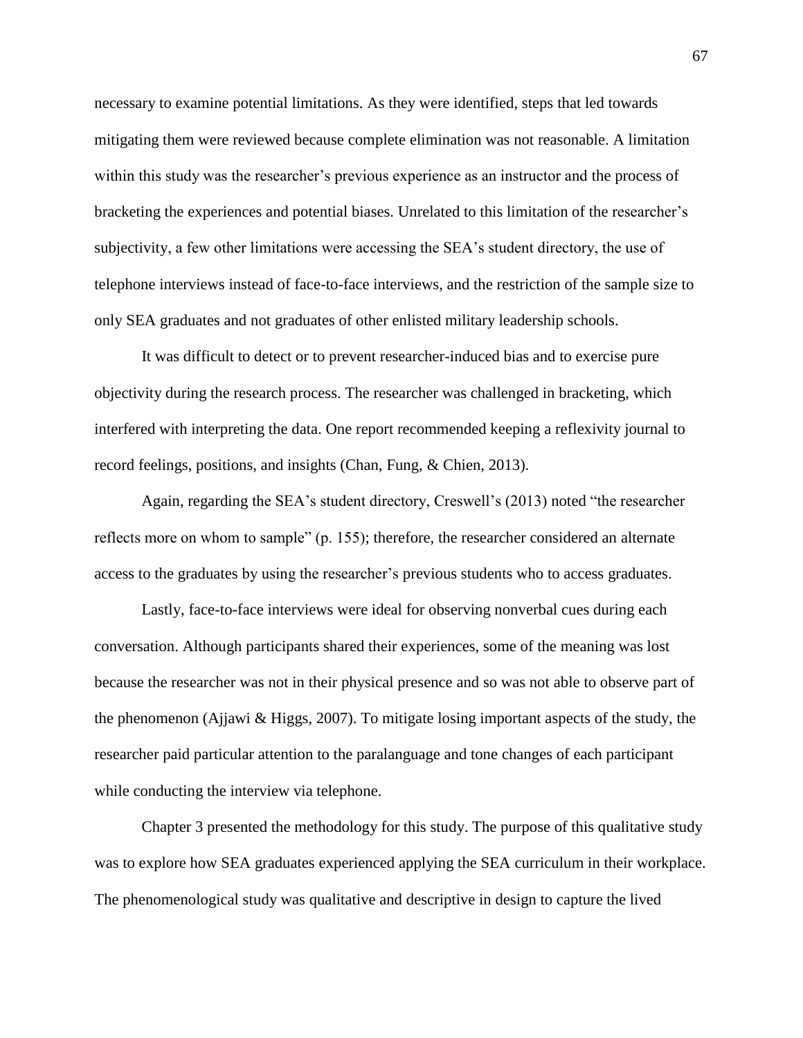necessary to examine potential limitations. As they were identified, steps that led towards mitigating them were reviewed because complete elimination was not reasonable. A limitation within this study was the researcher's previous experience as an instructor and the process of bracketing the experiences and potential biases. Unrelated to this limitation of the researcher's subjectivity, a few other limitations were accessing the SEA's student directory, the use of telephone interviews instead of face-to-face interviews, and the restriction of the sample size to only SEA graduates and not graduates of other enlisted military leadership schools.

It was difficult to detect or to prevent researcher-induced bias and to exercise pure objectivity during the research process. The researcher was challenged in bracketing, which interfered with interpreting the data. One report recommended keeping a reflexivity journal to record feelings, positions, and insights (Chan, Fung, & Chien, 2013).

Again, regarding the SEA's student directory, Creswell's (2013) noted "the researcher reflects more on whom to sample" (p. 155); therefore, the researcher considered an alternate access to the graduates by using the researcher's previous students who to access graduates.

Lastly, face-to-face interviews were ideal for observing nonverbal cues during each conversation. Although participants shared their experiences, some of the meaning was lost because the researcher was not in their physical presence and so was not able to observe part of the phenomenon (Ajjawi & Higgs, 2007). To mitigate losing important aspects of the study, the researcher paid particular attention to the paralanguage and tone changes of each participant while conducting the interview via telephone.

Chapter 3 presented the methodology for this study. The purpose of this qualitative study was to explore how SEA graduates experienced applying the SEA curriculum in their workplace. The phenomenological study was qualitative and descriptive in design to capture the lived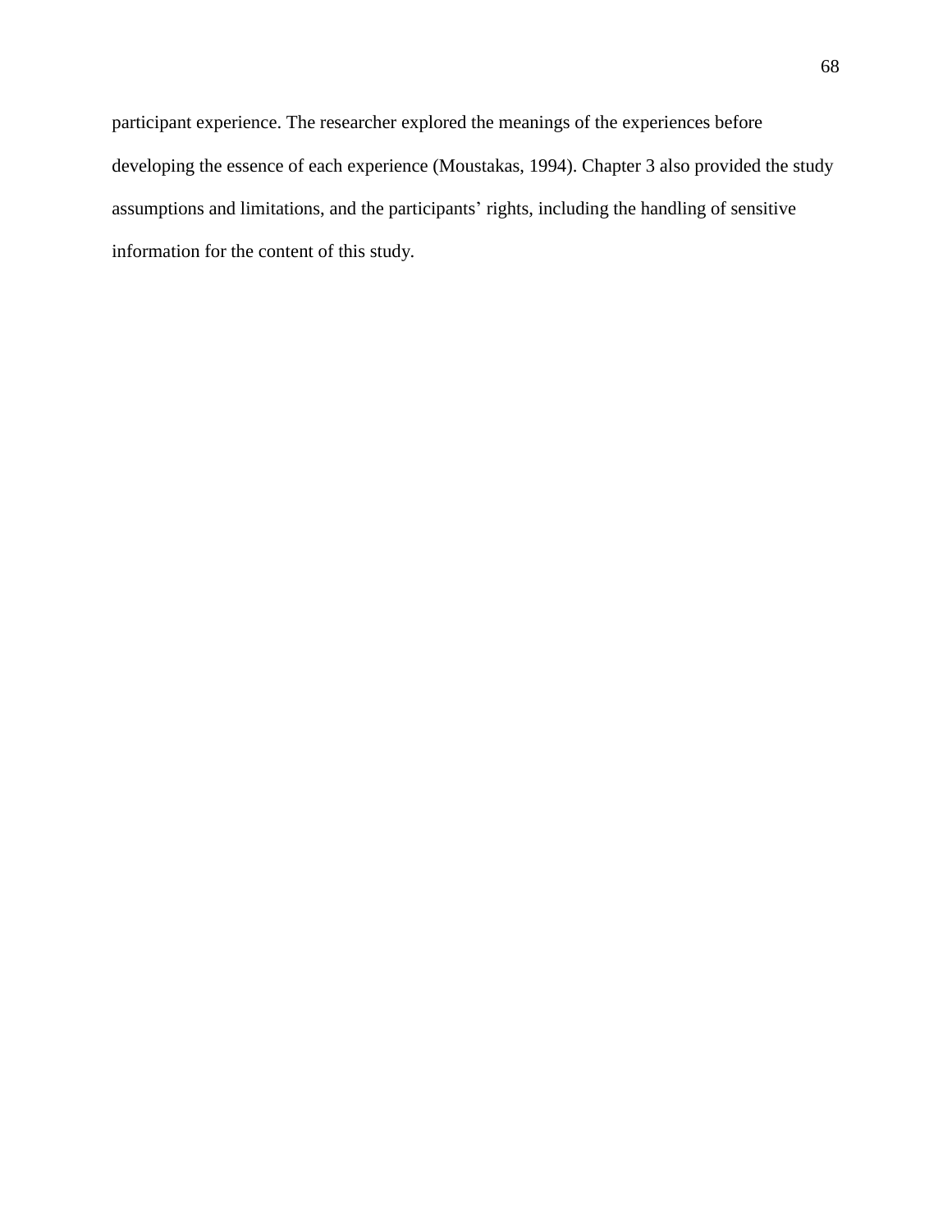participant experience. The researcher explored the meanings of the experiences before developing the essence of each experience (Moustakas, 1994). Chapter 3 also provided the study assumptions and limitations, and the participants' rights, including the handling of sensitive information for the content of this study.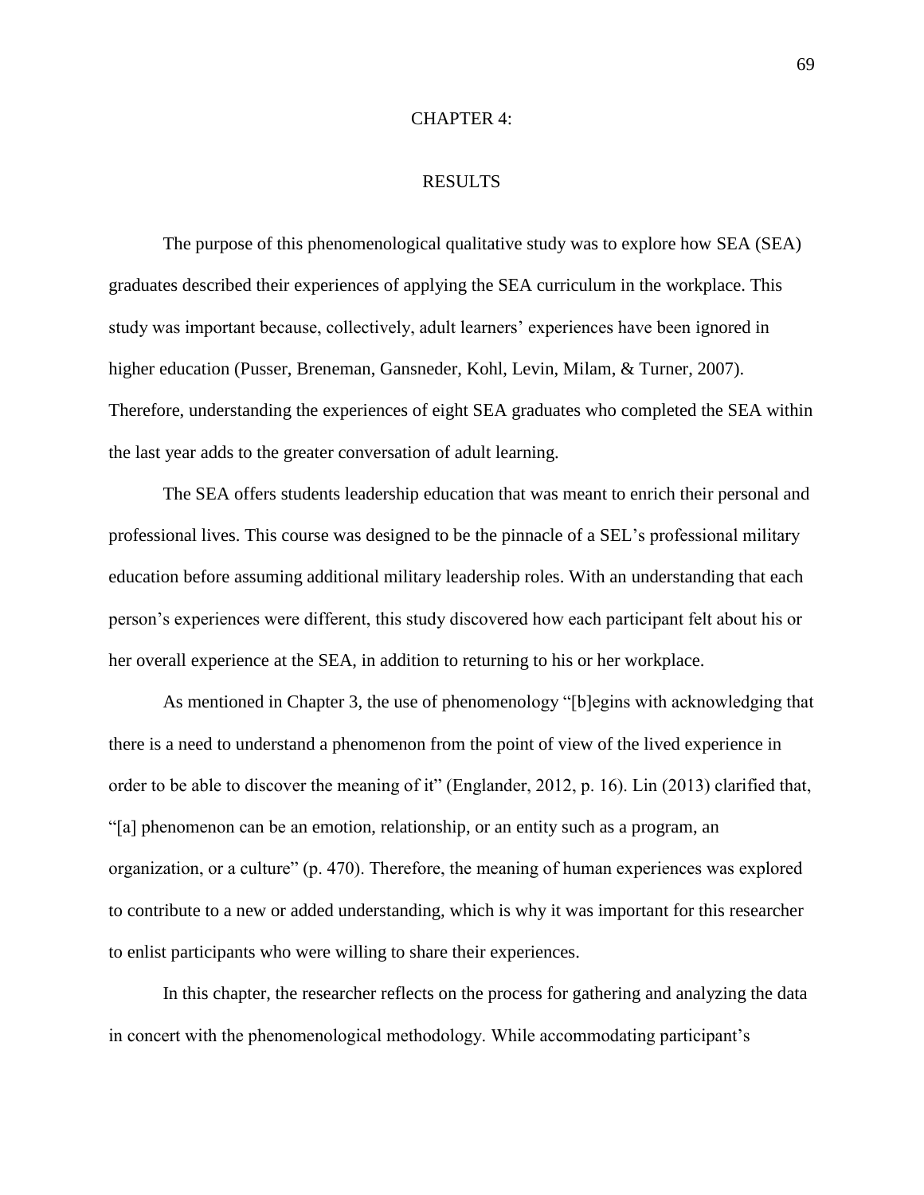# CHAPTER 4:

# RESULTS

The purpose of this phenomenological qualitative study was to explore how SEA (SEA) graduates described their experiences of applying the SEA curriculum in the workplace. This study was important because, collectively, adult learners' experiences have been ignored in higher education (Pusser, Breneman, Gansneder, Kohl, Levin, Milam, & Turner, 2007). Therefore, understanding the experiences of eight SEA graduates who completed the SEA within the last year adds to the greater conversation of adult learning.

The SEA offers students leadership education that was meant to enrich their personal and professional lives. This course was designed to be the pinnacle of a SEL's professional military education before assuming additional military leadership roles. With an understanding that each person's experiences were different, this study discovered how each participant felt about his or her overall experience at the SEA, in addition to returning to his or her workplace.

As mentioned in Chapter 3, the use of phenomenology "[b]egins with acknowledging that there is a need to understand a phenomenon from the point of view of the lived experience in order to be able to discover the meaning of it" (Englander, 2012, p. 16). Lin (2013) clarified that, "[a] phenomenon can be an emotion, relationship, or an entity such as a program, an organization, or a culture" (p. 470). Therefore, the meaning of human experiences was explored to contribute to a new or added understanding, which is why it was important for this researcher to enlist participants who were willing to share their experiences.

In this chapter, the researcher reflects on the process for gathering and analyzing the data in concert with the phenomenological methodology. While accommodating participant's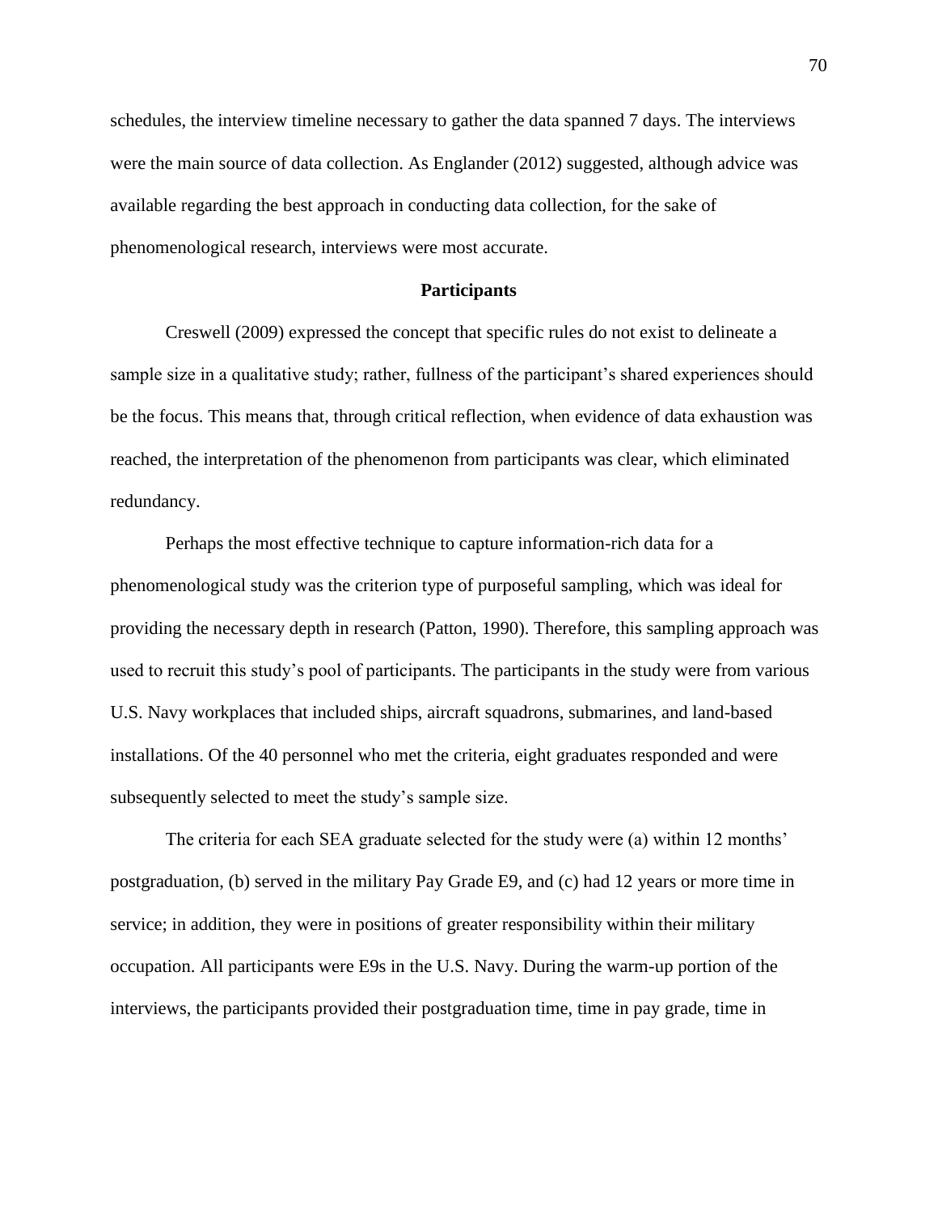schedules, the interview timeline necessary to gather the data spanned 7 days. The interviews were the main source of data collection. As Englander (2012) suggested, although advice was available regarding the best approach in conducting data collection, for the sake of phenomenological research, interviews were most accurate.

## Participants

Creswell (2009) expressed the concept that specific rules do not exist to delineate a sample size in a qualitative study; rather, fullness of the participant's shared experiences should be the focus. This means that, through critical reflection, when evidence of data exhaustion was reached, the interpretation of the phenomenon from participants was clear, which eliminated redundancy.

Perhaps the most effective technique to capture information-rich data for a phenomenological study was the criterion type of purposeful sampling, which was ideal for providing the necessary depth in research (Patton, 1990). Therefore, this sampling approach was used to recruit this study's pool of participants. The participants in the study were from various U.S. Navy workplaces that included ships, aircraft squadrons, submarines, and land-based installations. Of the 40 personnel who met the criteria, eight graduates responded and were subsequently selected to meet the study's sample size.

The criteria for each SEA graduate selected for the study were (a) within 12 months' postgraduation, (b) served in the military Pay Grade E9, and (c) had 12 years or more time in service; in addition, they were in positions of greater responsibility within their military occupation. All participants were E9s in the U.S. Navy. During the warm-up portion of the interviews, the participants provided their postgraduation time, time in pay grade, time in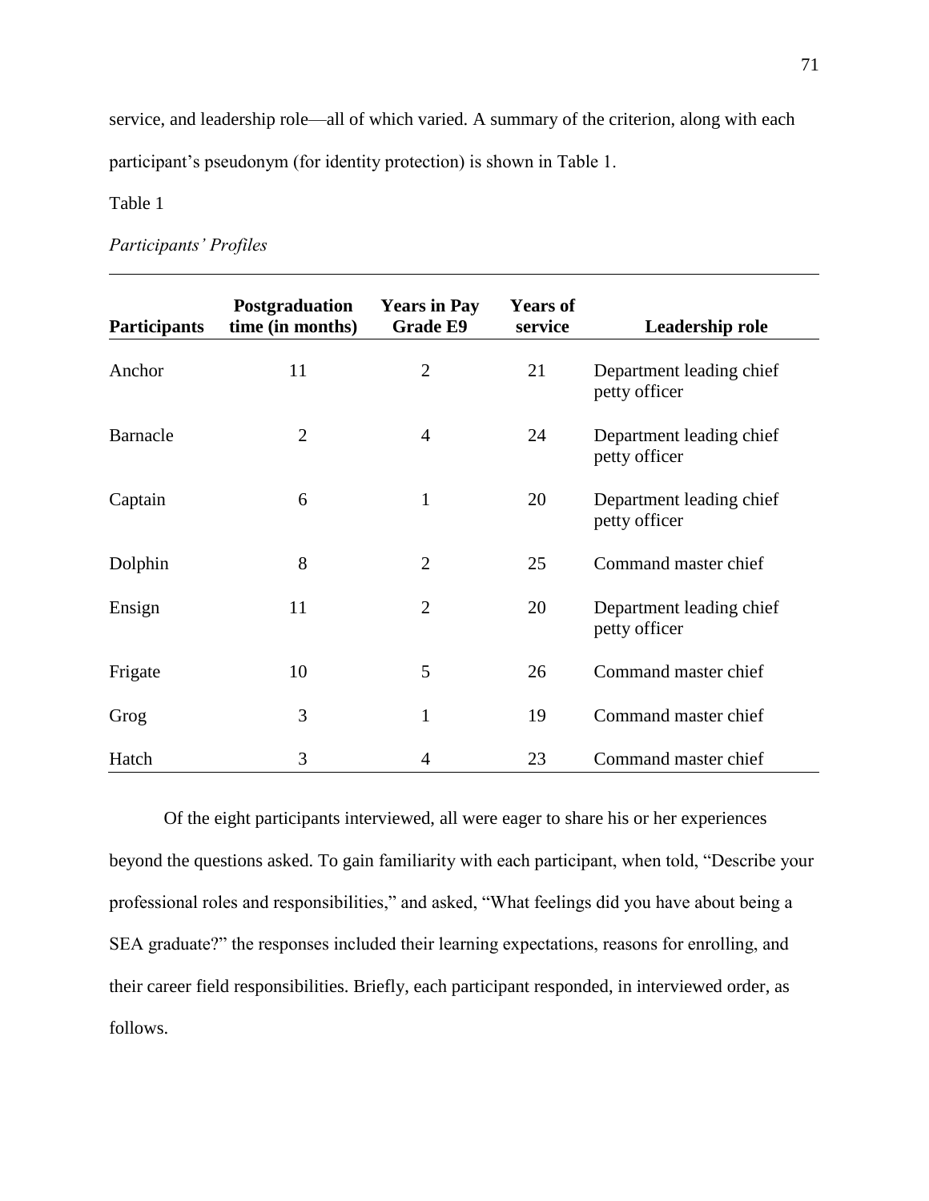service, and leadership role—all of which varied. A summary of the criterion, along with each participant's pseudonym (for identity protection) is shown in Table 1.

Table 1

*Participants' Profiles*

| **Participants** | **Postgraduation time (in months)** | **Years in Pay Grade E9** | **Years of service** | **Leadership role** |
|---|---|---|---|---|
| Anchor | 11 | 2 | 21 | Department leading chief petty officer |
| Barnacle | 2 | 4 | 24 | Department leading chief petty officer |
| Captain | 6 | 1 | 20 | Department leading chief petty officer |
| Dolphin | 8 | 2 | 25 | Command master chief |
| Ensign | 11 | 2 | 20 | Department leading chief petty officer |
| Frigate | 10 | 5 | 26 | Command master chief |
| Grog | 3 | 1 | 19 | Command master chief |
| Hatch | 3 | 4 | 23 | Command master chief |

Of the eight participants interviewed, all were eager to share his or her experiences beyond the questions asked. To gain familiarity with each participant, when told, "Describe your professional roles and responsibilities," and asked, "What feelings did you have about being a SEA graduate?" the responses included their learning expectations, reasons for enrolling, and their career field responsibilities. Briefly, each participant responded, in interviewed order, as follows.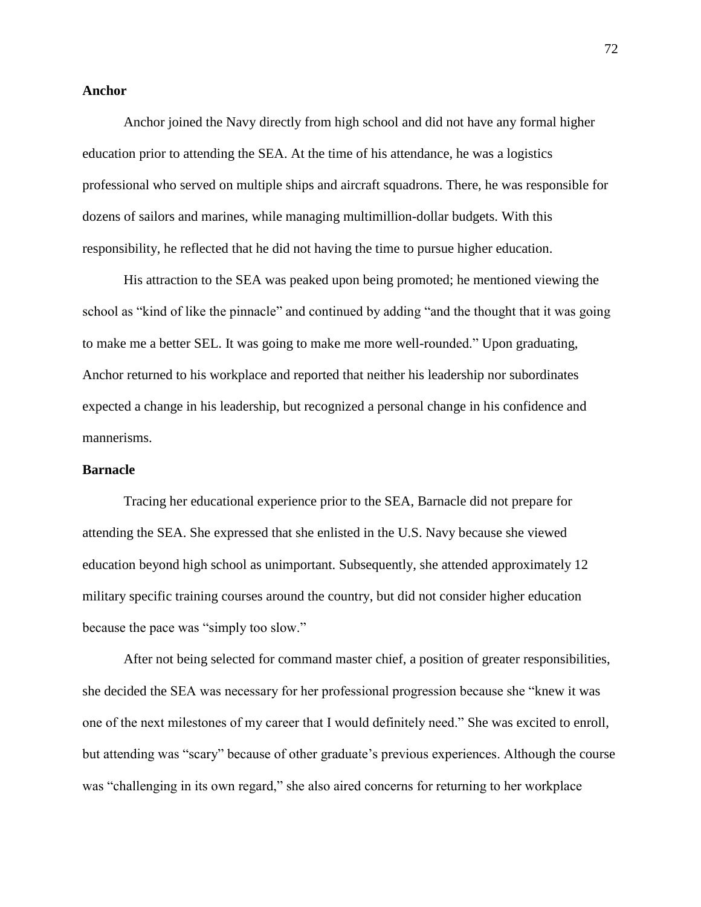**Anchor**

Anchor joined the Navy directly from high school and did not have any formal higher education prior to attending the SEA. At the time of his attendance, he was a logistics professional who served on multiple ships and aircraft squadrons. There, he was responsible for dozens of sailors and marines, while managing multimillion-dollar budgets. With this responsibility, he reflected that he did not having the time to pursue higher education.

His attraction to the SEA was peaked upon being promoted; he mentioned viewing the school as "kind of like the pinnacle" and continued by adding "and the thought that it was going to make me a better SEL. It was going to make me more well-rounded." Upon graduating, Anchor returned to his workplace and reported that neither his leadership nor subordinates expected a change in his leadership, but recognized a personal change in his confidence and mannerisms.

**Barnacle**

Tracing her educational experience prior to the SEA, Barnacle did not prepare for attending the SEA. She expressed that she enlisted in the U.S. Navy because she viewed education beyond high school as unimportant. Subsequently, she attended approximately 12 military specific training courses around the country, but did not consider higher education because the pace was "simply too slow."

After not being selected for command master chief, a position of greater responsibilities, she decided the SEA was necessary for her professional progression because she "knew it was one of the next milestones of my career that I would definitely need." She was excited to enroll, but attending was "scary" because of other graduate's previous experiences. Although the course was "challenging in its own regard," she also aired concerns for returning to her workplace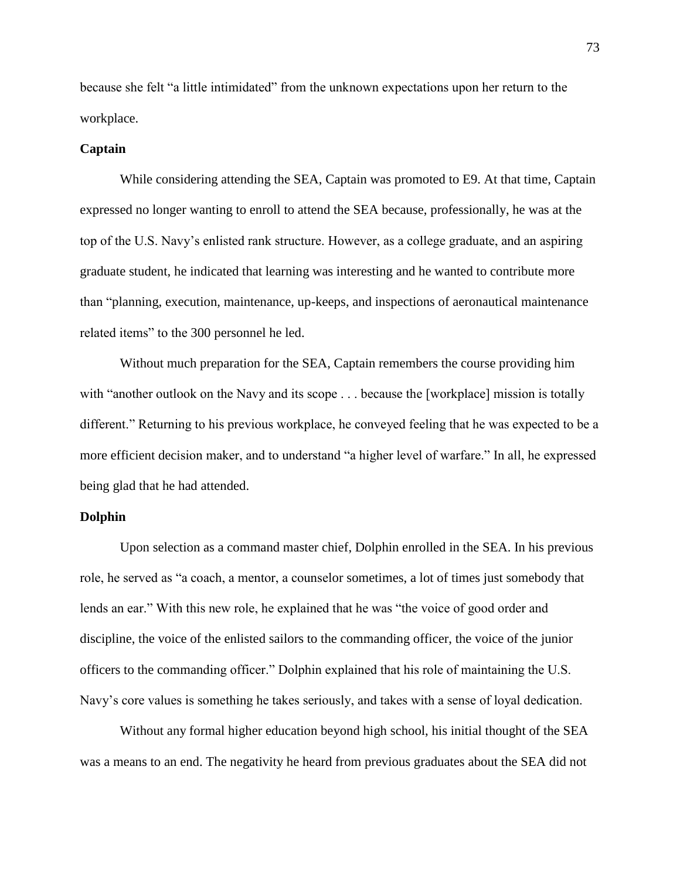because she felt "a little intimidated" from the unknown expectations upon her return to the workplace.

### Captain

While considering attending the SEA, Captain was promoted to E9. At that time, Captain expressed no longer wanting to enroll to attend the SEA because, professionally, he was at the top of the U.S. Navy's enlisted rank structure. However, as a college graduate, and an aspiring graduate student, he indicated that learning was interesting and he wanted to contribute more than "planning, execution, maintenance, up-keeps, and inspections of aeronautical maintenance related items" to the 300 personnel he led.

Without much preparation for the SEA, Captain remembers the course providing him with "another outlook on the Navy and its scope . . . because the [workplace] mission is totally different." Returning to his previous workplace, he conveyed feeling that he was expected to be a more efficient decision maker, and to understand "a higher level of warfare." In all, he expressed being glad that he had attended.

### Dolphin

Upon selection as a command master chief, Dolphin enrolled in the SEA. In his previous role, he served as "a coach, a mentor, a counselor sometimes, a lot of times just somebody that lends an ear." With this new role, he explained that he was "the voice of good order and discipline, the voice of the enlisted sailors to the commanding officer, the voice of the junior officers to the commanding officer." Dolphin explained that his role of maintaining the U.S. Navy's core values is something he takes seriously, and takes with a sense of loyal dedication.

Without any formal higher education beyond high school, his initial thought of the SEA was a means to an end. The negativity he heard from previous graduates about the SEA did not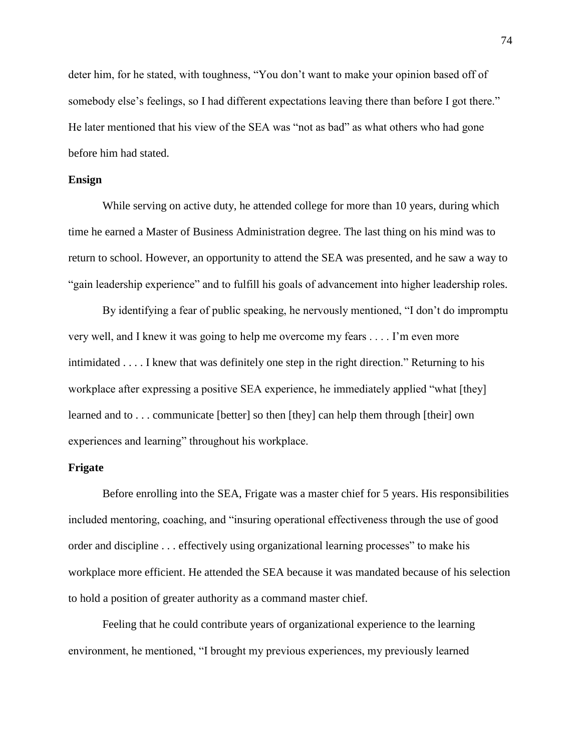deter him, for he stated, with toughness, “You don’t want to make your opinion based off of somebody else’s feelings, so I had different expectations leaving there than before I got there.” He later mentioned that his view of the SEA was “not as bad” as what others who had gone before him had stated.

### Ensign

While serving on active duty, he attended college for more than 10 years, during which time he earned a Master of Business Administration degree. The last thing on his mind was to return to school. However, an opportunity to attend the SEA was presented, and he saw a way to “gain leadership experience” and to fulfill his goals of advancement into higher leadership roles.

By identifying a fear of public speaking, he nervously mentioned, “I don’t do impromptu very well, and I knew it was going to help me overcome my fears . . . . I’m even more intimidated . . . . I knew that was definitely one step in the right direction.” Returning to his workplace after expressing a positive SEA experience, he immediately applied “what [they] learned and to . . . communicate [better] so then [they] can help them through [their] own experiences and learning” throughout his workplace.

### Frigate

Before enrolling into the SEA, Frigate was a master chief for 5 years. His responsibilities included mentoring, coaching, and “insuring operational effectiveness through the use of good order and discipline . . . effectively using organizational learning processes” to make his workplace more efficient. He attended the SEA because it was mandated because of his selection to hold a position of greater authority as a command master chief.

Feeling that he could contribute years of organizational experience to the learning environment, he mentioned, “I brought my previous experiences, my previously learned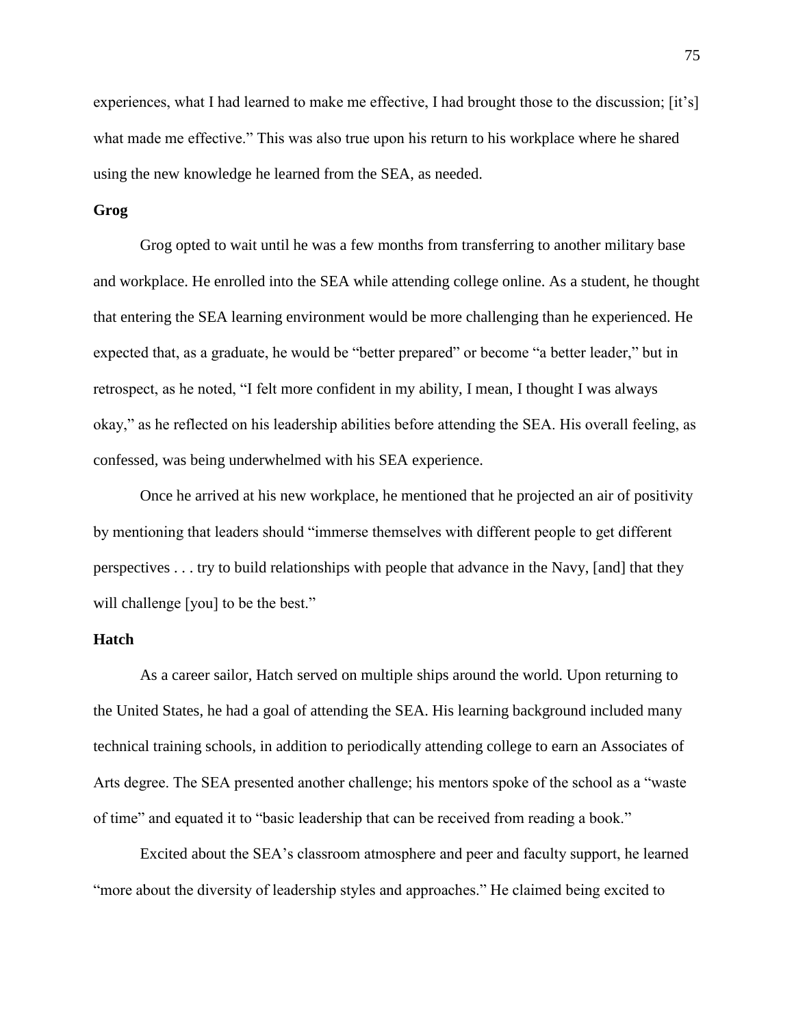experiences, what I had learned to make me effective, I had brought those to the discussion; [it's] what made me effective." This was also true upon his return to his workplace where he shared using the new knowledge he learned from the SEA, as needed.

### Grog

Grog opted to wait until he was a few months from transferring to another military base and workplace. He enrolled into the SEA while attending college online. As a student, he thought that entering the SEA learning environment would be more challenging than he experienced. He expected that, as a graduate, he would be "better prepared" or become "a better leader," but in retrospect, as he noted, "I felt more confident in my ability, I mean, I thought I was always okay," as he reflected on his leadership abilities before attending the SEA. His overall feeling, as confessed, was being underwhelmed with his SEA experience.

Once he arrived at his new workplace, he mentioned that he projected an air of positivity by mentioning that leaders should "immerse themselves with different people to get different perspectives . . . try to build relationships with people that advance in the Navy, [and] that they will challenge [you] to be the best."

### Hatch

As a career sailor, Hatch served on multiple ships around the world. Upon returning to the United States, he had a goal of attending the SEA. His learning background included many technical training schools, in addition to periodically attending college to earn an Associates of Arts degree. The SEA presented another challenge; his mentors spoke of the school as a "waste of time" and equated it to "basic leadership that can be received from reading a book."

Excited about the SEA's classroom atmosphere and peer and faculty support, he learned "more about the diversity of leadership styles and approaches." He claimed being excited to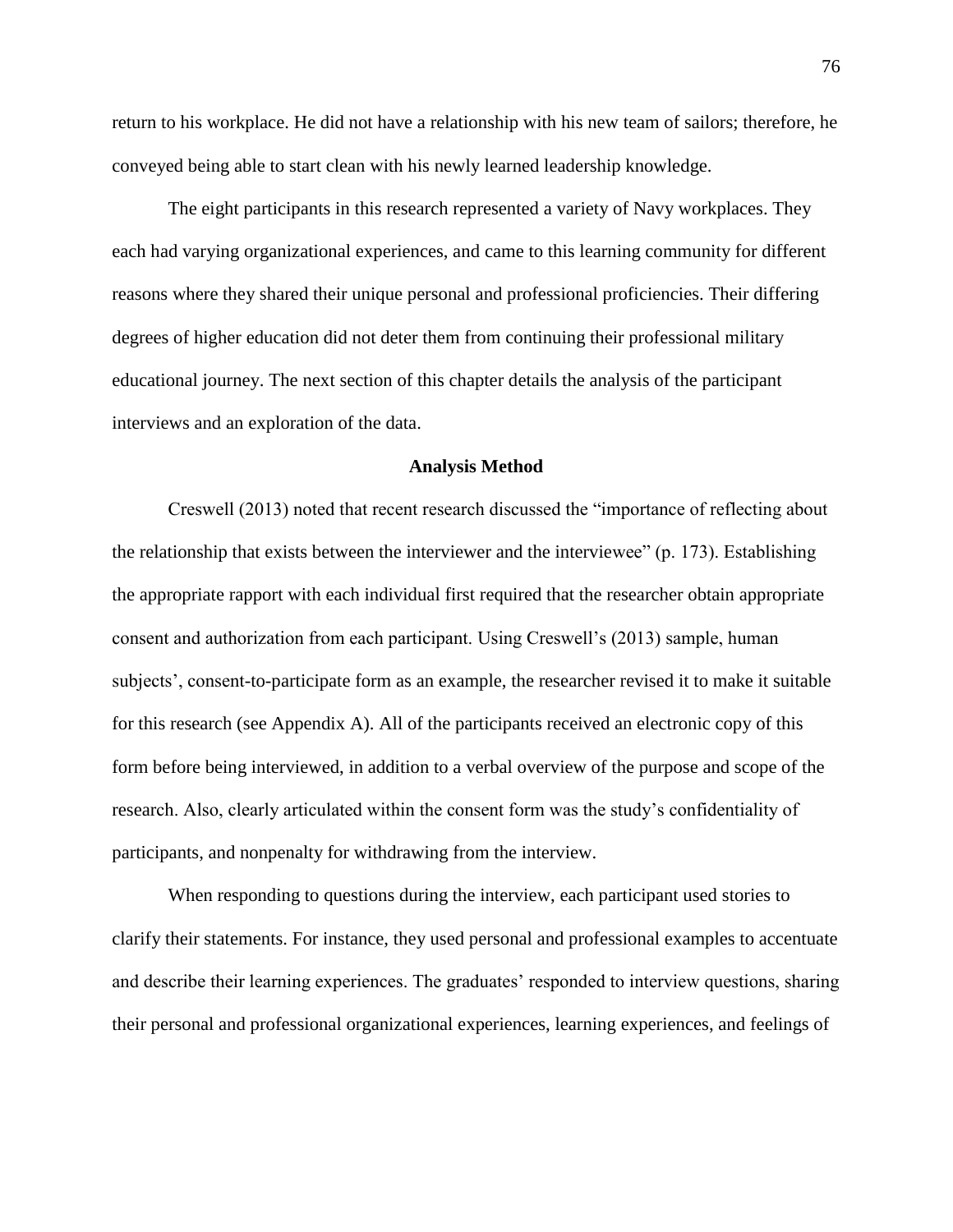return to his workplace. He did not have a relationship with his new team of sailors; therefore, he conveyed being able to start clean with his newly learned leadership knowledge.

The eight participants in this research represented a variety of Navy workplaces. They each had varying organizational experiences, and came to this learning community for different reasons where they shared their unique personal and professional proficiencies. Their differing degrees of higher education did not deter them from continuing their professional military educational journey. The next section of this chapter details the analysis of the participant interviews and an exploration of the data.

## Analysis Method

Creswell (2013) noted that recent research discussed the "importance of reflecting about the relationship that exists between the interviewer and the interviewee" (p. 173). Establishing the appropriate rapport with each individual first required that the researcher obtain appropriate consent and authorization from each participant. Using Creswell's (2013) sample, human subjects', consent-to-participate form as an example, the researcher revised it to make it suitable for this research (see Appendix A). All of the participants received an electronic copy of this form before being interviewed, in addition to a verbal overview of the purpose and scope of the research. Also, clearly articulated within the consent form was the study's confidentiality of participants, and nonpenalty for withdrawing from the interview.

When responding to questions during the interview, each participant used stories to clarify their statements. For instance, they used personal and professional examples to accentuate and describe their learning experiences. The graduates' responded to interview questions, sharing their personal and professional organizational experiences, learning experiences, and feelings of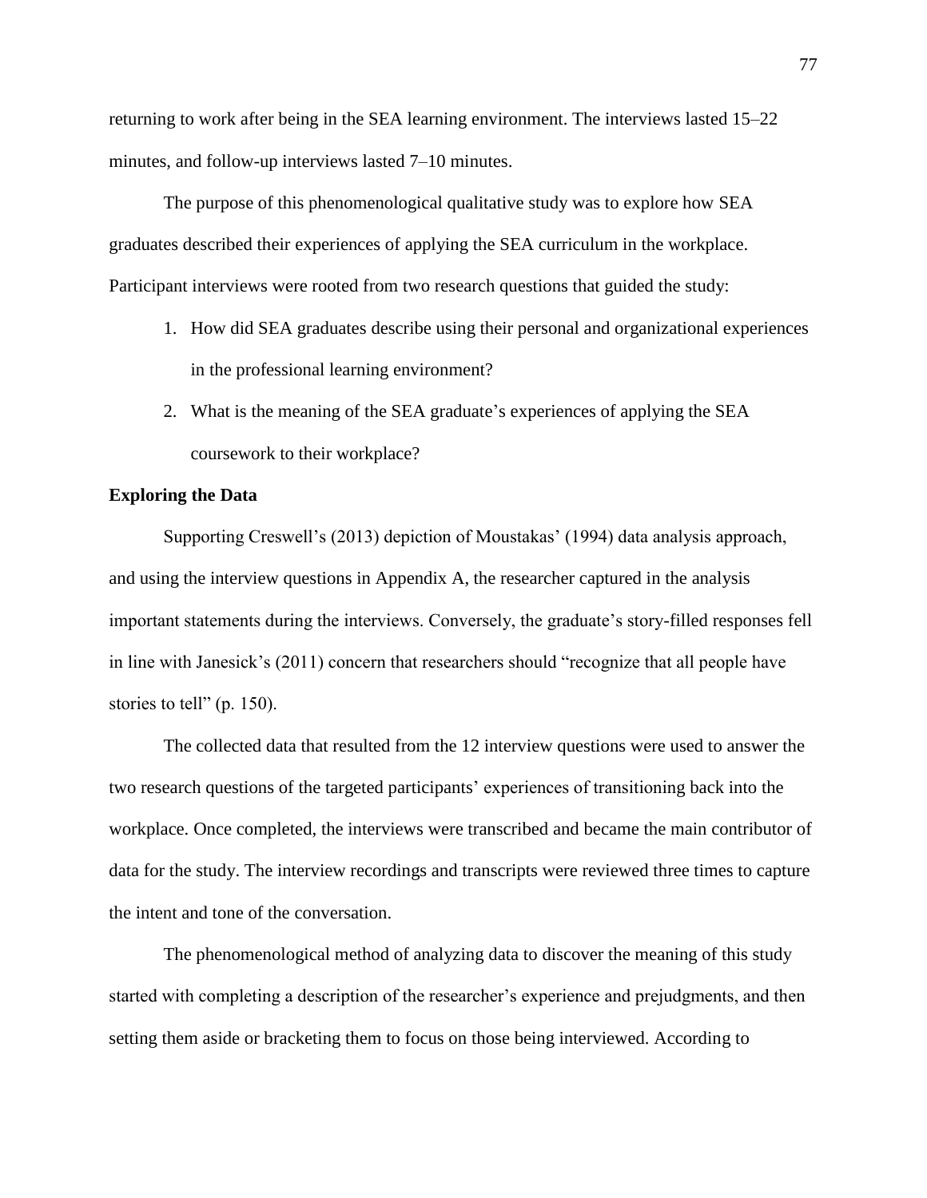returning to work after being in the SEA learning environment. The interviews lasted 15–22 minutes, and follow-up interviews lasted 7–10 minutes.

The purpose of this phenomenological qualitative study was to explore how SEA graduates described their experiences of applying the SEA curriculum in the workplace. Participant interviews were rooted from two research questions that guided the study:

1. How did SEA graduates describe using their personal and organizational experiences in the professional learning environment?
2. What is the meaning of the SEA graduate's experiences of applying the SEA coursework to their workplace?

**Exploring the Data**

Supporting Creswell's (2013) depiction of Moustakas' (1994) data analysis approach, and using the interview questions in Appendix A, the researcher captured in the analysis important statements during the interviews. Conversely, the graduate's story-filled responses fell in line with Janesick's (2011) concern that researchers should "recognize that all people have stories to tell" (p. 150).

The collected data that resulted from the 12 interview questions were used to answer the two research questions of the targeted participants' experiences of transitioning back into the workplace. Once completed, the interviews were transcribed and became the main contributor of data for the study. The interview recordings and transcripts were reviewed three times to capture the intent and tone of the conversation.

The phenomenological method of analyzing data to discover the meaning of this study started with completing a description of the researcher's experience and prejudgments, and then setting them aside or bracketing them to focus on those being interviewed. According to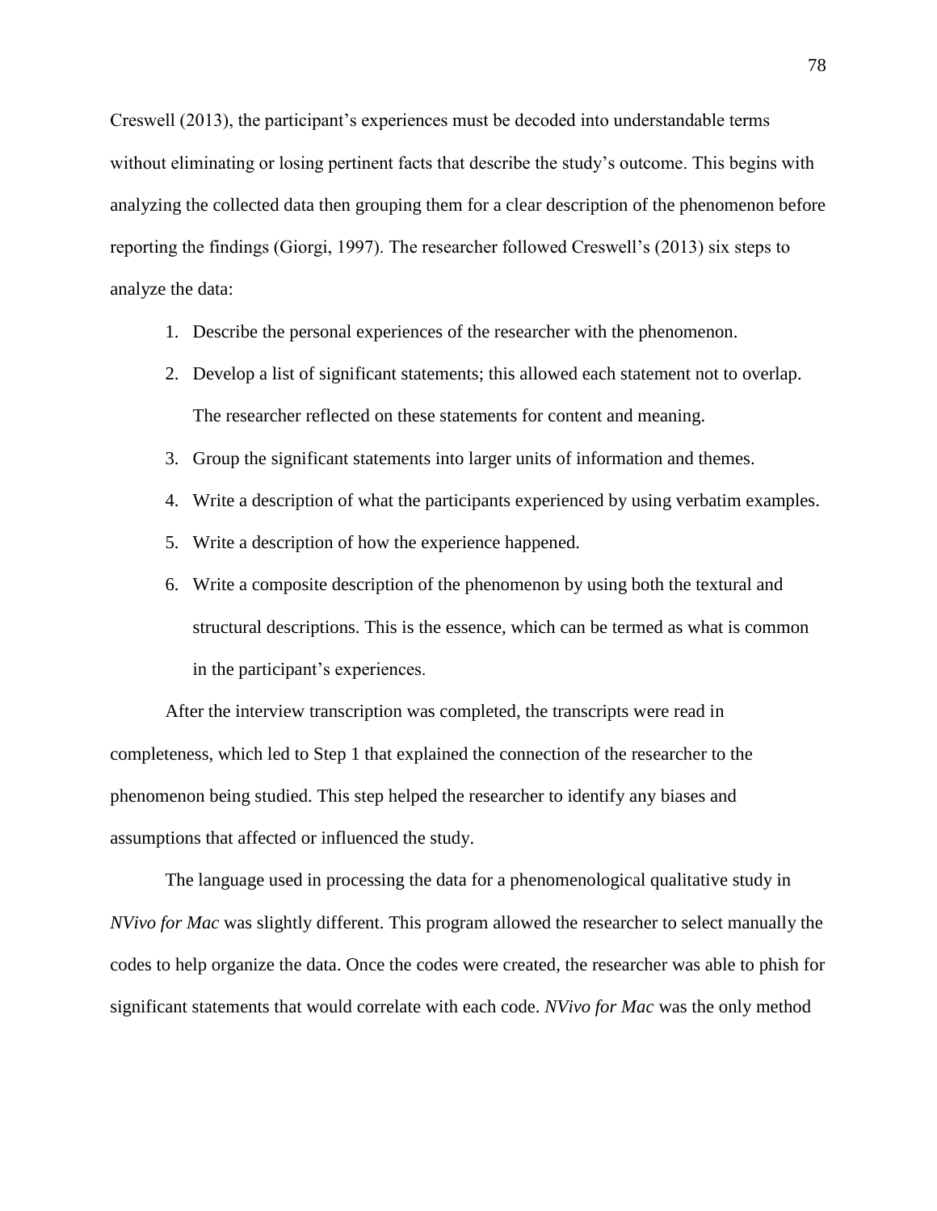Creswell (2013), the participant's experiences must be decoded into understandable terms without eliminating or losing pertinent facts that describe the study's outcome. This begins with analyzing the collected data then grouping them for a clear description of the phenomenon before reporting the findings (Giorgi, 1997). The researcher followed Creswell's (2013) six steps to analyze the data:

1. Describe the personal experiences of the researcher with the phenomenon.
2. Develop a list of significant statements; this allowed each statement not to overlap. The researcher reflected on these statements for content and meaning.
3. Group the significant statements into larger units of information and themes.
4. Write a description of what the participants experienced by using verbatim examples.
5. Write a description of how the experience happened.
6. Write a composite description of the phenomenon by using both the textural and structural descriptions. This is the essence, which can be termed as what is common in the participant's experiences.

After the interview transcription was completed, the transcripts were read in completeness, which led to Step 1 that explained the connection of the researcher to the phenomenon being studied. This step helped the researcher to identify any biases and assumptions that affected or influenced the study.

The language used in processing the data for a phenomenological qualitative study in *NVivo for Mac* was slightly different. This program allowed the researcher to select manually the codes to help organize the data. Once the codes were created, the researcher was able to phish for significant statements that would correlate with each code. *NVivo for Mac* was the only method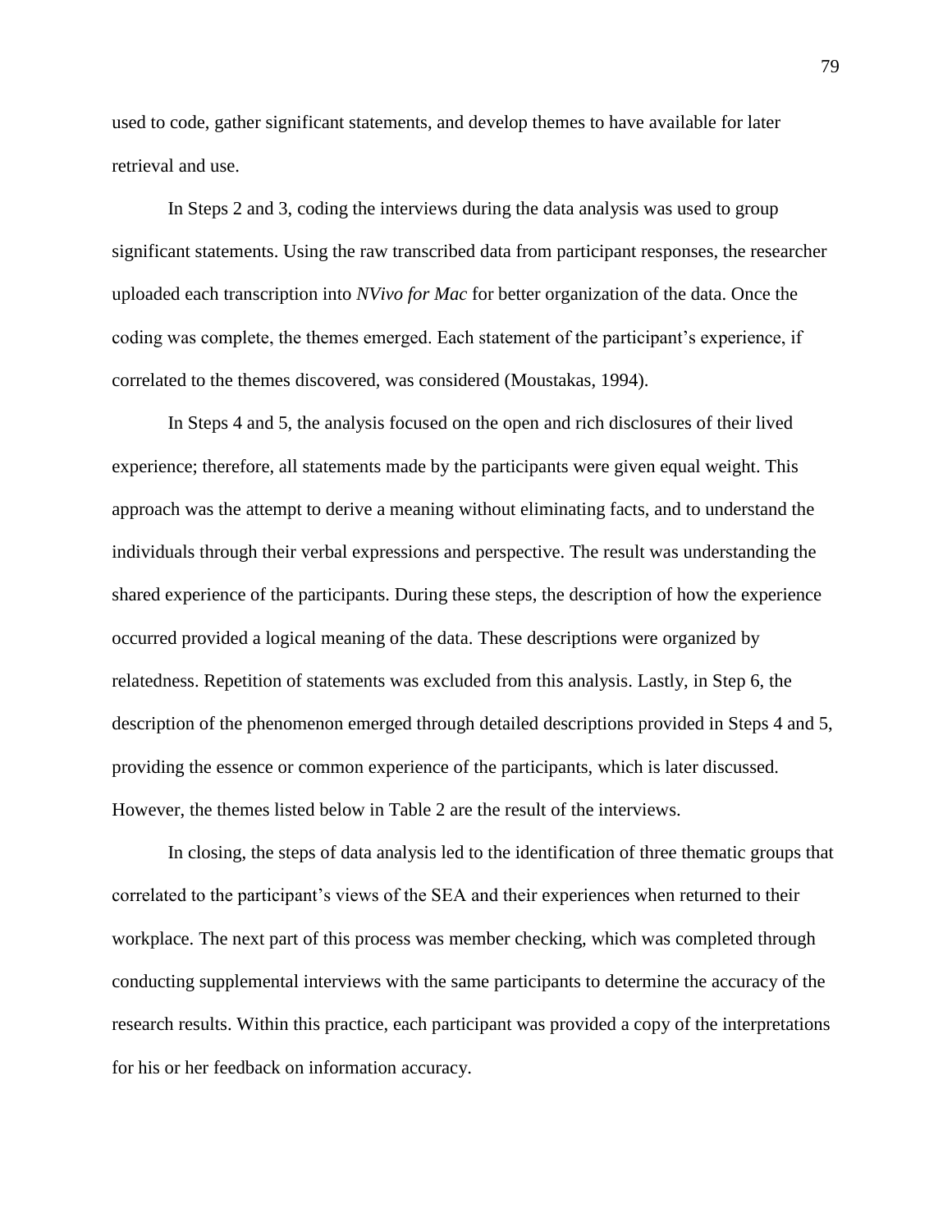used to code, gather significant statements, and develop themes to have available for later retrieval and use.

In Steps 2 and 3, coding the interviews during the data analysis was used to group significant statements. Using the raw transcribed data from participant responses, the researcher uploaded each transcription into *NVivo for Mac* for better organization of the data. Once the coding was complete, the themes emerged. Each statement of the participant's experience, if correlated to the themes discovered, was considered (Moustakas, 1994).

In Steps 4 and 5, the analysis focused on the open and rich disclosures of their lived experience; therefore, all statements made by the participants were given equal weight. This approach was the attempt to derive a meaning without eliminating facts, and to understand the individuals through their verbal expressions and perspective. The result was understanding the shared experience of the participants. During these steps, the description of how the experience occurred provided a logical meaning of the data. These descriptions were organized by relatedness. Repetition of statements was excluded from this analysis. Lastly, in Step 6, the description of the phenomenon emerged through detailed descriptions provided in Steps 4 and 5, providing the essence or common experience of the participants, which is later discussed. However, the themes listed below in Table 2 are the result of the interviews.

In closing, the steps of data analysis led to the identification of three thematic groups that correlated to the participant's views of the SEA and their experiences when returned to their workplace. The next part of this process was member checking, which was completed through conducting supplemental interviews with the same participants to determine the accuracy of the research results. Within this practice, each participant was provided a copy of the interpretations for his or her feedback on information accuracy.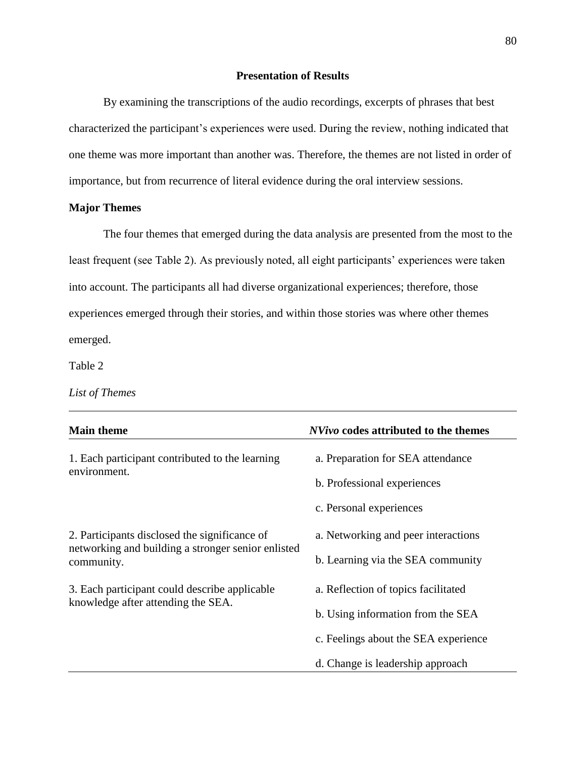## Presentation of Results

By examining the transcriptions of the audio recordings, excerpts of phrases that best characterized the participant's experiences were used. During the review, nothing indicated that one theme was more important than another was. Therefore, the themes are not listed in order of importance, but from recurrence of literal evidence during the oral interview sessions.

### Major Themes

The four themes that emerged during the data analysis are presented from the most to the least frequent (see Table 2). As previously noted, all eight participants' experiences were taken into account. The participants all had diverse organizational experiences; therefore, those experiences emerged through their stories, and within those stories was where other themes emerged.

Table 2

*List of Themes*

| Main theme | *NVivo* codes attributed to the themes |
|---|---|
| 1. Each participant contributed to the learning environment. | a. Preparation for SEA attendance |
| | b. Professional experiences |
| | c. Personal experiences |
| 2. Participants disclosed the significance of networking and building a stronger senior enlisted community. | a. Networking and peer interactions |
| | b. Learning via the SEA community |
| 3. Each participant could describe applicable knowledge after attending the SEA. | a. Reflection of topics facilitated |
| | b. Using information from the SEA |
| | c. Feelings about the SEA experience |
| | d. Change is leadership approach |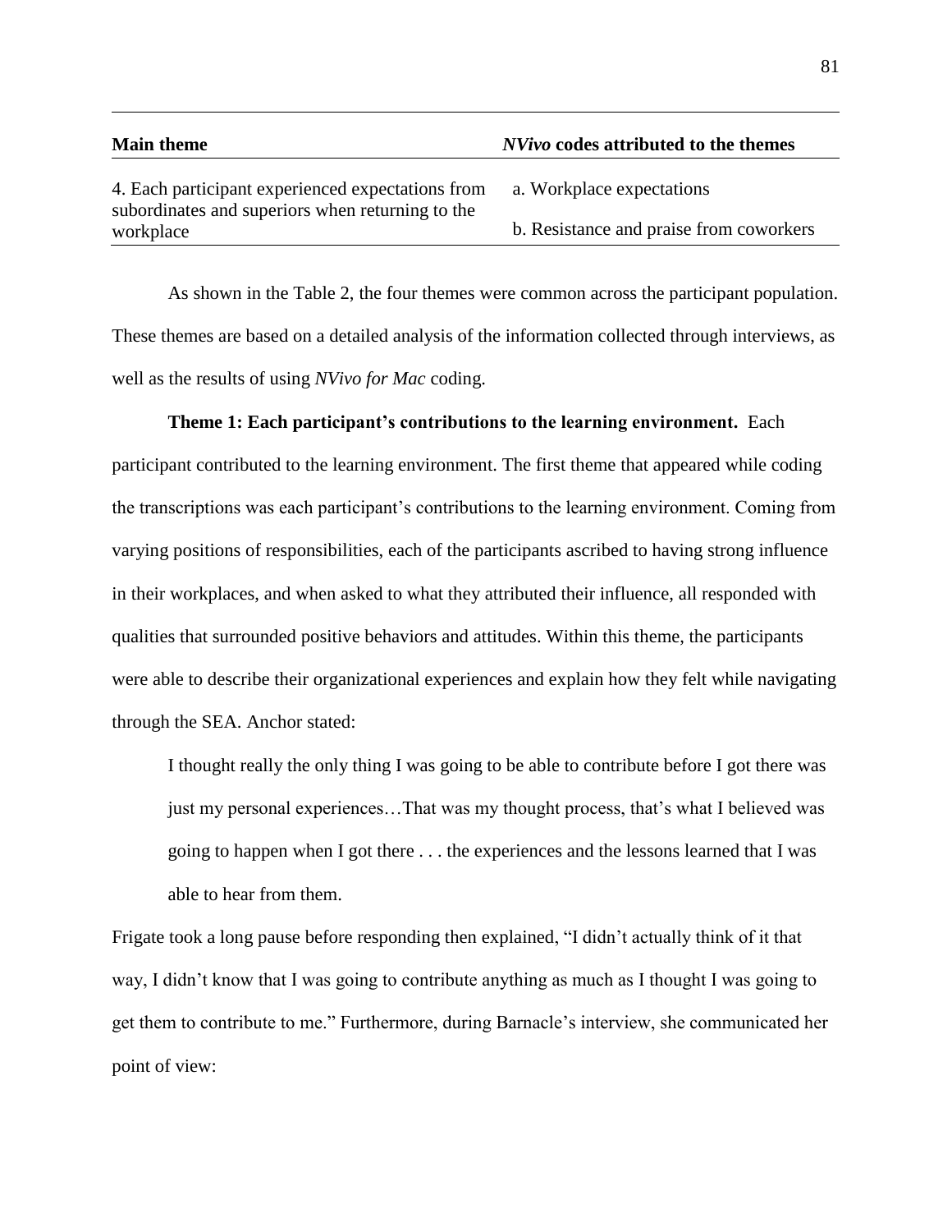| Main theme | *NVivo* codes attributed to the themes |
|---|---|
| 4. Each participant experienced expectations from subordinates and superiors when returning to the workplace | a. Workplace expectations<br>b. Resistance and praise from coworkers |

As shown in the Table 2, the four themes were common across the participant population. These themes are based on a detailed analysis of the information collected through interviews, as well as the results of using *NVivo for Mac* coding.

**Theme 1: Each participant's contributions to the learning environment.** Each participant contributed to the learning environment. The first theme that appeared while coding the transcriptions was each participant's contributions to the learning environment. Coming from varying positions of responsibilities, each of the participants ascribed to having strong influence in their workplaces, and when asked to what they attributed their influence, all responded with qualities that surrounded positive behaviors and attitudes. Within this theme, the participants were able to describe their organizational experiences and explain how they felt while navigating through the SEA. Anchor stated:

> I thought really the only thing I was going to be able to contribute before I got there was just my personal experiences…That was my thought process, that's what I believed was going to happen when I got there . . . the experiences and the lessons learned that I was able to hear from them.

Frigate took a long pause before responding then explained, "I didn't actually think of it that way, I didn't know that I was going to contribute anything as much as I thought I was going to get them to contribute to me." Furthermore, during Barnacle's interview, she communicated her point of view: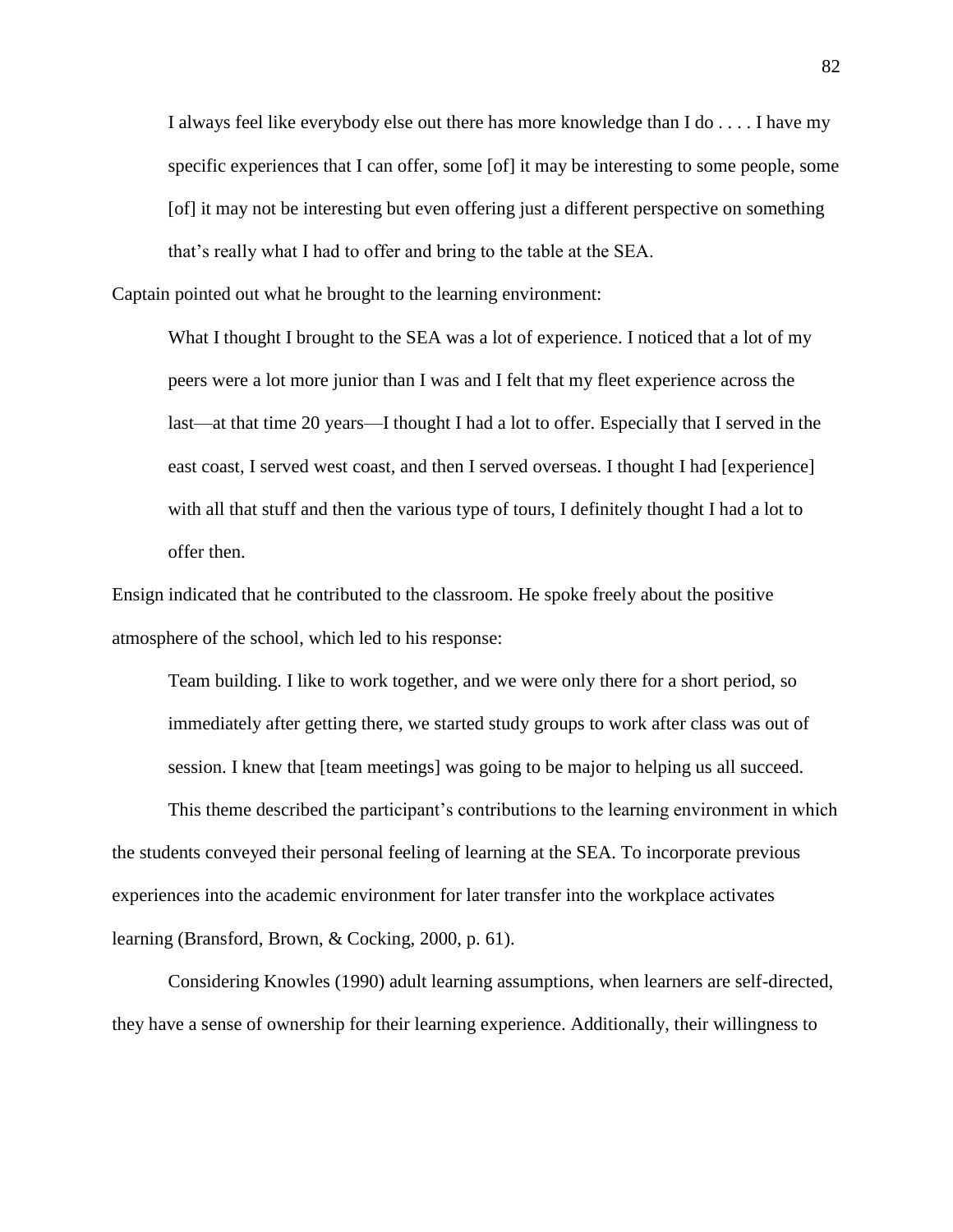> I always feel like everybody else out there has more knowledge than I do . . . . I have my specific experiences that I can offer, some [of] it may be interesting to some people, some [of] it may not be interesting but even offering just a different perspective on something that's really what I had to offer and bring to the table at the SEA.

Captain pointed out what he brought to the learning environment:

> What I thought I brought to the SEA was a lot of experience. I noticed that a lot of my peers were a lot more junior than I was and I felt that my fleet experience across the last—at that time 20 years—I thought I had a lot to offer. Especially that I served in the east coast, I served west coast, and then I served overseas. I thought I had [experience] with all that stuff and then the various type of tours, I definitely thought I had a lot to offer then.

Ensign indicated that he contributed to the classroom. He spoke freely about the positive atmosphere of the school, which led to his response:

> Team building. I like to work together, and we were only there for a short period, so immediately after getting there, we started study groups to work after class was out of session. I knew that [team meetings] was going to be major to helping us all succeed.

This theme described the participant's contributions to the learning environment in which the students conveyed their personal feeling of learning at the SEA. To incorporate previous experiences into the academic environment for later transfer into the workplace activates learning (Bransford, Brown, & Cocking, 2000, p. 61).

Considering Knowles (1990) adult learning assumptions, when learners are self-directed, they have a sense of ownership for their learning experience. Additionally, their willingness to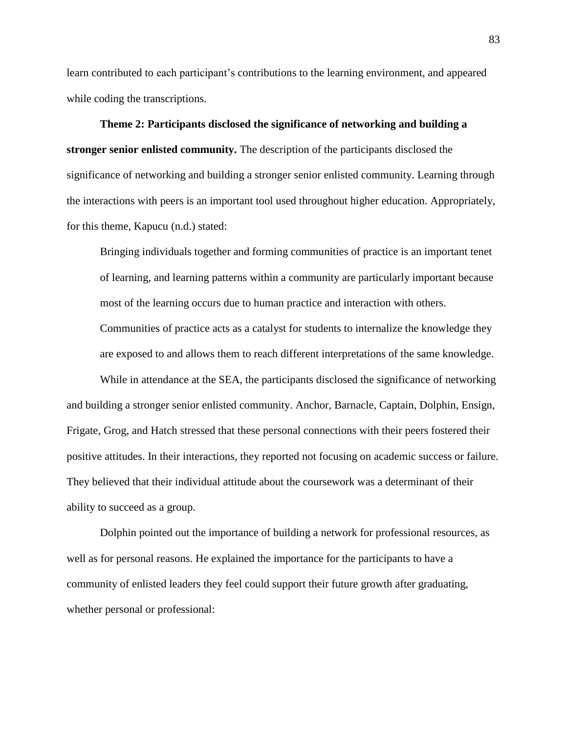learn contributed to each participant's contributions to the learning environment, and appeared while coding the transcriptions.

**Theme 2: Participants disclosed the significance of networking and building a stronger senior enlisted community.** The description of the participants disclosed the significance of networking and building a stronger senior enlisted community. Learning through the interactions with peers is an important tool used throughout higher education. Appropriately, for this theme, Kapucu (n.d.) stated:

> Bringing individuals together and forming communities of practice is an important tenet of learning, and learning patterns within a community are particularly important because most of the learning occurs due to human practice and interaction with others. Communities of practice acts as a catalyst for students to internalize the knowledge they are exposed to and allows them to reach different interpretations of the same knowledge.

While in attendance at the SEA, the participants disclosed the significance of networking and building a stronger senior enlisted community. Anchor, Barnacle, Captain, Dolphin, Ensign, Frigate, Grog, and Hatch stressed that these personal connections with their peers fostered their positive attitudes. In their interactions, they reported not focusing on academic success or failure. They believed that their individual attitude about the coursework was a determinant of their ability to succeed as a group.

Dolphin pointed out the importance of building a network for professional resources, as well as for personal reasons. He explained the importance for the participants to have a community of enlisted leaders they feel could support their future growth after graduating, whether personal or professional: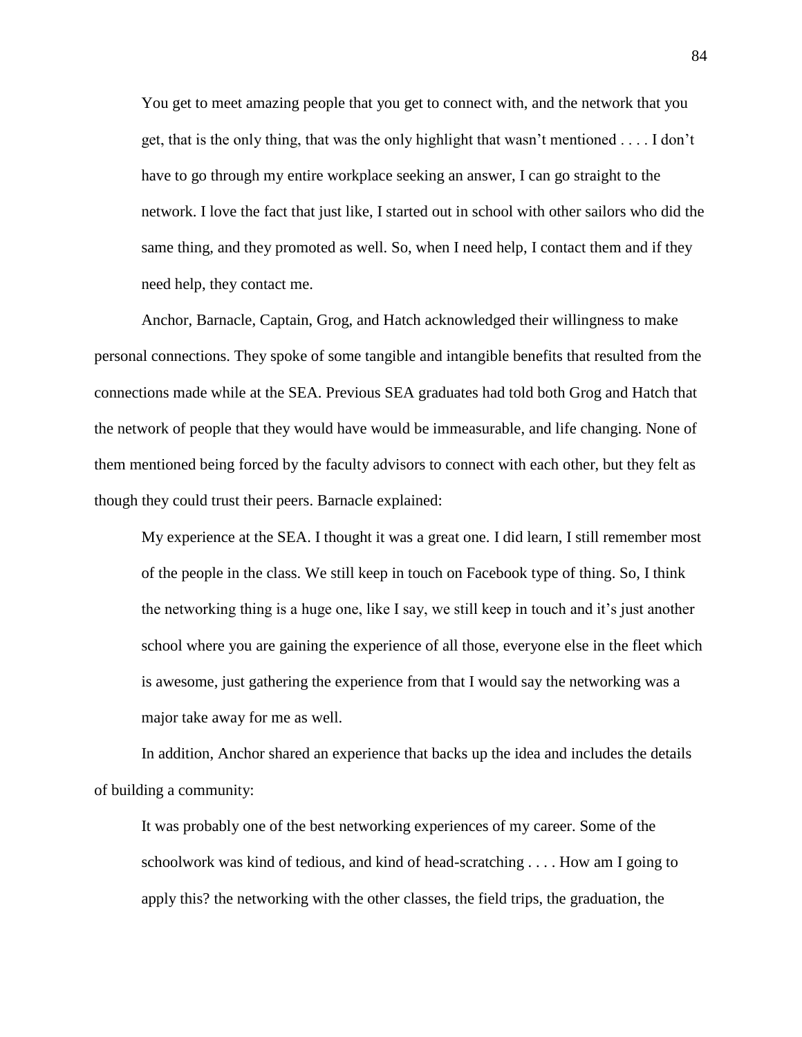> You get to meet amazing people that you get to connect with, and the network that you get, that is the only thing, that was the only highlight that wasn't mentioned . . . . I don't have to go through my entire workplace seeking an answer, I can go straight to the network. I love the fact that just like, I started out in school with other sailors who did the same thing, and they promoted as well. So, when I need help, I contact them and if they need help, they contact me.

Anchor, Barnacle, Captain, Grog, and Hatch acknowledged their willingness to make personal connections. They spoke of some tangible and intangible benefits that resulted from the connections made while at the SEA. Previous SEA graduates had told both Grog and Hatch that the network of people that they would have would be immeasurable, and life changing. None of them mentioned being forced by the faculty advisors to connect with each other, but they felt as though they could trust their peers. Barnacle explained:

> My experience at the SEA. I thought it was a great one. I did learn, I still remember most of the people in the class. We still keep in touch on Facebook type of thing. So, I think the networking thing is a huge one, like I say, we still keep in touch and it's just another school where you are gaining the experience of all those, everyone else in the fleet which is awesome, just gathering the experience from that I would say the networking was a major take away for me as well.

In addition, Anchor shared an experience that backs up the idea and includes the details of building a community:

> It was probably one of the best networking experiences of my career. Some of the schoolwork was kind of tedious, and kind of head-scratching . . . . How am I going to apply this? the networking with the other classes, the field trips, the graduation, the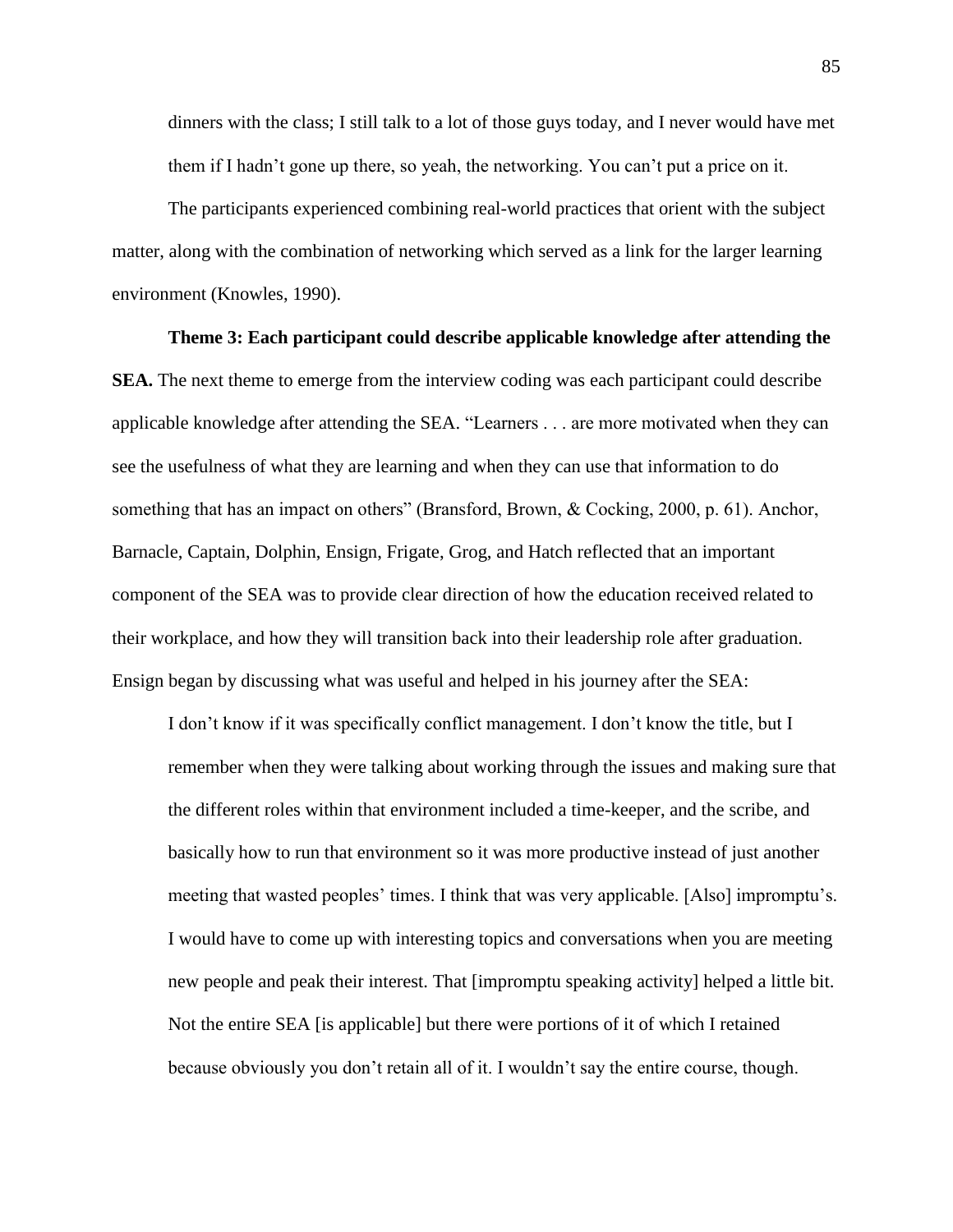dinners with the class; I still talk to a lot of those guys today, and I never would have met them if I hadn't gone up there, so yeah, the networking. You can't put a price on it.

The participants experienced combining real-world practices that orient with the subject matter, along with the combination of networking which served as a link for the larger learning environment (Knowles, 1990).

**Theme 3: Each participant could describe applicable knowledge after attending the SEA.** The next theme to emerge from the interview coding was each participant could describe applicable knowledge after attending the SEA. "Learners . . . are more motivated when they can see the usefulness of what they are learning and when they can use that information to do something that has an impact on others" (Bransford, Brown, & Cocking, 2000, p. 61). Anchor, Barnacle, Captain, Dolphin, Ensign, Frigate, Grog, and Hatch reflected that an important component of the SEA was to provide clear direction of how the education received related to their workplace, and how they will transition back into their leadership role after graduation. Ensign began by discussing what was useful and helped in his journey after the SEA:

> I don't know if it was specifically conflict management. I don't know the title, but I remember when they were talking about working through the issues and making sure that the different roles within that environment included a time-keeper, and the scribe, and basically how to run that environment so it was more productive instead of just another meeting that wasted peoples' times. I think that was very applicable. [Also] impromptu's. I would have to come up with interesting topics and conversations when you are meeting new people and peak their interest. That [impromptu speaking activity] helped a little bit. Not the entire SEA [is applicable] but there were portions of it of which I retained because obviously you don't retain all of it. I wouldn't say the entire course, though.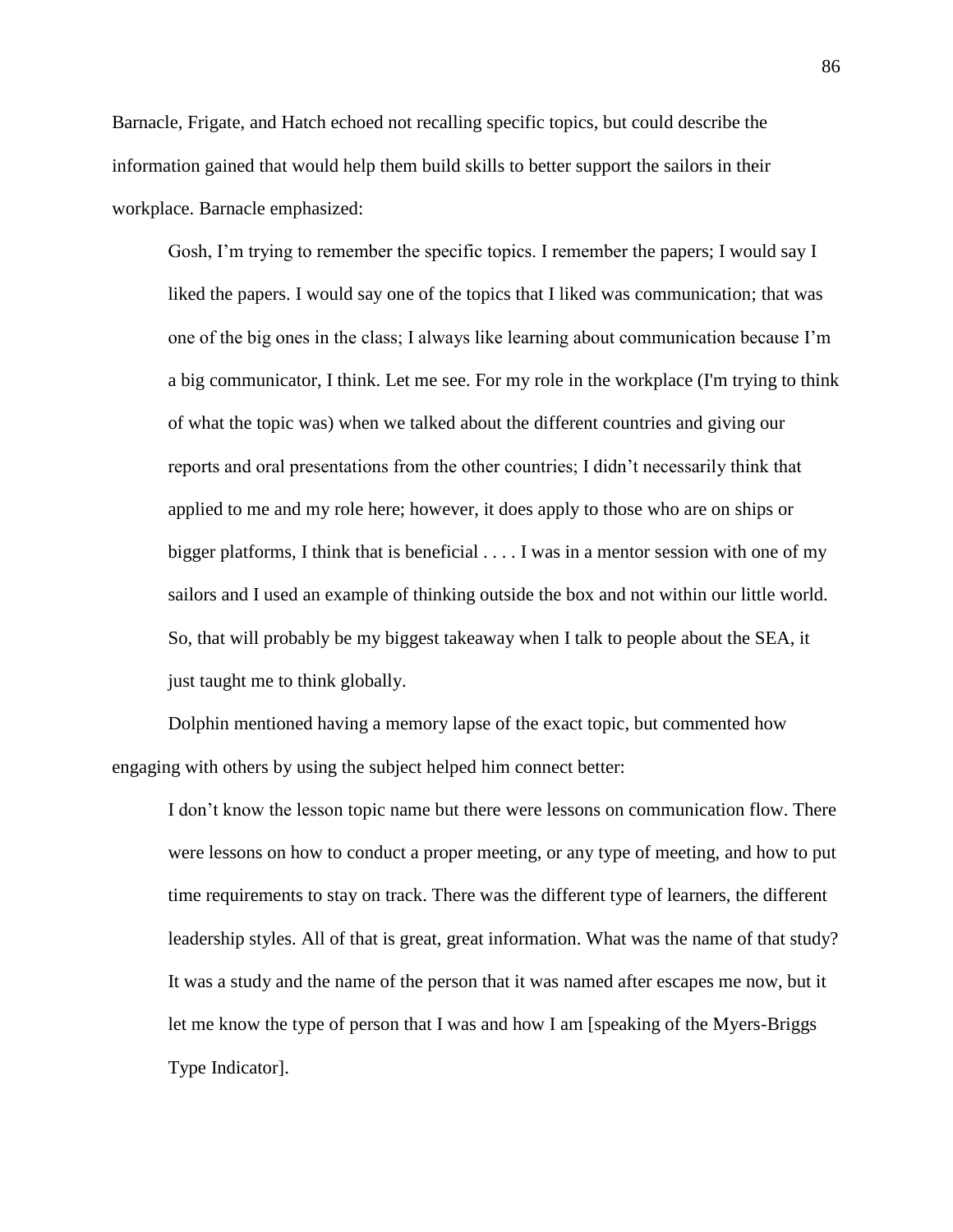Barnacle, Frigate, and Hatch echoed not recalling specific topics, but could describe the information gained that would help them build skills to better support the sailors in their workplace. Barnacle emphasized:

> Gosh, I'm trying to remember the specific topics. I remember the papers; I would say I liked the papers. I would say one of the topics that I liked was communication; that was one of the big ones in the class; I always like learning about communication because I'm a big communicator, I think. Let me see. For my role in the workplace (I'm trying to think of what the topic was) when we talked about the different countries and giving our reports and oral presentations from the other countries; I didn't necessarily think that applied to me and my role here; however, it does apply to those who are on ships or bigger platforms, I think that is beneficial . . . . I was in a mentor session with one of my sailors and I used an example of thinking outside the box and not within our little world. So, that will probably be my biggest takeaway when I talk to people about the SEA, it just taught me to think globally.

Dolphin mentioned having a memory lapse of the exact topic, but commented how engaging with others by using the subject helped him connect better:

> I don't know the lesson topic name but there were lessons on communication flow. There were lessons on how to conduct a proper meeting, or any type of meeting, and how to put time requirements to stay on track. There was the different type of learners, the different leadership styles. All of that is great, great information. What was the name of that study? It was a study and the name of the person that it was named after escapes me now, but it let me know the type of person that I was and how I am [speaking of the Myers-Briggs Type Indicator].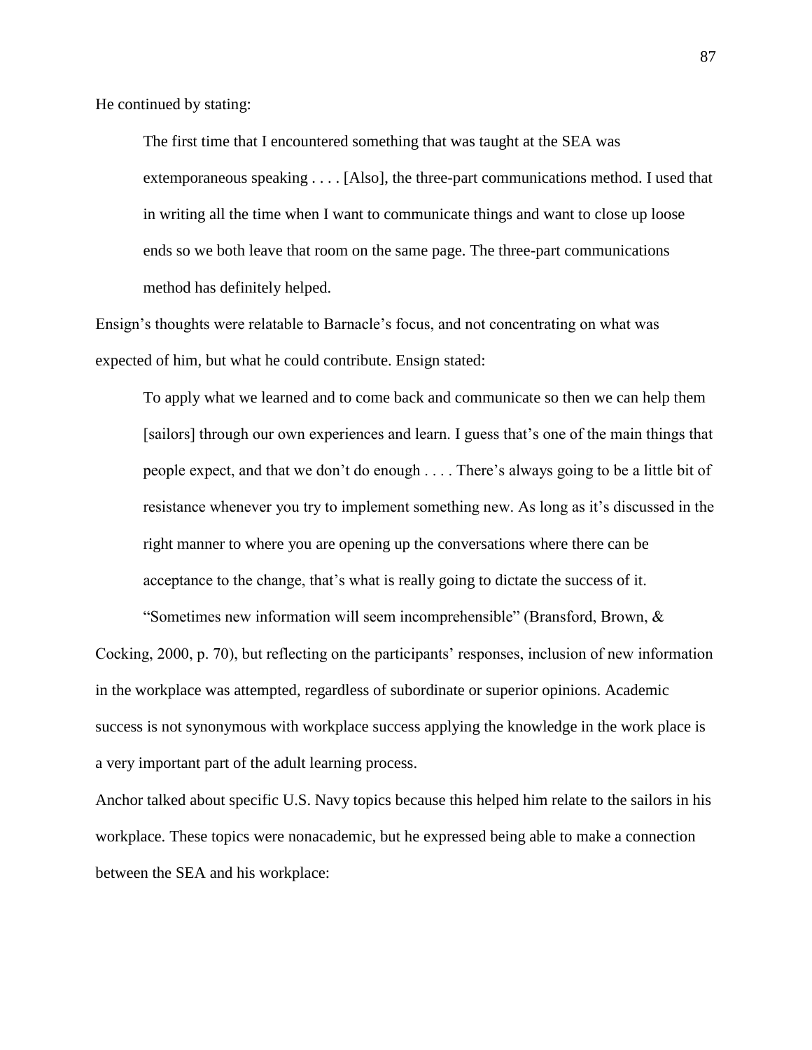He continued by stating:

> The first time that I encountered something that was taught at the SEA was extemporaneous speaking . . . . [Also], the three-part communications method. I used that in writing all the time when I want to communicate things and want to close up loose ends so we both leave that room on the same page. The three-part communications method has definitely helped.

Ensign's thoughts were relatable to Barnacle's focus, and not concentrating on what was expected of him, but what he could contribute. Ensign stated:

> To apply what we learned and to come back and communicate so then we can help them [sailors] through our own experiences and learn. I guess that's one of the main things that people expect, and that we don't do enough . . . . There's always going to be a little bit of resistance whenever you try to implement something new. As long as it's discussed in the right manner to where you are opening up the conversations where there can be acceptance to the change, that's what is really going to dictate the success of it.

"Sometimes new information will seem incomprehensible" (Bransford, Brown, & Cocking, 2000, p. 70), but reflecting on the participants' responses, inclusion of new information in the workplace was attempted, regardless of subordinate or superior opinions. Academic success is not synonymous with workplace success applying the knowledge in the work place is a very important part of the adult learning process.

Anchor talked about specific U.S. Navy topics because this helped him relate to the sailors in his workplace. These topics were nonacademic, but he expressed being able to make a connection between the SEA and his workplace: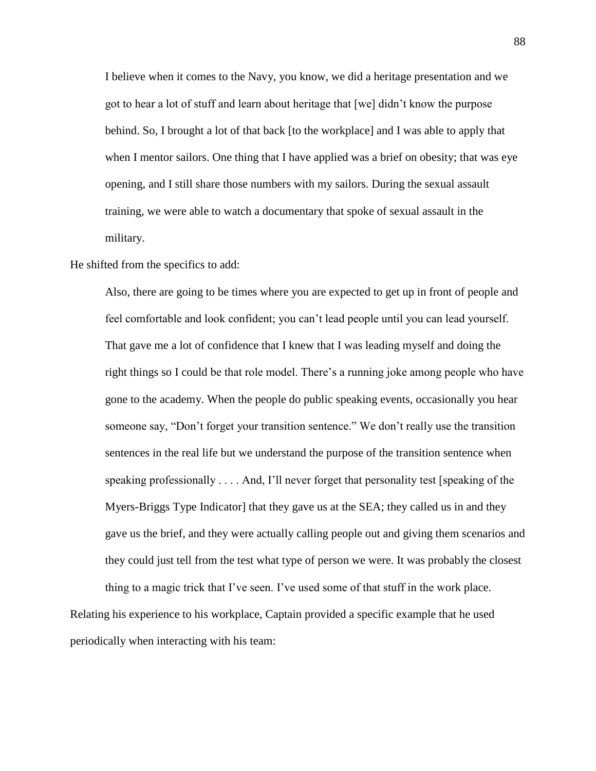> I believe when it comes to the Navy, you know, we did a heritage presentation and we got to hear a lot of stuff and learn about heritage that [we] didn't know the purpose behind. So, I brought a lot of that back [to the workplace] and I was able to apply that when I mentor sailors. One thing that I have applied was a brief on obesity; that was eye opening, and I still share those numbers with my sailors. During the sexual assault training, we were able to watch a documentary that spoke of sexual assault in the military.

He shifted from the specifics to add:

> Also, there are going to be times where you are expected to get up in front of people and feel comfortable and look confident; you can't lead people until you can lead yourself. That gave me a lot of confidence that I knew that I was leading myself and doing the right things so I could be that role model. There's a running joke among people who have gone to the academy. When the people do public speaking events, occasionally you hear someone say, "Don't forget your transition sentence." We don't really use the transition sentences in the real life but we understand the purpose of the transition sentence when speaking professionally . . . . And, I'll never forget that personality test [speaking of the Myers-Briggs Type Indicator] that they gave us at the SEA; they called us in and they gave us the brief, and they were actually calling people out and giving them scenarios and they could just tell from the test what type of person we were. It was probably the closest thing to a magic trick that I've seen. I've used some of that stuff in the work place.

Relating his experience to his workplace, Captain provided a specific example that he used periodically when interacting with his team: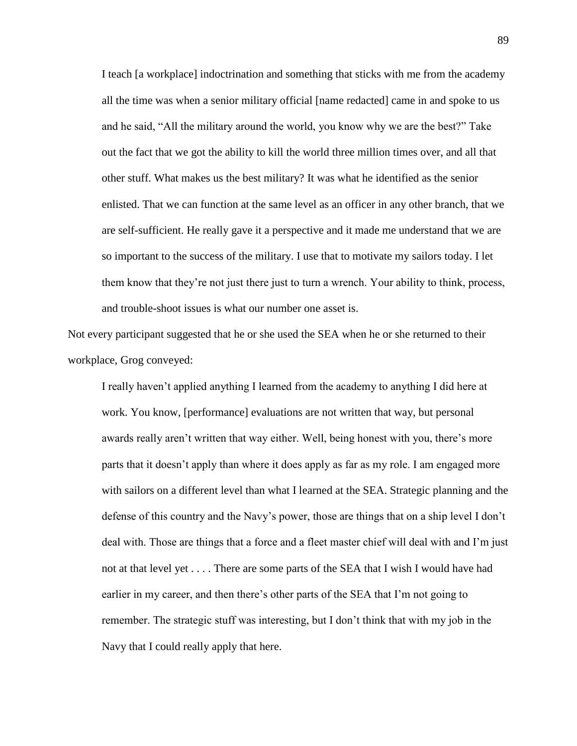> I teach [a workplace] indoctrination and something that sticks with me from the academy all the time was when a senior military official [name redacted] came in and spoke to us and he said, "All the military around the world, you know why we are the best?" Take out the fact that we got the ability to kill the world three million times over, and all that other stuff. What makes us the best military? It was what he identified as the senior enlisted. That we can function at the same level as an officer in any other branch, that we are self-sufficient. He really gave it a perspective and it made me understand that we are so important to the success of the military. I use that to motivate my sailors today. I let them know that they're not just there just to turn a wrench. Your ability to think, process, and trouble-shoot issues is what our number one asset is.

Not every participant suggested that he or she used the SEA when he or she returned to their workplace, Grog conveyed:

> I really haven't applied anything I learned from the academy to anything I did here at work. You know, [performance] evaluations are not written that way, but personal awards really aren't written that way either. Well, being honest with you, there's more parts that it doesn't apply than where it does apply as far as my role. I am engaged more with sailors on a different level than what I learned at the SEA. Strategic planning and the defense of this country and the Navy's power, those are things that on a ship level I don't deal with. Those are things that a force and a fleet master chief will deal with and I'm just not at that level yet . . . . There are some parts of the SEA that I wish I would have had earlier in my career, and then there's other parts of the SEA that I'm not going to remember. The strategic stuff was interesting, but I don't think that with my job in the Navy that I could really apply that here.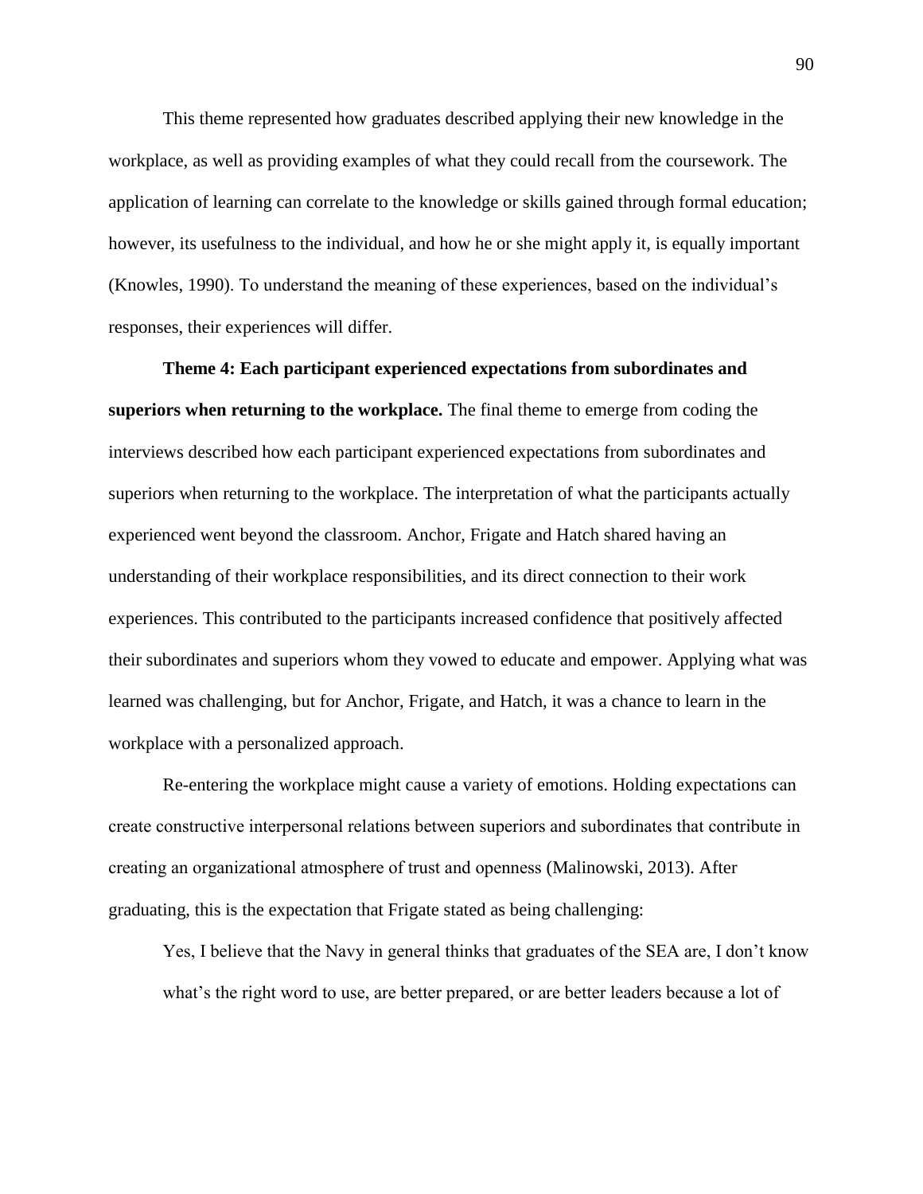This theme represented how graduates described applying their new knowledge in the workplace, as well as providing examples of what they could recall from the coursework. The application of learning can correlate to the knowledge or skills gained through formal education; however, its usefulness to the individual, and how he or she might apply it, is equally important (Knowles, 1990). To understand the meaning of these experiences, based on the individual's responses, their experiences will differ.

**Theme 4: Each participant experienced expectations from subordinates and superiors when returning to the workplace.** The final theme to emerge from coding the interviews described how each participant experienced expectations from subordinates and superiors when returning to the workplace. The interpretation of what the participants actually experienced went beyond the classroom. Anchor, Frigate and Hatch shared having an understanding of their workplace responsibilities, and its direct connection to their work experiences. This contributed to the participants increased confidence that positively affected their subordinates and superiors whom they vowed to educate and empower. Applying what was learned was challenging, but for Anchor, Frigate, and Hatch, it was a chance to learn in the workplace with a personalized approach.

Re-entering the workplace might cause a variety of emotions. Holding expectations can create constructive interpersonal relations between superiors and subordinates that contribute in creating an organizational atmosphere of trust and openness (Malinowski, 2013). After graduating, this is the expectation that Frigate stated as being challenging:

> Yes, I believe that the Navy in general thinks that graduates of the SEA are, I don't know what's the right word to use, are better prepared, or are better leaders because a lot of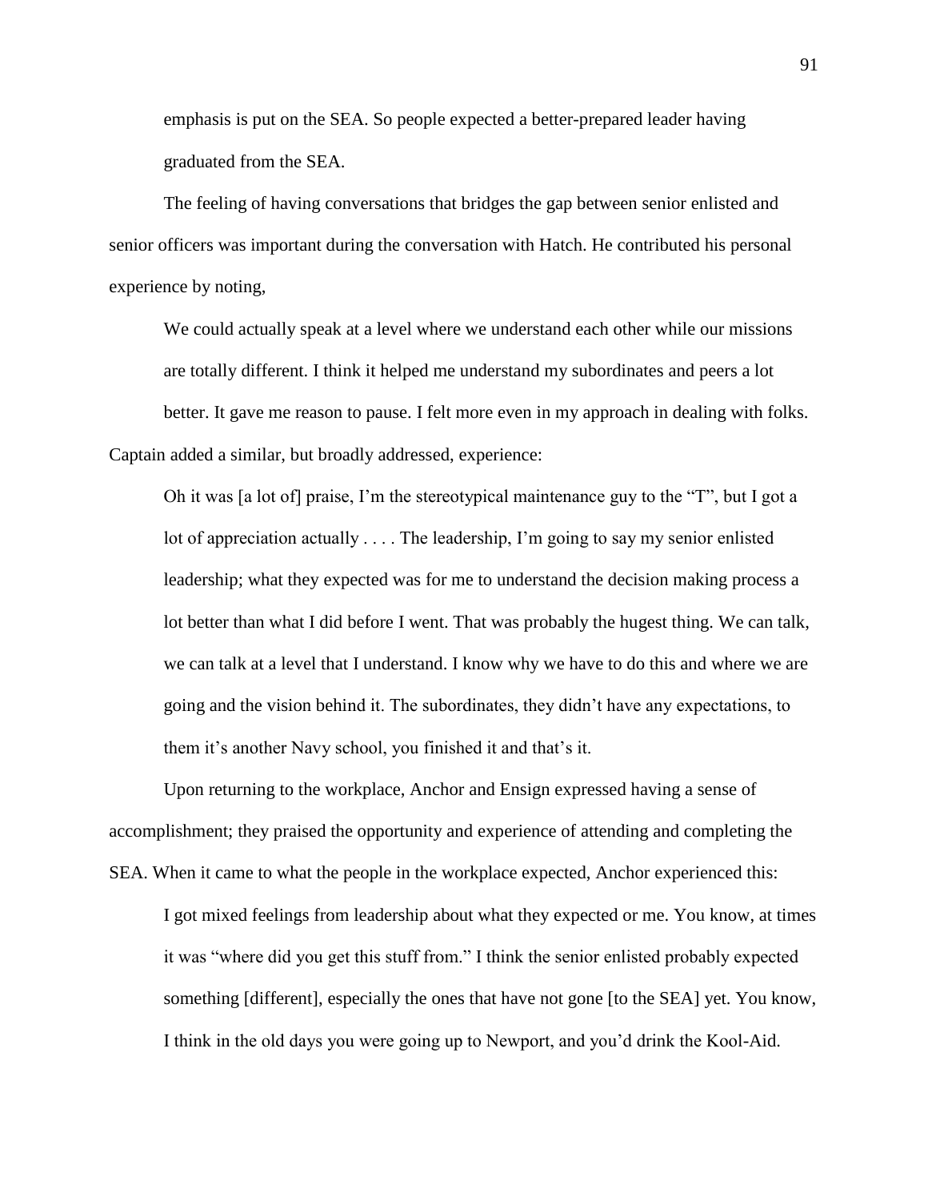emphasis is put on the SEA. So people expected a better-prepared leader having graduated from the SEA.

The feeling of having conversations that bridges the gap between senior enlisted and senior officers was important during the conversation with Hatch. He contributed his personal experience by noting,

> We could actually speak at a level where we understand each other while our missions are totally different. I think it helped me understand my subordinates and peers a lot better. It gave me reason to pause. I felt more even in my approach in dealing with folks.

Captain added a similar, but broadly addressed, experience:

> Oh it was [a lot of] praise, I'm the stereotypical maintenance guy to the "T", but I got a lot of appreciation actually . . . . The leadership, I'm going to say my senior enlisted leadership; what they expected was for me to understand the decision making process a lot better than what I did before I went. That was probably the hugest thing. We can talk, we can talk at a level that I understand. I know why we have to do this and where we are going and the vision behind it. The subordinates, they didn't have any expectations, to them it's another Navy school, you finished it and that's it.

Upon returning to the workplace, Anchor and Ensign expressed having a sense of accomplishment; they praised the opportunity and experience of attending and completing the SEA. When it came to what the people in the workplace expected, Anchor experienced this:

> I got mixed feelings from leadership about what they expected or me. You know, at times it was "where did you get this stuff from." I think the senior enlisted probably expected something [different], especially the ones that have not gone [to the SEA] yet. You know, I think in the old days you were going up to Newport, and you'd drink the Kool-Aid.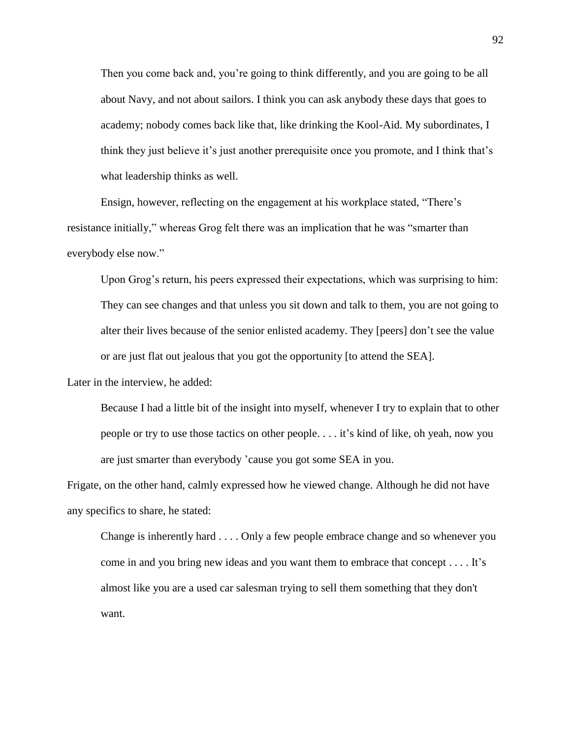> Then you come back and, you're going to think differently, and you are going to be all about Navy, and not about sailors. I think you can ask anybody these days that goes to academy; nobody comes back like that, like drinking the Kool-Aid. My subordinates, I think they just believe it's just another prerequisite once you promote, and I think that's what leadership thinks as well.

Ensign, however, reflecting on the engagement at his workplace stated, "There's resistance initially," whereas Grog felt there was an implication that he was "smarter than everybody else now."

Upon Grog's return, his peers expressed their expectations, which was surprising to him:

> They can see changes and that unless you sit down and talk to them, you are not going to alter their lives because of the senior enlisted academy. They [peers] don't see the value or are just flat out jealous that you got the opportunity [to attend the SEA].

Later in the interview, he added:

> Because I had a little bit of the insight into myself, whenever I try to explain that to other people or try to use those tactics on other people. . . . it's kind of like, oh yeah, now you are just smarter than everybody 'cause you got some SEA in you.

Frigate, on the other hand, calmly expressed how he viewed change. Although he did not have any specifics to share, he stated:

> Change is inherently hard . . . . Only a few people embrace change and so whenever you come in and you bring new ideas and you want them to embrace that concept . . . . It's almost like you are a used car salesman trying to sell them something that they don't want.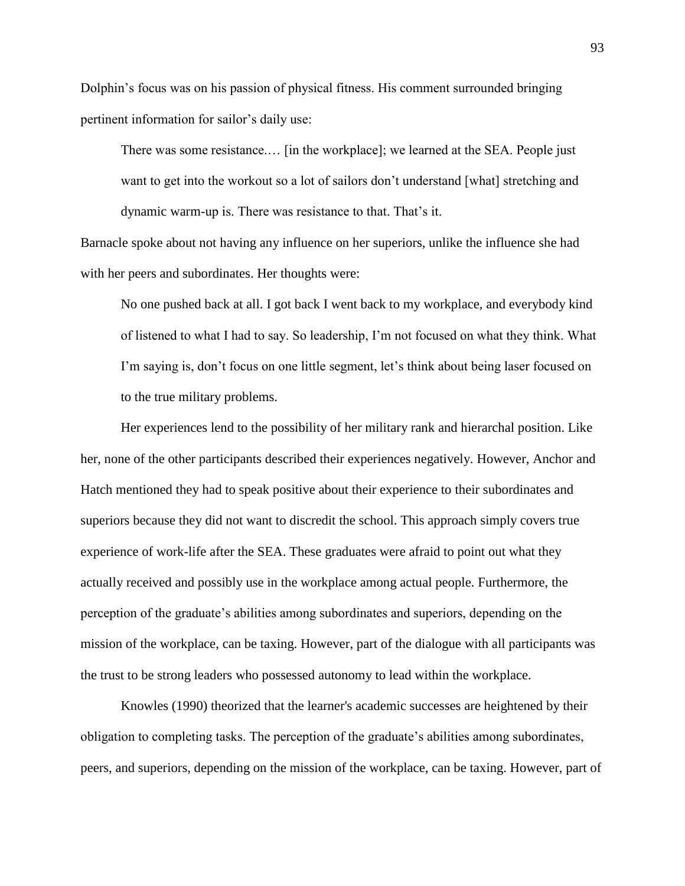Dolphin's focus was on his passion of physical fitness. His comment surrounded bringing pertinent information for sailor's daily use:

> There was some resistance.… [in the workplace]; we learned at the SEA. People just want to get into the workout so a lot of sailors don't understand [what] stretching and dynamic warm-up is. There was resistance to that. That's it.

Barnacle spoke about not having any influence on her superiors, unlike the influence she had with her peers and subordinates. Her thoughts were:

> No one pushed back at all. I got back I went back to my workplace, and everybody kind of listened to what I had to say. So leadership, I'm not focused on what they think. What I'm saying is, don't focus on one little segment, let's think about being laser focused on to the true military problems.

Her experiences lend to the possibility of her military rank and hierarchal position. Like her, none of the other participants described their experiences negatively. However, Anchor and Hatch mentioned they had to speak positive about their experience to their subordinates and superiors because they did not want to discredit the school. This approach simply covers true experience of work-life after the SEA. These graduates were afraid to point out what they actually received and possibly use in the workplace among actual people. Furthermore, the perception of the graduate's abilities among subordinates and superiors, depending on the mission of the workplace, can be taxing. However, part of the dialogue with all participants was the trust to be strong leaders who possessed autonomy to lead within the workplace.

Knowles (1990) theorized that the learner's academic successes are heightened by their obligation to completing tasks. The perception of the graduate's abilities among subordinates, peers, and superiors, depending on the mission of the workplace, can be taxing. However, part of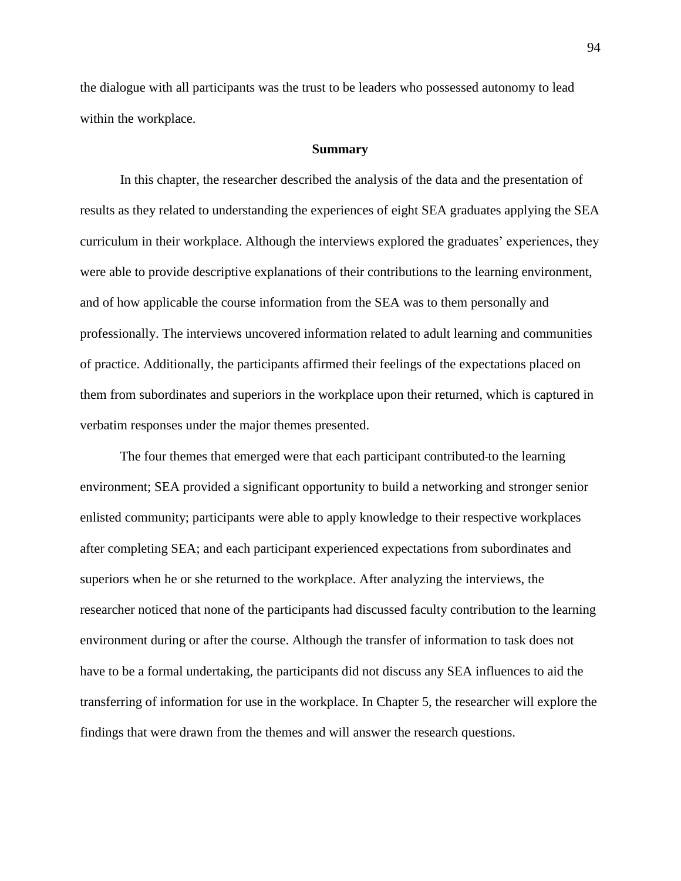the dialogue with all participants was the trust to be leaders who possessed autonomy to lead within the workplace.

## Summary

In this chapter, the researcher described the analysis of the data and the presentation of results as they related to understanding the experiences of eight SEA graduates applying the SEA curriculum in their workplace. Although the interviews explored the graduates' experiences, they were able to provide descriptive explanations of their contributions to the learning environment, and of how applicable the course information from the SEA was to them personally and professionally. The interviews uncovered information related to adult learning and communities of practice. Additionally, the participants affirmed their feelings of the expectations placed on them from subordinates and superiors in the workplace upon their returned, which is captured in verbatim responses under the major themes presented.

The four themes that emerged were that each participant contributed to the learning environment; SEA provided a significant opportunity to build a networking and stronger senior enlisted community; participants were able to apply knowledge to their respective workplaces after completing SEA; and each participant experienced expectations from subordinates and superiors when he or she returned to the workplace. After analyzing the interviews, the researcher noticed that none of the participants had discussed faculty contribution to the learning environment during or after the course. Although the transfer of information to task does not have to be a formal undertaking, the participants did not discuss any SEA influences to aid the transferring of information for use in the workplace. In Chapter 5, the researcher will explore the findings that were drawn from the themes and will answer the research questions.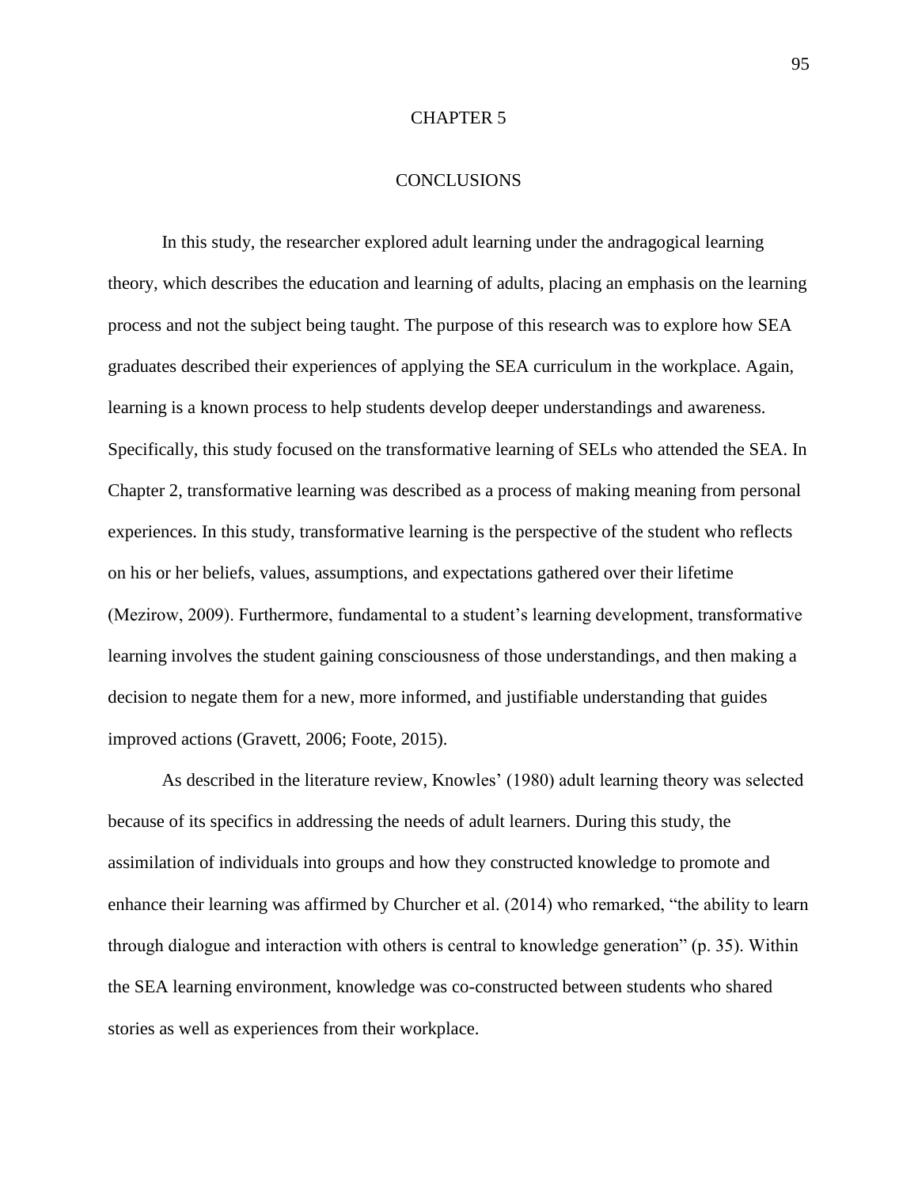# CHAPTER 5

# CONCLUSIONS

In this study, the researcher explored adult learning under the andragogical learning theory, which describes the education and learning of adults, placing an emphasis on the learning process and not the subject being taught. The purpose of this research was to explore how SEA graduates described their experiences of applying the SEA curriculum in the workplace. Again, learning is a known process to help students develop deeper understandings and awareness. Specifically, this study focused on the transformative learning of SELs who attended the SEA. In Chapter 2, transformative learning was described as a process of making meaning from personal experiences. In this study, transformative learning is the perspective of the student who reflects on his or her beliefs, values, assumptions, and expectations gathered over their lifetime (Mezirow, 2009). Furthermore, fundamental to a student's learning development, transformative learning involves the student gaining consciousness of those understandings, and then making a decision to negate them for a new, more informed, and justifiable understanding that guides improved actions (Gravett, 2006; Foote, 2015).

As described in the literature review, Knowles' (1980) adult learning theory was selected because of its specifics in addressing the needs of adult learners. During this study, the assimilation of individuals into groups and how they constructed knowledge to promote and enhance their learning was affirmed by Churcher et al. (2014) who remarked, "the ability to learn through dialogue and interaction with others is central to knowledge generation" (p. 35). Within the SEA learning environment, knowledge was co-constructed between students who shared stories as well as experiences from their workplace.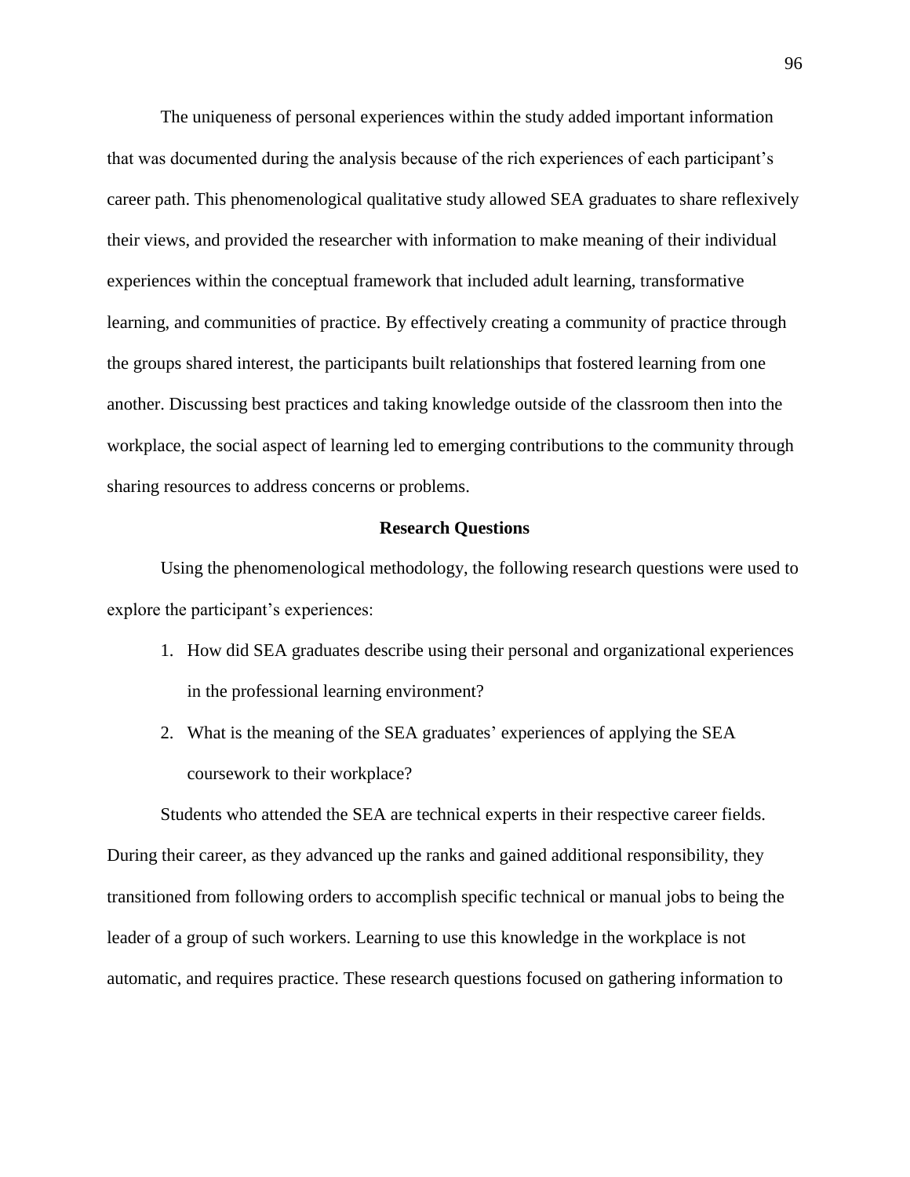The uniqueness of personal experiences within the study added important information that was documented during the analysis because of the rich experiences of each participant's career path. This phenomenological qualitative study allowed SEA graduates to share reflexively their views, and provided the researcher with information to make meaning of their individual experiences within the conceptual framework that included adult learning, transformative learning, and communities of practice. By effectively creating a community of practice through the groups shared interest, the participants built relationships that fostered learning from one another. Discussing best practices and taking knowledge outside of the classroom then into the workplace, the social aspect of learning led to emerging contributions to the community through sharing resources to address concerns or problems.

## Research Questions

Using the phenomenological methodology, the following research questions were used to explore the participant's experiences:

1. How did SEA graduates describe using their personal and organizational experiences in the professional learning environment?
2. What is the meaning of the SEA graduates' experiences of applying the SEA coursework to their workplace?

Students who attended the SEA are technical experts in their respective career fields. During their career, as they advanced up the ranks and gained additional responsibility, they transitioned from following orders to accomplish specific technical or manual jobs to being the leader of a group of such workers. Learning to use this knowledge in the workplace is not automatic, and requires practice. These research questions focused on gathering information to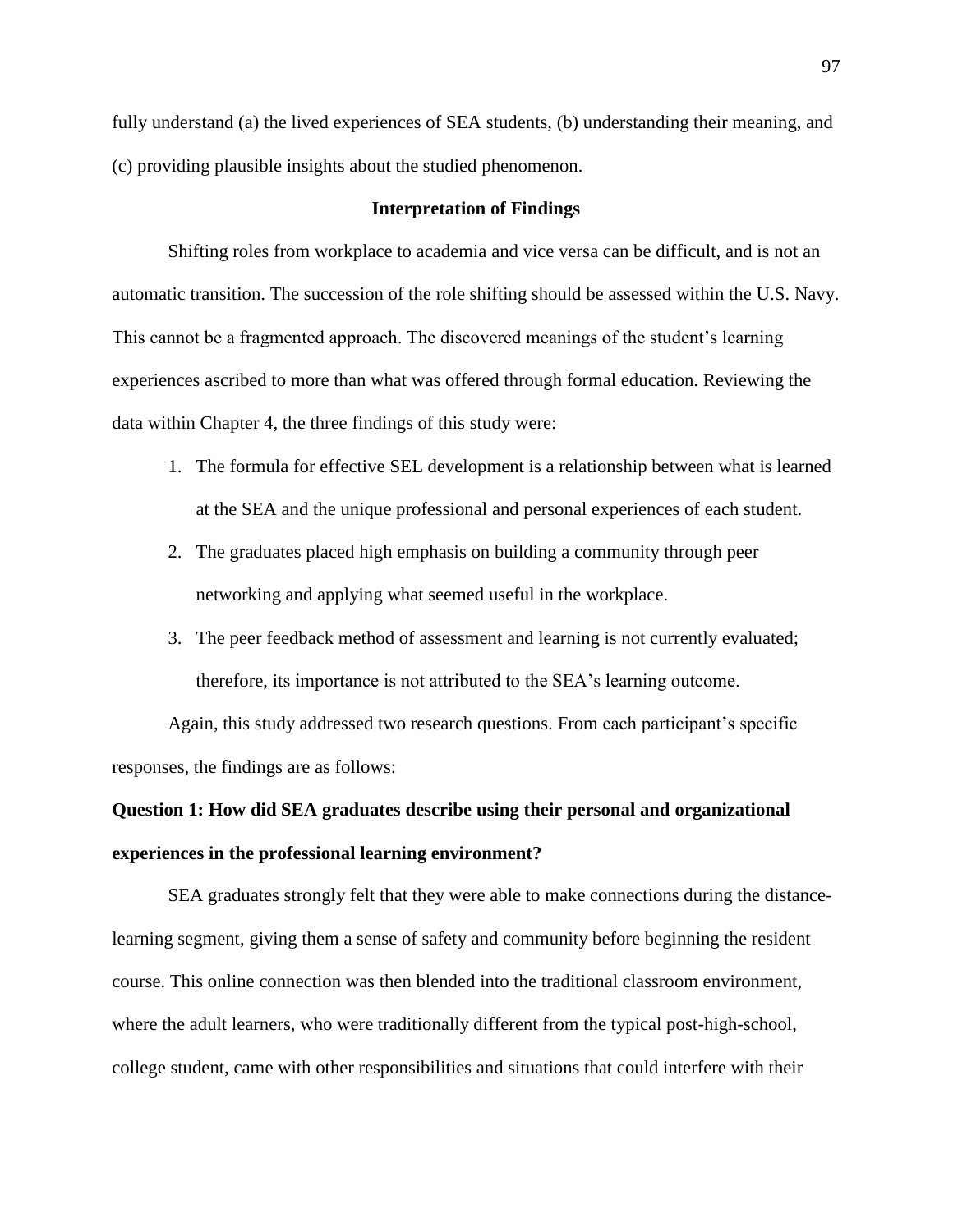fully understand (a) the lived experiences of SEA students, (b) understanding their meaning, and (c) providing plausible insights about the studied phenomenon.

## Interpretation of Findings

Shifting roles from workplace to academia and vice versa can be difficult, and is not an automatic transition. The succession of the role shifting should be assessed within the U.S. Navy. This cannot be a fragmented approach. The discovered meanings of the student's learning experiences ascribed to more than what was offered through formal education. Reviewing the data within Chapter 4, the three findings of this study were:

1. The formula for effective SEL development is a relationship between what is learned at the SEA and the unique professional and personal experiences of each student.
2. The graduates placed high emphasis on building a community through peer networking and applying what seemed useful in the workplace.
3. The peer feedback method of assessment and learning is not currently evaluated; therefore, its importance is not attributed to the SEA's learning outcome.

Again, this study addressed two research questions. From each participant's specific responses, the findings are as follows:

### Question 1: How did SEA graduates describe using their personal and organizational experiences in the professional learning environment?

SEA graduates strongly felt that they were able to make connections during the distance-learning segment, giving them a sense of safety and community before beginning the resident course. This online connection was then blended into the traditional classroom environment, where the adult learners, who were traditionally different from the typical post-high-school, college student, came with other responsibilities and situations that could interfere with their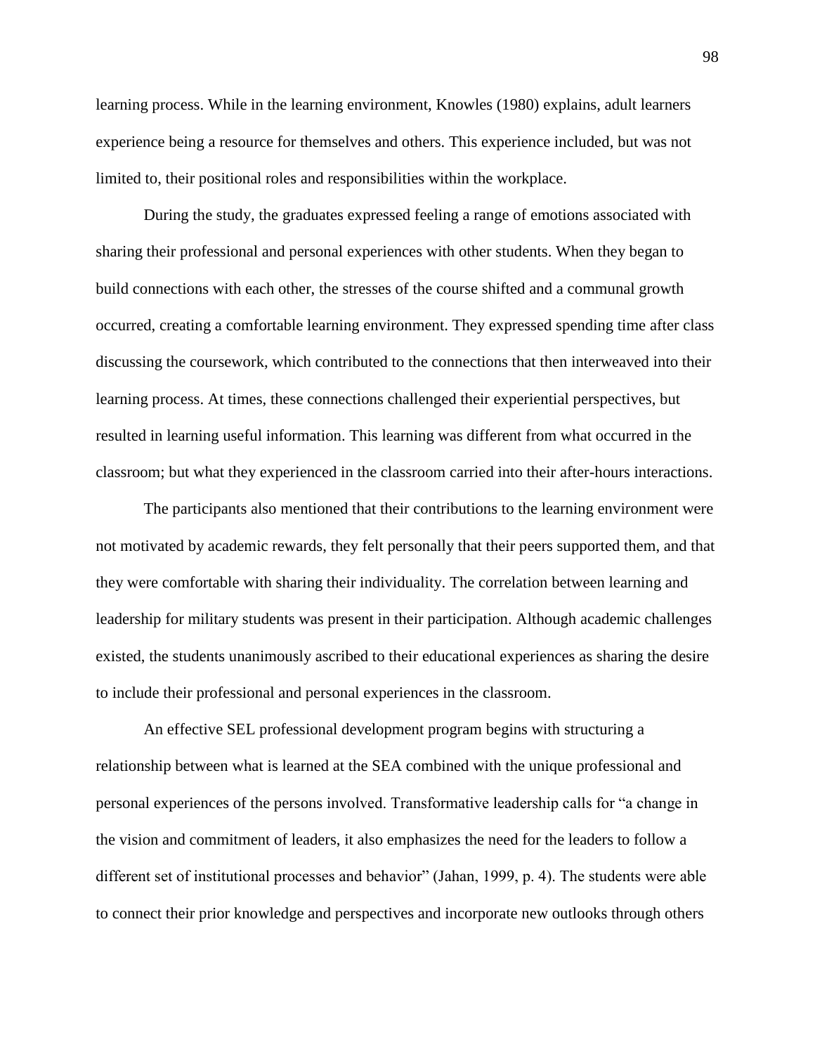learning process. While in the learning environment, Knowles (1980) explains, adult learners experience being a resource for themselves and others. This experience included, but was not limited to, their positional roles and responsibilities within the workplace.

During the study, the graduates expressed feeling a range of emotions associated with sharing their professional and personal experiences with other students. When they began to build connections with each other, the stresses of the course shifted and a communal growth occurred, creating a comfortable learning environment. They expressed spending time after class discussing the coursework, which contributed to the connections that then interweaved into their learning process. At times, these connections challenged their experiential perspectives, but resulted in learning useful information. This learning was different from what occurred in the classroom; but what they experienced in the classroom carried into their after-hours interactions.

The participants also mentioned that their contributions to the learning environment were not motivated by academic rewards, they felt personally that their peers supported them, and that they were comfortable with sharing their individuality. The correlation between learning and leadership for military students was present in their participation. Although academic challenges existed, the students unanimously ascribed to their educational experiences as sharing the desire to include their professional and personal experiences in the classroom.

An effective SEL professional development program begins with structuring a relationship between what is learned at the SEA combined with the unique professional and personal experiences of the persons involved. Transformative leadership calls for "a change in the vision and commitment of leaders, it also emphasizes the need for the leaders to follow a different set of institutional processes and behavior" (Jahan, 1999, p. 4). The students were able to connect their prior knowledge and perspectives and incorporate new outlooks through others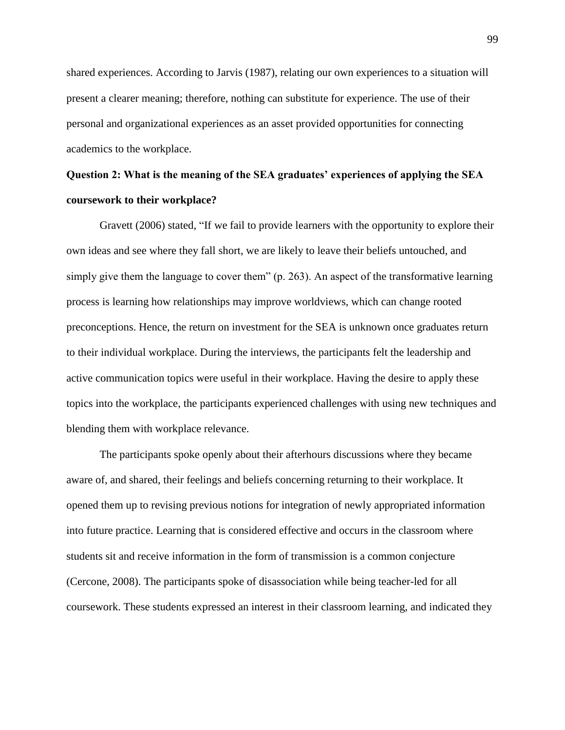shared experiences. According to Jarvis (1987), relating our own experiences to a situation will present a clearer meaning; therefore, nothing can substitute for experience. The use of their personal and organizational experiences as an asset provided opportunities for connecting academics to the workplace.

### Question 2: What is the meaning of the SEA graduates' experiences of applying the SEA coursework to their workplace?

Gravett (2006) stated, "If we fail to provide learners with the opportunity to explore their own ideas and see where they fall short, we are likely to leave their beliefs untouched, and simply give them the language to cover them" (p. 263). An aspect of the transformative learning process is learning how relationships may improve worldviews, which can change rooted preconceptions. Hence, the return on investment for the SEA is unknown once graduates return to their individual workplace. During the interviews, the participants felt the leadership and active communication topics were useful in their workplace. Having the desire to apply these topics into the workplace, the participants experienced challenges with using new techniques and blending them with workplace relevance.

The participants spoke openly about their afterhours discussions where they became aware of, and shared, their feelings and beliefs concerning returning to their workplace. It opened them up to revising previous notions for integration of newly appropriated information into future practice. Learning that is considered effective and occurs in the classroom where students sit and receive information in the form of transmission is a common conjecture (Cercone, 2008). The participants spoke of disassociation while being teacher-led for all coursework. These students expressed an interest in their classroom learning, and indicated they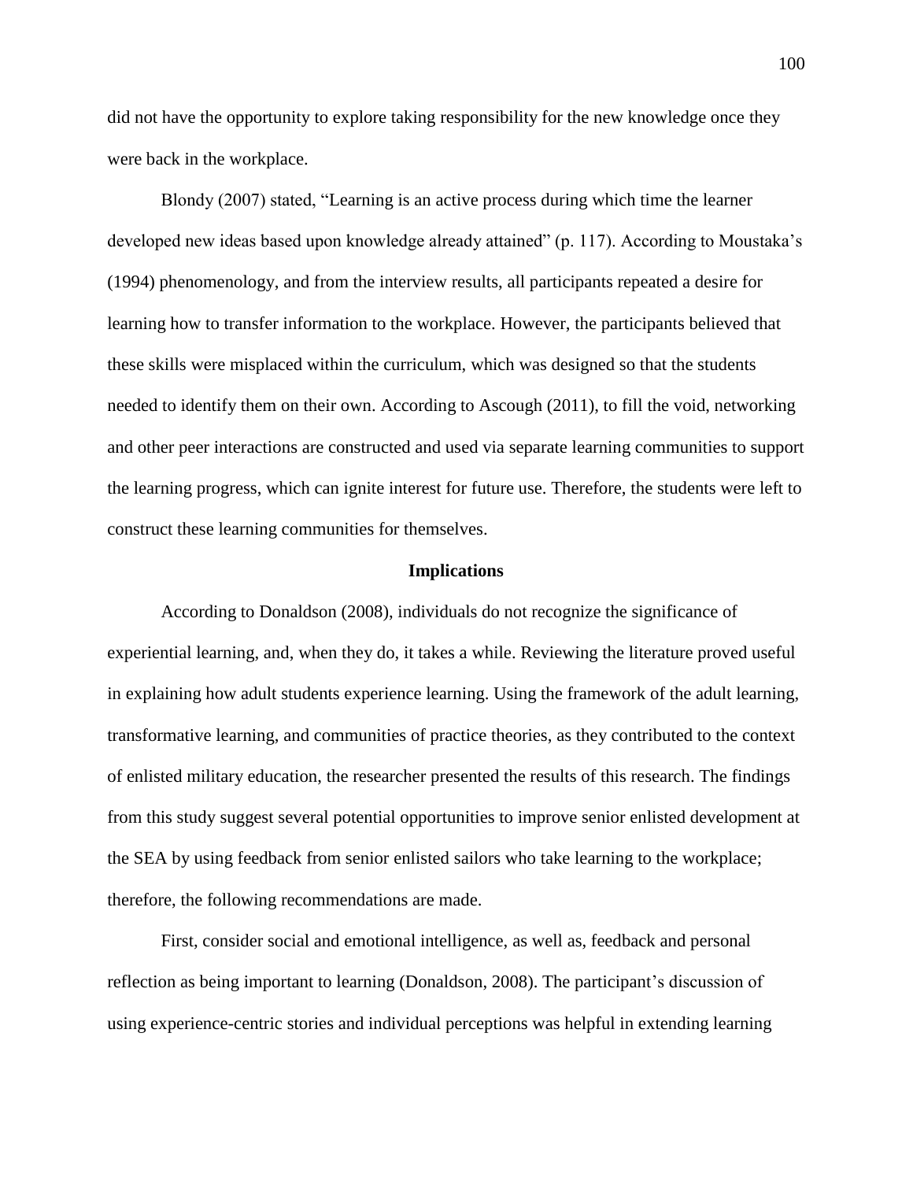did not have the opportunity to explore taking responsibility for the new knowledge once they were back in the workplace.

Blondy (2007) stated, "Learning is an active process during which time the learner developed new ideas based upon knowledge already attained" (p. 117). According to Moustaka's (1994) phenomenology, and from the interview results, all participants repeated a desire for learning how to transfer information to the workplace. However, the participants believed that these skills were misplaced within the curriculum, which was designed so that the students needed to identify them on their own. According to Ascough (2011), to fill the void, networking and other peer interactions are constructed and used via separate learning communities to support the learning progress, which can ignite interest for future use. Therefore, the students were left to construct these learning communities for themselves.

## Implications

According to Donaldson (2008), individuals do not recognize the significance of experiential learning, and, when they do, it takes a while. Reviewing the literature proved useful in explaining how adult students experience learning. Using the framework of the adult learning, transformative learning, and communities of practice theories, as they contributed to the context of enlisted military education, the researcher presented the results of this research. The findings from this study suggest several potential opportunities to improve senior enlisted development at the SEA by using feedback from senior enlisted sailors who take learning to the workplace; therefore, the following recommendations are made.

First, consider social and emotional intelligence, as well as, feedback and personal reflection as being important to learning (Donaldson, 2008). The participant's discussion of using experience-centric stories and individual perceptions was helpful in extending learning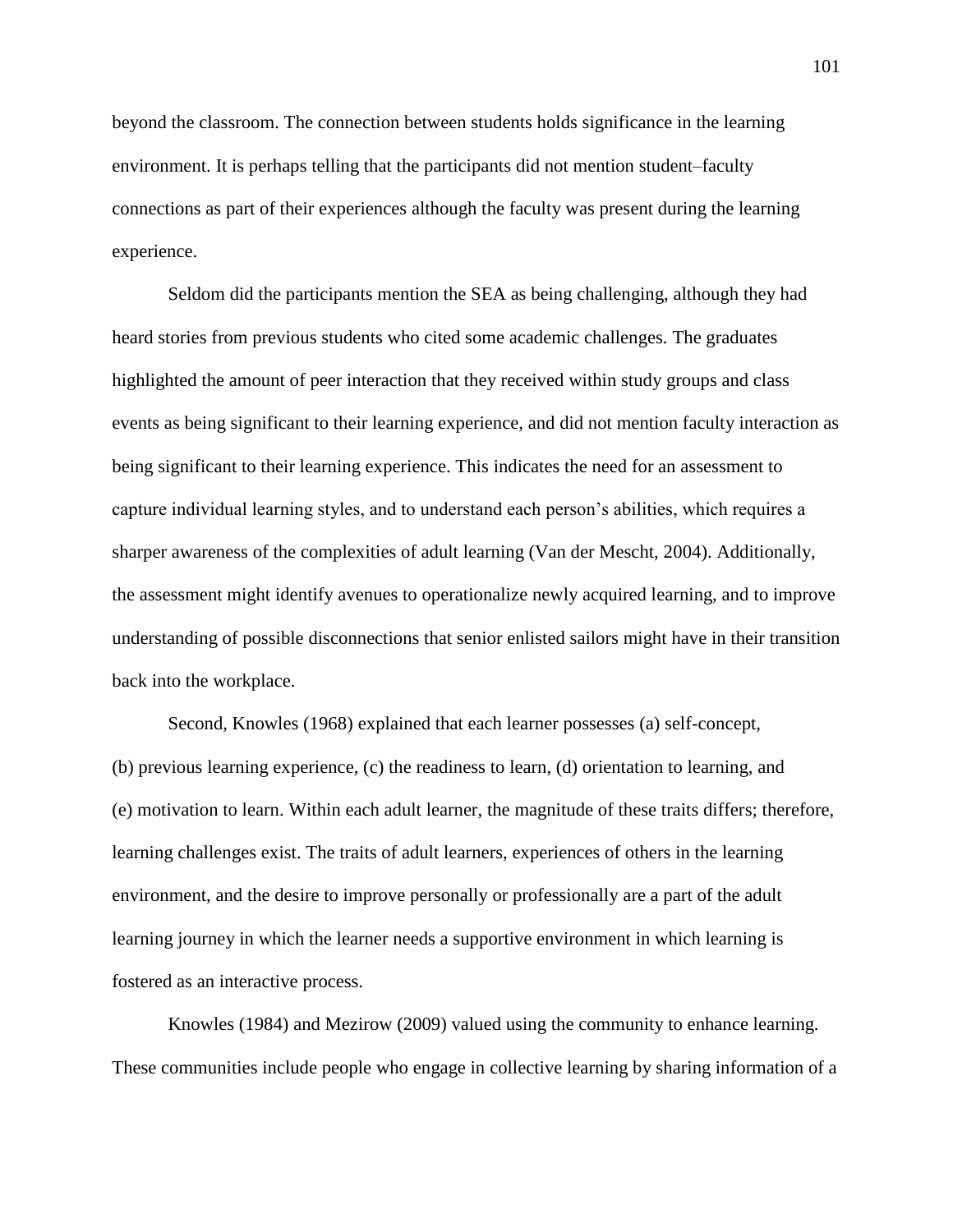beyond the classroom. The connection between students holds significance in the learning environment. It is perhaps telling that the participants did not mention student–faculty connections as part of their experiences although the faculty was present during the learning experience.

Seldom did the participants mention the SEA as being challenging, although they had heard stories from previous students who cited some academic challenges. The graduates highlighted the amount of peer interaction that they received within study groups and class events as being significant to their learning experience, and did not mention faculty interaction as being significant to their learning experience. This indicates the need for an assessment to capture individual learning styles, and to understand each person's abilities, which requires a sharper awareness of the complexities of adult learning (Van der Mescht, 2004). Additionally, the assessment might identify avenues to operationalize newly acquired learning, and to improve understanding of possible disconnections that senior enlisted sailors might have in their transition back into the workplace.

Second, Knowles (1968) explained that each learner possesses (a) self-concept, (b) previous learning experience, (c) the readiness to learn, (d) orientation to learning, and (e) motivation to learn. Within each adult learner, the magnitude of these traits differs; therefore, learning challenges exist. The traits of adult learners, experiences of others in the learning environment, and the desire to improve personally or professionally are a part of the adult learning journey in which the learner needs a supportive environment in which learning is fostered as an interactive process.

Knowles (1984) and Mezirow (2009) valued using the community to enhance learning. These communities include people who engage in collective learning by sharing information of a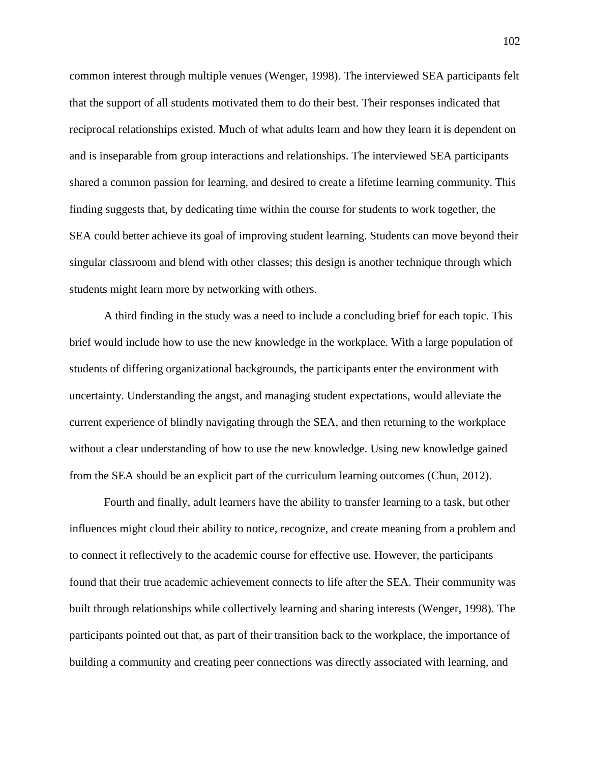common interest through multiple venues (Wenger, 1998). The interviewed SEA participants felt that the support of all students motivated them to do their best. Their responses indicated that reciprocal relationships existed. Much of what adults learn and how they learn it is dependent on and is inseparable from group interactions and relationships. The interviewed SEA participants shared a common passion for learning, and desired to create a lifetime learning community. This finding suggests that, by dedicating time within the course for students to work together, the SEA could better achieve its goal of improving student learning. Students can move beyond their singular classroom and blend with other classes; this design is another technique through which students might learn more by networking with others.

A third finding in the study was a need to include a concluding brief for each topic. This brief would include how to use the new knowledge in the workplace. With a large population of students of differing organizational backgrounds, the participants enter the environment with uncertainty. Understanding the angst, and managing student expectations, would alleviate the current experience of blindly navigating through the SEA, and then returning to the workplace without a clear understanding of how to use the new knowledge. Using new knowledge gained from the SEA should be an explicit part of the curriculum learning outcomes (Chun, 2012).

Fourth and finally, adult learners have the ability to transfer learning to a task, but other influences might cloud their ability to notice, recognize, and create meaning from a problem and to connect it reflectively to the academic course for effective use. However, the participants found that their true academic achievement connects to life after the SEA. Their community was built through relationships while collectively learning and sharing interests (Wenger, 1998). The participants pointed out that, as part of their transition back to the workplace, the importance of building a community and creating peer connections was directly associated with learning, and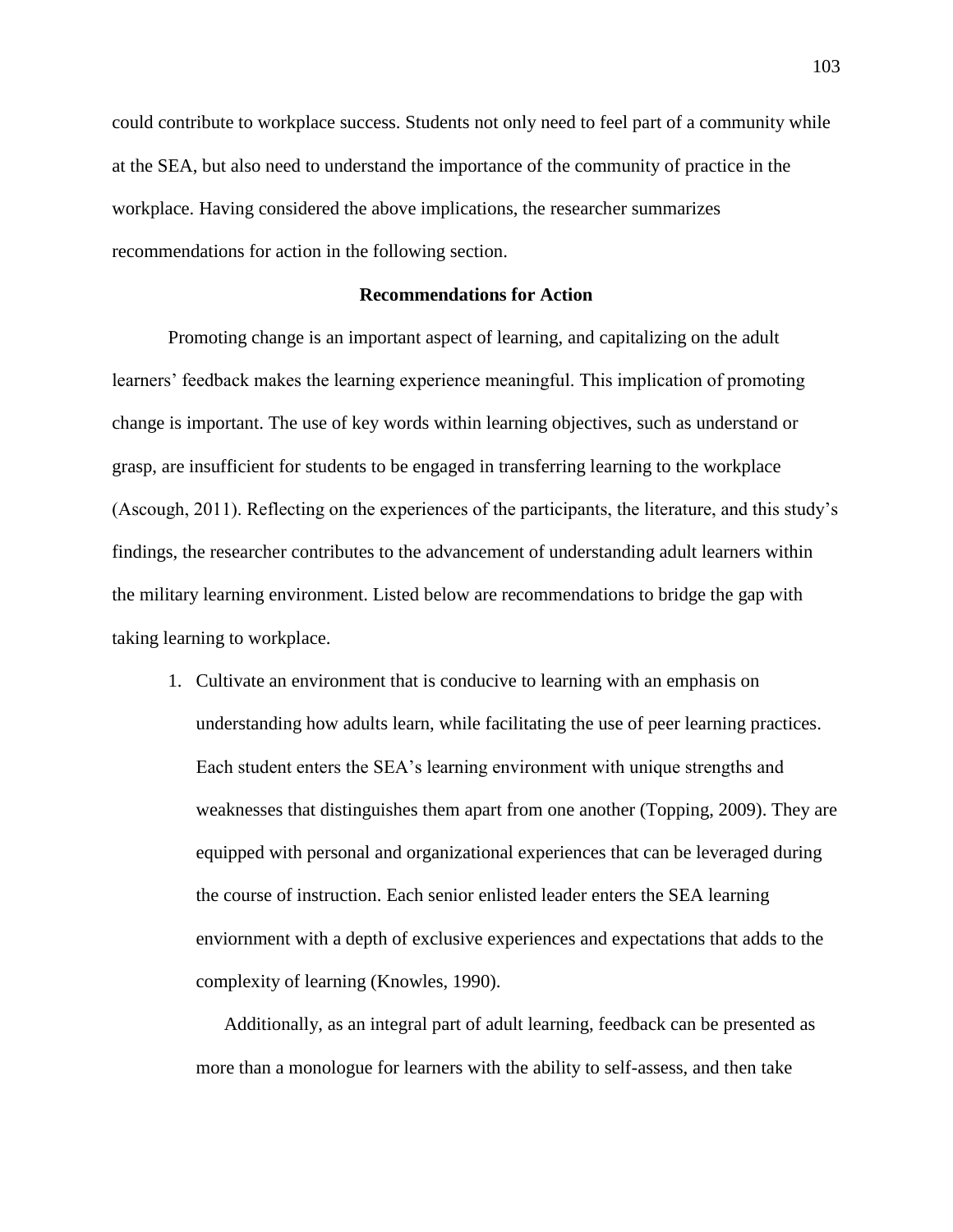could contribute to workplace success. Students not only need to feel part of a community while at the SEA, but also need to understand the importance of the community of practice in the workplace. Having considered the above implications, the researcher summarizes recommendations for action in the following section.

## Recommendations for Action

Promoting change is an important aspect of learning, and capitalizing on the adult learners' feedback makes the learning experience meaningful. This implication of promoting change is important. The use of key words within learning objectives, such as understand or grasp, are insufficient for students to be engaged in transferring learning to the workplace (Ascough, 2011). Reflecting on the experiences of the participants, the literature, and this study's findings, the researcher contributes to the advancement of understanding adult learners within the military learning environment. Listed below are recommendations to bridge the gap with taking learning to workplace.

1. Cultivate an environment that is conducive to learning with an emphasis on understanding how adults learn, while facilitating the use of peer learning practices. Each student enters the SEA's learning environment with unique strengths and weaknesses that distinguishes them apart from one another (Topping, 2009). They are equipped with personal and organizational experiences that can be leveraged during the course of instruction. Each senior enlisted leader enters the SEA learning enviornment with a depth of exclusive experiences and expectations that adds to the complexity of learning (Knowles, 1990).

   Additionally, as an integral part of adult learning, feedback can be presented as more than a monologue for learners with the ability to self-assess, and then take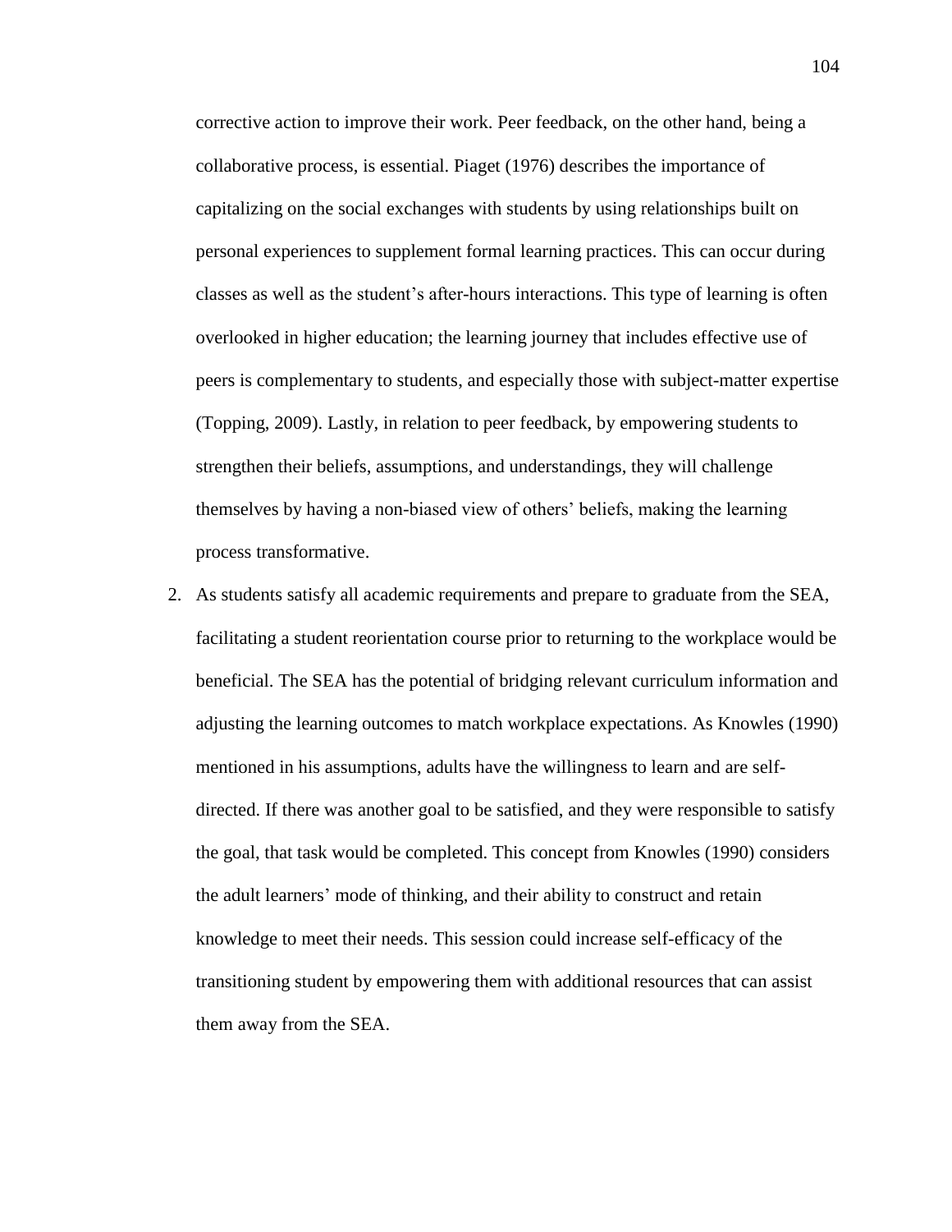corrective action to improve their work. Peer feedback, on the other hand, being a collaborative process, is essential. Piaget (1976) describes the importance of capitalizing on the social exchanges with students by using relationships built on personal experiences to supplement formal learning practices. This can occur during classes as well as the student's after-hours interactions. This type of learning is often overlooked in higher education; the learning journey that includes effective use of peers is complementary to students, and especially those with subject-matter expertise (Topping, 2009). Lastly, in relation to peer feedback, by empowering students to strengthen their beliefs, assumptions, and understandings, they will challenge themselves by having a non-biased view of others' beliefs, making the learning process transformative.

2. As students satisfy all academic requirements and prepare to graduate from the SEA, facilitating a student reorientation course prior to returning to the workplace would be beneficial. The SEA has the potential of bridging relevant curriculum information and adjusting the learning outcomes to match workplace expectations. As Knowles (1990) mentioned in his assumptions, adults have the willingness to learn and are self-directed. If there was another goal to be satisfied, and they were responsible to satisfy the goal, that task would be completed. This concept from Knowles (1990) considers the adult learners' mode of thinking, and their ability to construct and retain knowledge to meet their needs. This session could increase self-efficacy of the transitioning student by empowering them with additional resources that can assist them away from the SEA.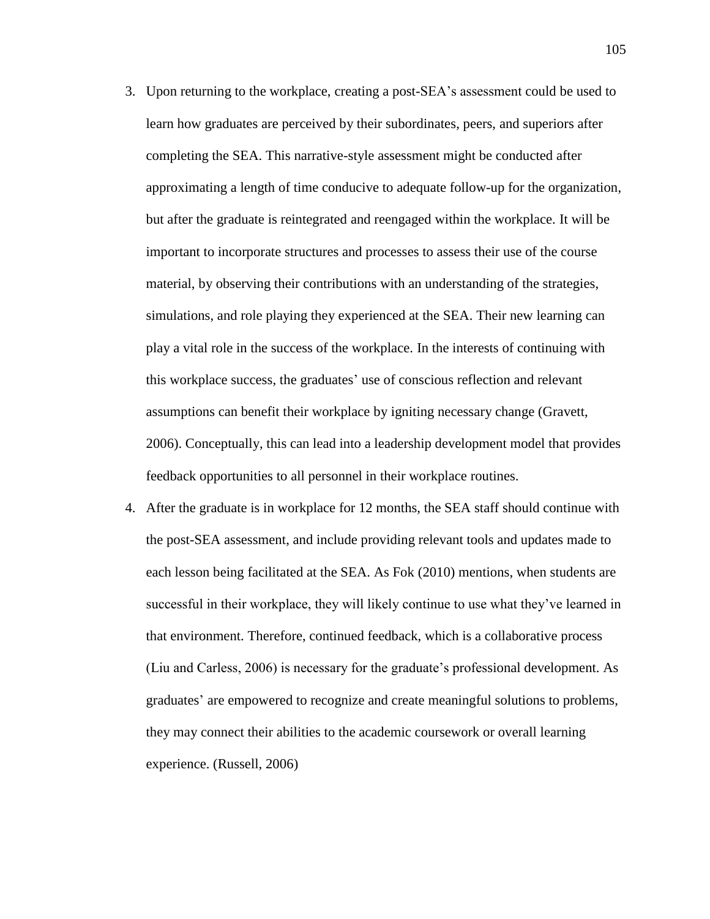3. Upon returning to the workplace, creating a post-SEA's assessment could be used to learn how graduates are perceived by their subordinates, peers, and superiors after completing the SEA. This narrative-style assessment might be conducted after approximating a length of time conducive to adequate follow-up for the organization, but after the graduate is reintegrated and reengaged within the workplace. It will be important to incorporate structures and processes to assess their use of the course material, by observing their contributions with an understanding of the strategies, simulations, and role playing they experienced at the SEA. Their new learning can play a vital role in the success of the workplace. In the interests of continuing with this workplace success, the graduates' use of conscious reflection and relevant assumptions can benefit their workplace by igniting necessary change (Gravett, 2006). Conceptually, this can lead into a leadership development model that provides feedback opportunities to all personnel in their workplace routines.
4. After the graduate is in workplace for 12 months, the SEA staff should continue with the post-SEA assessment, and include providing relevant tools and updates made to each lesson being facilitated at the SEA. As Fok (2010) mentions, when students are successful in their workplace, they will likely continue to use what they've learned in that environment. Therefore, continued feedback, which is a collaborative process (Liu and Carless, 2006) is necessary for the graduate's professional development. As graduates' are empowered to recognize and create meaningful solutions to problems, they may connect their abilities to the academic coursework or overall learning experience. (Russell, 2006)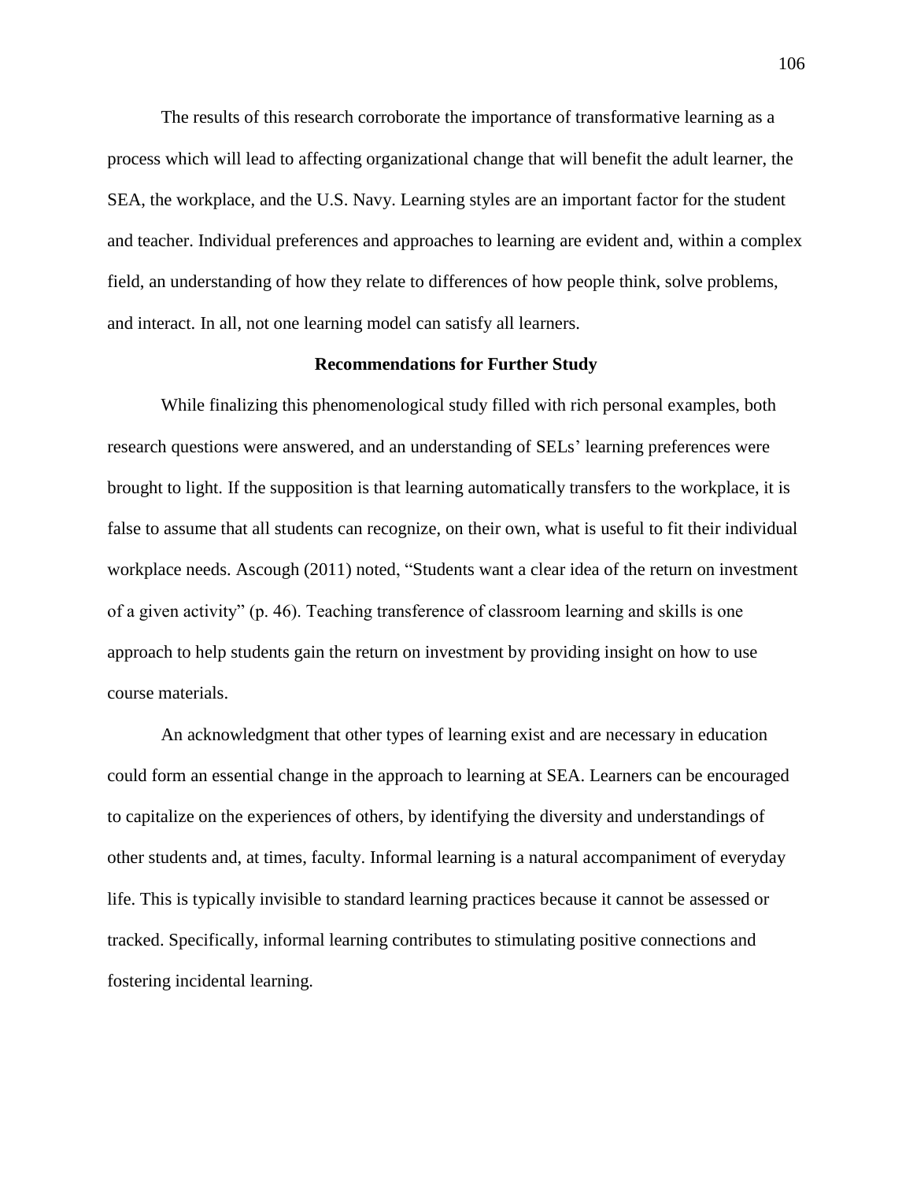The results of this research corroborate the importance of transformative learning as a process which will lead to affecting organizational change that will benefit the adult learner, the SEA, the workplace, and the U.S. Navy. Learning styles are an important factor for the student and teacher. Individual preferences and approaches to learning are evident and, within a complex field, an understanding of how they relate to differences of how people think, solve problems, and interact. In all, not one learning model can satisfy all learners.

**Recommendations for Further Study**

While finalizing this phenomenological study filled with rich personal examples, both research questions were answered, and an understanding of SELs' learning preferences were brought to light. If the supposition is that learning automatically transfers to the workplace, it is false to assume that all students can recognize, on their own, what is useful to fit their individual workplace needs. Ascough (2011) noted, "Students want a clear idea of the return on investment of a given activity" (p. 46). Teaching transference of classroom learning and skills is one approach to help students gain the return on investment by providing insight on how to use course materials.

An acknowledgment that other types of learning exist and are necessary in education could form an essential change in the approach to learning at SEA. Learners can be encouraged to capitalize on the experiences of others, by identifying the diversity and understandings of other students and, at times, faculty. Informal learning is a natural accompaniment of everyday life. This is typically invisible to standard learning practices because it cannot be assessed or tracked. Specifically, informal learning contributes to stimulating positive connections and fostering incidental learning.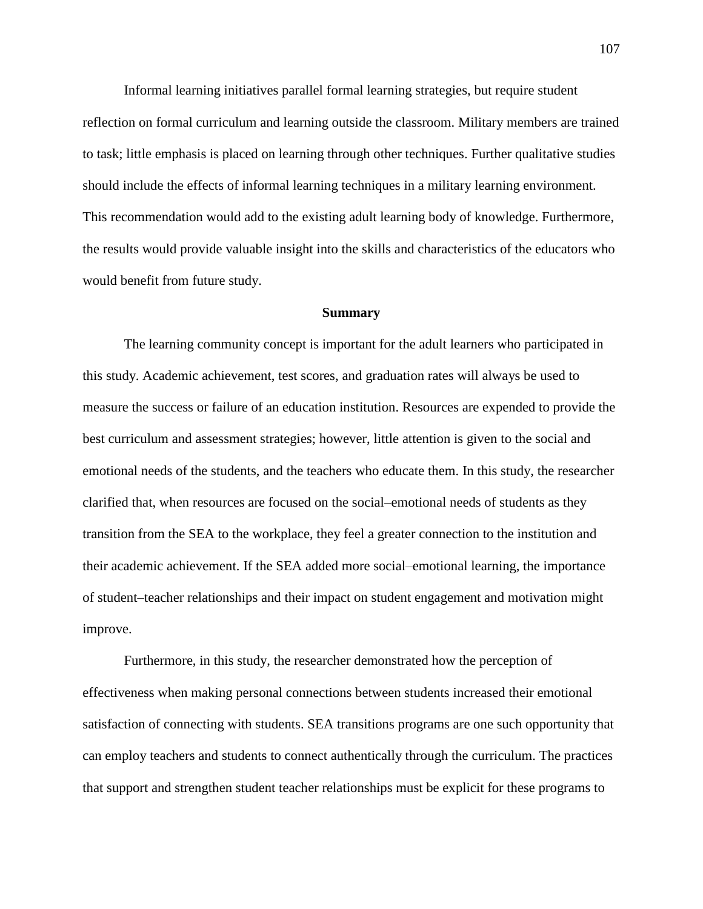Informal learning initiatives parallel formal learning strategies, but require student reflection on formal curriculum and learning outside the classroom. Military members are trained to task; little emphasis is placed on learning through other techniques. Further qualitative studies should include the effects of informal learning techniques in a military learning environment. This recommendation would add to the existing adult learning body of knowledge. Furthermore, the results would provide valuable insight into the skills and characteristics of the educators who would benefit from future study.

## Summary

The learning community concept is important for the adult learners who participated in this study. Academic achievement, test scores, and graduation rates will always be used to measure the success or failure of an education institution. Resources are expended to provide the best curriculum and assessment strategies; however, little attention is given to the social and emotional needs of the students, and the teachers who educate them. In this study, the researcher clarified that, when resources are focused on the social–emotional needs of students as they transition from the SEA to the workplace, they feel a greater connection to the institution and their academic achievement. If the SEA added more social–emotional learning, the importance of student–teacher relationships and their impact on student engagement and motivation might improve.

Furthermore, in this study, the researcher demonstrated how the perception of effectiveness when making personal connections between students increased their emotional satisfaction of connecting with students. SEA transitions programs are one such opportunity that can employ teachers and students to connect authentically through the curriculum. The practices that support and strengthen student teacher relationships must be explicit for these programs to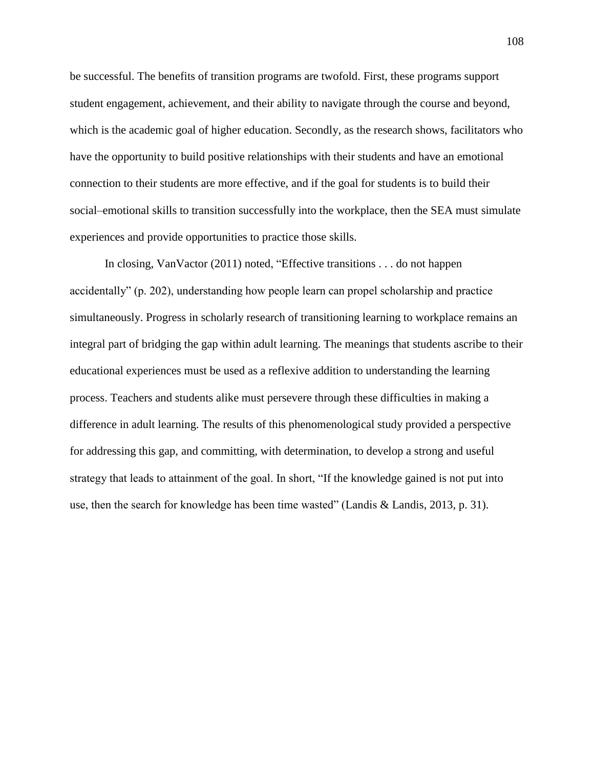be successful. The benefits of transition programs are twofold. First, these programs support student engagement, achievement, and their ability to navigate through the course and beyond, which is the academic goal of higher education. Secondly, as the research shows, facilitators who have the opportunity to build positive relationships with their students and have an emotional connection to their students are more effective, and if the goal for students is to build their social–emotional skills to transition successfully into the workplace, then the SEA must simulate experiences and provide opportunities to practice those skills.

In closing, VanVactor (2011) noted, “Effective transitions . . . do not happen accidentally” (p. 202), understanding how people learn can propel scholarship and practice simultaneously. Progress in scholarly research of transitioning learning to workplace remains an integral part of bridging the gap within adult learning. The meanings that students ascribe to their educational experiences must be used as a reflexive addition to understanding the learning process. Teachers and students alike must persevere through these difficulties in making a difference in adult learning. The results of this phenomenological study provided a perspective for addressing this gap, and committing, with determination, to develop a strong and useful strategy that leads to attainment of the goal. In short, “If the knowledge gained is not put into use, then the search for knowledge has been time wasted” (Landis & Landis, 2013, p. 31).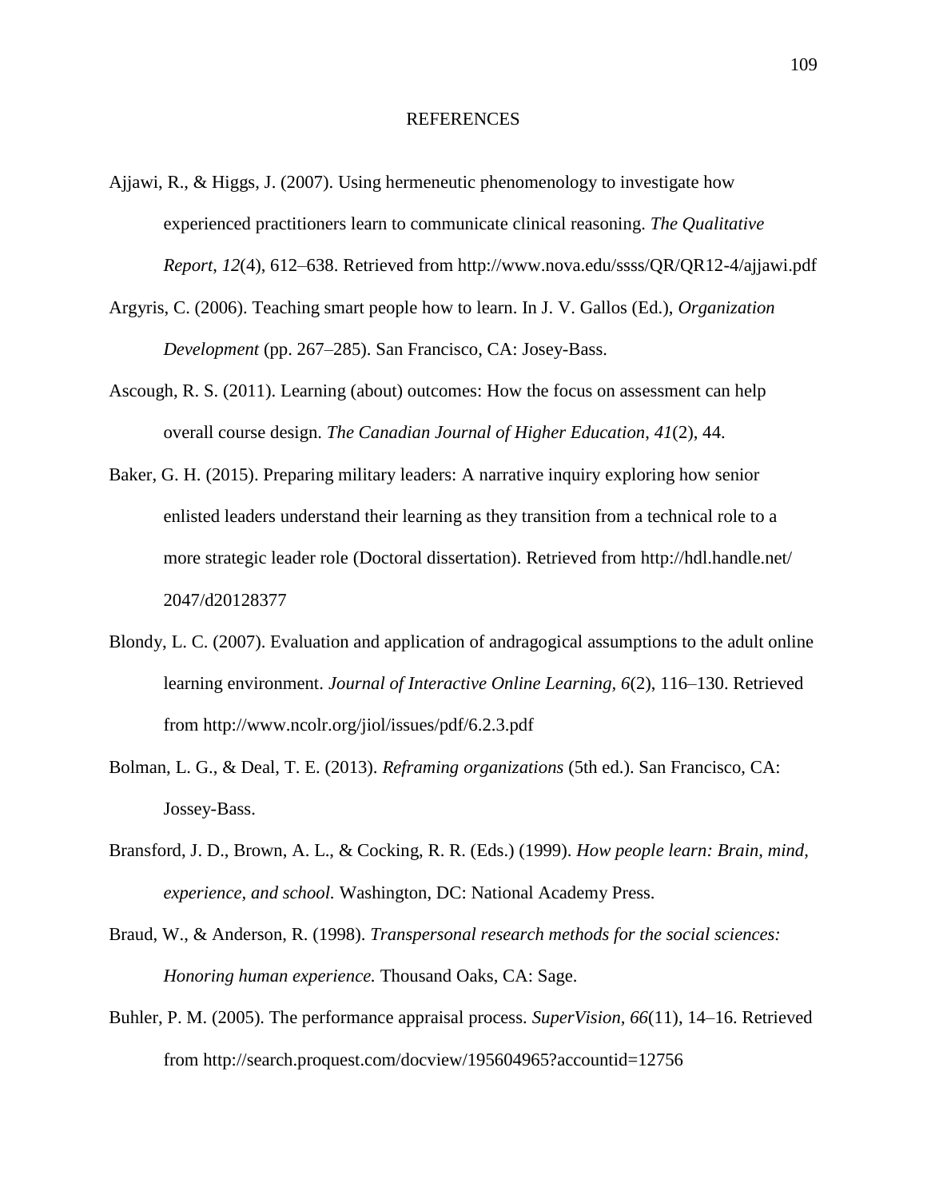# REFERENCES

Ajjawi, R., & Higgs, J. (2007). Using hermeneutic phenomenology to investigate how experienced practitioners learn to communicate clinical reasoning. *The Qualitative Report*, *12*(4), 612–638. Retrieved from http://www.nova.edu/ssss/QR/QR12-4/ajjawi.pdf

Argyris, C. (2006). Teaching smart people how to learn. In J. V. Gallos (Ed.), *Organization Development* (pp. 267–285). San Francisco, CA: Josey-Bass.

Ascough, R. S. (2011). Learning (about) outcomes: How the focus on assessment can help overall course design. *The Canadian Journal of Higher Education*, *41*(2), 44.

Baker, G. H. (2015). Preparing military leaders: A narrative inquiry exploring how senior enlisted leaders understand their learning as they transition from a technical role to a more strategic leader role (Doctoral dissertation). Retrieved from http://hdl.handle.net/2047/d20128377

Blondy, L. C. (2007). Evaluation and application of andragogical assumptions to the adult online learning environment. *Journal of Interactive Online Learning, 6*(2), 116–130. Retrieved from http://www.ncolr.org/jiol/issues/pdf/6.2.3.pdf

Bolman, L. G., & Deal, T. E. (2013). *Reframing organizations* (5th ed.). San Francisco, CA: Jossey-Bass.

Bransford, J. D., Brown, A. L., & Cocking, R. R. (Eds.) (1999). *How people learn: Brain, mind, experience, and school.* Washington, DC: National Academy Press.

Braud, W., & Anderson, R. (1998). *Transpersonal research methods for the social sciences: Honoring human experience.* Thousand Oaks, CA: Sage.

Buhler, P. M. (2005). The performance appraisal process. *SuperVision*, *66*(11), 14–16. Retrieved from http://search.proquest.com/docview/195604965?accountid=12756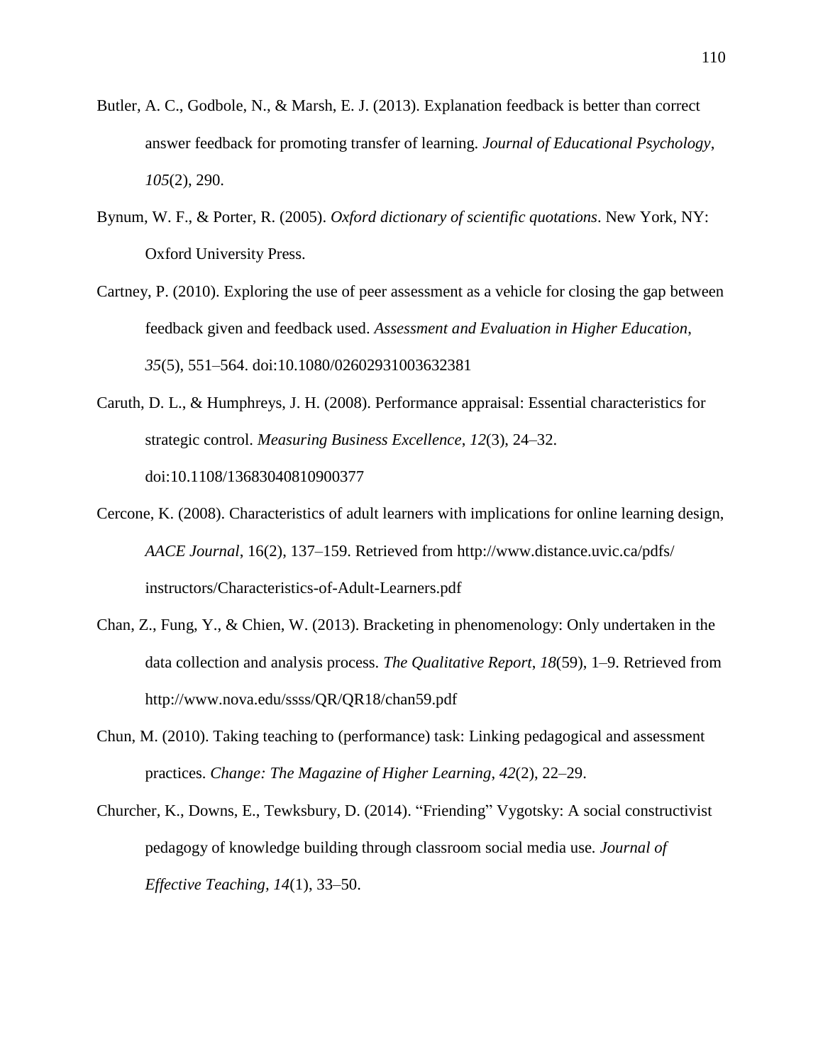Butler, A. C., Godbole, N., & Marsh, E. J. (2013). Explanation feedback is better than correct answer feedback for promoting transfer of learning. *Journal of Educational Psychology*, *105*(2), 290.

Bynum, W. F., & Porter, R. (2005). *Oxford dictionary of scientific quotations*. New York, NY: Oxford University Press.

Cartney, P. (2010). Exploring the use of peer assessment as a vehicle for closing the gap between feedback given and feedback used. *Assessment and Evaluation in Higher Education*, *35*(5), 551–564. doi:10.1080/02602931003632381

Caruth, D. L., & Humphreys, J. H. (2008). Performance appraisal: Essential characteristics for strategic control. *Measuring Business Excellence*, *12*(3), 24–32. doi:10.1108/13683040810900377

Cercone, K. (2008). Characteristics of adult learners with implications for online learning design, *AACE Journal*, 16(2), 137–159. Retrieved from http://www.distance.uvic.ca/pdfs/instructors/Characteristics-of-Adult-Learners.pdf

Chan, Z., Fung, Y., & Chien, W. (2013). Bracketing in phenomenology: Only undertaken in the data collection and analysis process. *The Qualitative Report*, *18*(59), 1–9. Retrieved from http://www.nova.edu/ssss/QR/QR18/chan59.pdf

Chun, M. (2010). Taking teaching to (performance) task: Linking pedagogical and assessment practices. *Change: The Magazine of Higher Learning*, *42*(2), 22–29.

Churcher, K., Downs, E., Tewksbury, D. (2014). "Friending" Vygotsky: A social constructivist pedagogy of knowledge building through classroom social media use. *Journal of Effective Teaching*, *14*(1), 33–50.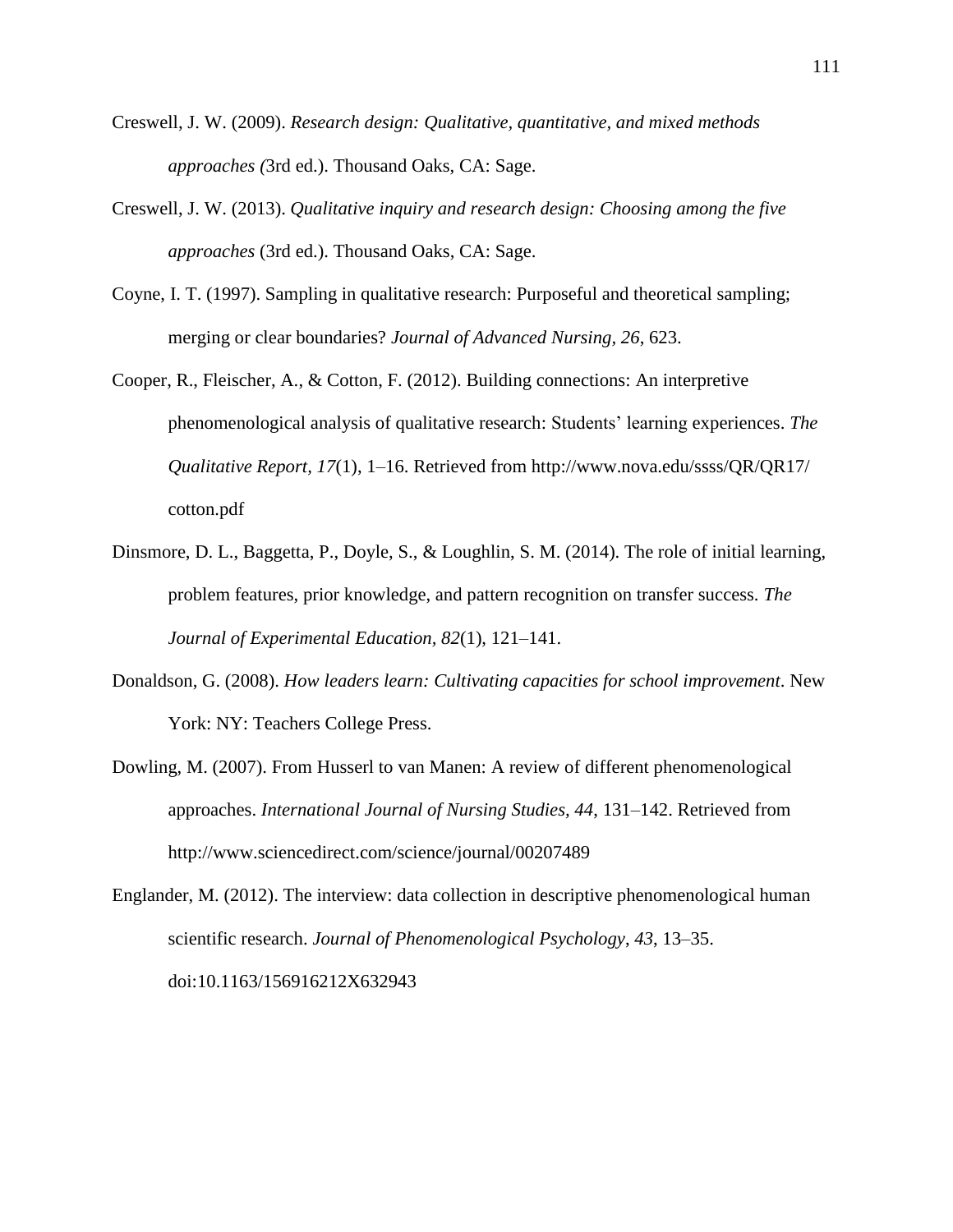Creswell, J. W. (2009). *Research design: Qualitative, quantitative, and mixed methods approaches (*3rd ed.). Thousand Oaks, CA: Sage.

Creswell, J. W. (2013). *Qualitative inquiry and research design: Choosing among the five approaches* (3rd ed.). Thousand Oaks, CA: Sage.

Coyne, I. T. (1997). Sampling in qualitative research: Purposeful and theoretical sampling; merging or clear boundaries? *Journal of Advanced Nursing, 26*, 623.

Cooper, R., Fleischer, A., & Cotton, F. (2012). Building connections: An interpretive phenomenological analysis of qualitative research: Students' learning experiences. *The Qualitative Report*, *17*(1), 1–16. Retrieved from http://www.nova.edu/ssss/QR/QR17/cotton.pdf

Dinsmore, D. L., Baggetta, P., Doyle, S., & Loughlin, S. M. (2014). The role of initial learning, problem features, prior knowledge, and pattern recognition on transfer success. *The Journal of Experimental Education, 82*(1), 121–141.

Donaldson, G. (2008). *How leaders learn: Cultivating capacities for school improvement*. New York: NY: Teachers College Press.

Dowling, M. (2007). From Husserl to van Manen: A review of different phenomenological approaches. *International Journal of Nursing Studies, 44*, 131–142. Retrieved from http://www.sciencedirect.com/science/journal/00207489

Englander, M. (2012). The interview: data collection in descriptive phenomenological human scientific research. *Journal of Phenomenological Psychology*, *43*, 13–35. doi:10.1163/156916212X632943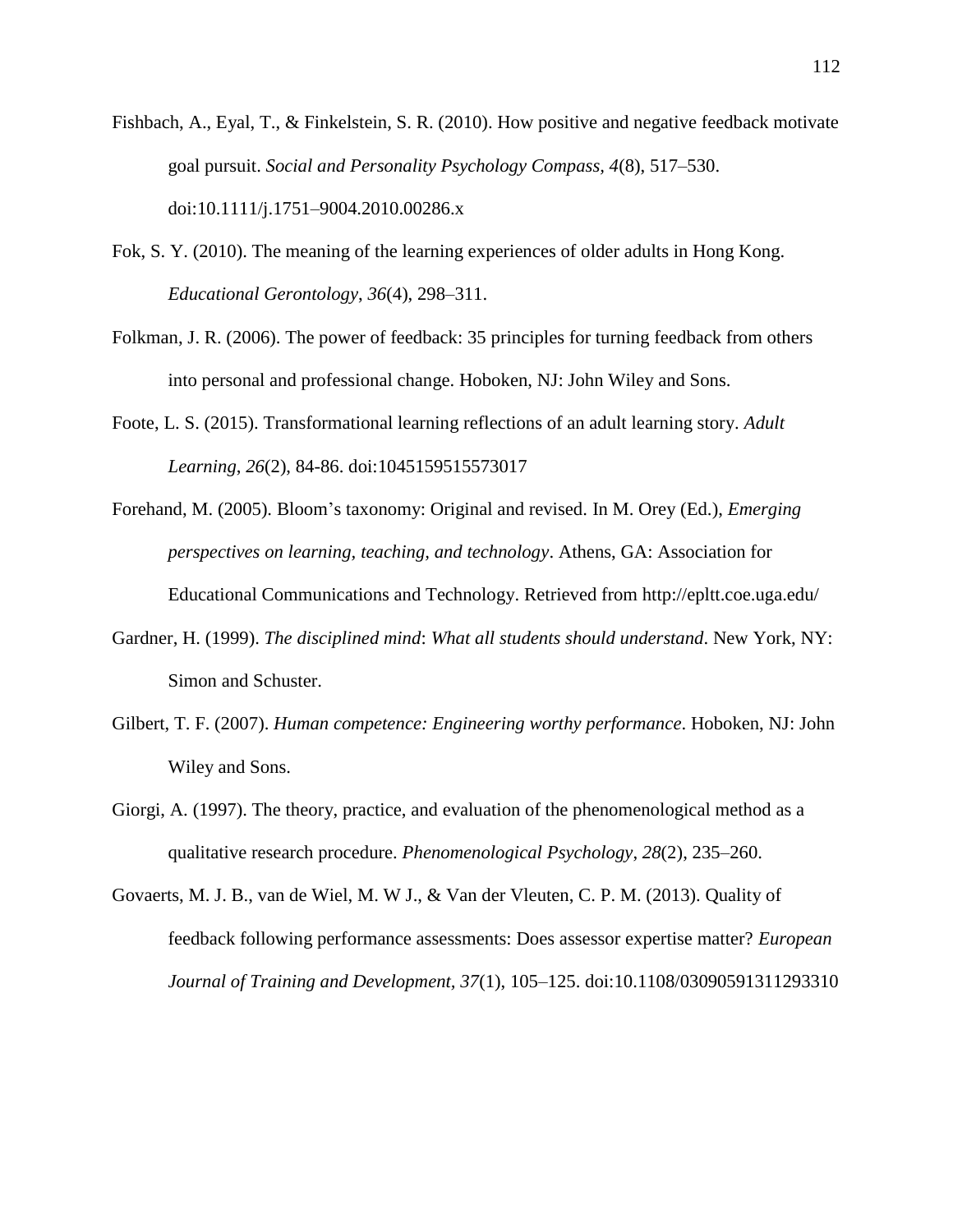Fishbach, A., Eyal, T., & Finkelstein, S. R. (2010). How positive and negative feedback motivate goal pursuit. *Social and Personality Psychology Compass, 4*(8), 517–530. doi:10.1111/j.1751–9004.2010.00286.x

Fok, S. Y. (2010). The meaning of the learning experiences of older adults in Hong Kong. *Educational Gerontology*, *36*(4), 298–311.

Folkman, J. R. (2006). The power of feedback: 35 principles for turning feedback from others into personal and professional change. Hoboken, NJ: John Wiley and Sons.

Foote, L. S. (2015). Transformational learning reflections of an adult learning story. *Adult Learning*, *26*(2), 84-86. doi:1045159515573017

Forehand, M. (2005). Bloom's taxonomy: Original and revised. In M. Orey (Ed.), *Emerging perspectives on learning, teaching, and technology*. Athens, GA: Association for Educational Communications and Technology. Retrieved from http://epltt.coe.uga.edu/

Gardner, H. (1999). *The disciplined mind*: *What all students should understand*. New York, NY: Simon and Schuster.

Gilbert, T. F. (2007). *Human competence: Engineering worthy performance*. Hoboken, NJ: John Wiley and Sons.

Giorgi, A. (1997). The theory, practice, and evaluation of the phenomenological method as a qualitative research procedure. *Phenomenological Psychology*, *28*(2), 235–260.

Govaerts, M. J. B., van de Wiel, M. W J., & Van der Vleuten, C. P. M. (2013). Quality of feedback following performance assessments: Does assessor expertise matter? *European Journal of Training and Development*, *37*(1), 105–125. doi:10.1108/03090591311293310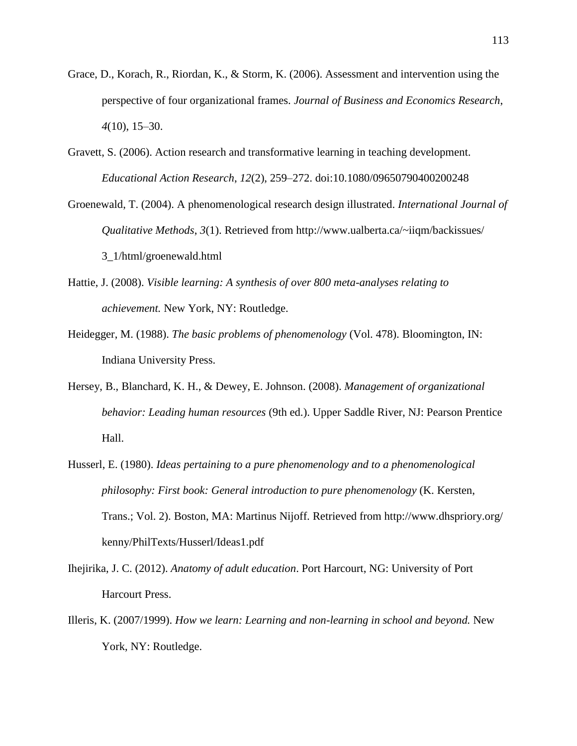Grace, D., Korach, R., Riordan, K., & Storm, K. (2006). Assessment and intervention using the perspective of four organizational frames. *Journal of Business and Economics Research*, *4*(10), 15–30.

Gravett, S. (2006). Action research and transformative learning in teaching development. *Educational Action Research*, *12*(2), 259–272. doi:10.1080/09650790400200248

Groenewald, T. (2004). A phenomenological research design illustrated. *International Journal of Qualitative Methods*, *3*(1). Retrieved from http://www.ualberta.ca/~iiqm/backissues/3_1/html/groenewald.html

Hattie, J. (2008). *Visible learning: A synthesis of over 800 meta-analyses relating to achievement.* New York, NY: Routledge.

Heidegger, M. (1988). *The basic problems of phenomenology* (Vol. 478). Bloomington, IN: Indiana University Press.

Hersey, B., Blanchard, K. H., & Dewey, E. Johnson. (2008). *Management of organizational behavior: Leading human resources* (9th ed.). Upper Saddle River, NJ: Pearson Prentice Hall.

Husserl, E. (1980). *Ideas pertaining to a pure phenomenology and to a phenomenological philosophy: First book: General introduction to pure phenomenology* (K. Kersten, Trans.; Vol. 2). Boston, MA: Martinus Nijoff. Retrieved from http://www.dhspriory.org/kenny/PhilTexts/Husserl/Ideas1.pdf

Ihejirika, J. C. (2012). *Anatomy of adult education*. Port Harcourt, NG: University of Port Harcourt Press.

Illeris, K. (2007/1999). *How we learn: Learning and non-learning in school and beyond.* New York, NY: Routledge.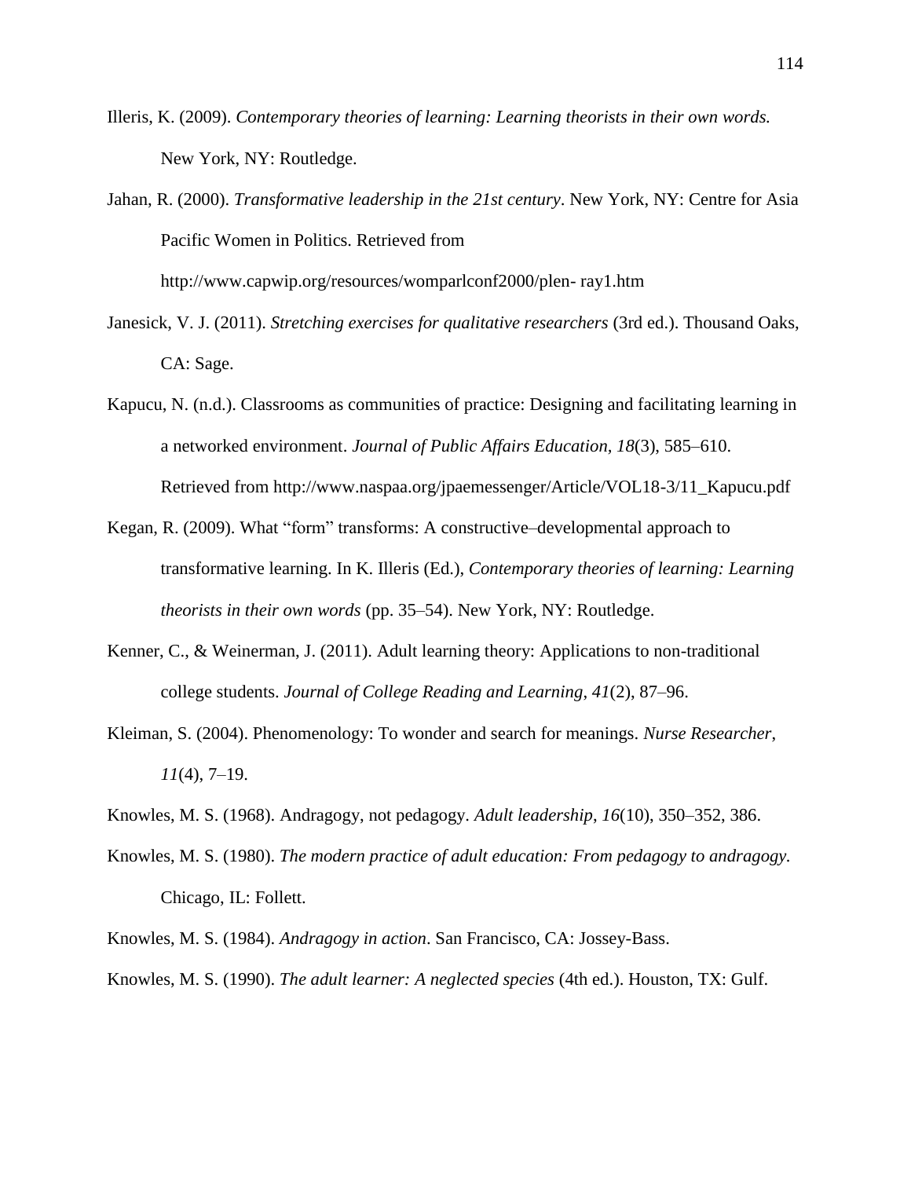Illeris, K. (2009). *Contemporary theories of learning: Learning theorists in their own words.* New York, NY: Routledge.

Jahan, R. (2000). *Transformative leadership in the 21st century*. New York, NY: Centre for Asia Pacific Women in Politics. Retrieved from http://www.capwip.org/resources/womparlconf2000/plen- ray1.htm

Janesick, V. J. (2011). *Stretching exercises for qualitative researchers* (3rd ed.). Thousand Oaks, CA: Sage.

Kapucu, N. (n.d.). Classrooms as communities of practice: Designing and facilitating learning in a networked environment. *Journal of Public Affairs Education, 18*(3), 585–610. Retrieved from http://www.naspaa.org/jpaemessenger/Article/VOL18-3/11_Kapucu.pdf

Kegan, R. (2009). What "form" transforms: A constructive–developmental approach to transformative learning. In K. Illeris (Ed.), *Contemporary theories of learning: Learning theorists in their own words* (pp. 35–54). New York, NY: Routledge.

Kenner, C., & Weinerman, J. (2011). Adult learning theory: Applications to non-traditional college students. *Journal of College Reading and Learning*, *41*(2), 87–96.

Kleiman, S. (2004). Phenomenology: To wonder and search for meanings. *Nurse Researcher*, *11*(4), 7–19.

Knowles, M. S. (1968). Andragogy, not pedagogy. *Adult leadership*, *16*(10), 350–352, 386.

Knowles, M. S. (1980). *The modern practice of adult education: From pedagogy to andragogy.* Chicago, IL: Follett.

Knowles, M. S. (1984). *Andragogy in action*. San Francisco, CA: Jossey-Bass.

Knowles, M. S. (1990). *The adult learner: A neglected species* (4th ed.). Houston, TX: Gulf.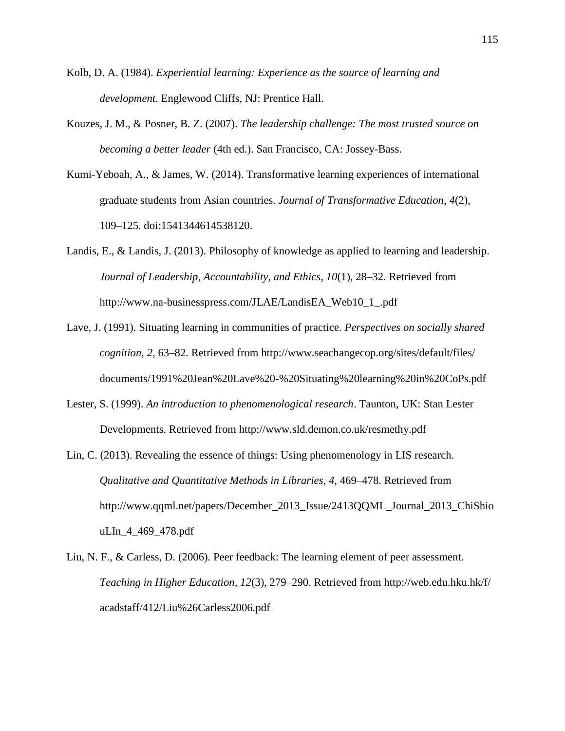Kolb, D. A. (1984). *Experiential learning: Experience as the source of learning and development*. Englewood Cliffs, NJ: Prentice Hall.

Kouzes, J. M., & Posner, B. Z. (2007). *The leadership challenge: The most trusted source on becoming a better leader* (4th ed.). San Francisco, CA: Jossey-Bass.

Kumi-Yeboah, A., & James, W. (2014). Transformative learning experiences of international graduate students from Asian countries. *Journal of Transformative Education*, *4*(2), 109–125. doi:1541344614538120.

Landis, E., & Landis, J. (2013). Philosophy of knowledge as applied to learning and leadership. *Journal of Leadership, Accountability, and Ethics, 10*(1), 28–32. Retrieved from http://www.na-businesspress.com/JLAE/LandisEA_Web10_1_.pdf

Lave, J. (1991). Situating learning in communities of practice. *Perspectives on socially shared cognition*, *2*, 63–82. Retrieved from http://www.seachangecop.org/sites/default/files/documents/1991%20Jean%20Lave%20-%20Situating%20learning%20in%20CoPs.pdf

Lester, S. (1999). *An introduction to phenomenological research*. Taunton, UK: Stan Lester Developments. Retrieved from http://www.sld.demon.co.uk/resmethy.pdf

Lin, C. (2013). Revealing the essence of things: Using phenomenology in LIS research. *Qualitative and Quantitative Methods in Libraries*, *4*, 469–478. Retrieved from http://www.qqml.net/papers/December_2013_Issue/2413QQML_Journal_2013_ChiShiouLIn_4_469_478.pdf

Liu, N. F., & Carless, D. (2006). Peer feedback: The learning element of peer assessment. *Teaching in Higher Education, 12*(3), 279–290. Retrieved from http://web.edu.hku.hk/f/acadstaff/412/Liu%26Carless2006.pdf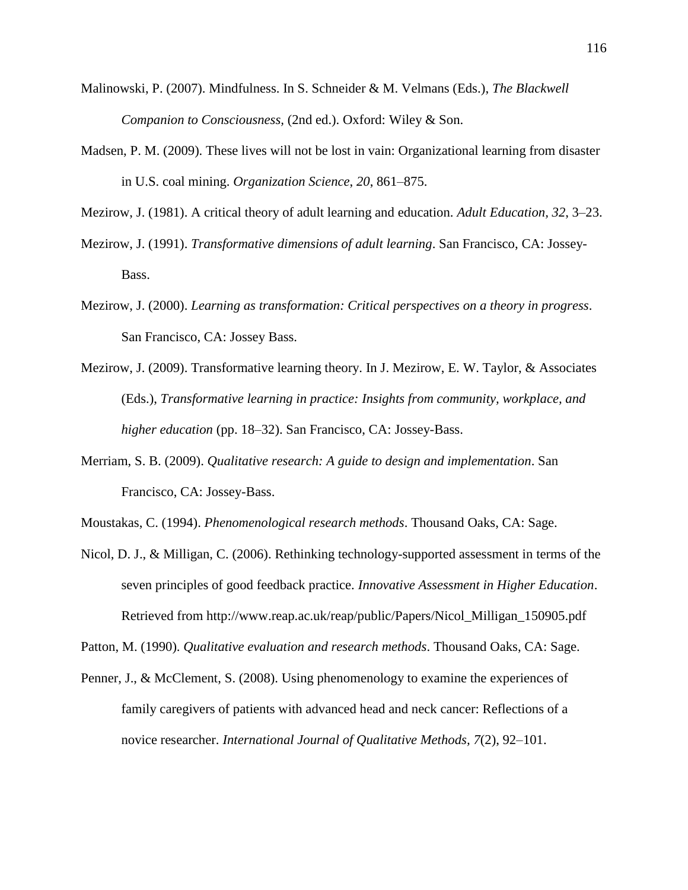Malinowski, P. (2007). Mindfulness. In S. Schneider & M. Velmans (Eds.), *The Blackwell Companion to Consciousness*, (2nd ed.). Oxford: Wiley & Son.

Madsen, P. M. (2009). These lives will not be lost in vain: Organizational learning from disaster in U.S. coal mining. *Organization Science*, *20*, 861–875.

Mezirow, J. (1981). A critical theory of adult learning and education. *Adult Education*, *32*, 3–23.

Mezirow, J. (1991). *Transformative dimensions of adult learning*. San Francisco, CA: Jossey-Bass.

Mezirow, J. (2000). *Learning as transformation: Critical perspectives on a theory in progress*. San Francisco, CA: Jossey Bass.

Mezirow, J. (2009). Transformative learning theory. In J. Mezirow, E. W. Taylor, & Associates (Eds.), *Transformative learning in practice: Insights from community, workplace, and higher education* (pp. 18–32). San Francisco, CA: Jossey-Bass.

Merriam, S. B. (2009). *Qualitative research: A guide to design and implementation*. San Francisco, CA: Jossey-Bass.

Moustakas, C. (1994). *Phenomenological research methods*. Thousand Oaks, CA: Sage.

Nicol, D. J., & Milligan, C. (2006). Rethinking technology-supported assessment in terms of the seven principles of good feedback practice. *Innovative Assessment in Higher Education*. Retrieved from http://www.reap.ac.uk/reap/public/Papers/Nicol_Milligan_150905.pdf

Patton, M. (1990). *Qualitative evaluation and research methods*. Thousand Oaks, CA: Sage.

Penner, J., & McClement, S. (2008). Using phenomenology to examine the experiences of family caregivers of patients with advanced head and neck cancer: Reflections of a novice researcher. *International Journal of Qualitative Methods*, *7*(2), 92–101.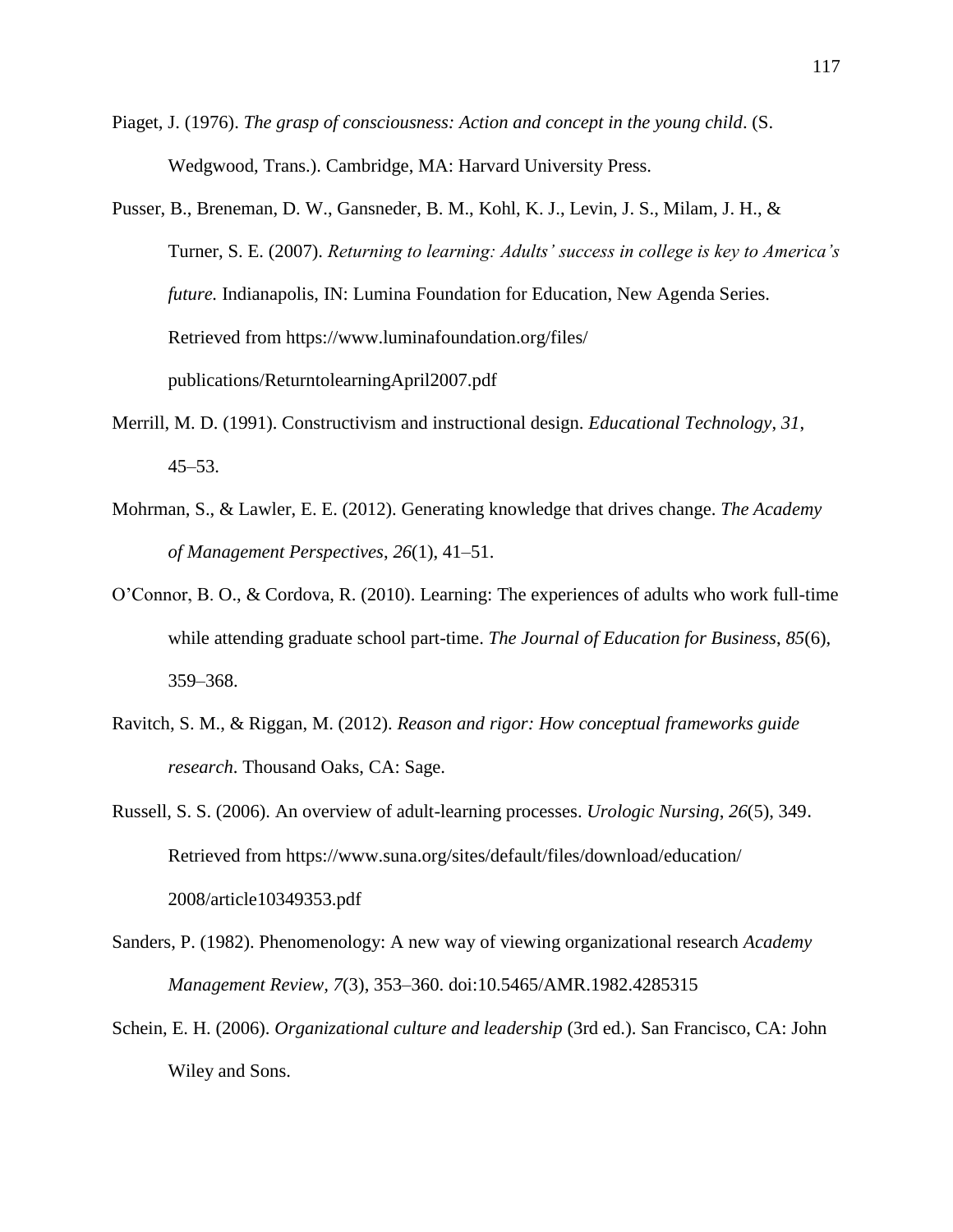Piaget, J. (1976). *The grasp of consciousness: Action and concept in the young child*. (S. Wedgwood, Trans.). Cambridge, MA: Harvard University Press.

Pusser, B., Breneman, D. W., Gansneder, B. M., Kohl, K. J., Levin, J. S., Milam, J. H., & Turner, S. E. (2007). *Returning to learning: Adults' success in college is key to America's future.* Indianapolis, IN: Lumina Foundation for Education, New Agenda Series. Retrieved from https://www.luminafoundation.org/files/publications/ReturntolearningApril2007.pdf

Merrill, M. D. (1991). Constructivism and instructional design. *Educational Technology*, *31*, 45–53.

Mohrman, S., & Lawler, E. E. (2012). Generating knowledge that drives change. *The Academy of Management Perspectives*, *26*(1), 41–51.

O'Connor, B. O., & Cordova, R. (2010). Learning: The experiences of adults who work full-time while attending graduate school part-time. *The Journal of Education for Business*, *85*(6), 359–368.

Ravitch, S. M., & Riggan, M. (2012). *Reason and rigor: How conceptual frameworks guide research.* Thousand Oaks, CA: Sage.

Russell, S. S. (2006). An overview of adult-learning processes. *Urologic Nursing*, *26*(5), 349. Retrieved from https://www.suna.org/sites/default/files/download/education/2008/article10349353.pdf

Sanders, P. (1982). Phenomenology: A new way of viewing organizational research *Academy Management Review*, *7*(3), 353–360. doi:10.5465/AMR.1982.4285315

Schein, E. H. (2006). *Organizational culture and leadership* (3rd ed.). San Francisco, CA: John Wiley and Sons.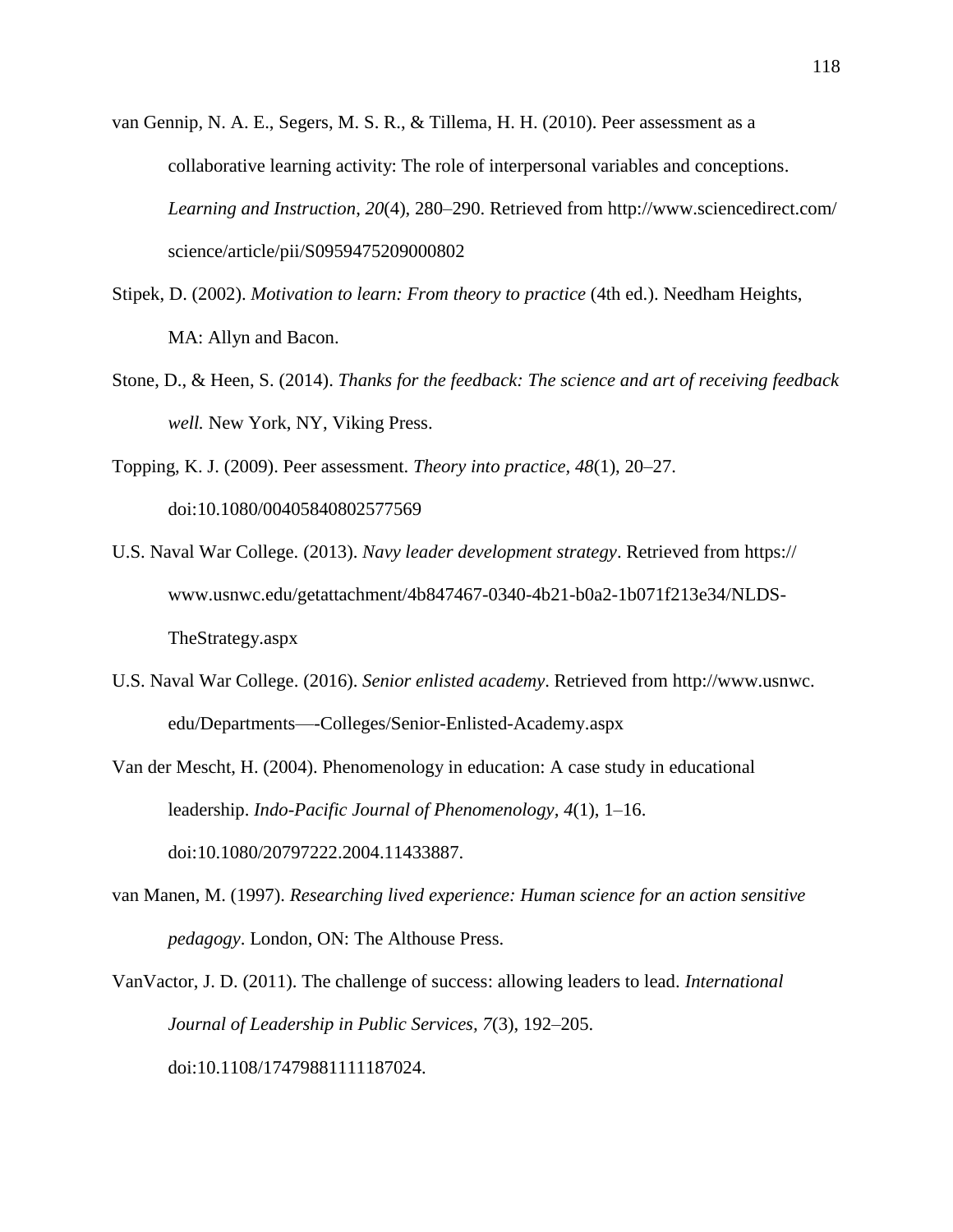van Gennip, N. A. E., Segers, M. S. R., & Tillema, H. H. (2010). Peer assessment as a collaborative learning activity: The role of interpersonal variables and conceptions. *Learning and Instruction*, *20*(4), 280–290. Retrieved from http://www.sciencedirect.com/science/article/pii/S0959475209000802

Stipek, D. (2002). *Motivation to learn: From theory to practice* (4th ed.). Needham Heights, MA: Allyn and Bacon.

Stone, D., & Heen, S. (2014). *Thanks for the feedback: The science and art of receiving feedback well.* New York, NY, Viking Press.

Topping, K. J. (2009). Peer assessment. *Theory into practice*, *48*(1), 20–27. doi:10.1080/00405840802577569

U.S. Naval War College. (2013). *Navy leader development strategy*. Retrieved from https://www.usnwc.edu/getattachment/4b847467-0340-4b21-b0a2-1b071f213e34/NLDS-TheStrategy.aspx

U.S. Naval War College. (2016). *Senior enlisted academy*. Retrieved from http://www.usnwc.edu/Departments—-Colleges/Senior-Enlisted-Academy.aspx

Van der Mescht, H. (2004). Phenomenology in education: A case study in educational leadership. *Indo-Pacific Journal of Phenomenology*, *4*(1), 1–16. doi:10.1080/20797222.2004.11433887.

van Manen, M. (1997). *Researching lived experience: Human science for an action sensitive pedagogy*. London, ON: The Althouse Press.

VanVactor, J. D. (2011). The challenge of success: allowing leaders to lead. *International Journal of Leadership in Public Services*, *7*(3), 192–205. doi:10.1108/17479881111187024.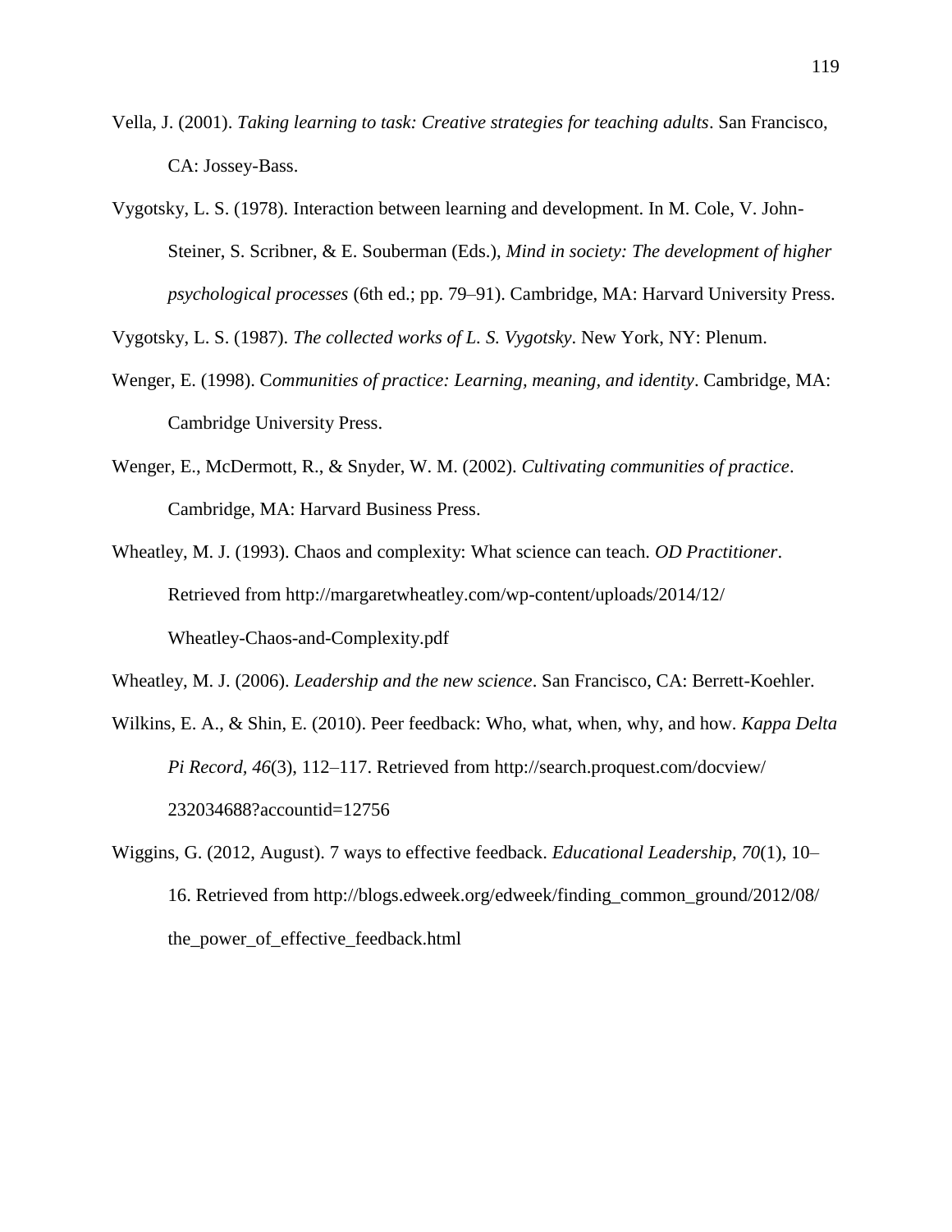Vella, J. (2001). *Taking learning to task: Creative strategies for teaching adults*. San Francisco, CA: Jossey-Bass.

Vygotsky, L. S. (1978). Interaction between learning and development. In M. Cole, V. John-Steiner, S. Scribner, & E. Souberman (Eds.), *Mind in society: The development of higher psychological processes* (6th ed.; pp. 79–91). Cambridge, MA: Harvard University Press.

Vygotsky, L. S. (1987). *The collected works of L. S. Vygotsky*. New York, NY: Plenum.

Wenger, E. (1998). *Communities of practice: Learning, meaning, and identity*. Cambridge, MA: Cambridge University Press.

Wenger, E., McDermott, R., & Snyder, W. M. (2002). *Cultivating communities of practice*. Cambridge, MA: Harvard Business Press.

Wheatley, M. J. (1993). Chaos and complexity: What science can teach. *OD Practitioner*. Retrieved from http://margaretwheatley.com/wp-content/uploads/2014/12/Wheatley-Chaos-and-Complexity.pdf

Wheatley, M. J. (2006). *Leadership and the new science*. San Francisco, CA: Berrett-Koehler.

Wilkins, E. A., & Shin, E. (2010). Peer feedback: Who, what, when, why, and how. *Kappa Delta Pi Record*, *46*(3), 112–117. Retrieved from http://search.proquest.com/docview/232034688?accountid=12756

Wiggins, G. (2012, August). 7 ways to effective feedback. *Educational Leadership*, *70*(1), 10–16. Retrieved from http://blogs.edweek.org/edweek/finding_common_ground/2012/08/the_power_of_effective_feedback.html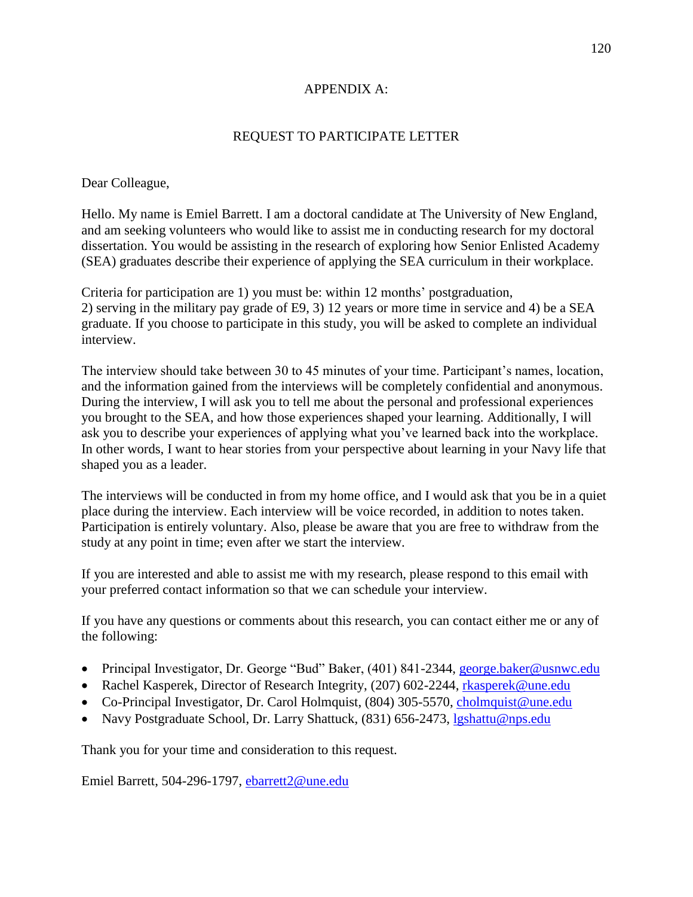# APPENDIX A:

## REQUEST TO PARTICIPATE LETTER

Dear Colleague,

Hello. My name is Emiel Barrett. I am a doctoral candidate at The University of New England, and am seeking volunteers who would like to assist me in conducting research for my doctoral dissertation. You would be assisting in the research of exploring how Senior Enlisted Academy (SEA) graduates describe their experience of applying the SEA curriculum in their workplace.

Criteria for participation are 1) you must be: within 12 months' postgraduation, 2) serving in the military pay grade of E9, 3) 12 years or more time in service and 4) be a SEA graduate. If you choose to participate in this study, you will be asked to complete an individual interview.

The interview should take between 30 to 45 minutes of your time. Participant's names, location, and the information gained from the interviews will be completely confidential and anonymous. During the interview, I will ask you to tell me about the personal and professional experiences you brought to the SEA, and how those experiences shaped your learning. Additionally, I will ask you to describe your experiences of applying what you've learned back into the workplace. In other words, I want to hear stories from your perspective about learning in your Navy life that shaped you as a leader.

The interviews will be conducted in from my home office, and I would ask that you be in a quiet place during the interview. Each interview will be voice recorded, in addition to notes taken. Participation is entirely voluntary. Also, please be aware that you are free to withdraw from the study at any point in time; even after we start the interview.

If you are interested and able to assist me with my research, please respond to this email with your preferred contact information so that we can schedule your interview.

If you have any questions or comments about this research, you can contact either me or any of the following:

- Principal Investigator, Dr. George "Bud" Baker, (401) 841-2344, george.baker@usnwc.edu
- Rachel Kasperek, Director of Research Integrity, (207) 602-2244, rkasperek@une.edu
- Co-Principal Investigator, Dr. Carol Holmquist, (804) 305-5570, cholmquist@une.edu
- Navy Postgraduate School, Dr. Larry Shattuck, (831) 656-2473, lgshattu@nps.edu

Thank you for your time and consideration to this request.

Emiel Barrett, 504-296-1797, ebarrett2@une.edu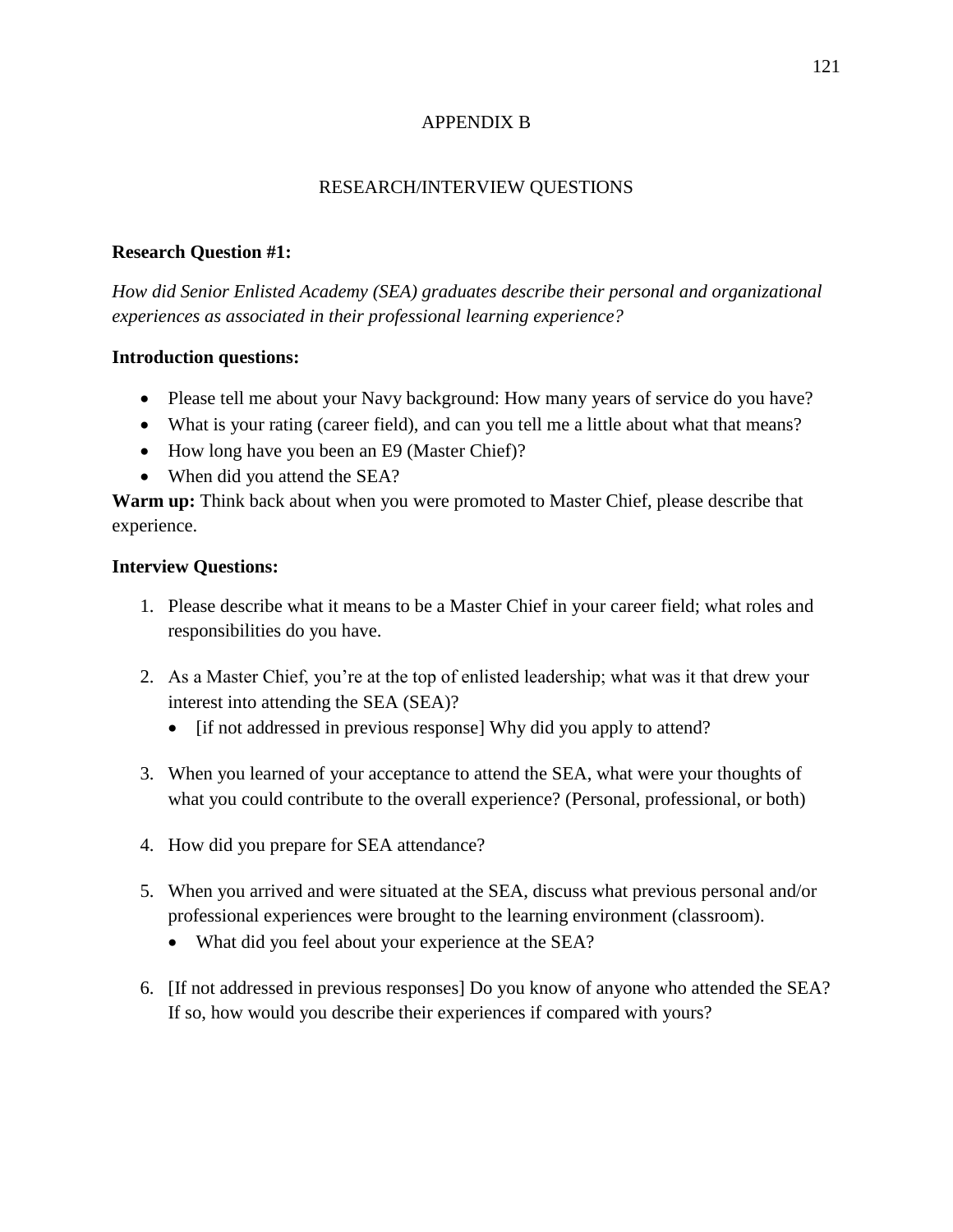# APPENDIX B

## RESEARCH/INTERVIEW QUESTIONS

**Research Question #1:**

*How did Senior Enlisted Academy (SEA) graduates describe their personal and organizational experiences as associated in their professional learning experience?*

**Introduction questions:**

- Please tell me about your Navy background: How many years of service do you have?
- What is your rating (career field), and can you tell me a little about what that means?
- How long have you been an E9 (Master Chief)?
- When did you attend the SEA?

**Warm up:** Think back about when you were promoted to Master Chief, please describe that experience.

**Interview Questions:**

1. Please describe what it means to be a Master Chief in your career field; what roles and responsibilities do you have.

2. As a Master Chief, you're at the top of enlisted leadership; what was it that drew your interest into attending the SEA (SEA)?
   - [if not addressed in previous response] Why did you apply to attend?

3. When you learned of your acceptance to attend the SEA, what were your thoughts of what you could contribute to the overall experience? (Personal, professional, or both)

4. How did you prepare for SEA attendance?

5. When you arrived and were situated at the SEA, discuss what previous personal and/or professional experiences were brought to the learning environment (classroom).
   - What did you feel about your experience at the SEA?

6. [If not addressed in previous responses] Do you know of anyone who attended the SEA? If so, how would you describe their experiences if compared with yours?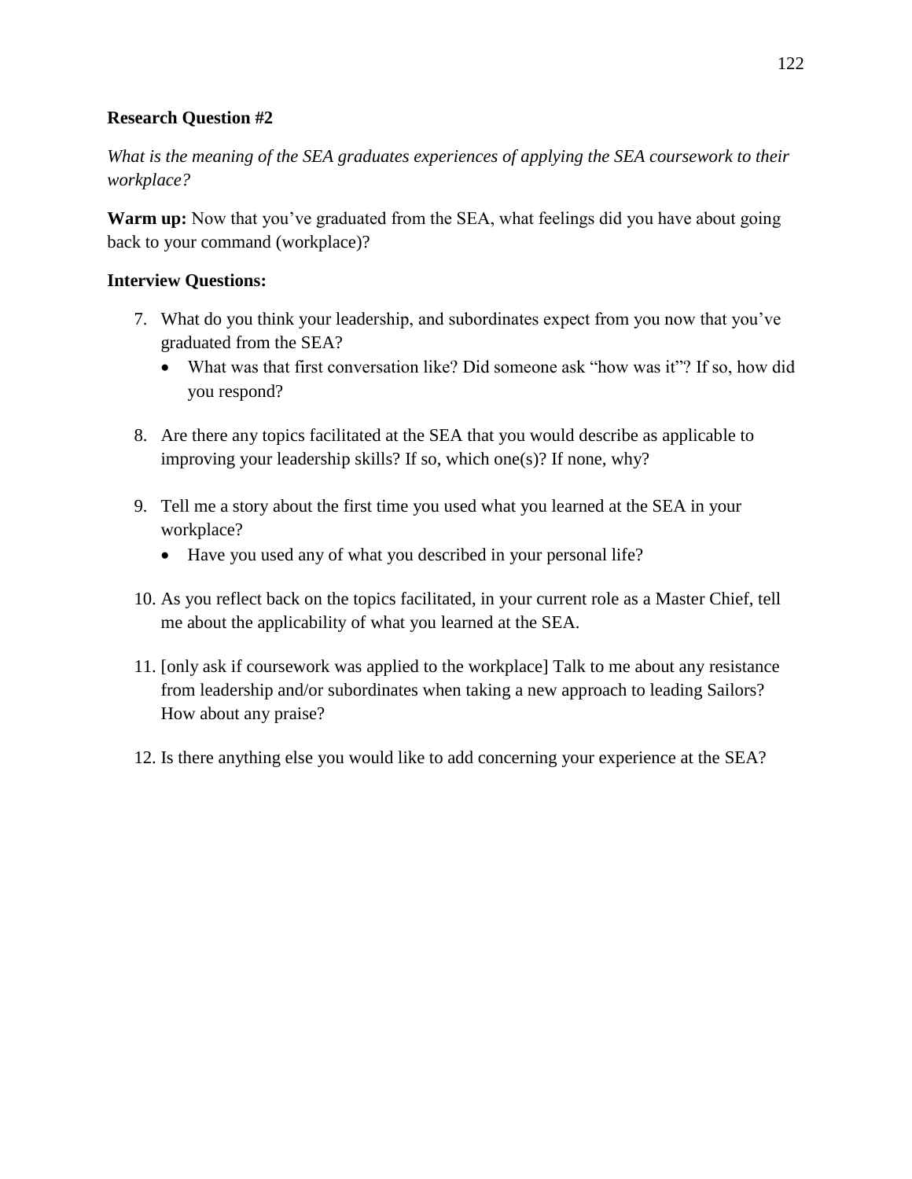**Research Question #2**

*What is the meaning of the SEA graduates experiences of applying the SEA coursework to their workplace?*

**Warm up:** Now that you've graduated from the SEA, what feelings did you have about going back to your command (workplace)?

**Interview Questions:**

7. What do you think your leadership, and subordinates expect from you now that you've graduated from the SEA?
   - What was that first conversation like? Did someone ask "how was it"? If so, how did you respond?

8. Are there any topics facilitated at the SEA that you would describe as applicable to improving your leadership skills? If so, which one(s)? If none, why?

9. Tell me a story about the first time you used what you learned at the SEA in your workplace?
   - Have you used any of what you described in your personal life?

10. As you reflect back on the topics facilitated, in your current role as a Master Chief, tell me about the applicability of what you learned at the SEA.

11. [only ask if coursework was applied to the workplace] Talk to me about any resistance from leadership and/or subordinates when taking a new approach to leading Sailors? How about any praise?

12. Is there anything else you would like to add concerning your experience at the SEA?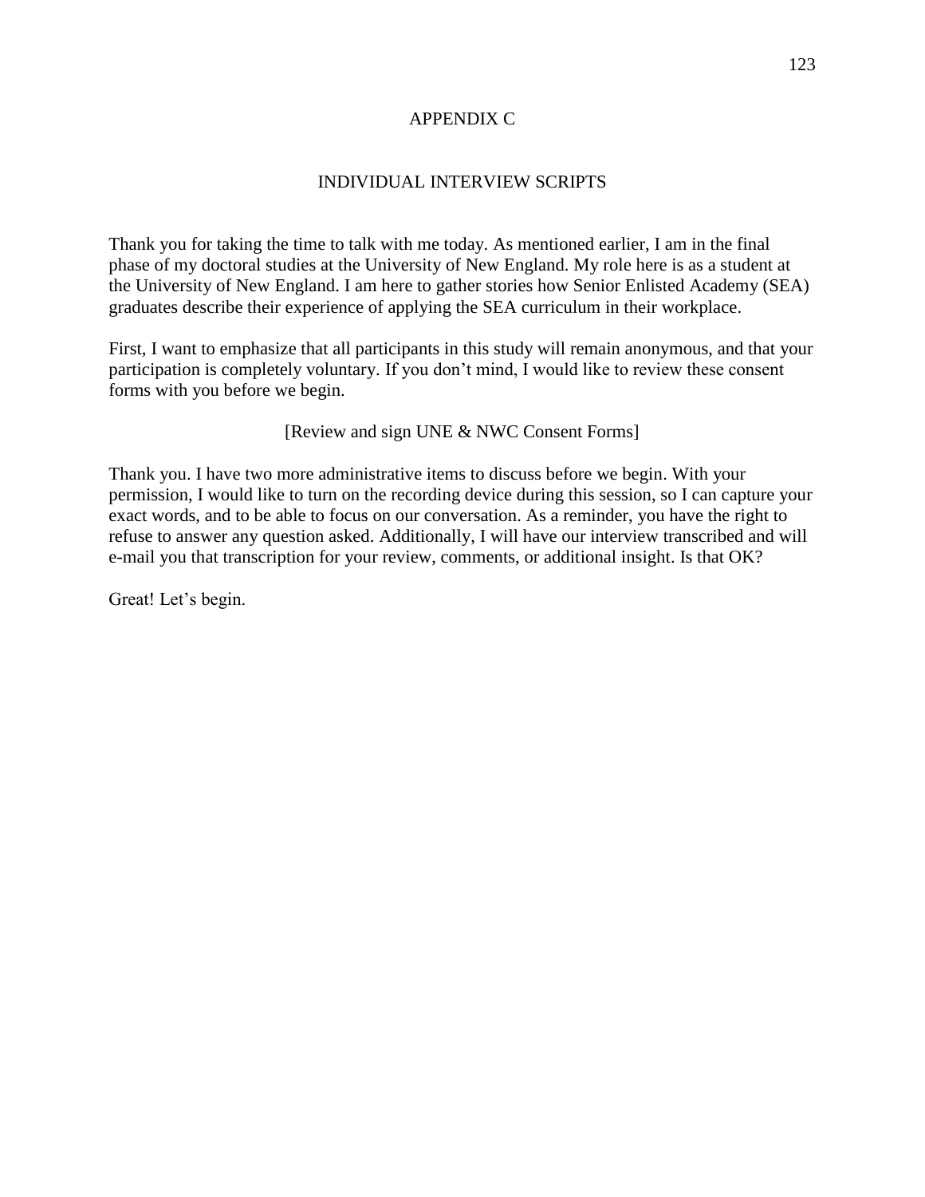# APPENDIX C

## INDIVIDUAL INTERVIEW SCRIPTS

Thank you for taking the time to talk with me today. As mentioned earlier, I am in the final phase of my doctoral studies at the University of New England. My role here is as a student at the University of New England. I am here to gather stories how Senior Enlisted Academy (SEA) graduates describe their experience of applying the SEA curriculum in their workplace.

First, I want to emphasize that all participants in this study will remain anonymous, and that your participation is completely voluntary. If you don't mind, I would like to review these consent forms with you before we begin.

[Review and sign UNE & NWC Consent Forms]

Thank you. I have two more administrative items to discuss before we begin. With your permission, I would like to turn on the recording device during this session, so I can capture your exact words, and to be able to focus on our conversation. As a reminder, you have the right to refuse to answer any question asked. Additionally, I will have our interview transcribed and will e-mail you that transcription for your review, comments, or additional insight. Is that OK?

Great! Let's begin.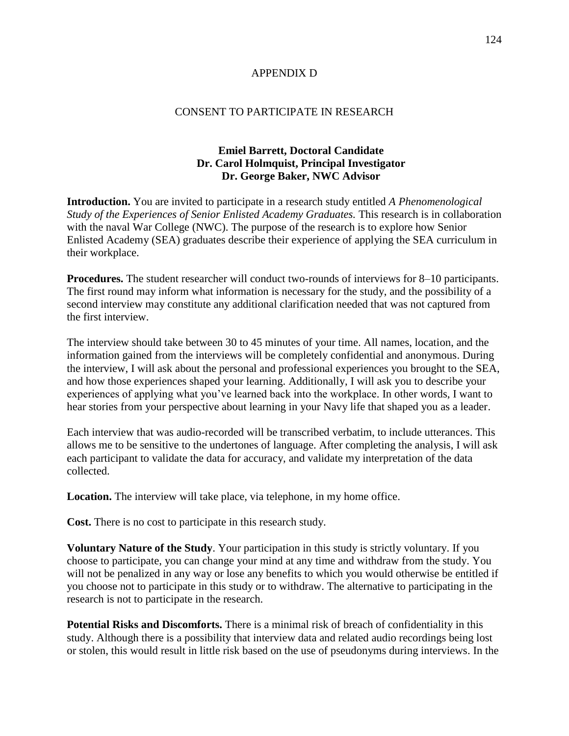## APPENDIX D

## CONSENT TO PARTICIPATE IN RESEARCH

**Emiel Barrett, Doctoral Candidate**
**Dr. Carol Holmquist, Principal Investigator**
**Dr. George Baker, NWC Advisor**

**Introduction.** You are invited to participate in a research study entitled *A Phenomenological Study of the Experiences of Senior Enlisted Academy Graduates.* This research is in collaboration with the naval War College (NWC). The purpose of the research is to explore how Senior Enlisted Academy (SEA) graduates describe their experience of applying the SEA curriculum in their workplace.

**Procedures.** The student researcher will conduct two-rounds of interviews for 8–10 participants. The first round may inform what information is necessary for the study, and the possibility of a second interview may constitute any additional clarification needed that was not captured from the first interview.

The interview should take between 30 to 45 minutes of your time. All names, location, and the information gained from the interviews will be completely confidential and anonymous. During the interview, I will ask about the personal and professional experiences you brought to the SEA, and how those experiences shaped your learning. Additionally, I will ask you to describe your experiences of applying what you've learned back into the workplace. In other words, I want to hear stories from your perspective about learning in your Navy life that shaped you as a leader.

Each interview that was audio-recorded will be transcribed verbatim, to include utterances. This allows me to be sensitive to the undertones of language. After completing the analysis, I will ask each participant to validate the data for accuracy, and validate my interpretation of the data collected.

**Location.** The interview will take place, via telephone, in my home office.

**Cost.** There is no cost to participate in this research study.

**Voluntary Nature of the Study**. Your participation in this study is strictly voluntary. If you choose to participate, you can change your mind at any time and withdraw from the study. You will not be penalized in any way or lose any benefits to which you would otherwise be entitled if you choose not to participate in this study or to withdraw. The alternative to participating in the research is not to participate in the research.

**Potential Risks and Discomforts.** There is a minimal risk of breach of confidentiality in this study. Although there is a possibility that interview data and related audio recordings being lost or stolen, this would result in little risk based on the use of pseudonyms during interviews. In the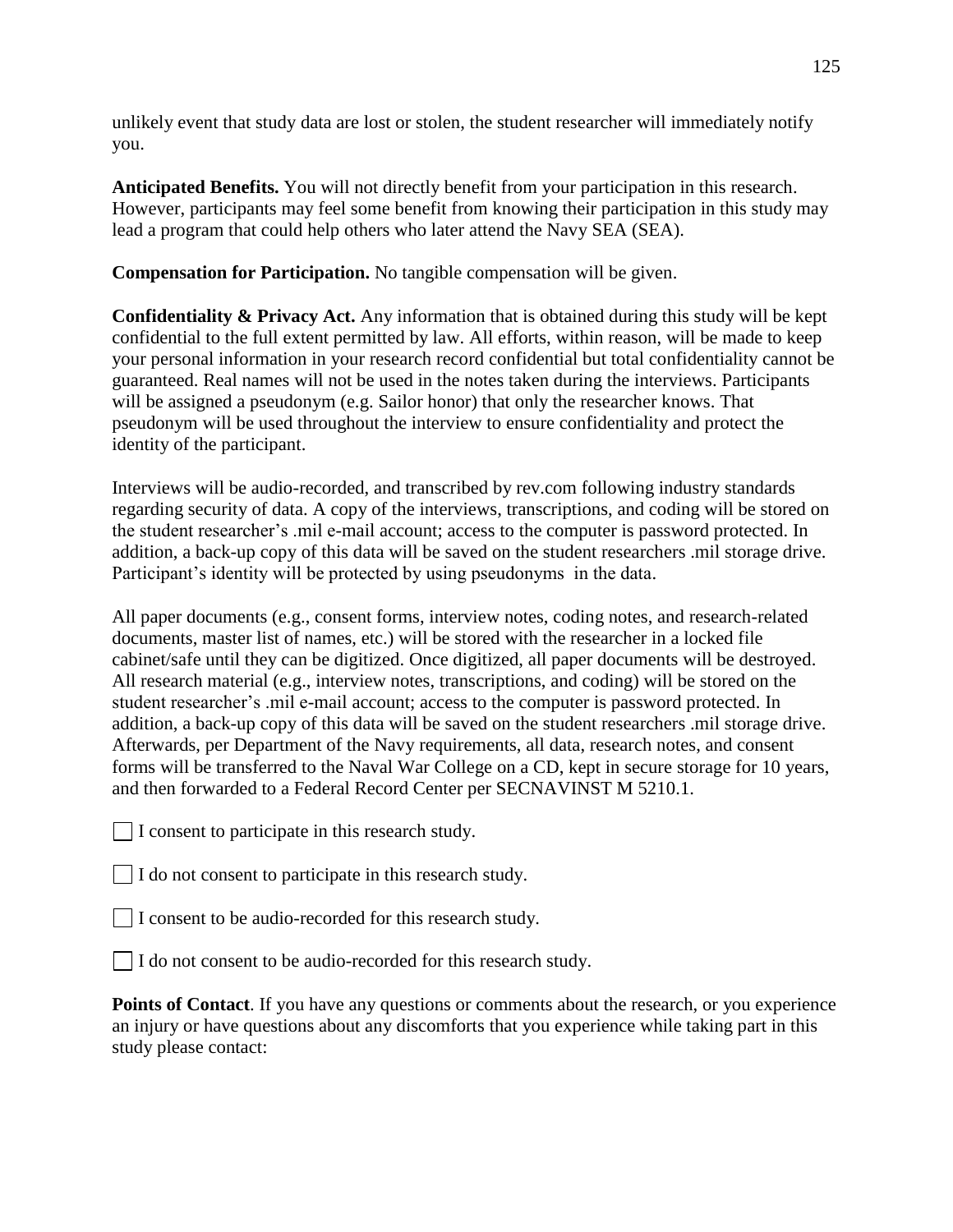unlikely event that study data are lost or stolen, the student researcher will immediately notify you.

**Anticipated Benefits.** You will not directly benefit from your participation in this research. However, participants may feel some benefit from knowing their participation in this study may lead a program that could help others who later attend the Navy SEA (SEA).

**Compensation for Participation.** No tangible compensation will be given.

**Confidentiality & Privacy Act.** Any information that is obtained during this study will be kept confidential to the full extent permitted by law. All efforts, within reason, will be made to keep your personal information in your research record confidential but total confidentiality cannot be guaranteed. Real names will not be used in the notes taken during the interviews. Participants will be assigned a pseudonym (e.g. Sailor honor) that only the researcher knows. That pseudonym will be used throughout the interview to ensure confidentiality and protect the identity of the participant.

Interviews will be audio-recorded, and transcribed by rev.com following industry standards regarding security of data. A copy of the interviews, transcriptions, and coding will be stored on the student researcher's .mil e-mail account; access to the computer is password protected. In addition, a back-up copy of this data will be saved on the student researchers .mil storage drive. Participant's identity will be protected by using pseudonyms in the data.

All paper documents (e.g., consent forms, interview notes, coding notes, and research-related documents, master list of names, etc.) will be stored with the researcher in a locked file cabinet/safe until they can be digitized. Once digitized, all paper documents will be destroyed. All research material (e.g., interview notes, transcriptions, and coding) will be stored on the student researcher's .mil e-mail account; access to the computer is password protected. In addition, a back-up copy of this data will be saved on the student researchers .mil storage drive. Afterwards, per Department of the Navy requirements, all data, research notes, and consent forms will be transferred to the Naval War College on a CD, kept in secure storage for 10 years, and then forwarded to a Federal Record Center per SECNAVINST M 5210.1.

☐ I consent to participate in this research study.

☐ I do not consent to participate in this research study.

☐ I consent to be audio-recorded for this research study.

☐ I do not consent to be audio-recorded for this research study.

**Points of Contact**. If you have any questions or comments about the research, or you experience an injury or have questions about any discomforts that you experience while taking part in this study please contact: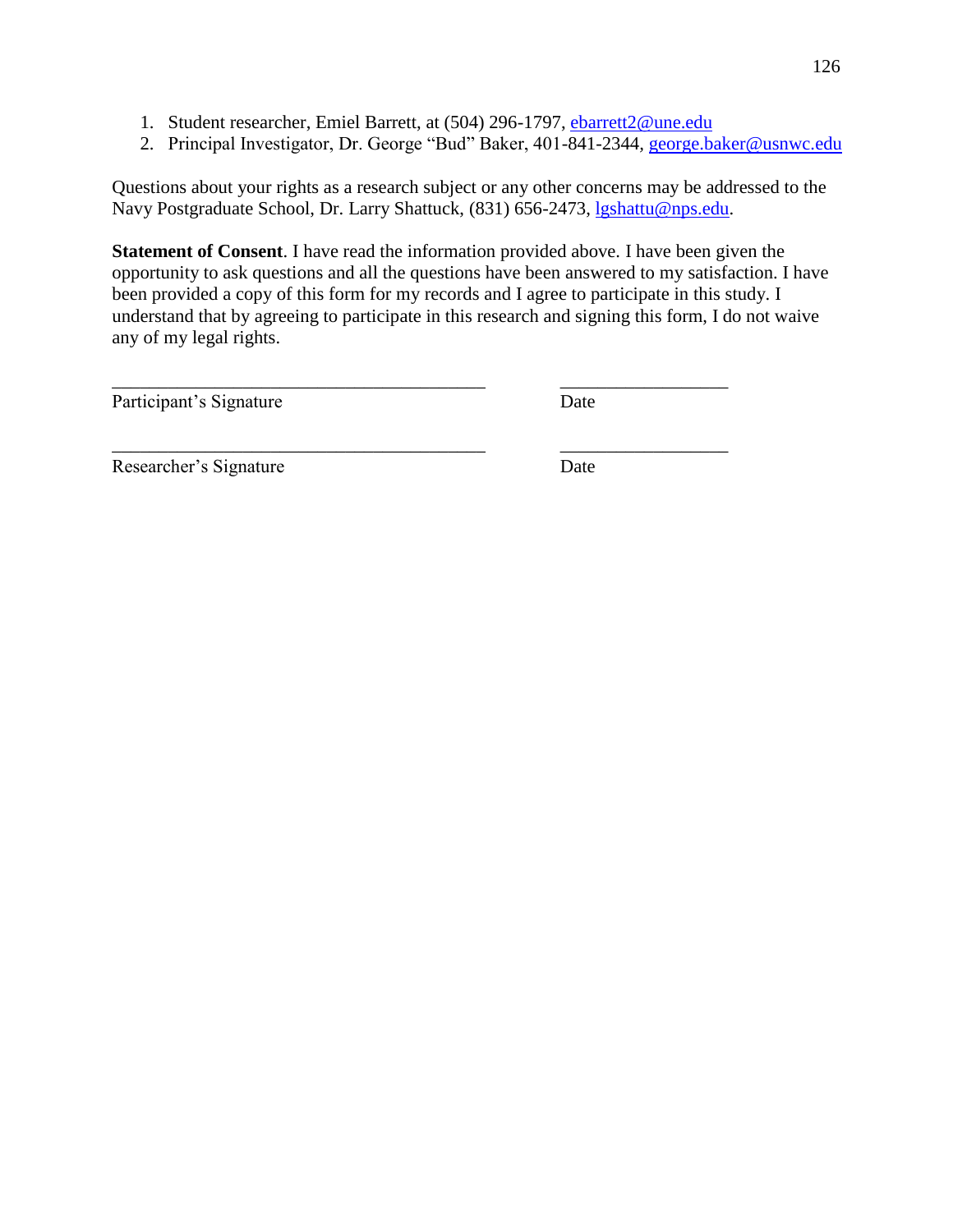1. Student researcher, Emiel Barrett, at (504) 296-1797, ebarrett2@une.edu
2. Principal Investigator, Dr. George "Bud" Baker, 401-841-2344, george.baker@usnwc.edu

Questions about your rights as a research subject or any other concerns may be addressed to the Navy Postgraduate School, Dr. Larry Shattuck, (831) 656-2473, lgshattu@nps.edu.

**Statement of Consent**. I have read the information provided above. I have been given the opportunity to ask questions and all the questions have been answered to my satisfaction. I have been provided a copy of this form for my records and I agree to participate in this study. I understand that by agreeing to participate in this research and signing this form, I do not waive any of my legal rights.

\_\_\_\_\_\_\_\_\_\_\_\_\_\_\_\_\_\_\_\_\_\_\_\_\_\_\_\_\_\_\_\_\_\_\_\_\_\_\_\_ \_\_\_\_\_\_\_\_\_\_\_\_\_\_\_\_\_\_

Participant's Signature Date

\_\_\_\_\_\_\_\_\_\_\_\_\_\_\_\_\_\_\_\_\_\_\_\_\_\_\_\_\_\_\_\_\_\_\_\_\_\_\_\_ \_\_\_\_\_\_\_\_\_\_\_\_\_\_\_\_\_\_

Researcher's Signature Date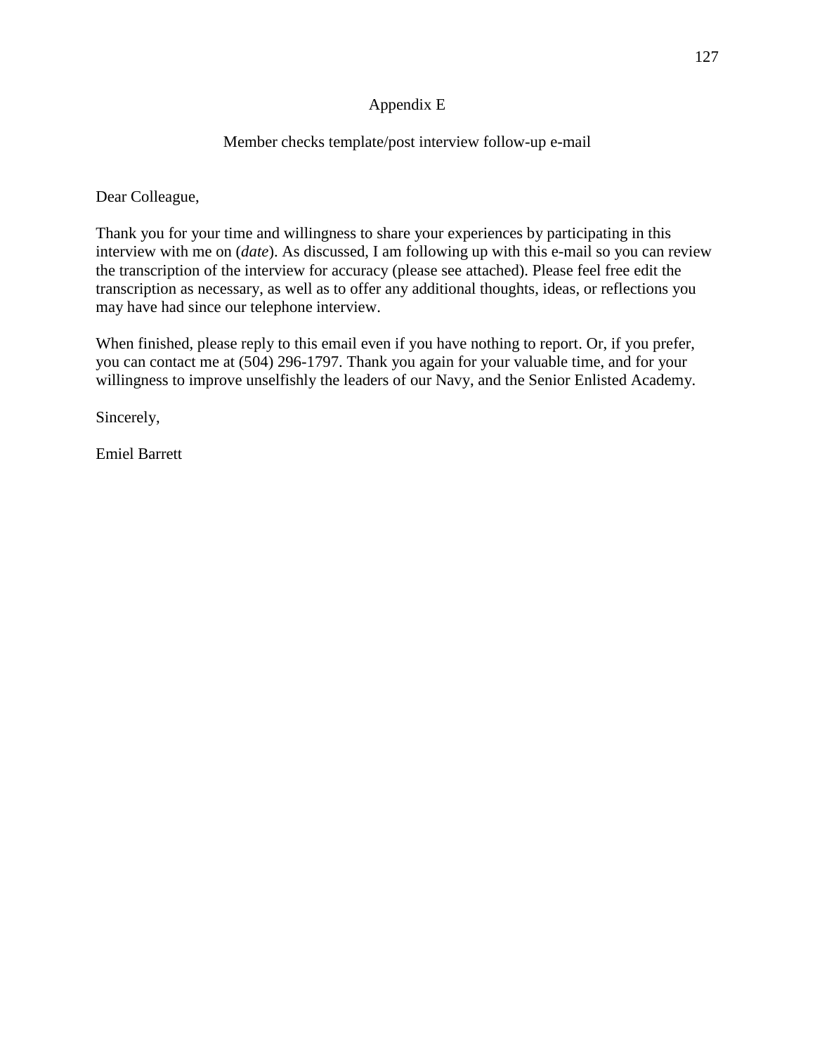# Appendix E

## Member checks template/post interview follow-up e-mail

Dear Colleague,

Thank you for your time and willingness to share your experiences by participating in this interview with me on (*date*). As discussed, I am following up with this e-mail so you can review the transcription of the interview for accuracy (please see attached). Please feel free edit the transcription as necessary, as well as to offer any additional thoughts, ideas, or reflections you may have had since our telephone interview.

When finished, please reply to this email even if you have nothing to report. Or, if you prefer, you can contact me at (504) 296-1797. Thank you again for your valuable time, and for your willingness to improve unselfishly the leaders of our Navy, and the Senior Enlisted Academy.

Sincerely,

Emiel Barrett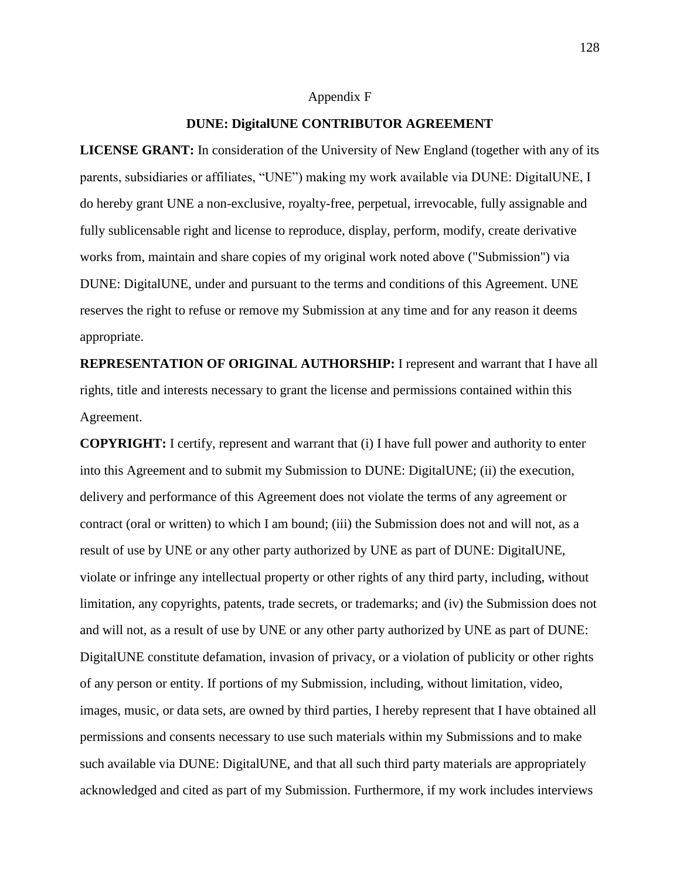Appendix F

**DUNE: DigitalUNE CONTRIBUTOR AGREEMENT**

**LICENSE GRANT:** In consideration of the University of New England (together with any of its parents, subsidiaries or affiliates, "UNE") making my work available via DUNE: DigitalUNE, I do hereby grant UNE a non-exclusive, royalty-free, perpetual, irrevocable, fully assignable and fully sublicensable right and license to reproduce, display, perform, modify, create derivative works from, maintain and share copies of my original work noted above ("Submission") via DUNE: DigitalUNE, under and pursuant to the terms and conditions of this Agreement. UNE reserves the right to refuse or remove my Submission at any time and for any reason it deems appropriate.

**REPRESENTATION OF ORIGINAL AUTHORSHIP:** I represent and warrant that I have all rights, title and interests necessary to grant the license and permissions contained within this Agreement.

**COPYRIGHT:** I certify, represent and warrant that (i) I have full power and authority to enter into this Agreement and to submit my Submission to DUNE: DigitalUNE; (ii) the execution, delivery and performance of this Agreement does not violate the terms of any agreement or contract (oral or written) to which I am bound; (iii) the Submission does not and will not, as a result of use by UNE or any other party authorized by UNE as part of DUNE: DigitalUNE, violate or infringe any intellectual property or other rights of any third party, including, without limitation, any copyrights, patents, trade secrets, or trademarks; and (iv) the Submission does not and will not, as a result of use by UNE or any other party authorized by UNE as part of DUNE: DigitalUNE constitute defamation, invasion of privacy, or a violation of publicity or other rights of any person or entity. If portions of my Submission, including, without limitation, video, images, music, or data sets, are owned by third parties, I hereby represent that I have obtained all permissions and consents necessary to use such materials within my Submissions and to make such available via DUNE: DigitalUNE, and that all such third party materials are appropriately acknowledged and cited as part of my Submission. Furthermore, if my work includes interviews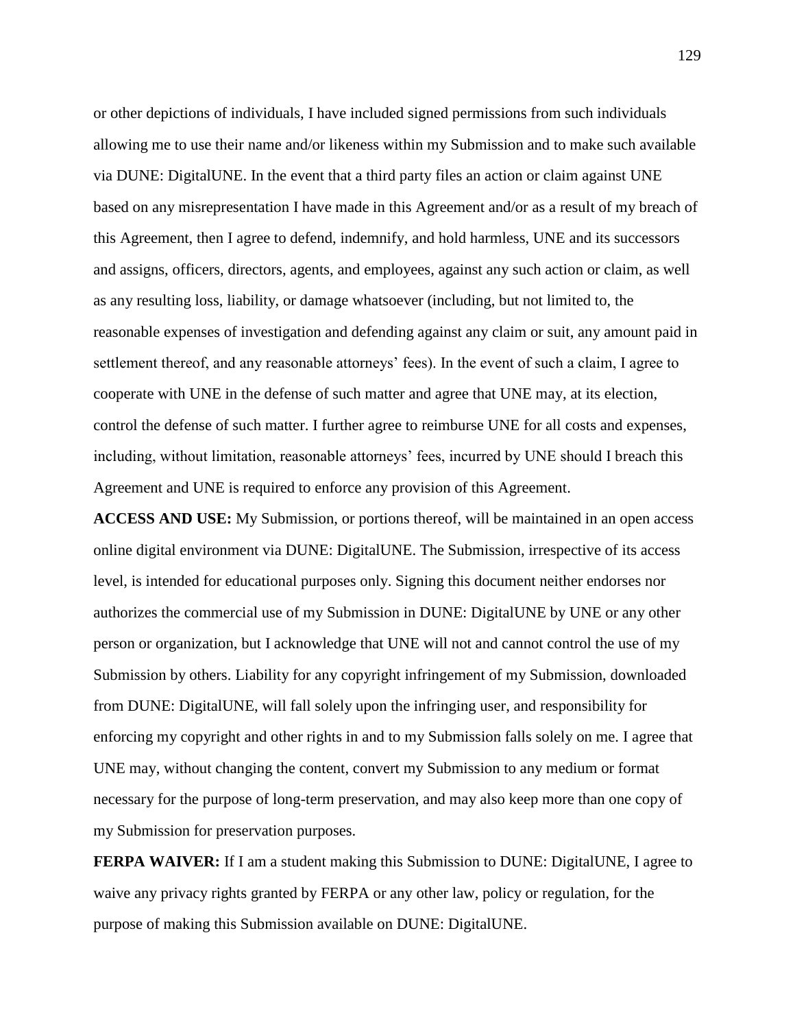or other depictions of individuals, I have included signed permissions from such individuals allowing me to use their name and/or likeness within my Submission and to make such available via DUNE: DigitalUNE. In the event that a third party files an action or claim against UNE based on any misrepresentation I have made in this Agreement and/or as a result of my breach of this Agreement, then I agree to defend, indemnify, and hold harmless, UNE and its successors and assigns, officers, directors, agents, and employees, against any such action or claim, as well as any resulting loss, liability, or damage whatsoever (including, but not limited to, the reasonable expenses of investigation and defending against any claim or suit, any amount paid in settlement thereof, and any reasonable attorneys' fees). In the event of such a claim, I agree to cooperate with UNE in the defense of such matter and agree that UNE may, at its election, control the defense of such matter. I further agree to reimburse UNE for all costs and expenses, including, without limitation, reasonable attorneys' fees, incurred by UNE should I breach this Agreement and UNE is required to enforce any provision of this Agreement.

**ACCESS AND USE:** My Submission, or portions thereof, will be maintained in an open access online digital environment via DUNE: DigitalUNE. The Submission, irrespective of its access level, is intended for educational purposes only. Signing this document neither endorses nor authorizes the commercial use of my Submission in DUNE: DigitalUNE by UNE or any other person or organization, but I acknowledge that UNE will not and cannot control the use of my Submission by others. Liability for any copyright infringement of my Submission, downloaded from DUNE: DigitalUNE, will fall solely upon the infringing user, and responsibility for enforcing my copyright and other rights in and to my Submission falls solely on me. I agree that UNE may, without changing the content, convert my Submission to any medium or format necessary for the purpose of long-term preservation, and may also keep more than one copy of my Submission for preservation purposes.

**FERPA WAIVER:** If I am a student making this Submission to DUNE: DigitalUNE, I agree to waive any privacy rights granted by FERPA or any other law, policy or regulation, for the purpose of making this Submission available on DUNE: DigitalUNE.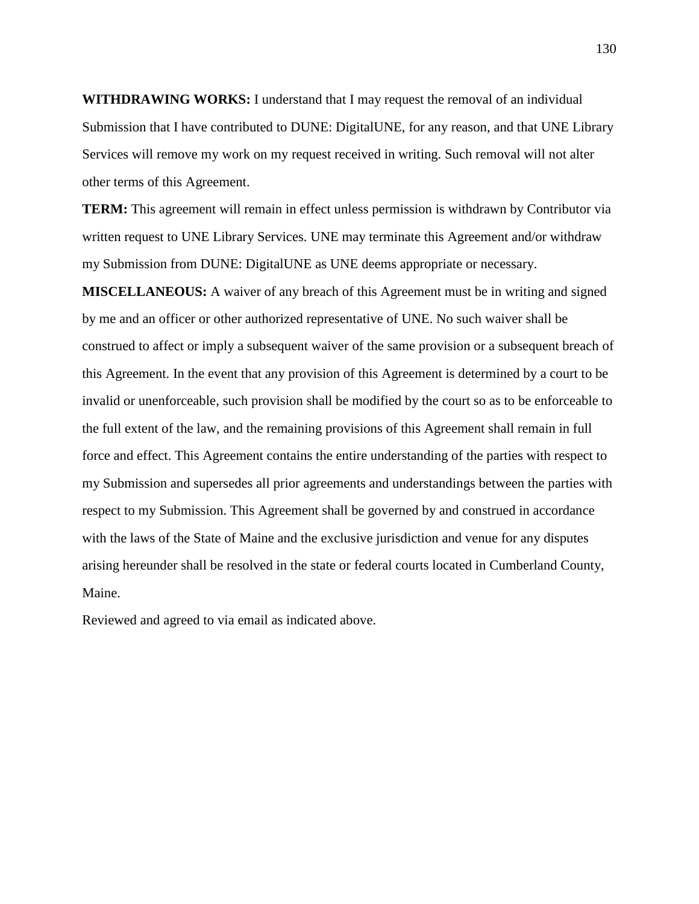**WITHDRAWING WORKS:** I understand that I may request the removal of an individual Submission that I have contributed to DUNE: DigitalUNE, for any reason, and that UNE Library Services will remove my work on my request received in writing. Such removal will not alter other terms of this Agreement.

**TERM:** This agreement will remain in effect unless permission is withdrawn by Contributor via written request to UNE Library Services. UNE may terminate this Agreement and/or withdraw my Submission from DUNE: DigitalUNE as UNE deems appropriate or necessary.

**MISCELLANEOUS:** A waiver of any breach of this Agreement must be in writing and signed by me and an officer or other authorized representative of UNE. No such waiver shall be construed to affect or imply a subsequent waiver of the same provision or a subsequent breach of this Agreement. In the event that any provision of this Agreement is determined by a court to be invalid or unenforceable, such provision shall be modified by the court so as to be enforceable to the full extent of the law, and the remaining provisions of this Agreement shall remain in full force and effect. This Agreement contains the entire understanding of the parties with respect to my Submission and supersedes all prior agreements and understandings between the parties with respect to my Submission. This Agreement shall be governed by and construed in accordance with the laws of the State of Maine and the exclusive jurisdiction and venue for any disputes arising hereunder shall be resolved in the state or federal courts located in Cumberland County, Maine.

Reviewed and agreed to via email as indicated above.